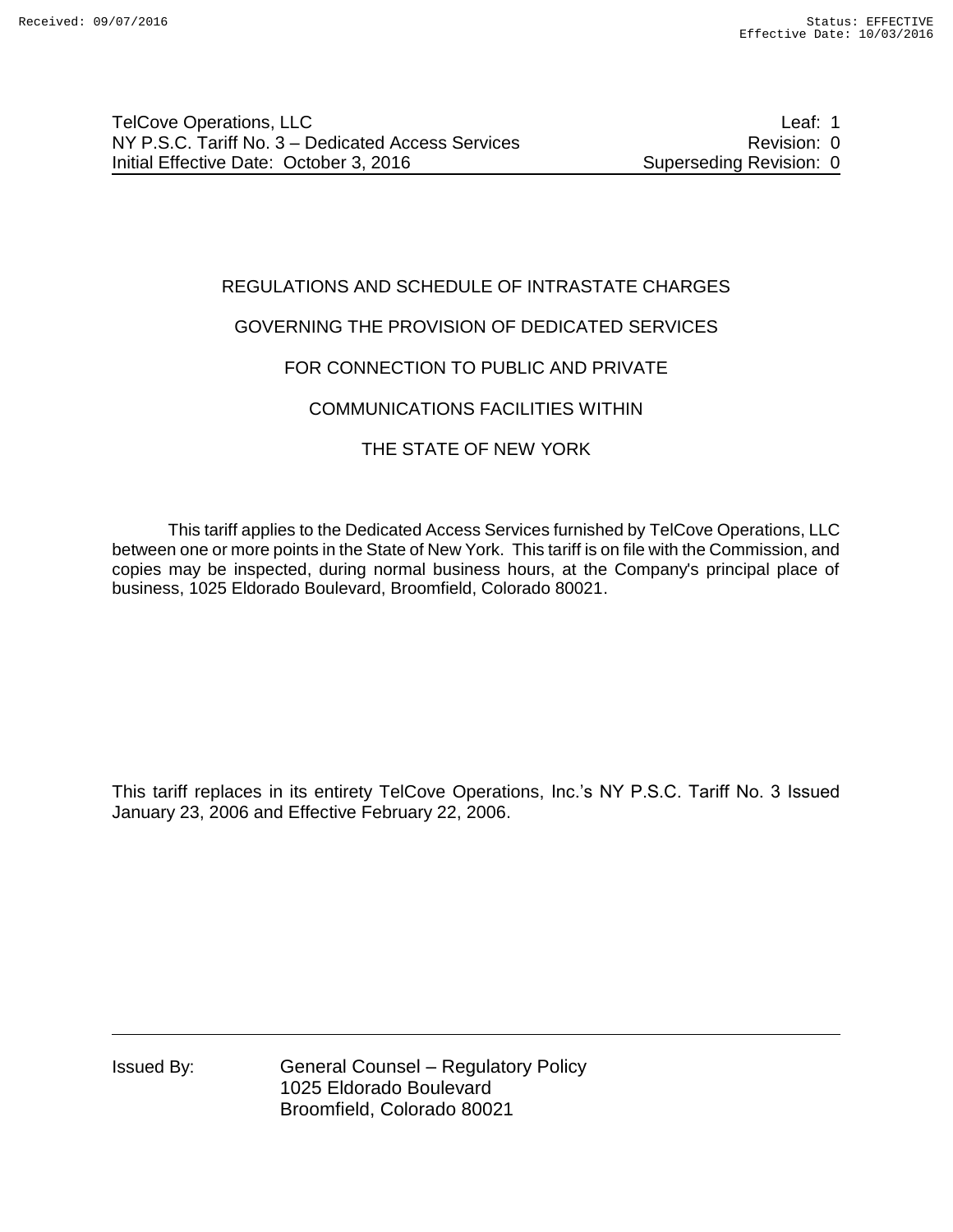TelCove Operations, LLC | Leaf: 1
NY P.S.C. Tariff No. 3 – Dedicated Access Services | Revision: 0
Initial Effective Date: October 3, 2016 | Superseding Revision: 0

# REGULATIONS AND SCHEDULE OF INTRASTATE CHARGES

# GOVERNING THE PROVISION OF DEDICATED SERVICES

# FOR CONNECTION TO PUBLIC AND PRIVATE

# COMMUNICATIONS FACILITIES WITHIN

# THE STATE OF NEW YORK

This tariff applies to the Dedicated Access Services furnished by TelCove Operations, LLC between one or more points in the State of New York. This tariff is on file with the Commission, and copies may be inspected, during normal business hours, at the Company's principal place of business, 1025 Eldorado Boulevard, Broomfield, Colorado 80021.

This tariff replaces in its entirety TelCove Operations, Inc.'s NY P.S.C. Tariff No. 3 Issued January 23, 2006 and Effective February 22, 2006.

Issued By: General Counsel – Regulatory Policy
1025 Eldorado Boulevard
Broomfield, Colorado 80021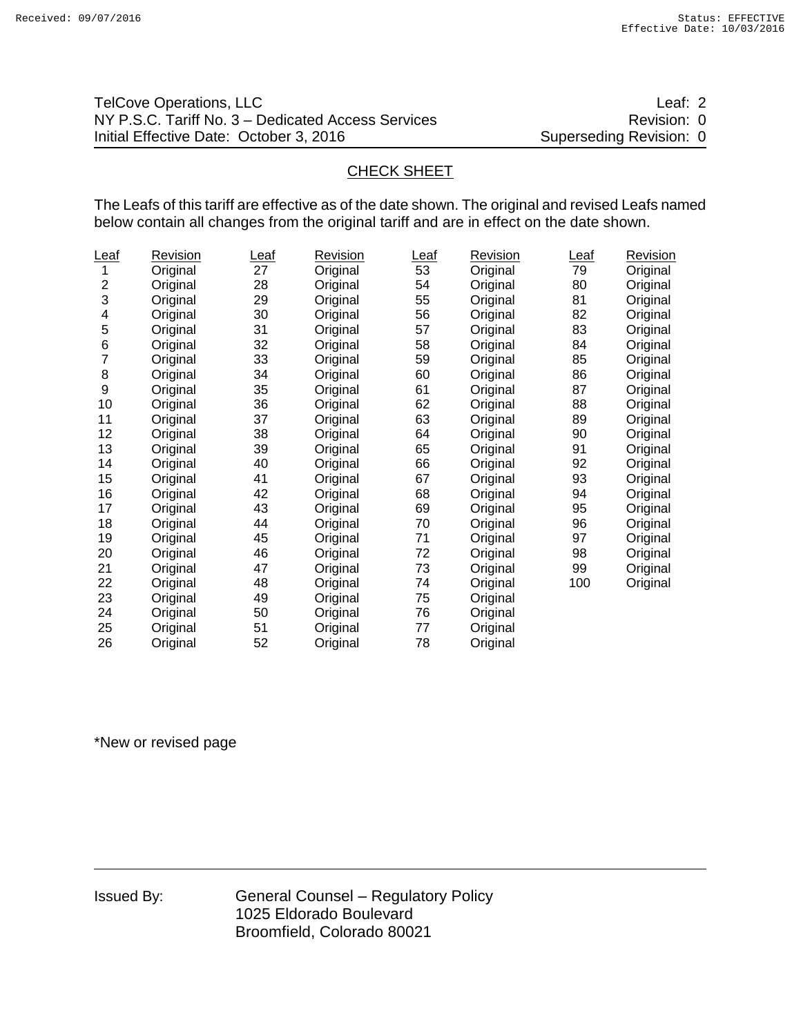## CHECK SHEET

The Leafs of this tariff are effective as of the date shown. The original and revised Leafs named below contain all changes from the original tariff and are in effect on the date shown.

| Leaf | Revision | Leaf | Revision | Leaf | Revision | Leaf | Revision |
|---|---|---|---|---|---|---|---|
| 1 | Original | 27 | Original | 53 | Original | 79 | Original |
| 2 | Original | 28 | Original | 54 | Original | 80 | Original |
| 3 | Original | 29 | Original | 55 | Original | 81 | Original |
| 4 | Original | 30 | Original | 56 | Original | 82 | Original |
| 5 | Original | 31 | Original | 57 | Original | 83 | Original |
| 6 | Original | 32 | Original | 58 | Original | 84 | Original |
| 7 | Original | 33 | Original | 59 | Original | 85 | Original |
| 8 | Original | 34 | Original | 60 | Original | 86 | Original |
| 9 | Original | 35 | Original | 61 | Original | 87 | Original |
| 10 | Original | 36 | Original | 62 | Original | 88 | Original |
| 11 | Original | 37 | Original | 63 | Original | 89 | Original |
| 12 | Original | 38 | Original | 64 | Original | 90 | Original |
| 13 | Original | 39 | Original | 65 | Original | 91 | Original |
| 14 | Original | 40 | Original | 66 | Original | 92 | Original |
| 15 | Original | 41 | Original | 67 | Original | 93 | Original |
| 16 | Original | 42 | Original | 68 | Original | 94 | Original |
| 17 | Original | 43 | Original | 69 | Original | 95 | Original |
| 18 | Original | 44 | Original | 70 | Original | 96 | Original |
| 19 | Original | 45 | Original | 71 | Original | 97 | Original |
| 20 | Original | 46 | Original | 72 | Original | 98 | Original |
| 21 | Original | 47 | Original | 73 | Original | 99 | Original |
| 22 | Original | 48 | Original | 74 | Original | 100 | Original |
| 23 | Original | 49 | Original | 75 | Original | | |
| 24 | Original | 50 | Original | 76 | Original | | |
| 25 | Original | 51 | Original | 77 | Original | | |
| 26 | Original | 52 | Original | 78 | Original | | |

*New or revised page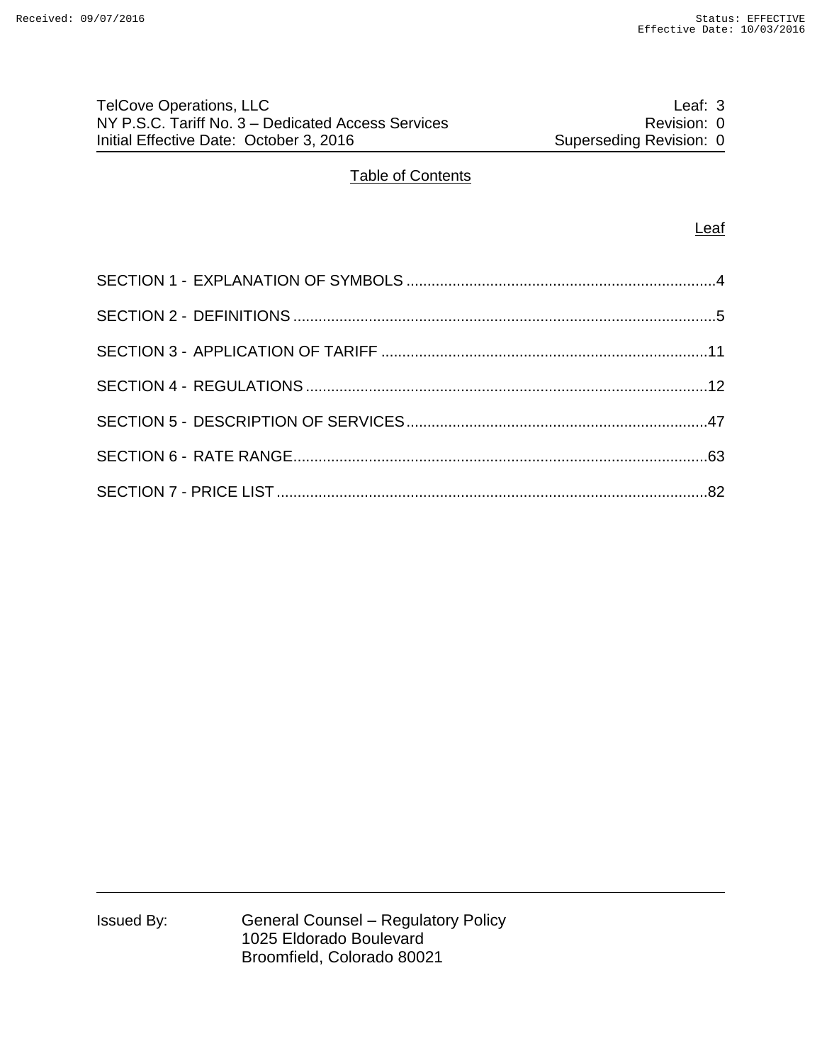## Table of Contents

| | Leaf |
|---|---|
| SECTION 1 - EXPLANATION OF SYMBOLS | 4 |
| SECTION 2 - DEFINITIONS | 5 |
| SECTION 3 - APPLICATION OF TARIFF | 11 |
| SECTION 4 - REGULATIONS | 12 |
| SECTION 5 - DESCRIPTION OF SERVICES | 47 |
| SECTION 6 - RATE RANGE | 63 |
| SECTION 7 - PRICE LIST | 82 |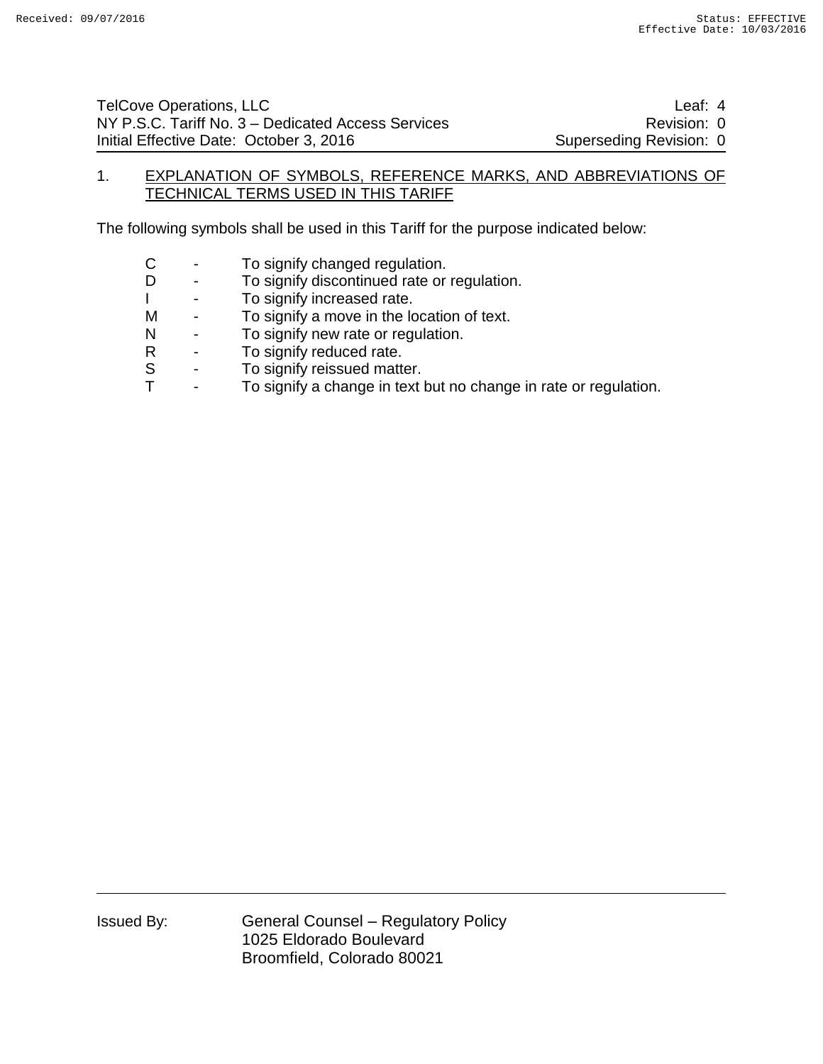## 1. EXPLANATION OF SYMBOLS, REFERENCE MARKS, AND ABBREVIATIONS OF TECHNICAL TERMS USED IN THIS TARIFF

The following symbols shall be used in this Tariff for the purpose indicated below:

- C - To signify changed regulation.
- D - To signify discontinued rate or regulation.
- I - To signify increased rate.
- M - To signify a move in the location of text.
- N - To signify new rate or regulation.
- R - To signify reduced rate.
- S - To signify reissued matter.
- T - To signify a change in text but no change in rate or regulation.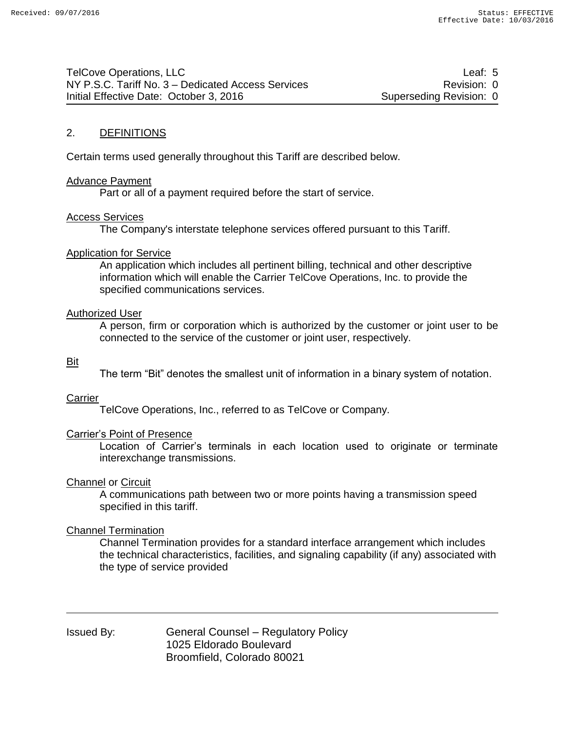## 2. DEFINITIONS

Certain terms used generally throughout this Tariff are described below.

Advance Payment
Part or all of a payment required before the start of service.

Access Services
The Company's interstate telephone services offered pursuant to this Tariff.

Application for Service
An application which includes all pertinent billing, technical and other descriptive information which will enable the Carrier TelCove Operations, Inc. to provide the specified communications services.

Authorized User
A person, firm or corporation which is authorized by the customer or joint user to be connected to the service of the customer or joint user, respectively.

Bit
The term “Bit” denotes the smallest unit of information in a binary system of notation.

Carrier
TelCove Operations, Inc., referred to as TelCove or Company.

Carrier’s Point of Presence
Location of Carrier’s terminals in each location used to originate or terminate interexchange transmissions.

Channel or Circuit
A communications path between two or more points having a transmission speed specified in this tariff.

Channel Termination
Channel Termination provides for a standard interface arrangement which includes the technical characteristics, facilities, and signaling capability (if any) associated with the type of service provided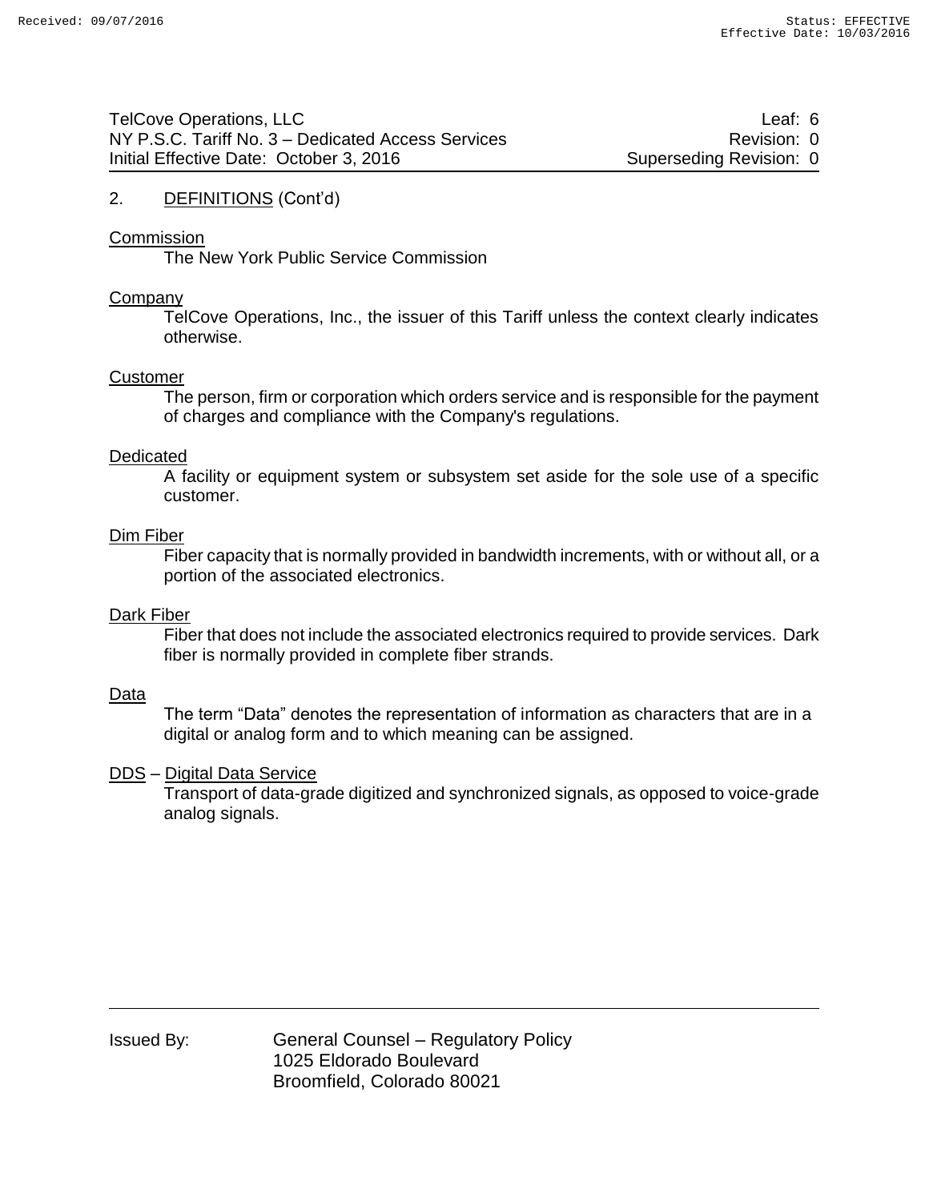## 2. DEFINITIONS (Cont'd)

**Commission**
The New York Public Service Commission

**Company**
TelCove Operations, Inc., the issuer of this Tariff unless the context clearly indicates otherwise.

**Customer**
The person, firm or corporation which orders service and is responsible for the payment of charges and compliance with the Company's regulations.

**Dedicated**
A facility or equipment system or subsystem set aside for the sole use of a specific customer.

**Dim Fiber**
Fiber capacity that is normally provided in bandwidth increments, with or without all, or a portion of the associated electronics.

**Dark Fiber**
Fiber that does not include the associated electronics required to provide services. Dark fiber is normally provided in complete fiber strands.

**Data**
The term "Data" denotes the representation of information as characters that are in a digital or analog form and to which meaning can be assigned.

**DDS** – **Digital Data Service**
Transport of data-grade digitized and synchronized signals, as opposed to voice-grade analog signals.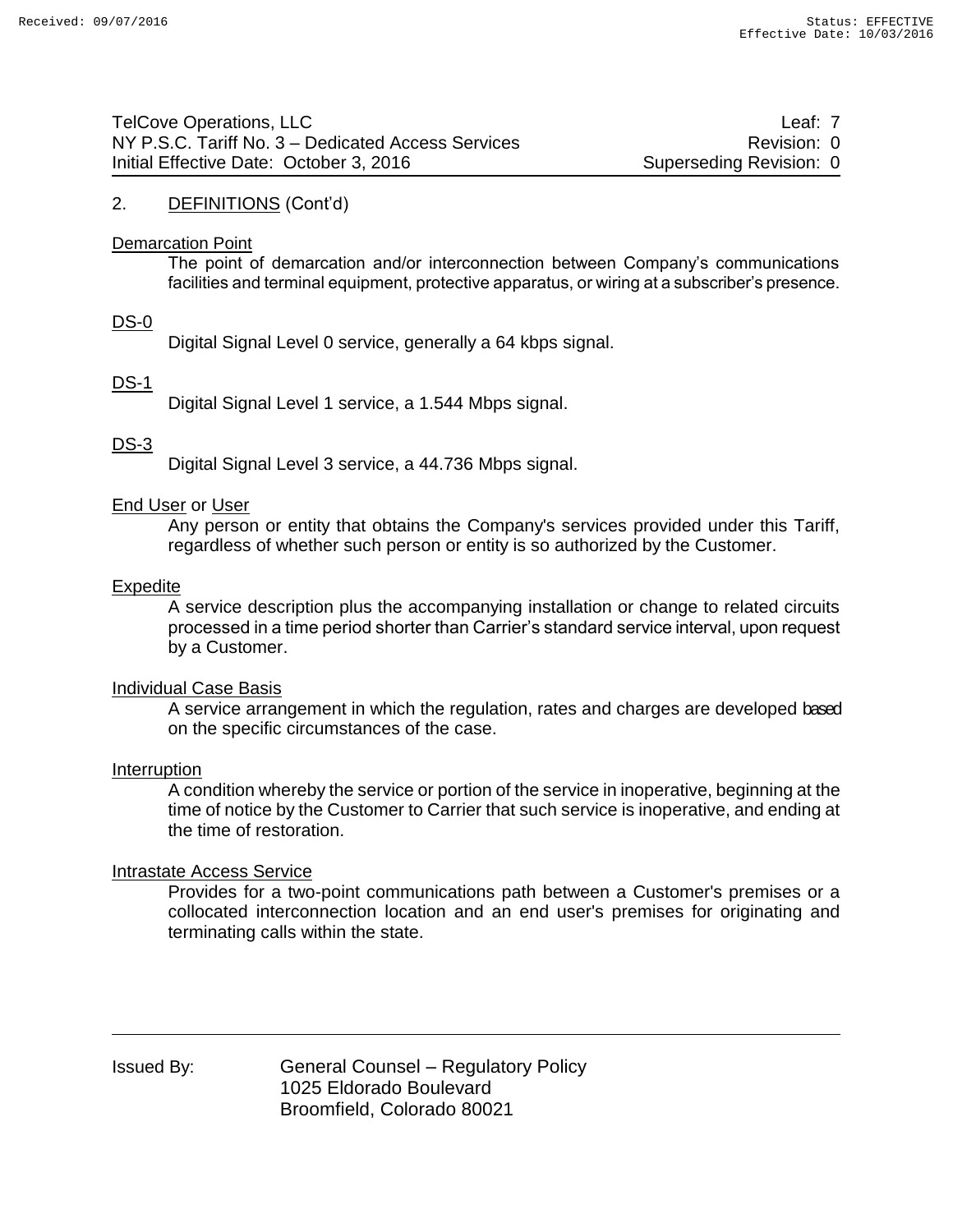## 2. DEFINITIONS (Cont'd)

Demarcation Point

The point of demarcation and/or interconnection between Company's communications facilities and terminal equipment, protective apparatus, or wiring at a subscriber's presence.

DS-0

Digital Signal Level 0 service, generally a 64 kbps signal.

DS-1

Digital Signal Level 1 service, a 1.544 Mbps signal.

DS-3

Digital Signal Level 3 service, a 44.736 Mbps signal.

End User or User

Any person or entity that obtains the Company's services provided under this Tariff, regardless of whether such person or entity is so authorized by the Customer.

Expedite

A service description plus the accompanying installation or change to related circuits processed in a time period shorter than Carrier's standard service interval, upon request by a Customer.

Individual Case Basis

A service arrangement in which the regulation, rates and charges are developed based on the specific circumstances of the case.

Interruption

A condition whereby the service or portion of the service in inoperative, beginning at the time of notice by the Customer to Carrier that such service is inoperative, and ending at the time of restoration.

Intrastate Access Service

Provides for a two-point communications path between a Customer's premises or a collocated interconnection location and an end user's premises for originating and terminating calls within the state.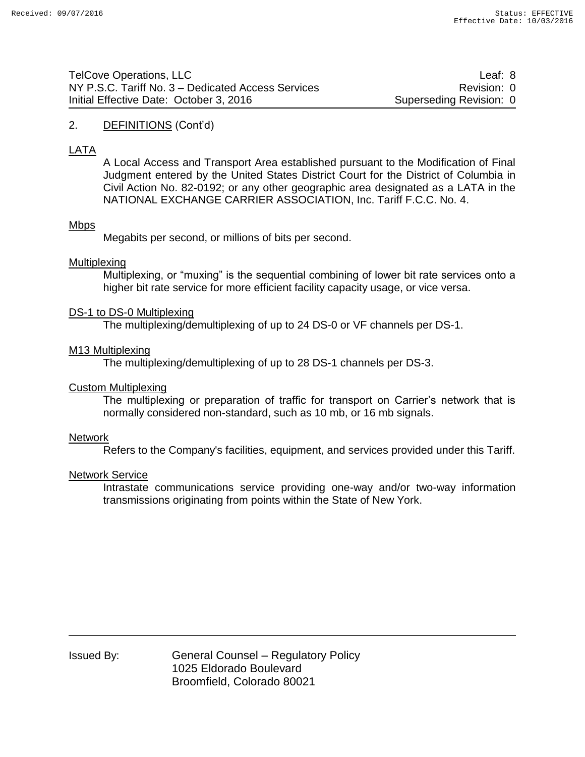## 2. DEFINITIONS (Cont'd)

LATA

A Local Access and Transport Area established pursuant to the Modification of Final Judgment entered by the United States District Court for the District of Columbia in Civil Action No. 82-0192; or any other geographic area designated as a LATA in the NATIONAL EXCHANGE CARRIER ASSOCIATION, Inc. Tariff F.C.C. No. 4.

Mbps

Megabits per second, or millions of bits per second.

Multiplexing

Multiplexing, or "muxing" is the sequential combining of lower bit rate services onto a higher bit rate service for more efficient facility capacity usage, or vice versa.

DS-1 to DS-0 Multiplexing

The multiplexing/demultiplexing of up to 24 DS-0 or VF channels per DS-1.

M13 Multiplexing

The multiplexing/demultiplexing of up to 28 DS-1 channels per DS-3.

Custom Multiplexing

The multiplexing or preparation of traffic for transport on Carrier's network that is normally considered non-standard, such as 10 mb, or 16 mb signals.

Network

Refers to the Company's facilities, equipment, and services provided under this Tariff.

Network Service

Intrastate communications service providing one-way and/or two-way information transmissions originating from points within the State of New York.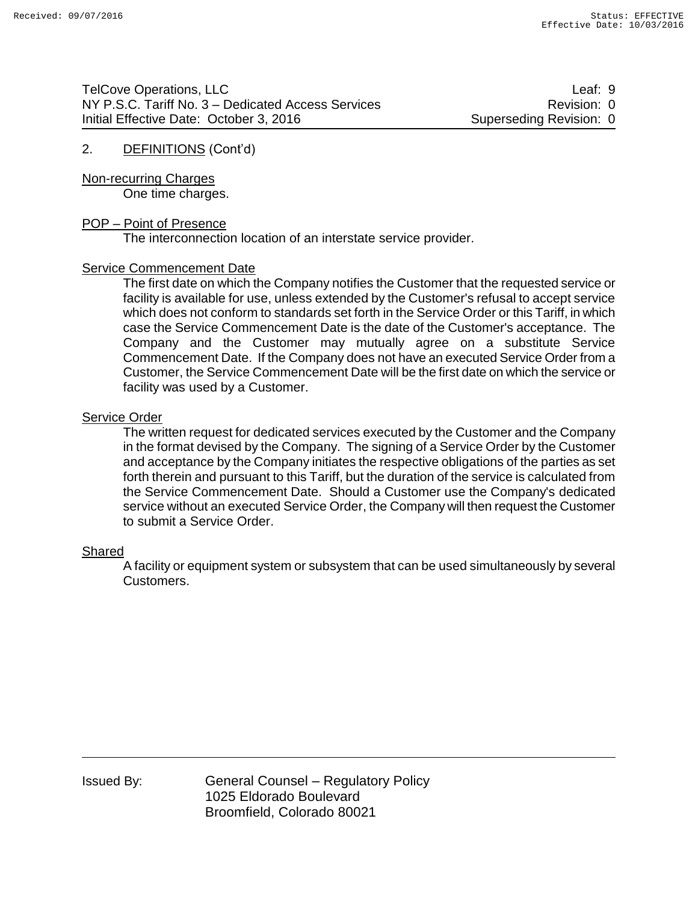## 2. DEFINITIONS (Cont'd)

Non-recurring Charges

One time charges.

POP – Point of Presence

The interconnection location of an interstate service provider.

Service Commencement Date

The first date on which the Company notifies the Customer that the requested service or facility is available for use, unless extended by the Customer's refusal to accept service which does not conform to standards set forth in the Service Order or this Tariff, in which case the Service Commencement Date is the date of the Customer's acceptance. The Company and the Customer may mutually agree on a substitute Service Commencement Date. If the Company does not have an executed Service Order from a Customer, the Service Commencement Date will be the first date on which the service or facility was used by a Customer.

Service Order

The written request for dedicated services executed by the Customer and the Company in the format devised by the Company. The signing of a Service Order by the Customer and acceptance by the Company initiates the respective obligations of the parties as set forth therein and pursuant to this Tariff, but the duration of the service is calculated from the Service Commencement Date. Should a Customer use the Company's dedicated service without an executed Service Order, the Company will then request the Customer to submit a Service Order.

Shared

A facility or equipment system or subsystem that can be used simultaneously by several Customers.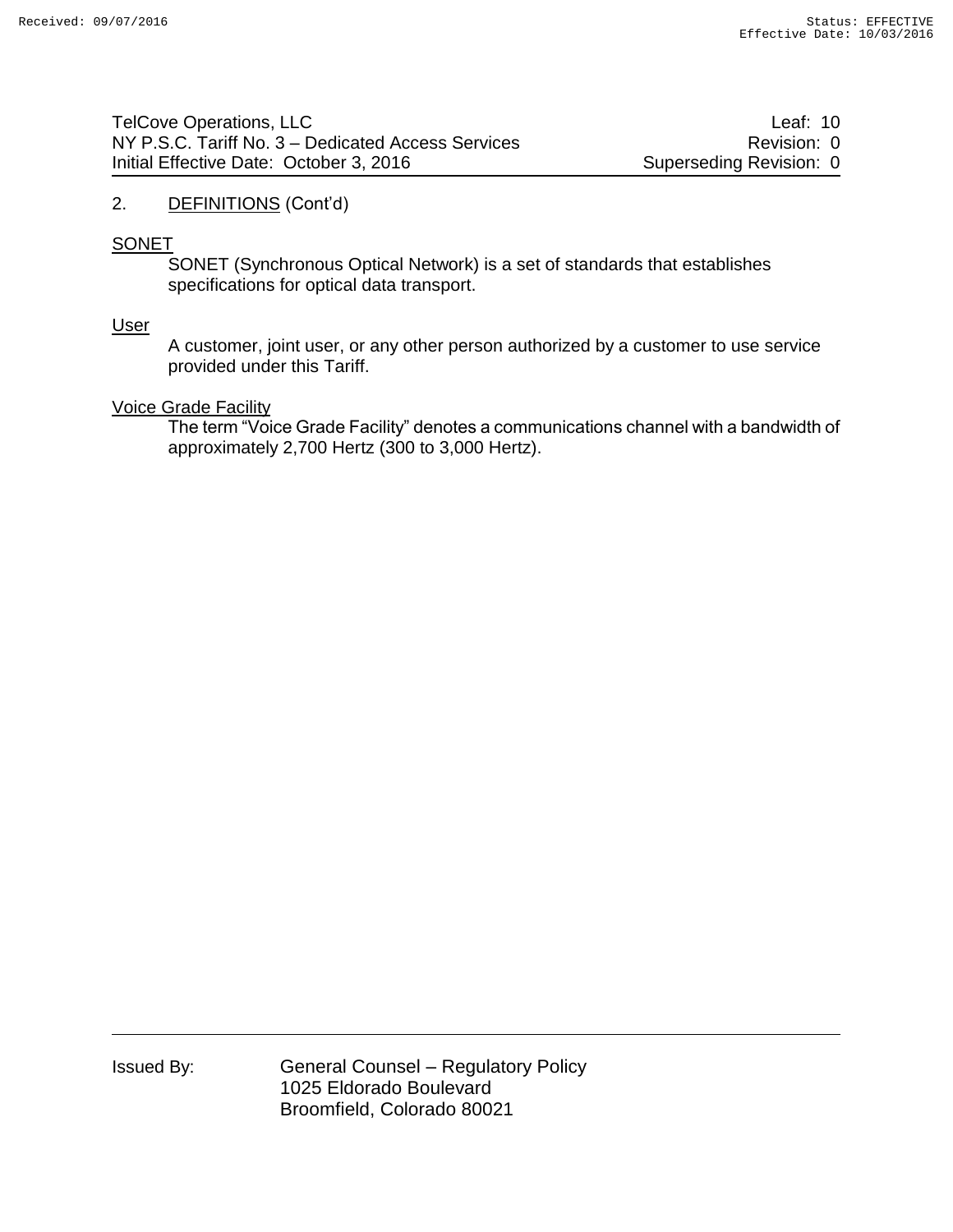## 2. DEFINITIONS (Cont'd)

**SONET**

SONET (Synchronous Optical Network) is a set of standards that establishes specifications for optical data transport.

**User**

A customer, joint user, or any other person authorized by a customer to use service provided under this Tariff.

**Voice Grade Facility**

The term "Voice Grade Facility" denotes a communications channel with a bandwidth of approximately 2,700 Hertz (300 to 3,000 Hertz).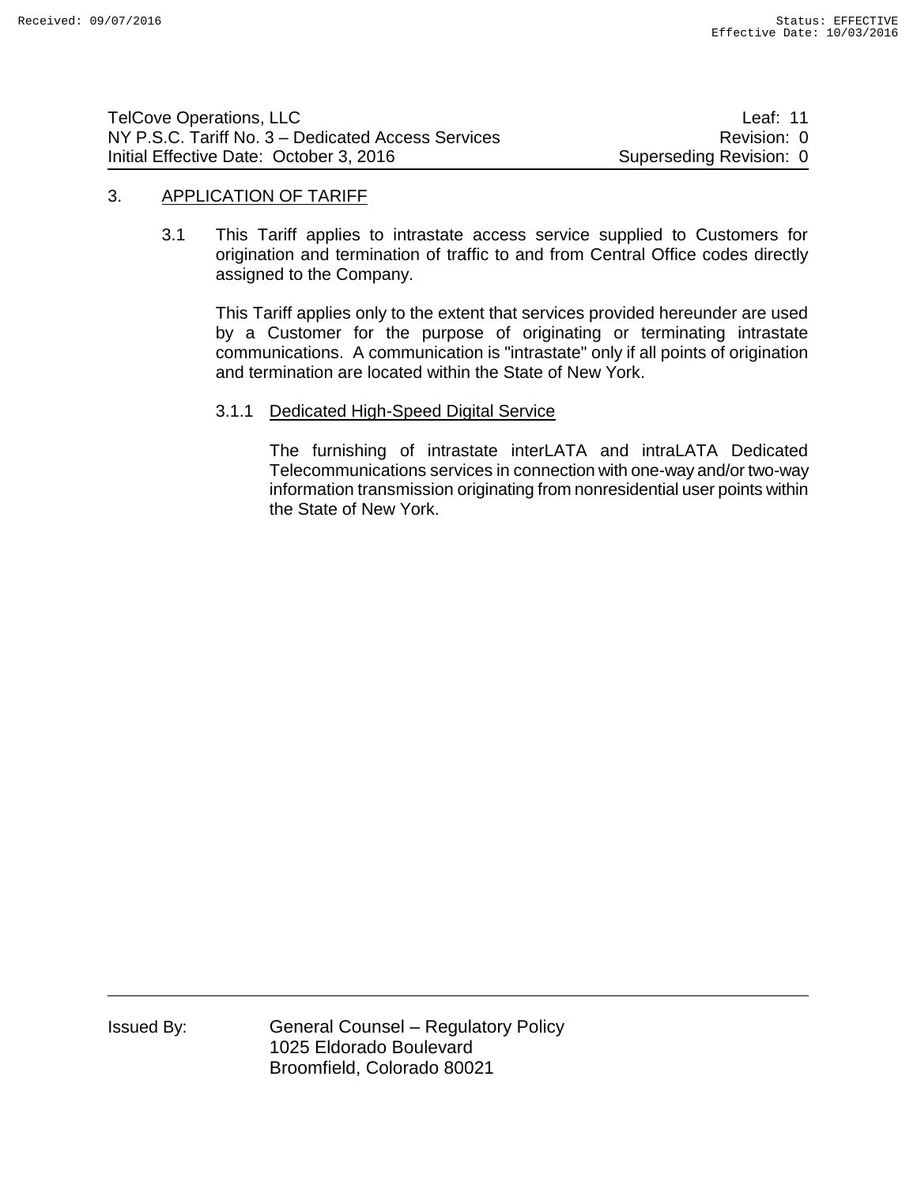## 3. APPLICATION OF TARIFF

3.1 This Tariff applies to intrastate access service supplied to Customers for origination and termination of traffic to and from Central Office codes directly assigned to the Company.

This Tariff applies only to the extent that services provided hereunder are used by a Customer for the purpose of originating or terminating intrastate communications. A communication is "intrastate" only if all points of origination and termination are located within the State of New York.

### 3.1.1 Dedicated High-Speed Digital Service

The furnishing of intrastate interLATA and intraLATA Dedicated Telecommunications services in connection with one-way and/or two-way information transmission originating from nonresidential user points within the State of New York.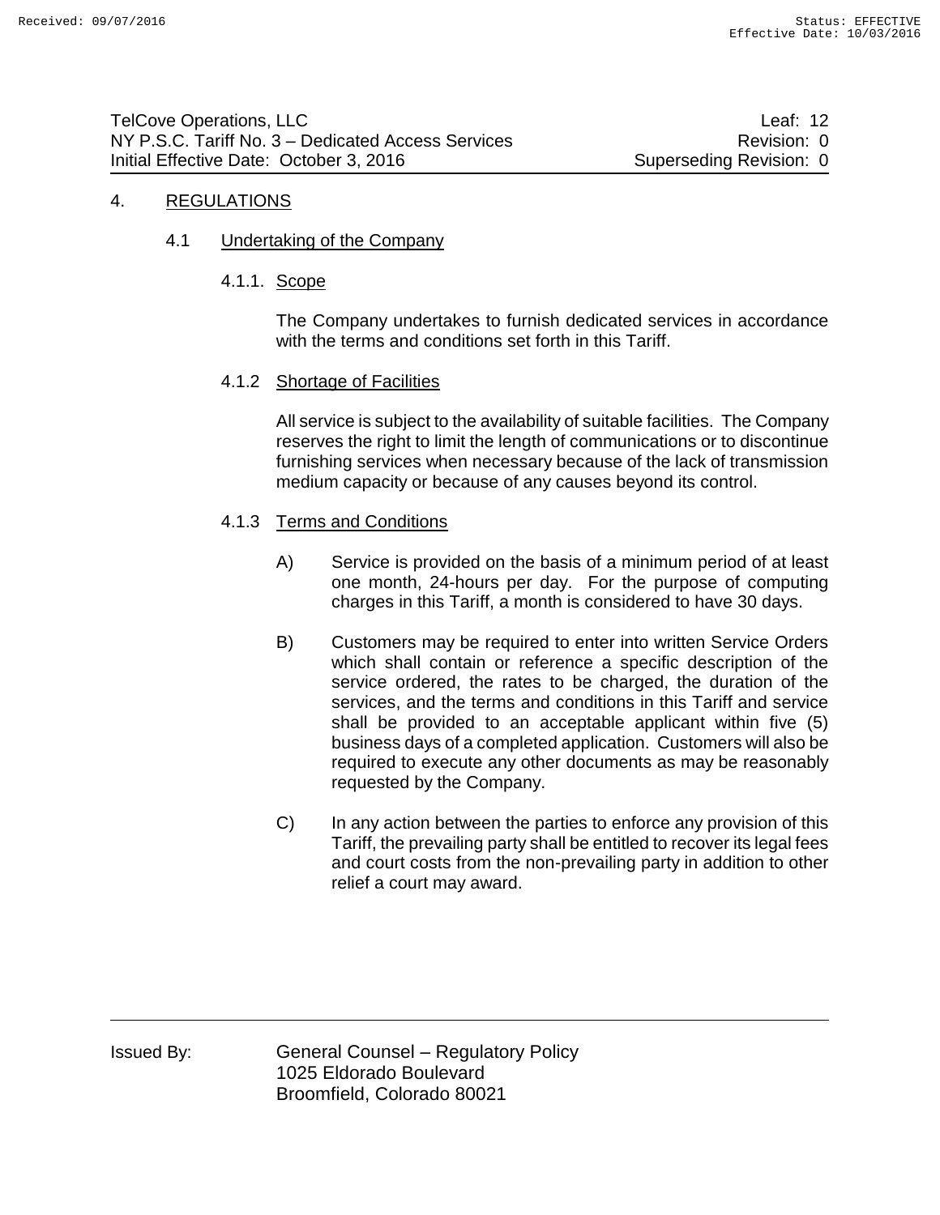# 4. REGULATIONS

## 4.1 Undertaking of the Company

### 4.1.1. Scope

The Company undertakes to furnish dedicated services in accordance with the terms and conditions set forth in this Tariff.

### 4.1.2 Shortage of Facilities

All service is subject to the availability of suitable facilities. The Company reserves the right to limit the length of communications or to discontinue furnishing services when necessary because of the lack of transmission medium capacity or because of any causes beyond its control.

### 4.1.3 Terms and Conditions

A) Service is provided on the basis of a minimum period of at least one month, 24-hours per day. For the purpose of computing charges in this Tariff, a month is considered to have 30 days.

B) Customers may be required to enter into written Service Orders which shall contain or reference a specific description of the service ordered, the rates to be charged, the duration of the services, and the terms and conditions in this Tariff and service shall be provided to an acceptable applicant within five (5) business days of a completed application. Customers will also be required to execute any other documents as may be reasonably requested by the Company.

C) In any action between the parties to enforce any provision of this Tariff, the prevailing party shall be entitled to recover its legal fees and court costs from the non-prevailing party in addition to other relief a court may award.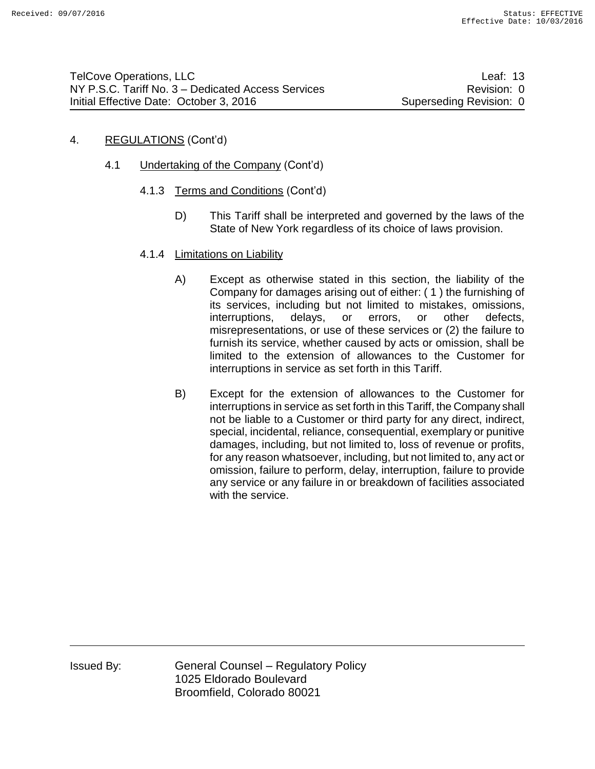4. REGULATIONS (Cont'd)

4.1 Undertaking of the Company (Cont'd)

4.1.3 Terms and Conditions (Cont'd)

D) This Tariff shall be interpreted and governed by the laws of the State of New York regardless of its choice of laws provision.

4.1.4 Limitations on Liability

A) Except as otherwise stated in this section, the liability of the Company for damages arising out of either: ( 1 ) the furnishing of its services, including but not limited to mistakes, omissions, interruptions, delays, or errors, or other defects, misrepresentations, or use of these services or (2) the failure to furnish its service, whether caused by acts or omission, shall be limited to the extension of allowances to the Customer for interruptions in service as set forth in this Tariff.

B) Except for the extension of allowances to the Customer for interruptions in service as set forth in this Tariff, the Company shall not be liable to a Customer or third party for any direct, indirect, special, incidental, reliance, consequential, exemplary or punitive damages, including, but not limited to, loss of revenue or profits, for any reason whatsoever, including, but not limited to, any act or omission, failure to perform, delay, interruption, failure to provide any service or any failure in or breakdown of facilities associated with the service.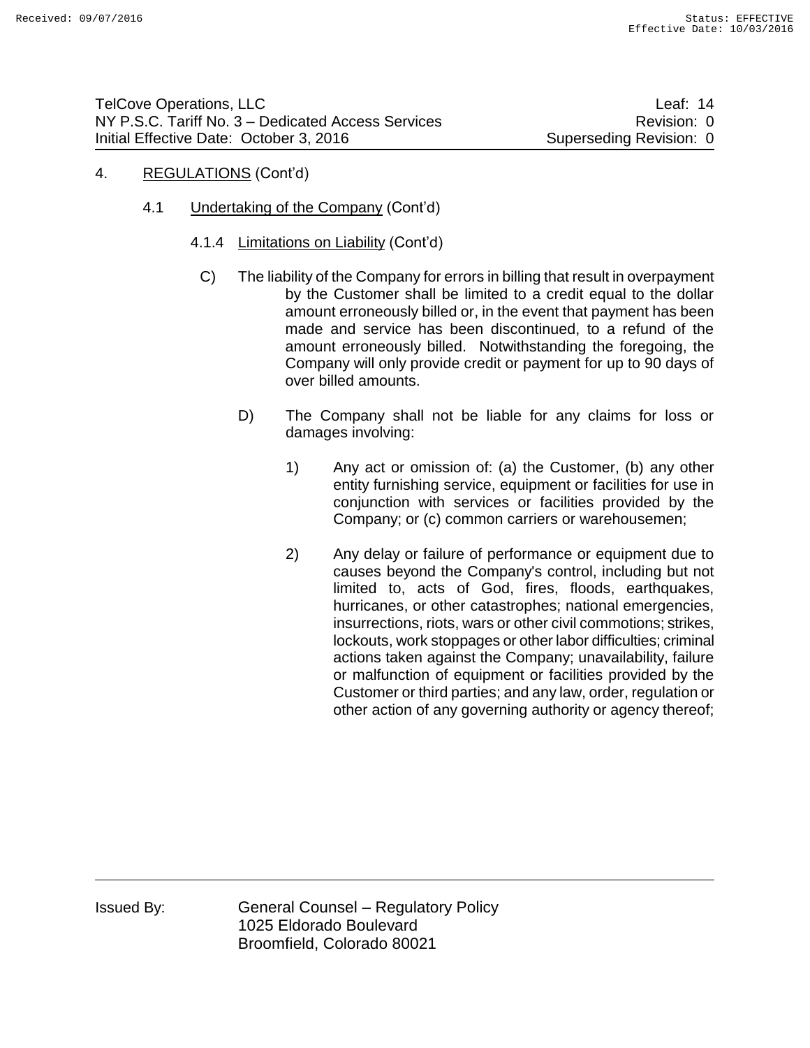4. REGULATIONS (Cont'd)

4.1 Undertaking of the Company (Cont'd)

4.1.4 Limitations on Liability (Cont'd)

C) The liability of the Company for errors in billing that result in overpayment by the Customer shall be limited to a credit equal to the dollar amount erroneously billed or, in the event that payment has been made and service has been discontinued, to a refund of the amount erroneously billed. Notwithstanding the foregoing, the Company will only provide credit or payment for up to 90 days of over billed amounts.

D) The Company shall not be liable for any claims for loss or damages involving:

1) Any act or omission of: (a) the Customer, (b) any other entity furnishing service, equipment or facilities for use in conjunction with services or facilities provided by the Company; or (c) common carriers or warehousemen;

2) Any delay or failure of performance or equipment due to causes beyond the Company's control, including but not limited to, acts of God, fires, floods, earthquakes, hurricanes, or other catastrophes; national emergencies, insurrections, riots, wars or other civil commotions; strikes, lockouts, work stoppages or other labor difficulties; criminal actions taken against the Company; unavailability, failure or malfunction of equipment or facilities provided by the Customer or third parties; and any law, order, regulation or other action of any governing authority or agency thereof;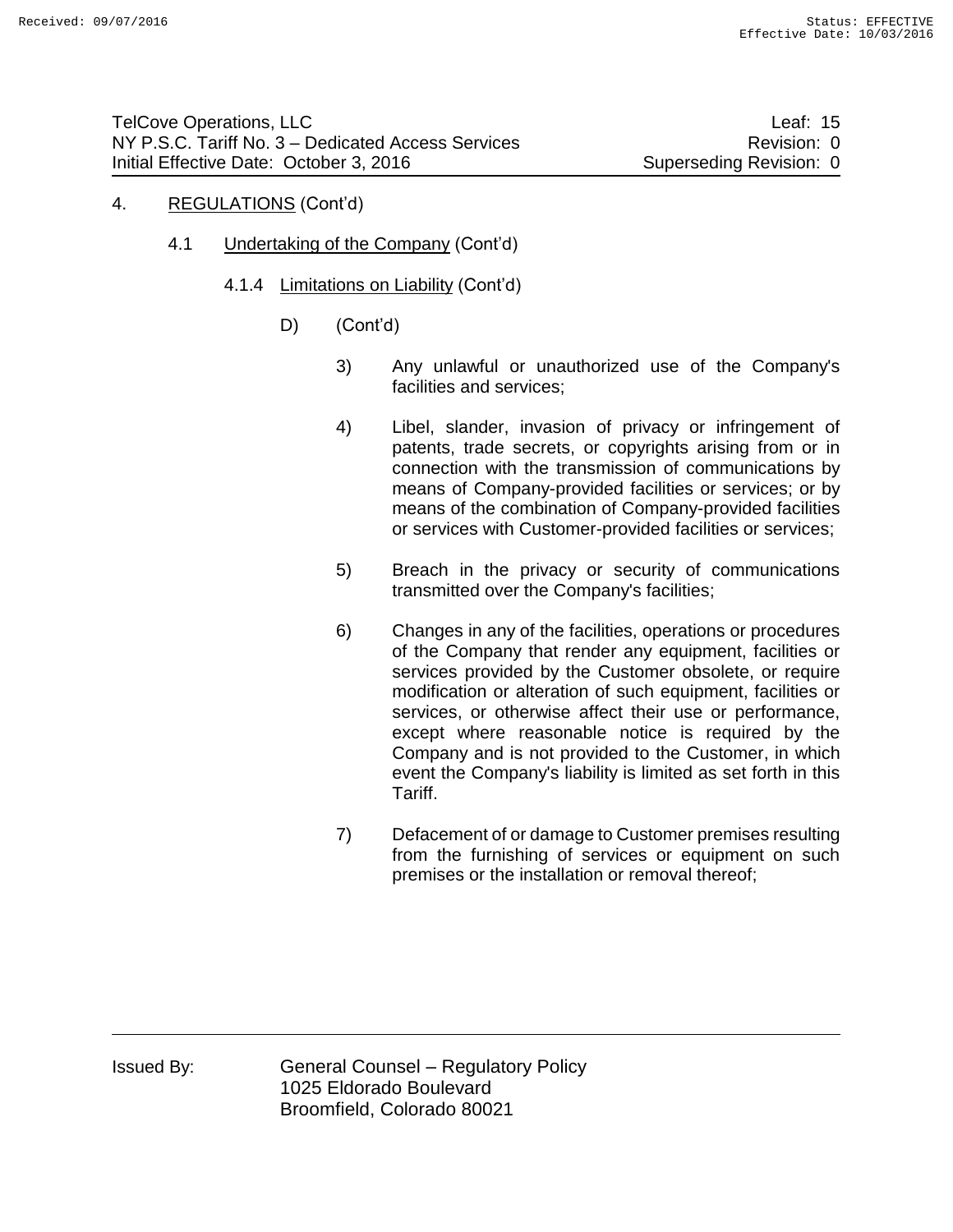4. REGULATIONS (Cont'd)

4.1 Undertaking of the Company (Cont'd)

4.1.4 Limitations on Liability (Cont'd)

D) (Cont'd)

3) Any unlawful or unauthorized use of the Company's facilities and services;

4) Libel, slander, invasion of privacy or infringement of patents, trade secrets, or copyrights arising from or in connection with the transmission of communications by means of Company-provided facilities or services; or by means of the combination of Company-provided facilities or services with Customer-provided facilities or services;

5) Breach in the privacy or security of communications transmitted over the Company's facilities;

6) Changes in any of the facilities, operations or procedures of the Company that render any equipment, facilities or services provided by the Customer obsolete, or require modification or alteration of such equipment, facilities or services, or otherwise affect their use or performance, except where reasonable notice is required by the Company and is not provided to the Customer, in which event the Company's liability is limited as set forth in this Tariff.

7) Defacement of or damage to Customer premises resulting from the furnishing of services or equipment on such premises or the installation or removal thereof;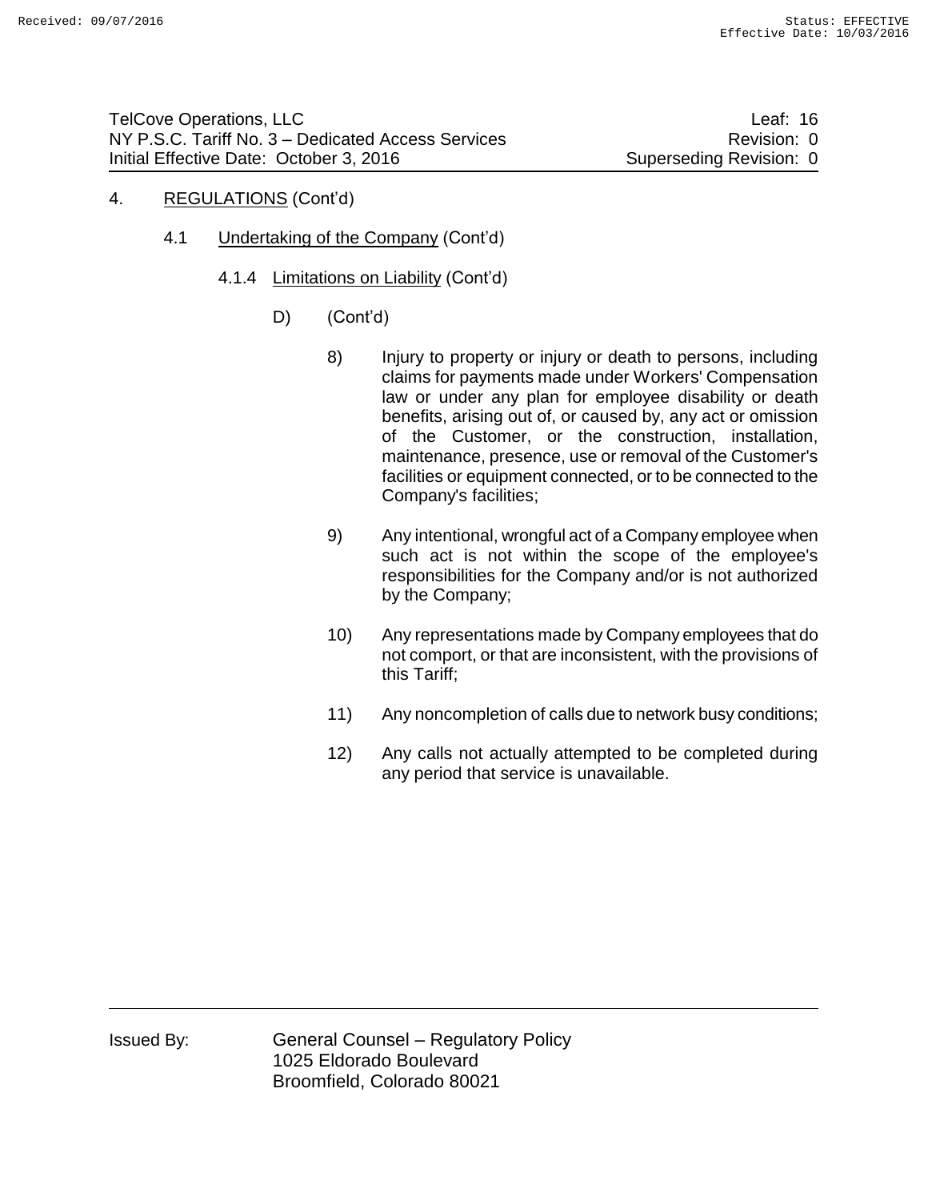4. REGULATIONS (Cont'd)

4.1 Undertaking of the Company (Cont'd)

4.1.4 Limitations on Liability (Cont'd)

D) (Cont'd)

8) Injury to property or injury or death to persons, including claims for payments made under Workers' Compensation law or under any plan for employee disability or death benefits, arising out of, or caused by, any act or omission of the Customer, or the construction, installation, maintenance, presence, use or removal of the Customer's facilities or equipment connected, or to be connected to the Company's facilities;

9) Any intentional, wrongful act of a Company employee when such act is not within the scope of the employee's responsibilities for the Company and/or is not authorized by the Company;

10) Any representations made by Company employees that do not comport, or that are inconsistent, with the provisions of this Tariff;

11) Any noncompletion of calls due to network busy conditions;

12) Any calls not actually attempted to be completed during any period that service is unavailable.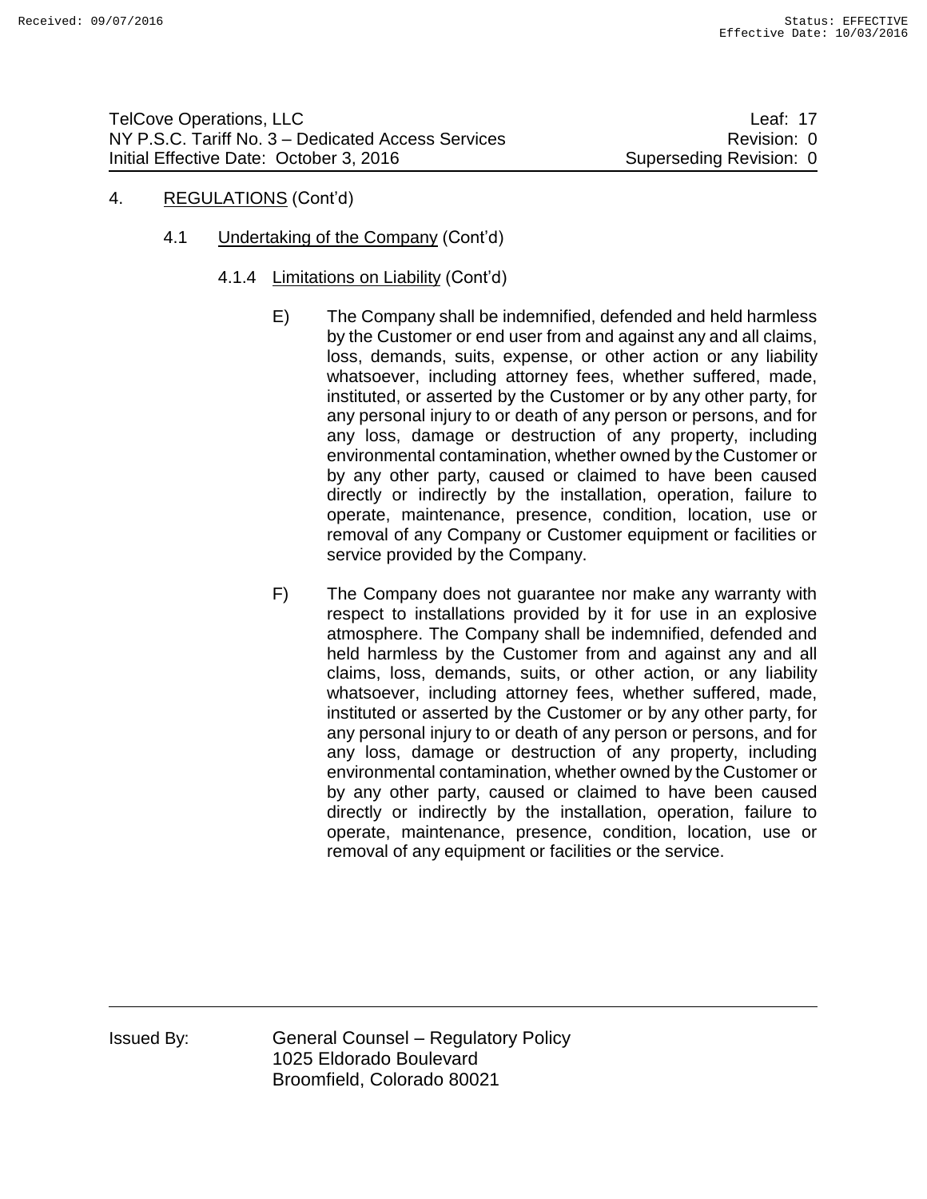4. REGULATIONS (Cont'd)

4.1 Undertaking of the Company (Cont'd)

4.1.4 Limitations on Liability (Cont'd)

E) The Company shall be indemnified, defended and held harmless by the Customer or end user from and against any and all claims, loss, demands, suits, expense, or other action or any liability whatsoever, including attorney fees, whether suffered, made, instituted, or asserted by the Customer or by any other party, for any personal injury to or death of any person or persons, and for any loss, damage or destruction of any property, including environmental contamination, whether owned by the Customer or by any other party, caused or claimed to have been caused directly or indirectly by the installation, operation, failure to operate, maintenance, presence, condition, location, use or removal of any Company or Customer equipment or facilities or service provided by the Company.

F) The Company does not guarantee nor make any warranty with respect to installations provided by it for use in an explosive atmosphere. The Company shall be indemnified, defended and held harmless by the Customer from and against any and all claims, loss, demands, suits, or other action, or any liability whatsoever, including attorney fees, whether suffered, made, instituted or asserted by the Customer or by any other party, for any personal injury to or death of any person or persons, and for any loss, damage or destruction of any property, including environmental contamination, whether owned by the Customer or by any other party, caused or claimed to have been caused directly or indirectly by the installation, operation, failure to operate, maintenance, presence, condition, location, use or removal of any equipment or facilities or the service.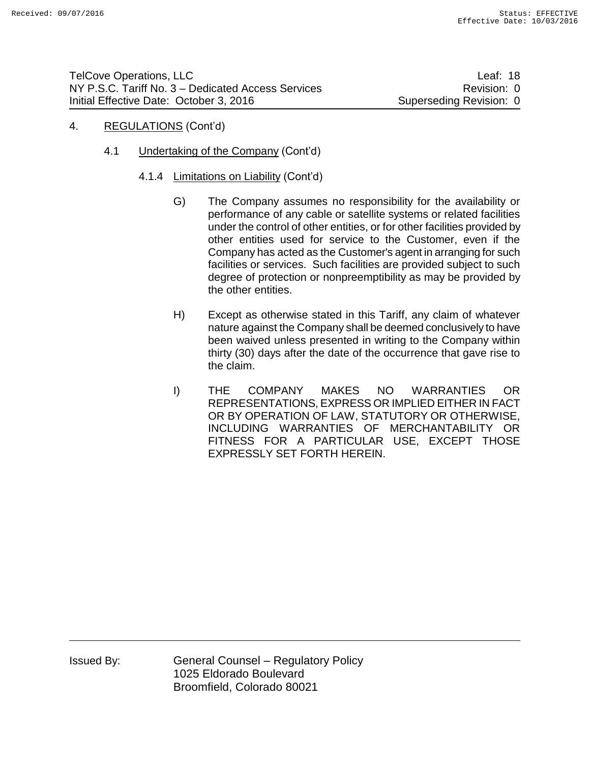4. REGULATIONS (Cont'd)

4.1 Undertaking of the Company (Cont'd)

4.1.4 Limitations on Liability (Cont'd)

G) The Company assumes no responsibility for the availability or performance of any cable or satellite systems or related facilities under the control of other entities, or for other facilities provided by other entities used for service to the Customer, even if the Company has acted as the Customer's agent in arranging for such facilities or services. Such facilities are provided subject to such degree of protection or nonpreemptibility as may be provided by the other entities.

H) Except as otherwise stated in this Tariff, any claim of whatever nature against the Company shall be deemed conclusively to have been waived unless presented in writing to the Company within thirty (30) days after the date of the occurrence that gave rise to the claim.

I) THE COMPANY MAKES NO WARRANTIES OR REPRESENTATIONS, EXPRESS OR IMPLIED EITHER IN FACT OR BY OPERATION OF LAW, STATUTORY OR OTHERWISE, INCLUDING WARRANTIES OF MERCHANTABILITY OR FITNESS FOR A PARTICULAR USE, EXCEPT THOSE EXPRESSLY SET FORTH HEREIN.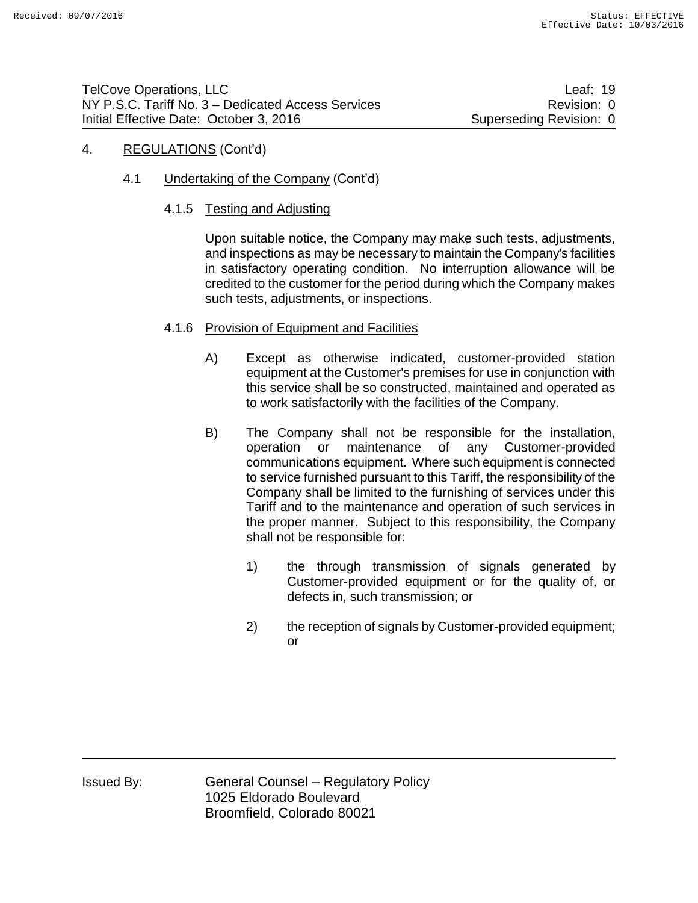## 4. REGULATIONS (Cont'd)

### 4.1 Undertaking of the Company (Cont'd)

#### 4.1.5 Testing and Adjusting

Upon suitable notice, the Company may make such tests, adjustments, and inspections as may be necessary to maintain the Company's facilities in satisfactory operating condition. No interruption allowance will be credited to the customer for the period during which the Company makes such tests, adjustments, or inspections.

#### 4.1.6 Provision of Equipment and Facilities

A) Except as otherwise indicated, customer-provided station equipment at the Customer's premises for use in conjunction with this service shall be so constructed, maintained and operated as to work satisfactorily with the facilities of the Company.

B) The Company shall not be responsible for the installation, operation or maintenance of any Customer-provided communications equipment. Where such equipment is connected to service furnished pursuant to this Tariff, the responsibility of the Company shall be limited to the furnishing of services under this Tariff and to the maintenance and operation of such services in the proper manner. Subject to this responsibility, the Company shall not be responsible for:

1) the through transmission of signals generated by Customer-provided equipment or for the quality of, or defects in, such transmission; or

2) the reception of signals by Customer-provided equipment; or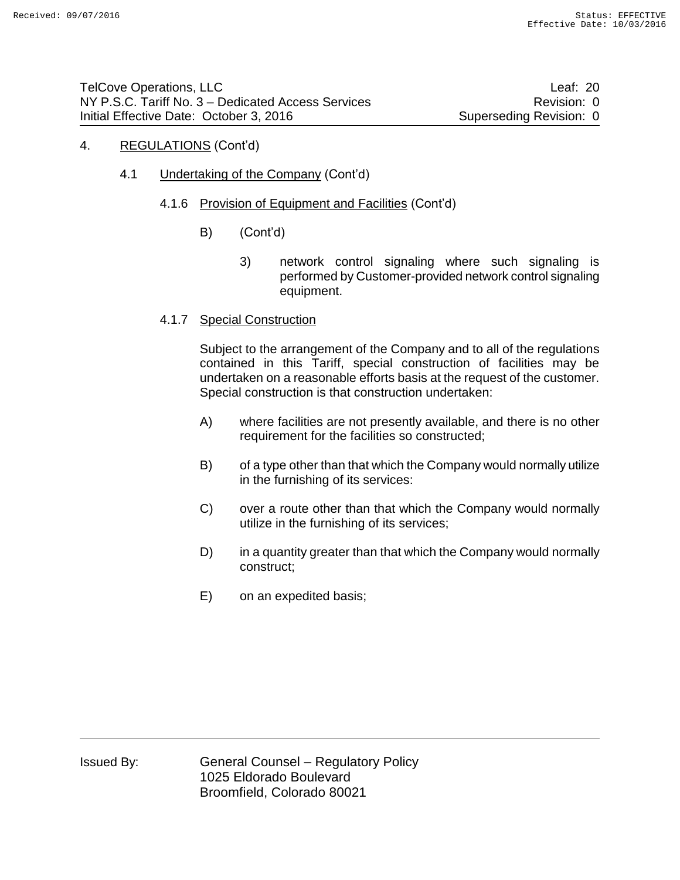4. REGULATIONS (Cont'd)

4.1 Undertaking of the Company (Cont'd)

4.1.6 Provision of Equipment and Facilities (Cont'd)

B) (Cont'd)

3) network control signaling where such signaling is performed by Customer-provided network control signaling equipment.

4.1.7 Special Construction

Subject to the arrangement of the Company and to all of the regulations contained in this Tariff, special construction of facilities may be undertaken on a reasonable efforts basis at the request of the customer. Special construction is that construction undertaken:

A) where facilities are not presently available, and there is no other requirement for the facilities so constructed;

B) of a type other than that which the Company would normally utilize in the furnishing of its services:

C) over a route other than that which the Company would normally utilize in the furnishing of its services;

D) in a quantity greater than that which the Company would normally construct;

E) on an expedited basis;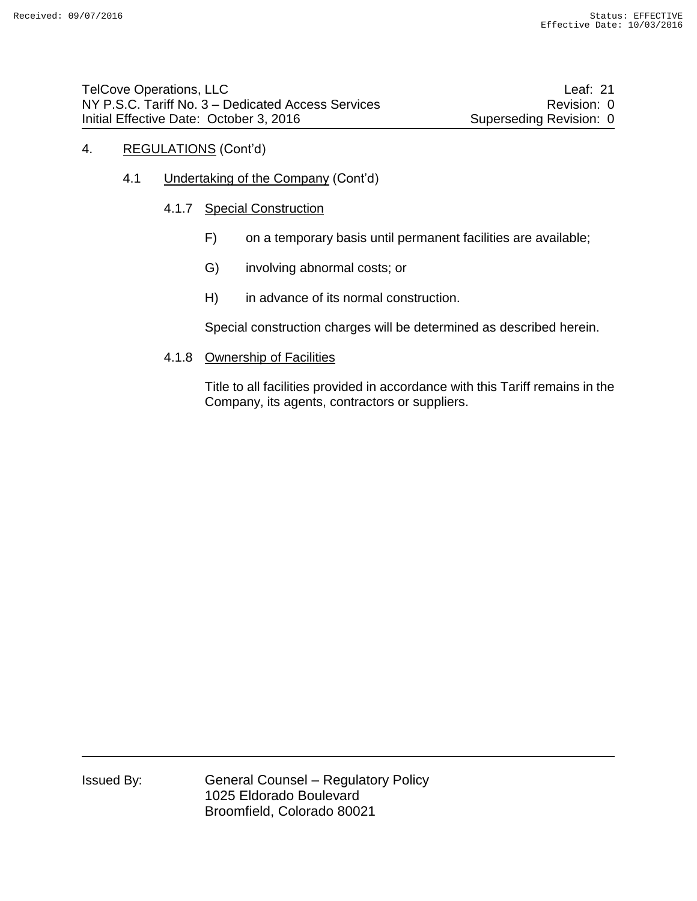4. REGULATIONS (Cont'd)

4.1 Undertaking of the Company (Cont'd)

4.1.7 Special Construction

F) on a temporary basis until permanent facilities are available;

G) involving abnormal costs; or

H) in advance of its normal construction.

Special construction charges will be determined as described herein.

4.1.8 Ownership of Facilities

Title to all facilities provided in accordance with this Tariff remains in the Company, its agents, contractors or suppliers.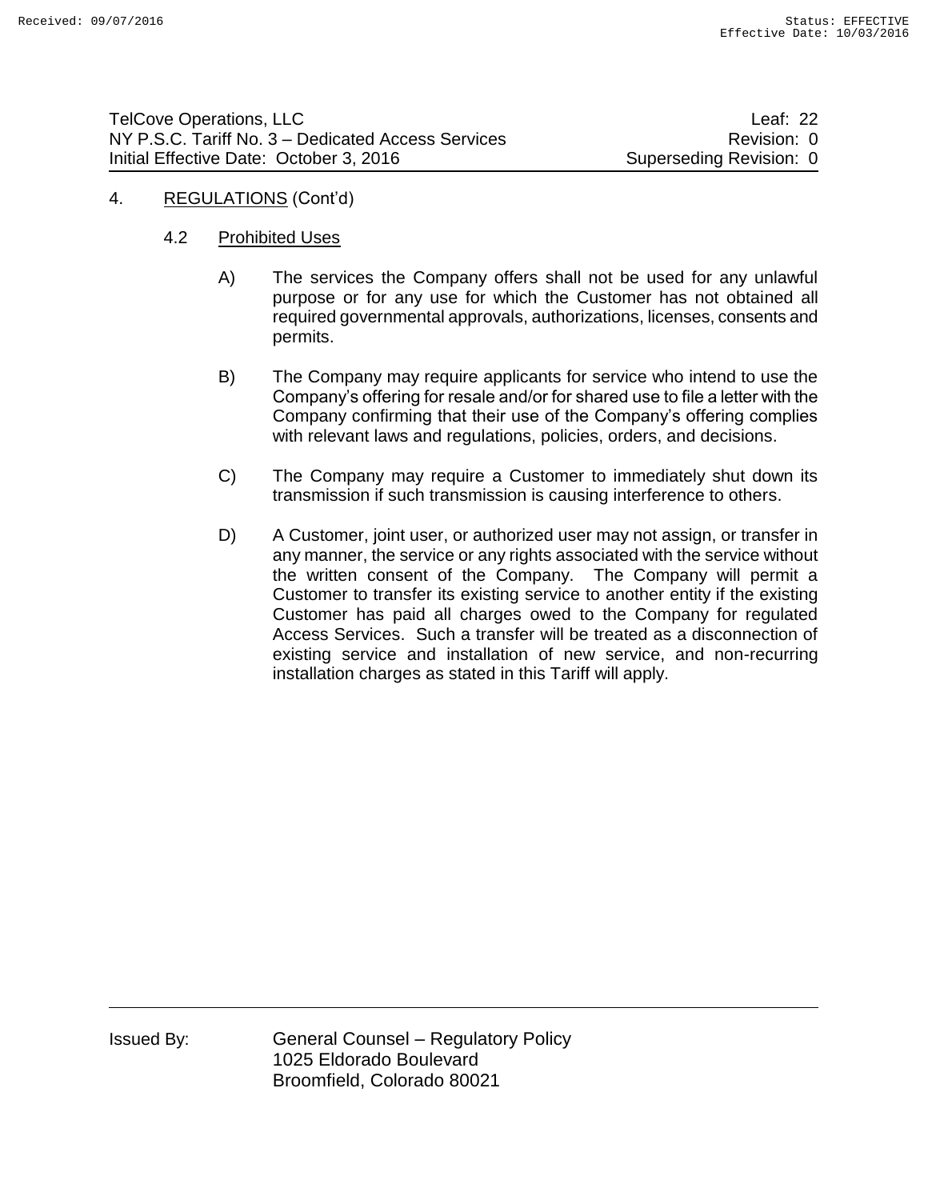## 4. REGULATIONS (Cont'd)

### 4.2 Prohibited Uses

A) The services the Company offers shall not be used for any unlawful purpose or for any use for which the Customer has not obtained all required governmental approvals, authorizations, licenses, consents and permits.

B) The Company may require applicants for service who intend to use the Company's offering for resale and/or for shared use to file a letter with the Company confirming that their use of the Company's offering complies with relevant laws and regulations, policies, orders, and decisions.

C) The Company may require a Customer to immediately shut down its transmission if such transmission is causing interference to others.

D) A Customer, joint user, or authorized user may not assign, or transfer in any manner, the service or any rights associated with the service without the written consent of the Company. The Company will permit a Customer to transfer its existing service to another entity if the existing Customer has paid all charges owed to the Company for regulated Access Services. Such a transfer will be treated as a disconnection of existing service and installation of new service, and non-recurring installation charges as stated in this Tariff will apply.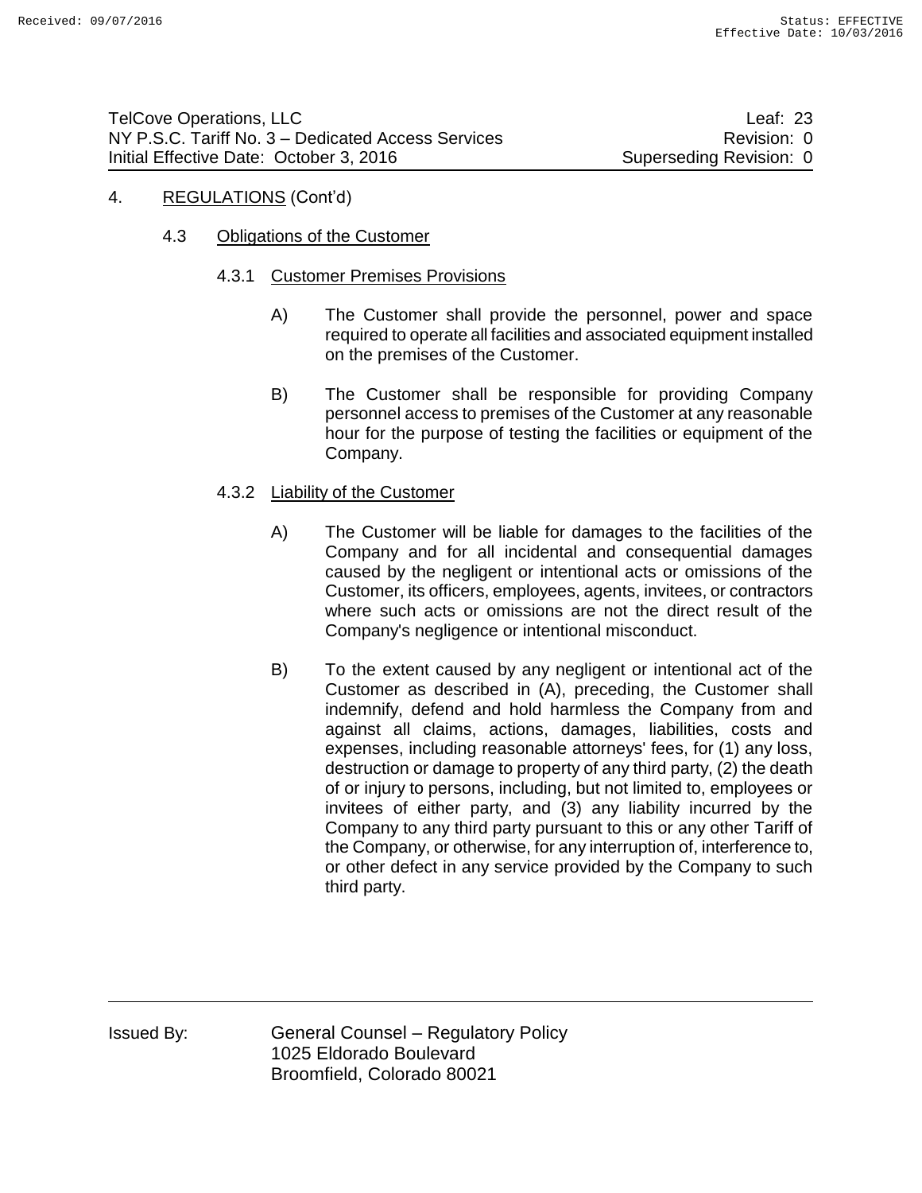4. REGULATIONS (Cont'd)

4.3 Obligations of the Customer

4.3.1 Customer Premises Provisions

A) The Customer shall provide the personnel, power and space required to operate all facilities and associated equipment installed on the premises of the Customer.

B) The Customer shall be responsible for providing Company personnel access to premises of the Customer at any reasonable hour for the purpose of testing the facilities or equipment of the Company.

4.3.2 Liability of the Customer

A) The Customer will be liable for damages to the facilities of the Company and for all incidental and consequential damages caused by the negligent or intentional acts or omissions of the Customer, its officers, employees, agents, invitees, or contractors where such acts or omissions are not the direct result of the Company's negligence or intentional misconduct.

B) To the extent caused by any negligent or intentional act of the Customer as described in (A), preceding, the Customer shall indemnify, defend and hold harmless the Company from and against all claims, actions, damages, liabilities, costs and expenses, including reasonable attorneys' fees, for (1) any loss, destruction or damage to property of any third party, (2) the death of or injury to persons, including, but not limited to, employees or invitees of either party, and (3) any liability incurred by the Company to any third party pursuant to this or any other Tariff of the Company, or otherwise, for any interruption of, interference to, or other defect in any service provided by the Company to such third party.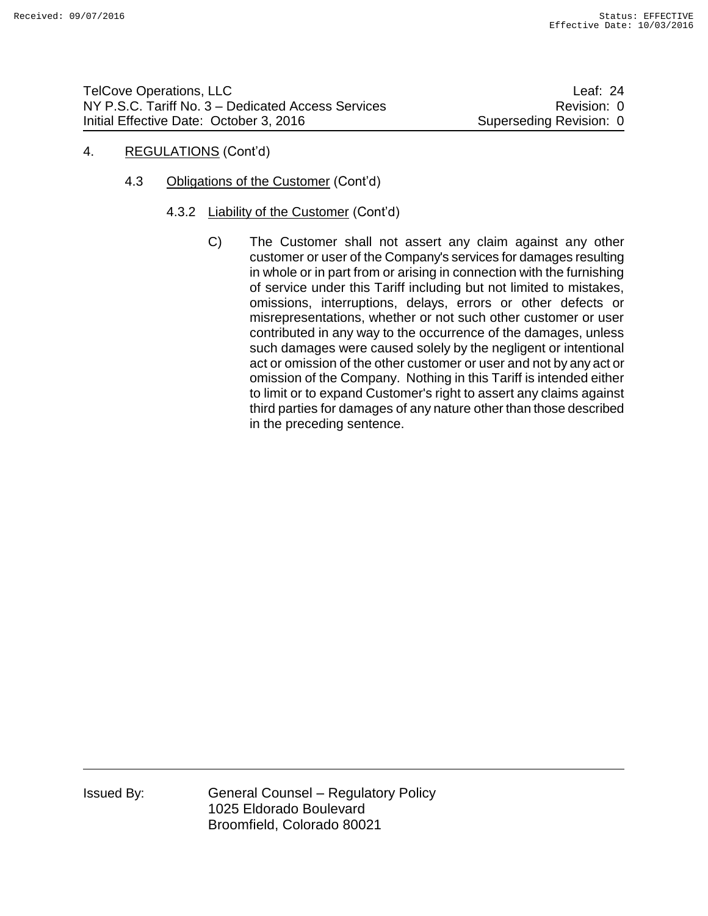4. REGULATIONS (Cont'd)

4.3 Obligations of the Customer (Cont'd)

4.3.2 Liability of the Customer (Cont'd)

C) The Customer shall not assert any claim against any other customer or user of the Company's services for damages resulting in whole or in part from or arising in connection with the furnishing of service under this Tariff including but not limited to mistakes, omissions, interruptions, delays, errors or other defects or misrepresentations, whether or not such other customer or user contributed in any way to the occurrence of the damages, unless such damages were caused solely by the negligent or intentional act or omission of the other customer or user and not by any act or omission of the Company. Nothing in this Tariff is intended either to limit or to expand Customer's right to assert any claims against third parties for damages of any nature other than those described in the preceding sentence.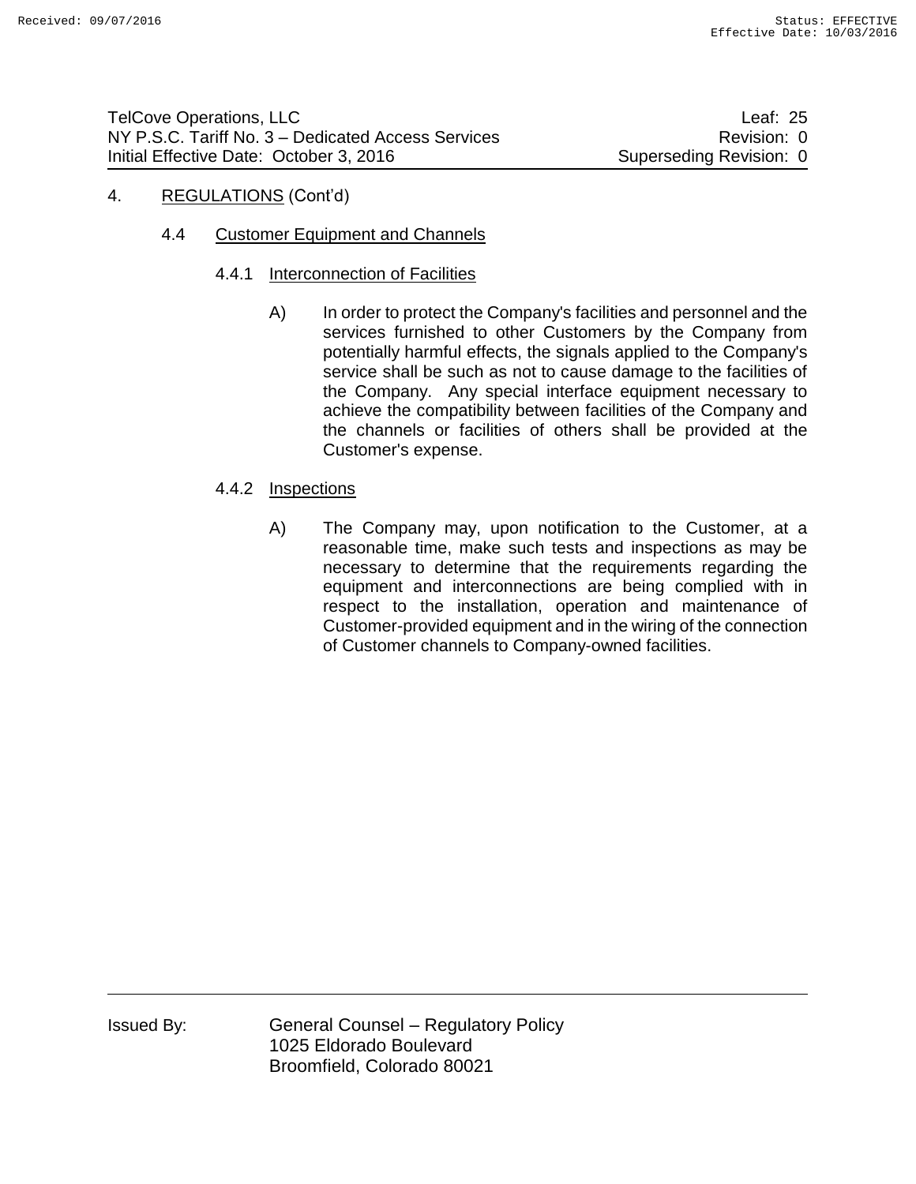# 4. REGULATIONS (Cont'd)

## 4.4 Customer Equipment and Channels

### 4.4.1 Interconnection of Facilities

A) In order to protect the Company's facilities and personnel and the services furnished to other Customers by the Company from potentially harmful effects, the signals applied to the Company's service shall be such as not to cause damage to the facilities of the Company. Any special interface equipment necessary to achieve the compatibility between facilities of the Company and the channels or facilities of others shall be provided at the Customer's expense.

### 4.4.2 Inspections

A) The Company may, upon notification to the Customer, at a reasonable time, make such tests and inspections as may be necessary to determine that the requirements regarding the equipment and interconnections are being complied with in respect to the installation, operation and maintenance of Customer-provided equipment and in the wiring of the connection of Customer channels to Company-owned facilities.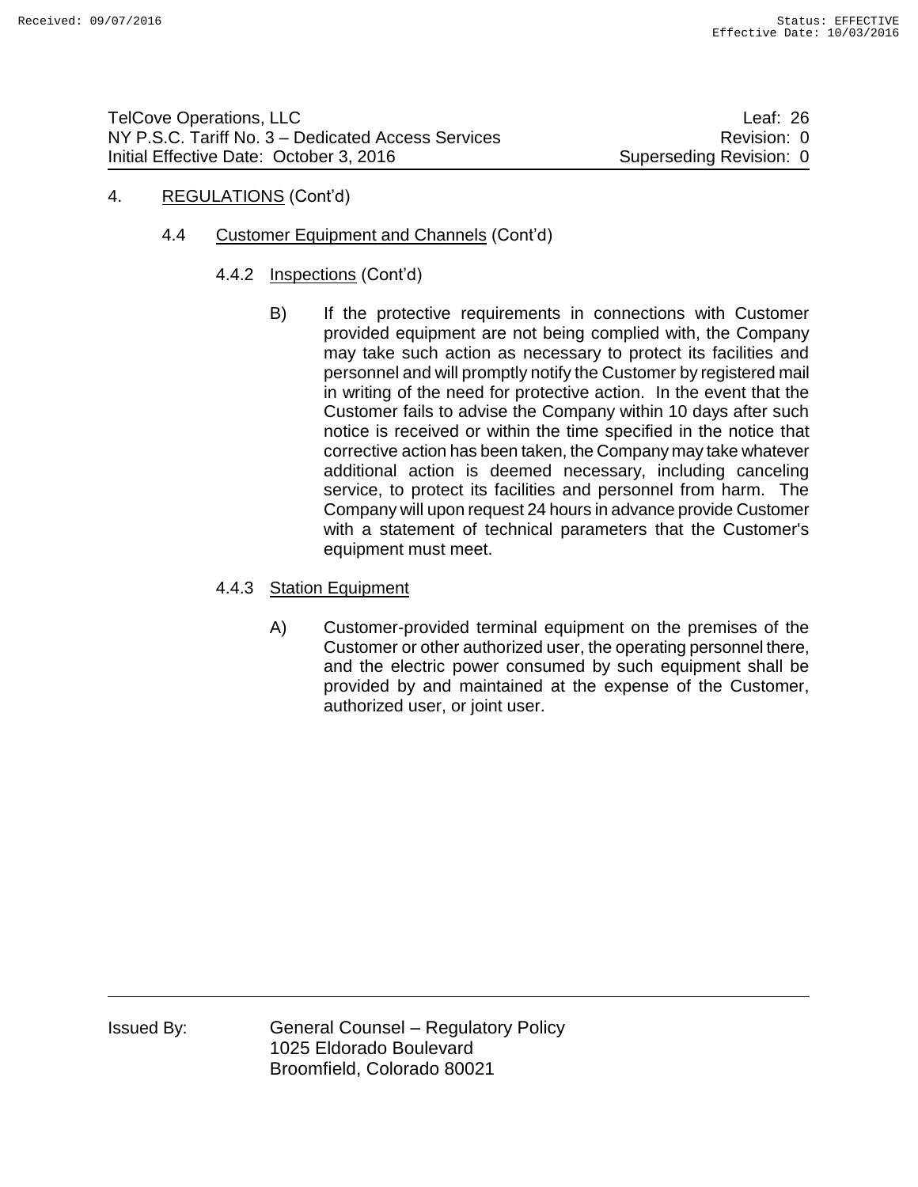## 4. REGULATIONS (Cont'd)

### 4.4 Customer Equipment and Channels (Cont'd)

#### 4.4.2 Inspections (Cont'd)

B) If the protective requirements in connections with Customer provided equipment are not being complied with, the Company may take such action as necessary to protect its facilities and personnel and will promptly notify the Customer by registered mail in writing of the need for protective action. In the event that the Customer fails to advise the Company within 10 days after such notice is received or within the time specified in the notice that corrective action has been taken, the Company may take whatever additional action is deemed necessary, including canceling service, to protect its facilities and personnel from harm. The Company will upon request 24 hours in advance provide Customer with a statement of technical parameters that the Customer's equipment must meet.

#### 4.4.3 Station Equipment

A) Customer-provided terminal equipment on the premises of the Customer or other authorized user, the operating personnel there, and the electric power consumed by such equipment shall be provided by and maintained at the expense of the Customer, authorized user, or joint user.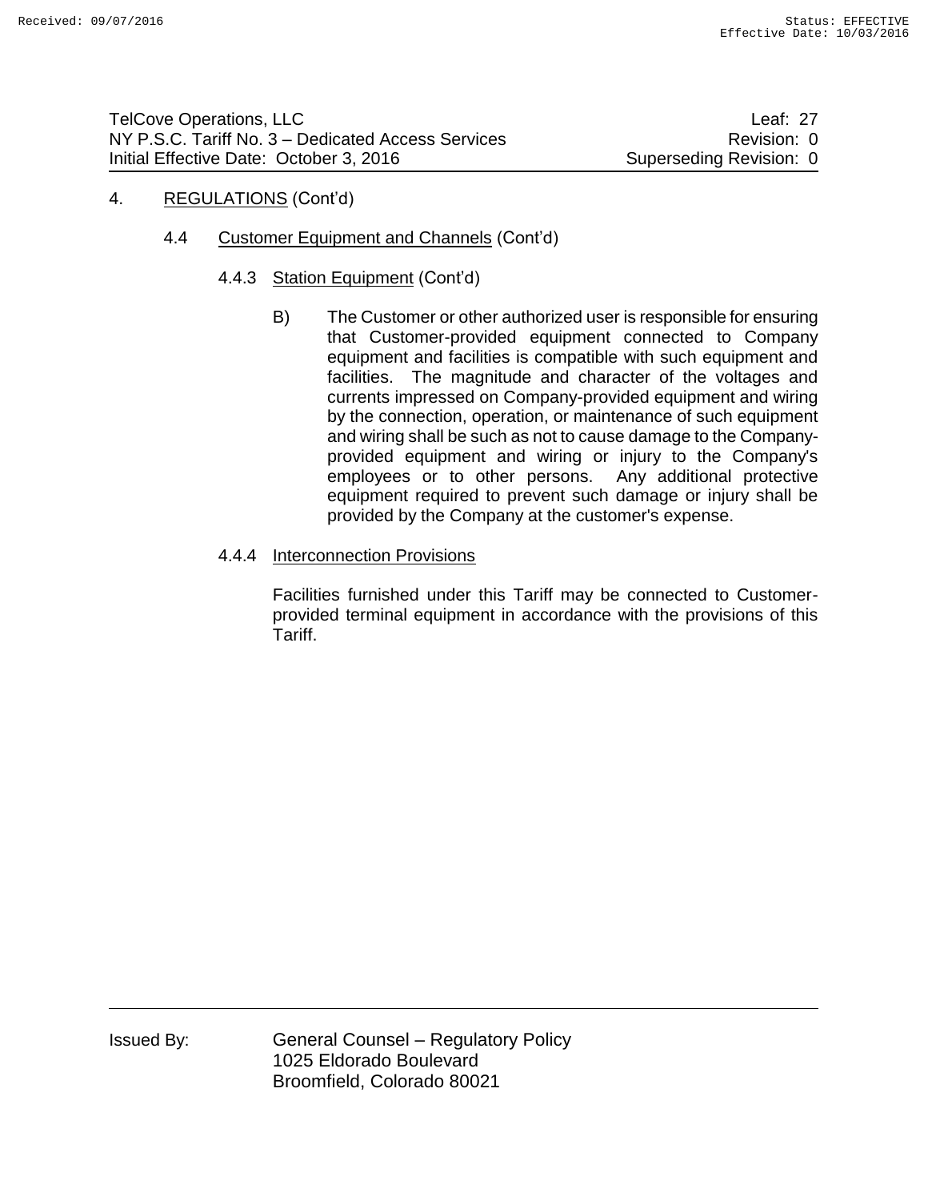4. REGULATIONS (Cont'd)

4.4 Customer Equipment and Channels (Cont'd)

4.4.3 Station Equipment (Cont'd)

B) The Customer or other authorized user is responsible for ensuring that Customer-provided equipment connected to Company equipment and facilities is compatible with such equipment and facilities. The magnitude and character of the voltages and currents impressed on Company-provided equipment and wiring by the connection, operation, or maintenance of such equipment and wiring shall be such as not to cause damage to the Company-provided equipment and wiring or injury to the Company's employees or to other persons. Any additional protective equipment required to prevent such damage or injury shall be provided by the Company at the customer's expense.

4.4.4 Interconnection Provisions

Facilities furnished under this Tariff may be connected to Customer-provided terminal equipment in accordance with the provisions of this Tariff.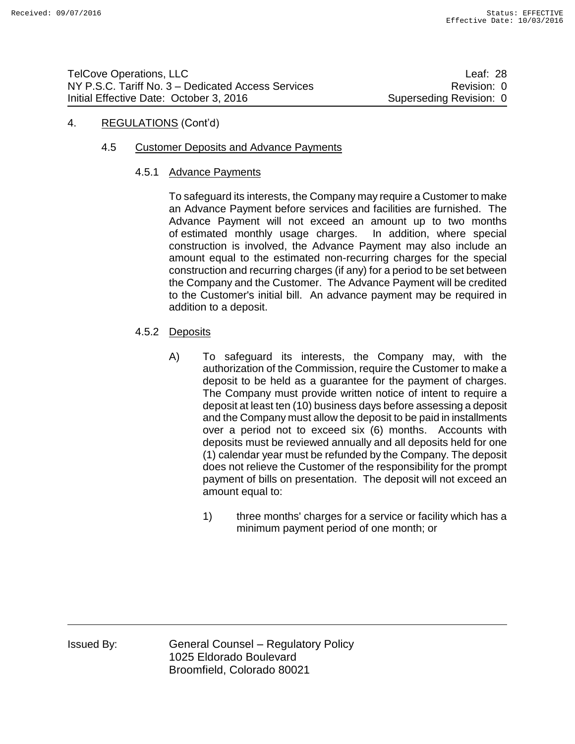4. REGULATIONS (Cont'd)

4.5 Customer Deposits and Advance Payments

4.5.1 Advance Payments

To safeguard its interests, the Company may require a Customer to make an Advance Payment before services and facilities are furnished. The Advance Payment will not exceed an amount up to two months of estimated monthly usage charges. In addition, where special construction is involved, the Advance Payment may also include an amount equal to the estimated non-recurring charges for the special construction and recurring charges (if any) for a period to be set between the Company and the Customer. The Advance Payment will be credited to the Customer's initial bill. An advance payment may be required in addition to a deposit.

4.5.2 Deposits

A) To safeguard its interests, the Company may, with the authorization of the Commission, require the Customer to make a deposit to be held as a guarantee for the payment of charges. The Company must provide written notice of intent to require a deposit at least ten (10) business days before assessing a deposit and the Company must allow the deposit to be paid in installments over a period not to exceed six (6) months. Accounts with deposits must be reviewed annually and all deposits held for one (1) calendar year must be refunded by the Company. The deposit does not relieve the Customer of the responsibility for the prompt payment of bills on presentation. The deposit will not exceed an amount equal to:

1) three months' charges for a service or facility which has a minimum payment period of one month; or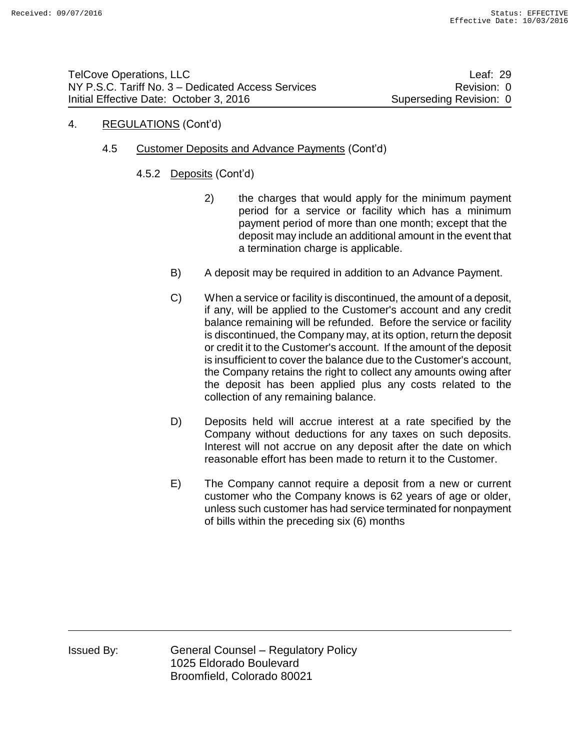4. REGULATIONS (Cont'd)

4.5 Customer Deposits and Advance Payments (Cont'd)

4.5.2 Deposits (Cont'd)

2) the charges that would apply for the minimum payment period for a service or facility which has a minimum payment period of more than one month; except that the deposit may include an additional amount in the event that a termination charge is applicable.

B) A deposit may be required in addition to an Advance Payment.

C) When a service or facility is discontinued, the amount of a deposit, if any, will be applied to the Customer's account and any credit balance remaining will be refunded. Before the service or facility is discontinued, the Company may, at its option, return the deposit or credit it to the Customer's account. If the amount of the deposit is insufficient to cover the balance due to the Customer's account, the Company retains the right to collect any amounts owing after the deposit has been applied plus any costs related to the collection of any remaining balance.

D) Deposits held will accrue interest at a rate specified by the Company without deductions for any taxes on such deposits. Interest will not accrue on any deposit after the date on which reasonable effort has been made to return it to the Customer.

E) The Company cannot require a deposit from a new or current customer who the Company knows is 62 years of age or older, unless such customer has had service terminated for nonpayment of bills within the preceding six (6) months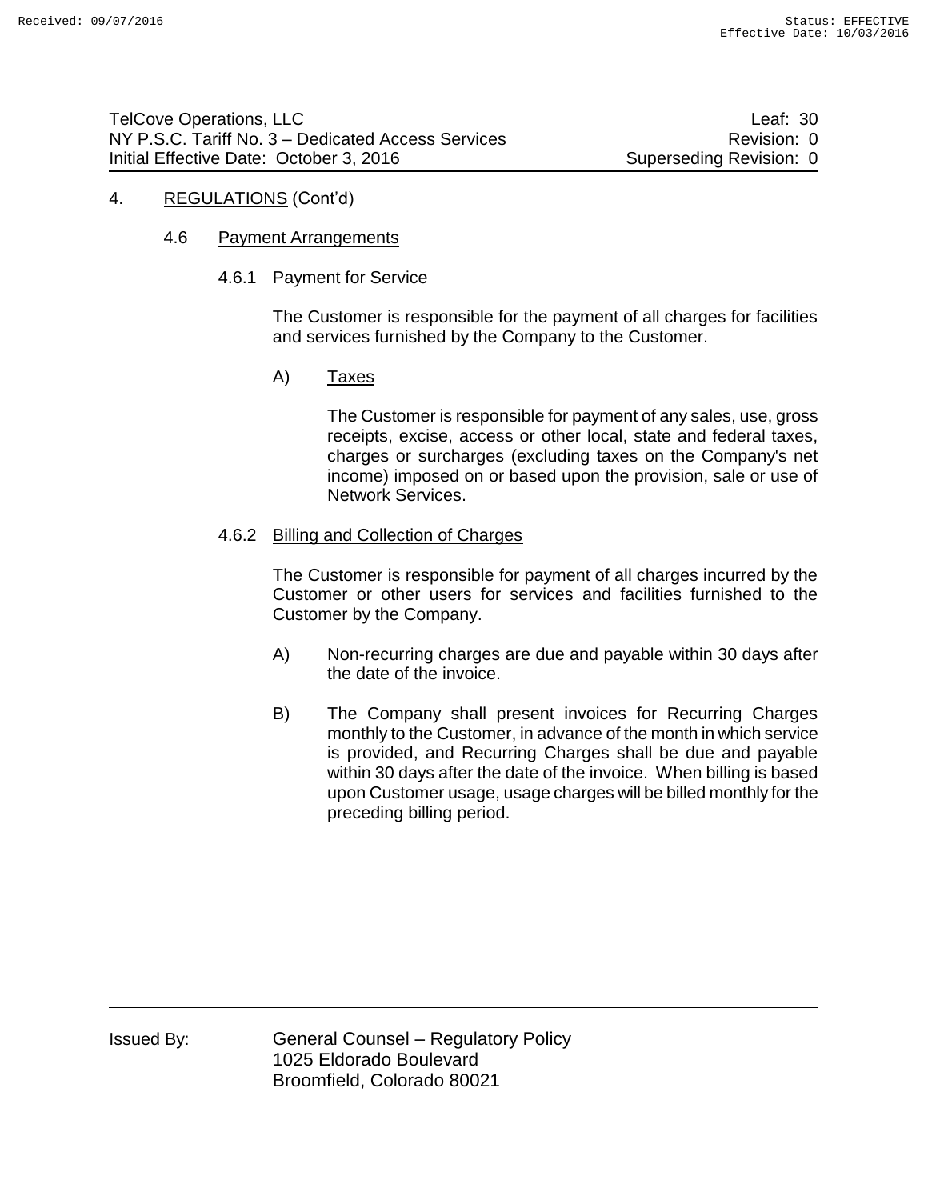4. REGULATIONS (Cont'd)

4.6 Payment Arrangements

4.6.1 Payment for Service

The Customer is responsible for the payment of all charges for facilities and services furnished by the Company to the Customer.

A) Taxes

The Customer is responsible for payment of any sales, use, gross receipts, excise, access or other local, state and federal taxes, charges or surcharges (excluding taxes on the Company's net income) imposed on or based upon the provision, sale or use of Network Services.

4.6.2 Billing and Collection of Charges

The Customer is responsible for payment of all charges incurred by the Customer or other users for services and facilities furnished to the Customer by the Company.

A) Non-recurring charges are due and payable within 30 days after the date of the invoice.

B) The Company shall present invoices for Recurring Charges monthly to the Customer, in advance of the month in which service is provided, and Recurring Charges shall be due and payable within 30 days after the date of the invoice. When billing is based upon Customer usage, usage charges will be billed monthly for the preceding billing period.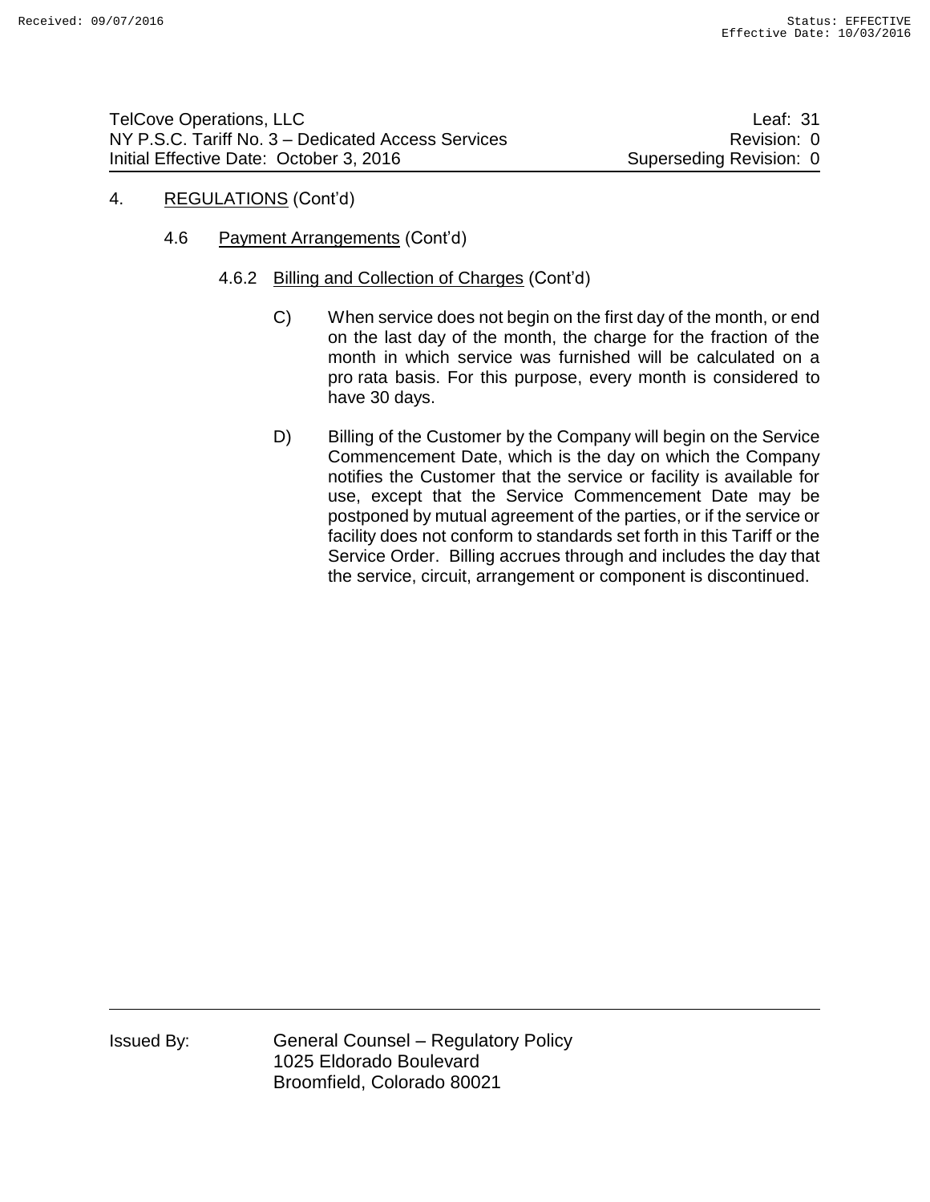4. REGULATIONS (Cont'd)

4.6 Payment Arrangements (Cont'd)

4.6.2 Billing and Collection of Charges (Cont'd)

C) When service does not begin on the first day of the month, or end on the last day of the month, the charge for the fraction of the month in which service was furnished will be calculated on a pro rata basis. For this purpose, every month is considered to have 30 days.

D) Billing of the Customer by the Company will begin on the Service Commencement Date, which is the day on which the Company notifies the Customer that the service or facility is available for use, except that the Service Commencement Date may be postponed by mutual agreement of the parties, or if the service or facility does not conform to standards set forth in this Tariff or the Service Order. Billing accrues through and includes the day that the service, circuit, arrangement or component is discontinued.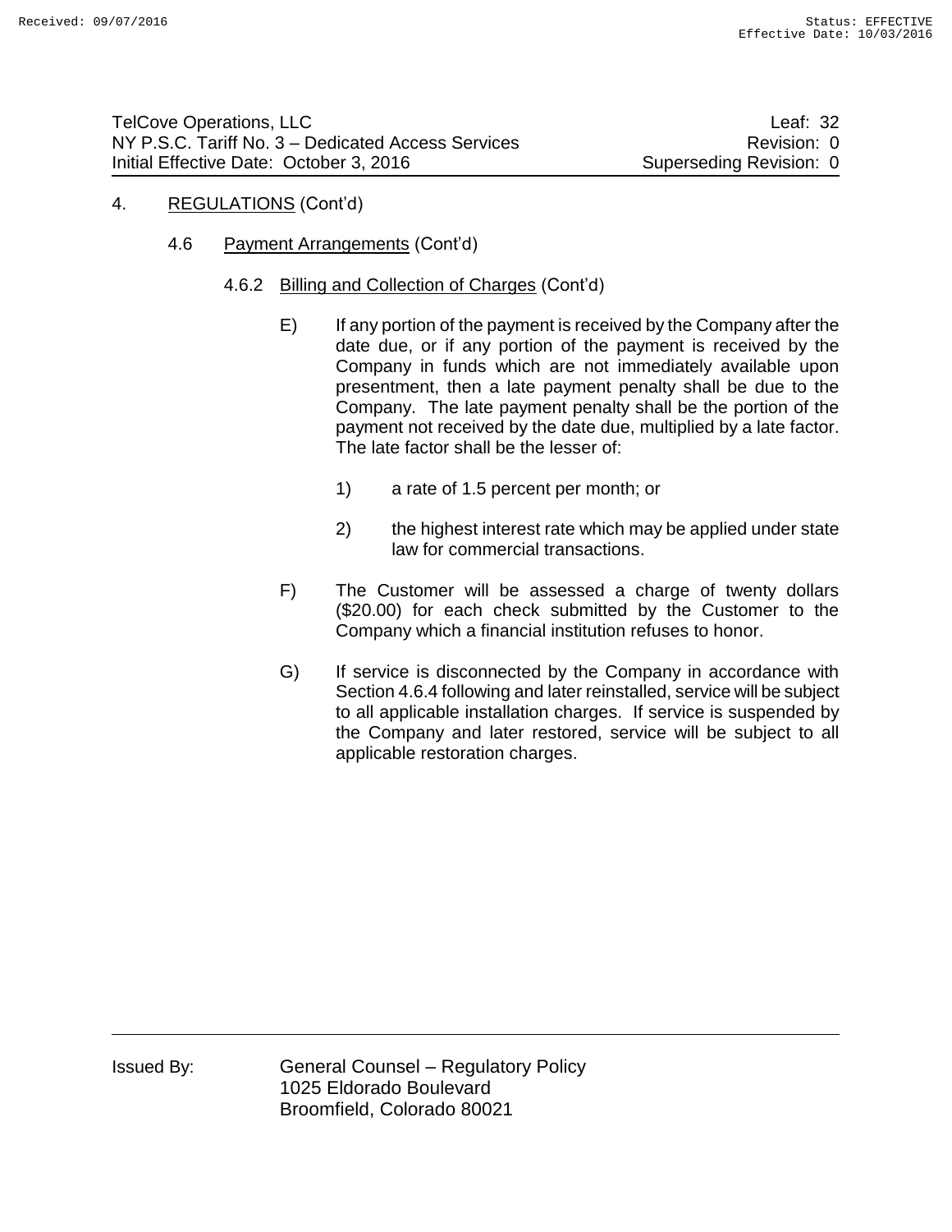4. REGULATIONS (Cont'd)

4.6 Payment Arrangements (Cont'd)

4.6.2 Billing and Collection of Charges (Cont'd)

E) If any portion of the payment is received by the Company after the date due, or if any portion of the payment is received by the Company in funds which are not immediately available upon presentment, then a late payment penalty shall be due to the Company. The late payment penalty shall be the portion of the payment not received by the date due, multiplied by a late factor. The late factor shall be the lesser of:

1) a rate of 1.5 percent per month; or

2) the highest interest rate which may be applied under state law for commercial transactions.

F) The Customer will be assessed a charge of twenty dollars ($20.00) for each check submitted by the Customer to the Company which a financial institution refuses to honor.

G) If service is disconnected by the Company in accordance with Section 4.6.4 following and later reinstalled, service will be subject to all applicable installation charges. If service is suspended by the Company and later restored, service will be subject to all applicable restoration charges.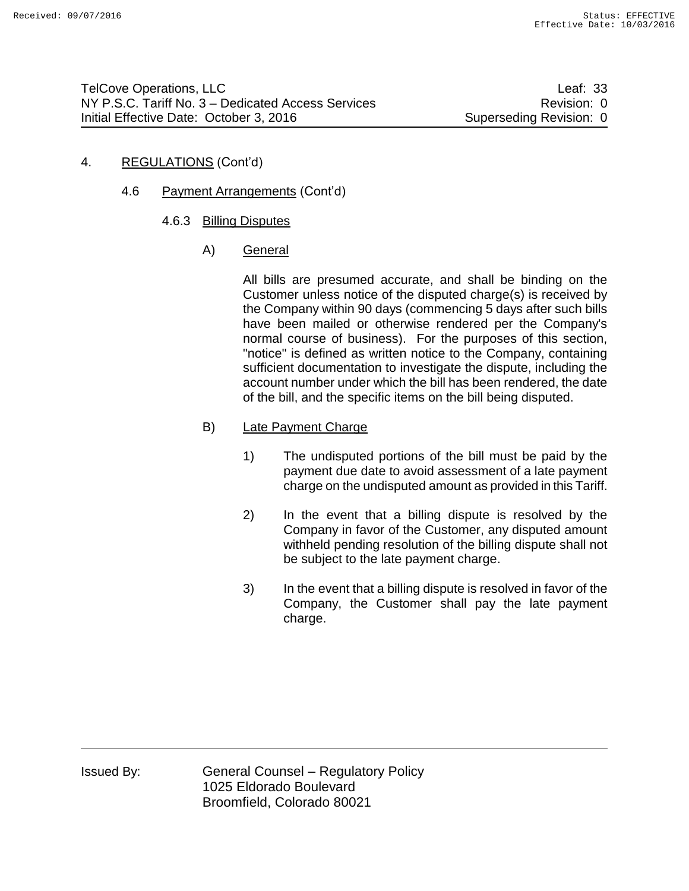4. REGULATIONS (Cont'd)

4.6 Payment Arrangements (Cont'd)

4.6.3 Billing Disputes

A) General

All bills are presumed accurate, and shall be binding on the Customer unless notice of the disputed charge(s) is received by the Company within 90 days (commencing 5 days after such bills have been mailed or otherwise rendered per the Company's normal course of business). For the purposes of this section, "notice" is defined as written notice to the Company, containing sufficient documentation to investigate the dispute, including the account number under which the bill has been rendered, the date of the bill, and the specific items on the bill being disputed.

B) Late Payment Charge

1) The undisputed portions of the bill must be paid by the payment due date to avoid assessment of a late payment charge on the undisputed amount as provided in this Tariff.

2) In the event that a billing dispute is resolved by the Company in favor of the Customer, any disputed amount withheld pending resolution of the billing dispute shall not be subject to the late payment charge.

3) In the event that a billing dispute is resolved in favor of the Company, the Customer shall pay the late payment charge.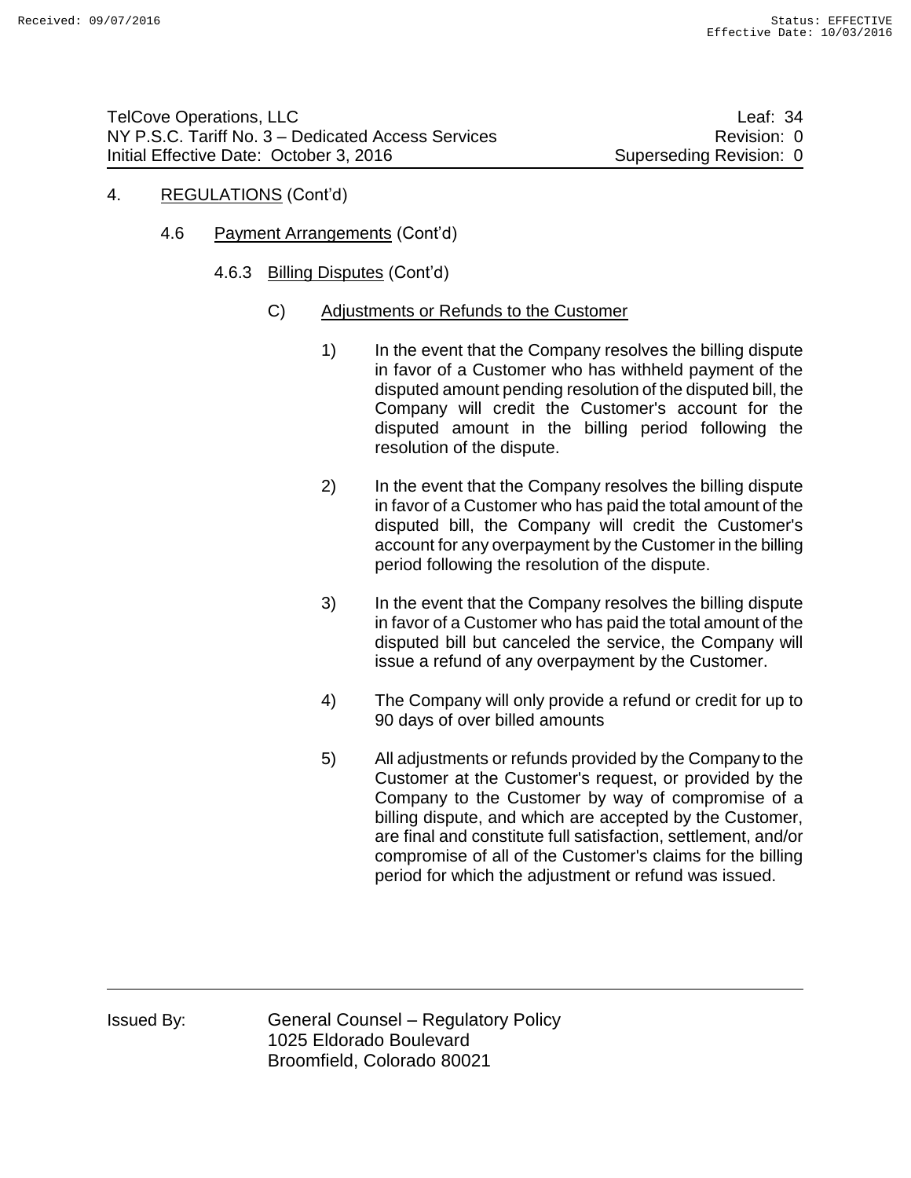4. REGULATIONS (Cont'd)

4.6 Payment Arrangements (Cont'd)

4.6.3 Billing Disputes (Cont'd)

C) Adjustments or Refunds to the Customer

1) In the event that the Company resolves the billing dispute in favor of a Customer who has withheld payment of the disputed amount pending resolution of the disputed bill, the Company will credit the Customer's account for the disputed amount in the billing period following the resolution of the dispute.

2) In the event that the Company resolves the billing dispute in favor of a Customer who has paid the total amount of the disputed bill, the Company will credit the Customer's account for any overpayment by the Customer in the billing period following the resolution of the dispute.

3) In the event that the Company resolves the billing dispute in favor of a Customer who has paid the total amount of the disputed bill but canceled the service, the Company will issue a refund of any overpayment by the Customer.

4) The Company will only provide a refund or credit for up to 90 days of over billed amounts

5) All adjustments or refunds provided by the Company to the Customer at the Customer's request, or provided by the Company to the Customer by way of compromise of a billing dispute, and which are accepted by the Customer, are final and constitute full satisfaction, settlement, and/or compromise of all of the Customer's claims for the billing period for which the adjustment or refund was issued.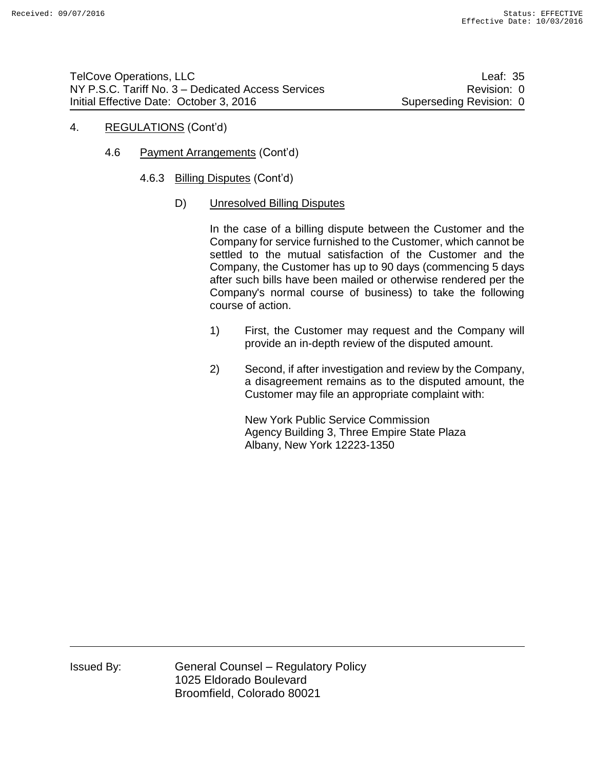4. REGULATIONS (Cont'd)

4.6 Payment Arrangements (Cont'd)

4.6.3 Billing Disputes (Cont'd)

D) Unresolved Billing Disputes

In the case of a billing dispute between the Customer and the Company for service furnished to the Customer, which cannot be settled to the mutual satisfaction of the Customer and the Company, the Customer has up to 90 days (commencing 5 days after such bills have been mailed or otherwise rendered per the Company's normal course of business) to take the following course of action.

1) First, the Customer may request and the Company will provide an in-depth review of the disputed amount.

2) Second, if after investigation and review by the Company, a disagreement remains as to the disputed amount, the Customer may file an appropriate complaint with:

New York Public Service Commission
Agency Building 3, Three Empire State Plaza
Albany, New York 12223-1350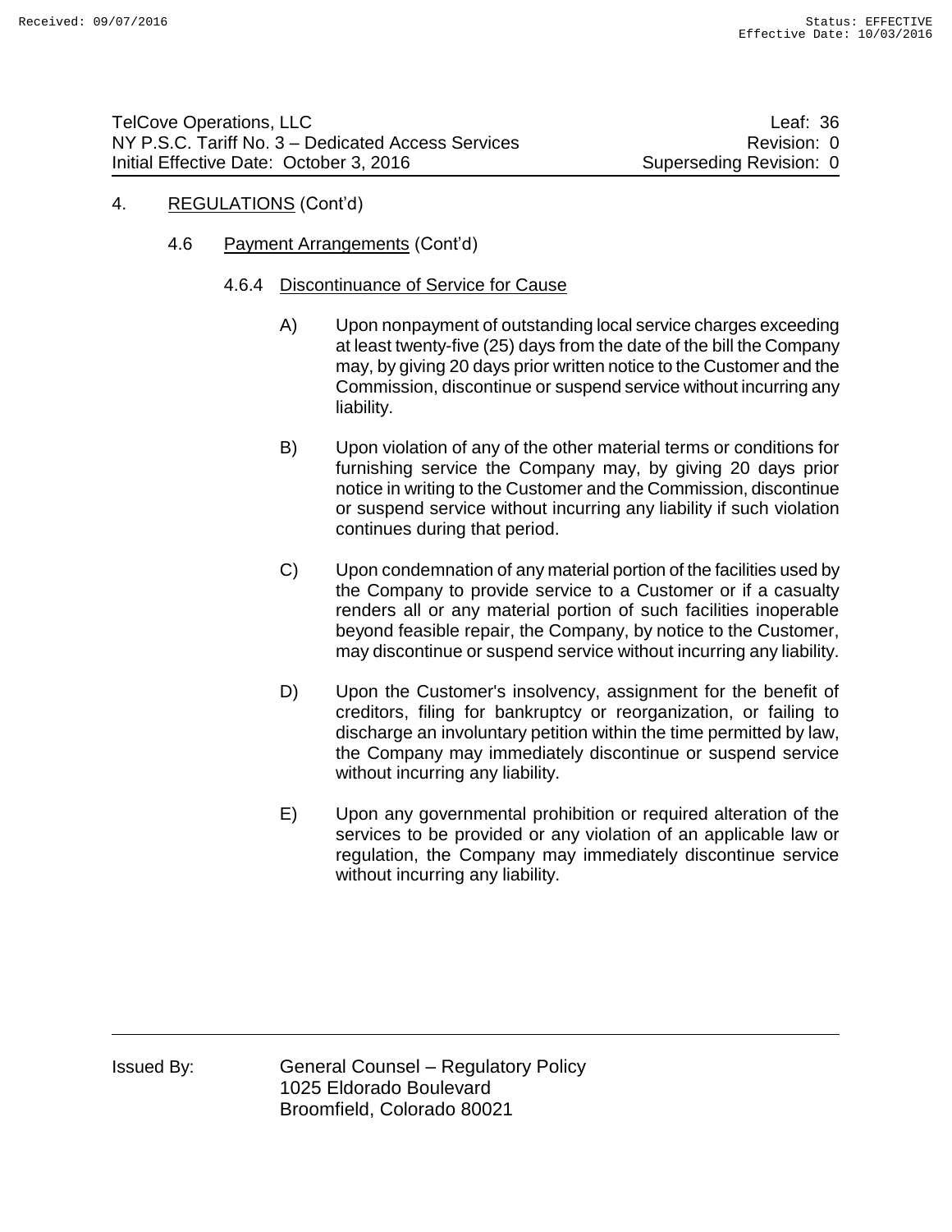4. REGULATIONS (Cont'd)

4.6 Payment Arrangements (Cont'd)

4.6.4 Discontinuance of Service for Cause

A) Upon nonpayment of outstanding local service charges exceeding at least twenty-five (25) days from the date of the bill the Company may, by giving 20 days prior written notice to the Customer and the Commission, discontinue or suspend service without incurring any liability.

B) Upon violation of any of the other material terms or conditions for furnishing service the Company may, by giving 20 days prior notice in writing to the Customer and the Commission, discontinue or suspend service without incurring any liability if such violation continues during that period.

C) Upon condemnation of any material portion of the facilities used by the Company to provide service to a Customer or if a casualty renders all or any material portion of such facilities inoperable beyond feasible repair, the Company, by notice to the Customer, may discontinue or suspend service without incurring any liability.

D) Upon the Customer's insolvency, assignment for the benefit of creditors, filing for bankruptcy or reorganization, or failing to discharge an involuntary petition within the time permitted by law, the Company may immediately discontinue or suspend service without incurring any liability.

E) Upon any governmental prohibition or required alteration of the services to be provided or any violation of an applicable law or regulation, the Company may immediately discontinue service without incurring any liability.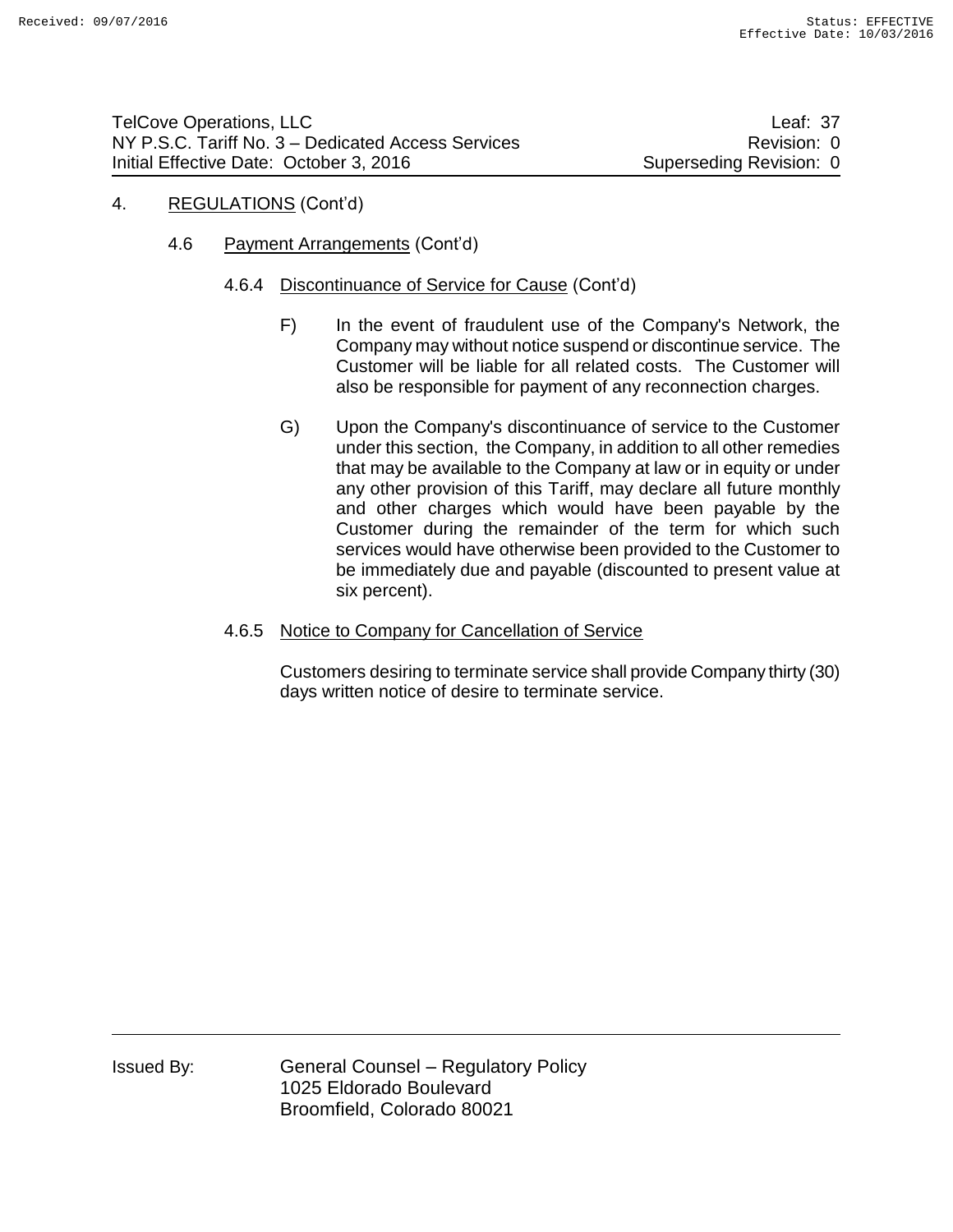4. REGULATIONS (Cont'd)

4.6 Payment Arrangements (Cont'd)

4.6.4 Discontinuance of Service for Cause (Cont'd)

F) In the event of fraudulent use of the Company's Network, the Company may without notice suspend or discontinue service. The Customer will be liable for all related costs. The Customer will also be responsible for payment of any reconnection charges.

G) Upon the Company's discontinuance of service to the Customer under this section, the Company, in addition to all other remedies that may be available to the Company at law or in equity or under any other provision of this Tariff, may declare all future monthly and other charges which would have been payable by the Customer during the remainder of the term for which such services would have otherwise been provided to the Customer to be immediately due and payable (discounted to present value at six percent).

4.6.5 Notice to Company for Cancellation of Service

Customers desiring to terminate service shall provide Company thirty (30) days written notice of desire to terminate service.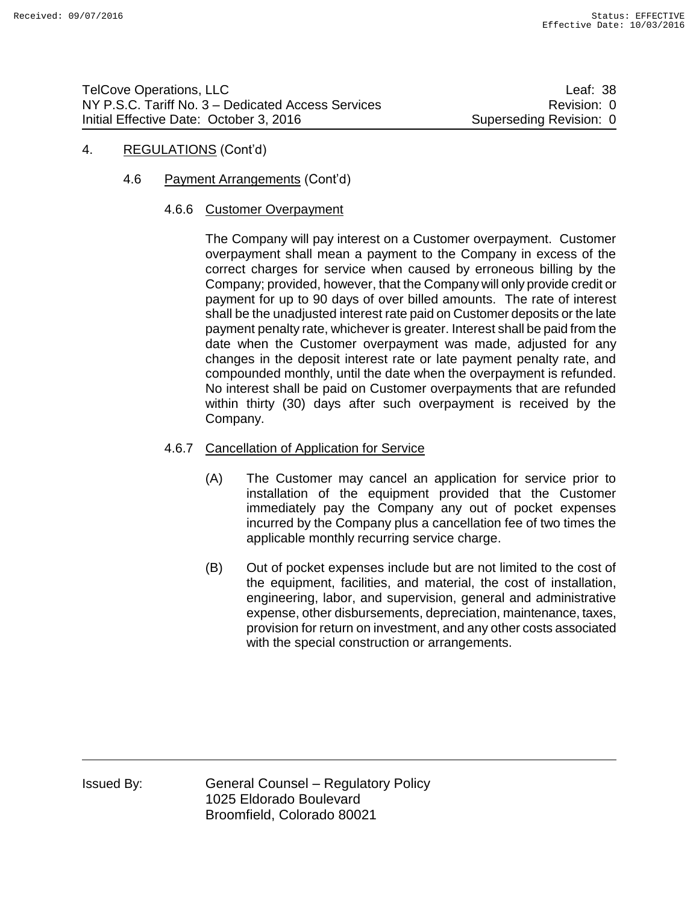4. REGULATIONS (Cont'd)

4.6 Payment Arrangements (Cont'd)

4.6.6 Customer Overpayment

The Company will pay interest on a Customer overpayment. Customer overpayment shall mean a payment to the Company in excess of the correct charges for service when caused by erroneous billing by the Company; provided, however, that the Company will only provide credit or payment for up to 90 days of over billed amounts. The rate of interest shall be the unadjusted interest rate paid on Customer deposits or the late payment penalty rate, whichever is greater. Interest shall be paid from the date when the Customer overpayment was made, adjusted for any changes in the deposit interest rate or late payment penalty rate, and compounded monthly, until the date when the overpayment is refunded. No interest shall be paid on Customer overpayments that are refunded within thirty (30) days after such overpayment is received by the Company.

4.6.7 Cancellation of Application for Service

(A) The Customer may cancel an application for service prior to installation of the equipment provided that the Customer immediately pay the Company any out of pocket expenses incurred by the Company plus a cancellation fee of two times the applicable monthly recurring service charge.

(B) Out of pocket expenses include but are not limited to the cost of the equipment, facilities, and material, the cost of installation, engineering, labor, and supervision, general and administrative expense, other disbursements, depreciation, maintenance, taxes, provision for return on investment, and any other costs associated with the special construction or arrangements.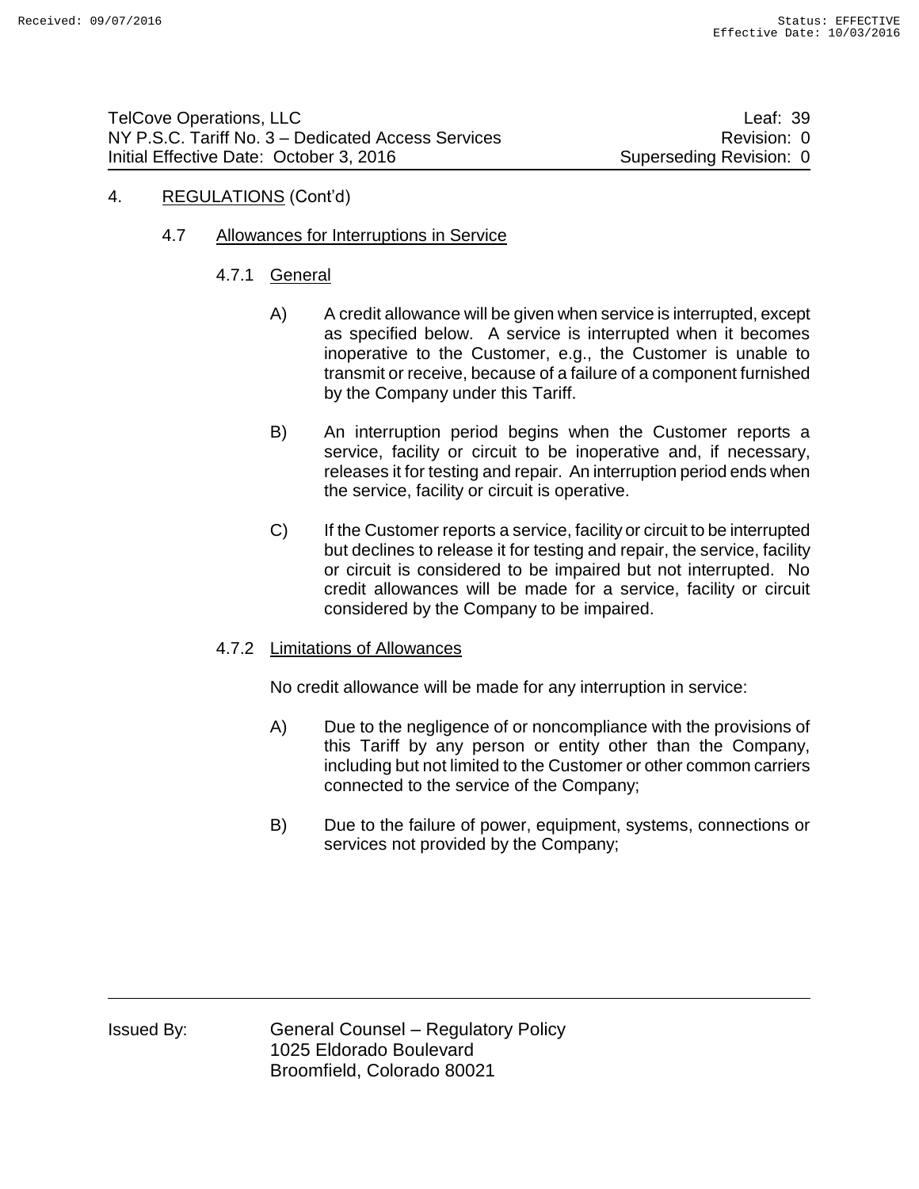4. REGULATIONS (Cont'd)

4.7 Allowances for Interruptions in Service

4.7.1 General

A) A credit allowance will be given when service is interrupted, except as specified below. A service is interrupted when it becomes inoperative to the Customer, e.g., the Customer is unable to transmit or receive, because of a failure of a component furnished by the Company under this Tariff.

B) An interruption period begins when the Customer reports a service, facility or circuit to be inoperative and, if necessary, releases it for testing and repair. An interruption period ends when the service, facility or circuit is operative.

C) If the Customer reports a service, facility or circuit to be interrupted but declines to release it for testing and repair, the service, facility or circuit is considered to be impaired but not interrupted. No credit allowances will be made for a service, facility or circuit considered by the Company to be impaired.

4.7.2 Limitations of Allowances

No credit allowance will be made for any interruption in service:

A) Due to the negligence of or noncompliance with the provisions of this Tariff by any person or entity other than the Company, including but not limited to the Customer or other common carriers connected to the service of the Company;

B) Due to the failure of power, equipment, systems, connections or services not provided by the Company;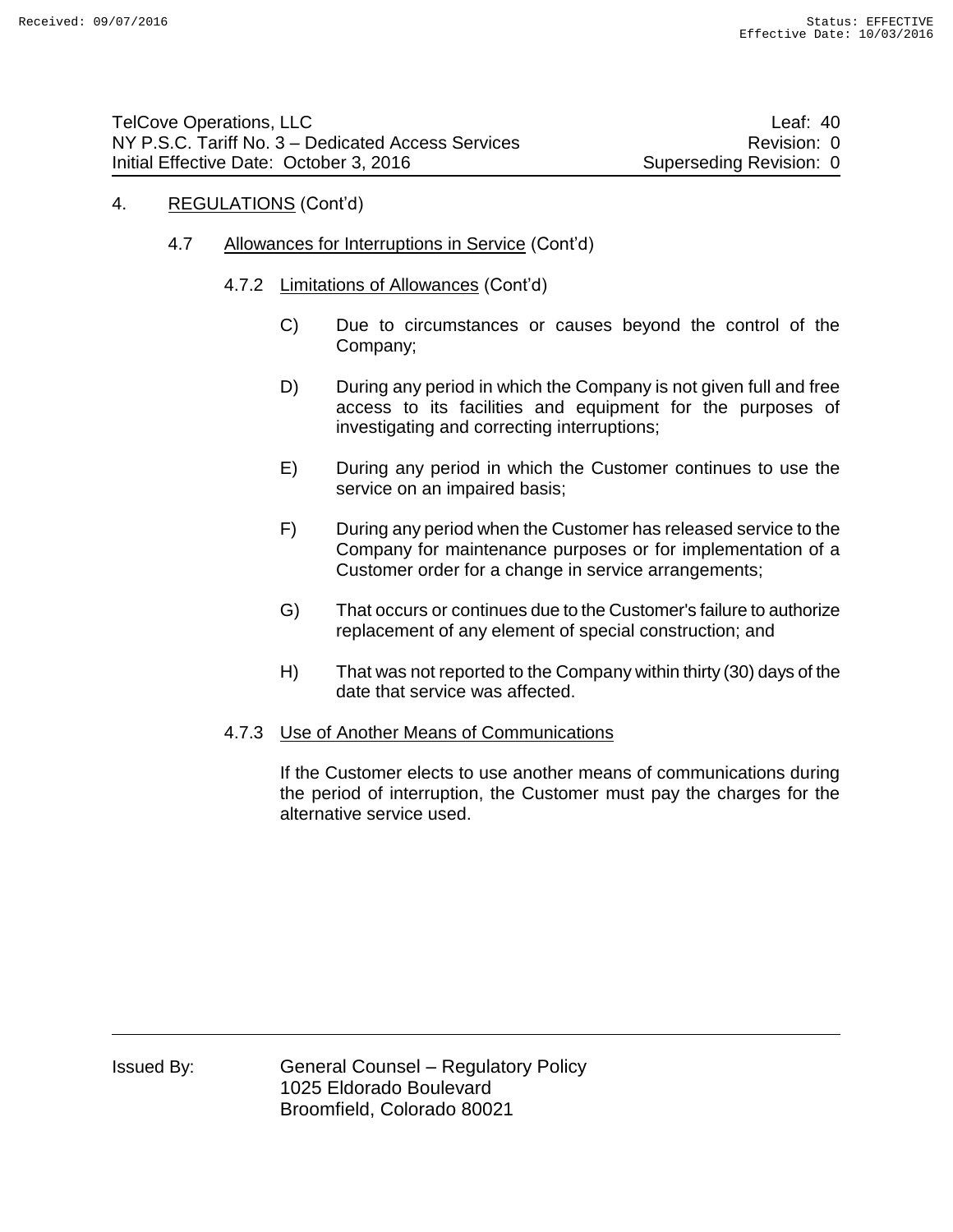4. REGULATIONS (Cont'd)

4.7 Allowances for Interruptions in Service (Cont'd)

4.7.2 Limitations of Allowances (Cont'd)

C) Due to circumstances or causes beyond the control of the Company;

D) During any period in which the Company is not given full and free access to its facilities and equipment for the purposes of investigating and correcting interruptions;

E) During any period in which the Customer continues to use the service on an impaired basis;

F) During any period when the Customer has released service to the Company for maintenance purposes or for implementation of a Customer order for a change in service arrangements;

G) That occurs or continues due to the Customer's failure to authorize replacement of any element of special construction; and

H) That was not reported to the Company within thirty (30) days of the date that service was affected.

4.7.3 Use of Another Means of Communications

If the Customer elects to use another means of communications during the period of interruption, the Customer must pay the charges for the alternative service used.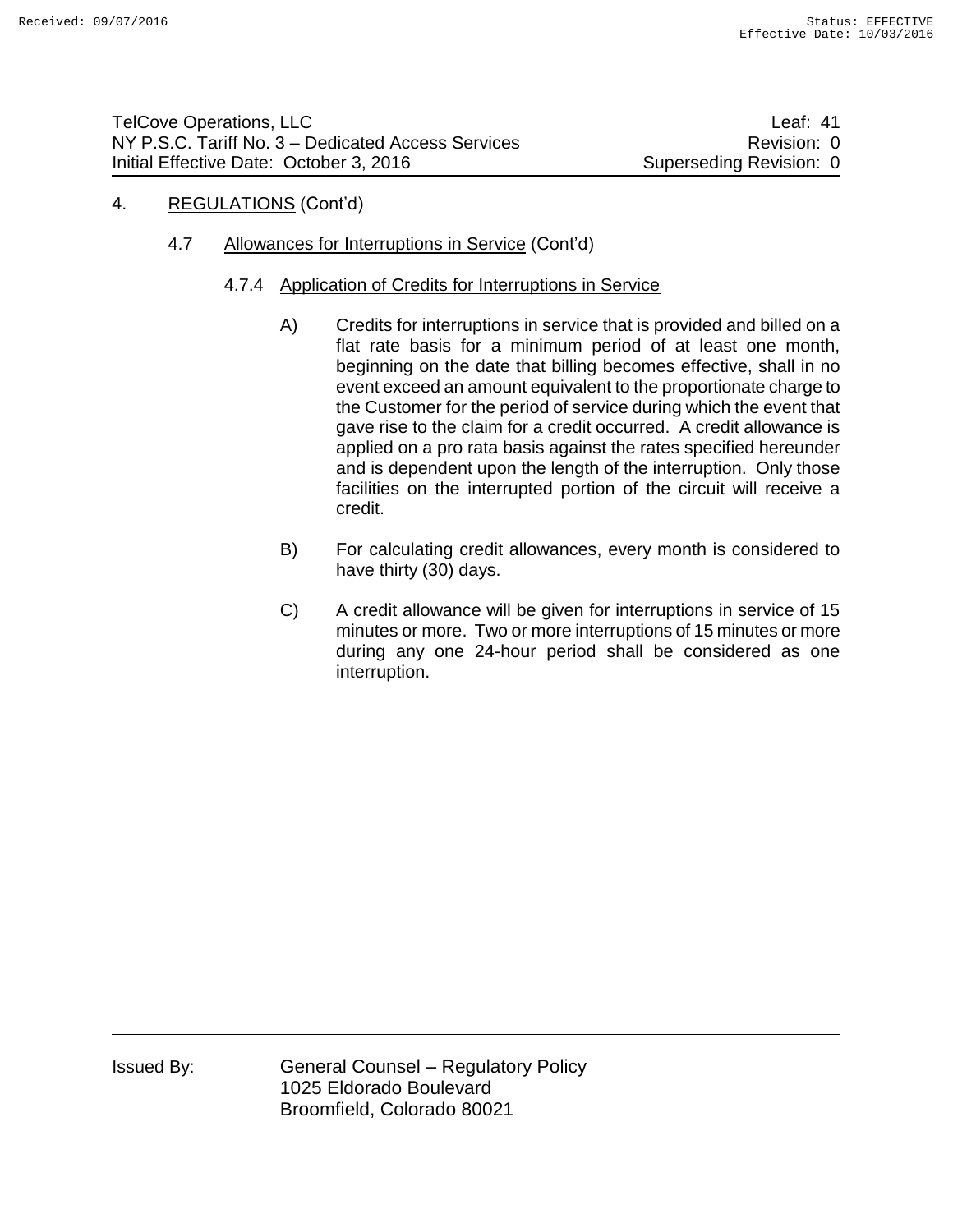# 4. REGULATIONS (Cont'd)

## 4.7 Allowances for Interruptions in Service (Cont'd)

### 4.7.4 Application of Credits for Interruptions in Service

A) Credits for interruptions in service that is provided and billed on a flat rate basis for a minimum period of at least one month, beginning on the date that billing becomes effective, shall in no event exceed an amount equivalent to the proportionate charge to the Customer for the period of service during which the event that gave rise to the claim for a credit occurred. A credit allowance is applied on a pro rata basis against the rates specified hereunder and is dependent upon the length of the interruption. Only those facilities on the interrupted portion of the circuit will receive a credit.

B) For calculating credit allowances, every month is considered to have thirty (30) days.

C) A credit allowance will be given for interruptions in service of 15 minutes or more. Two or more interruptions of 15 minutes or more during any one 24-hour period shall be considered as one interruption.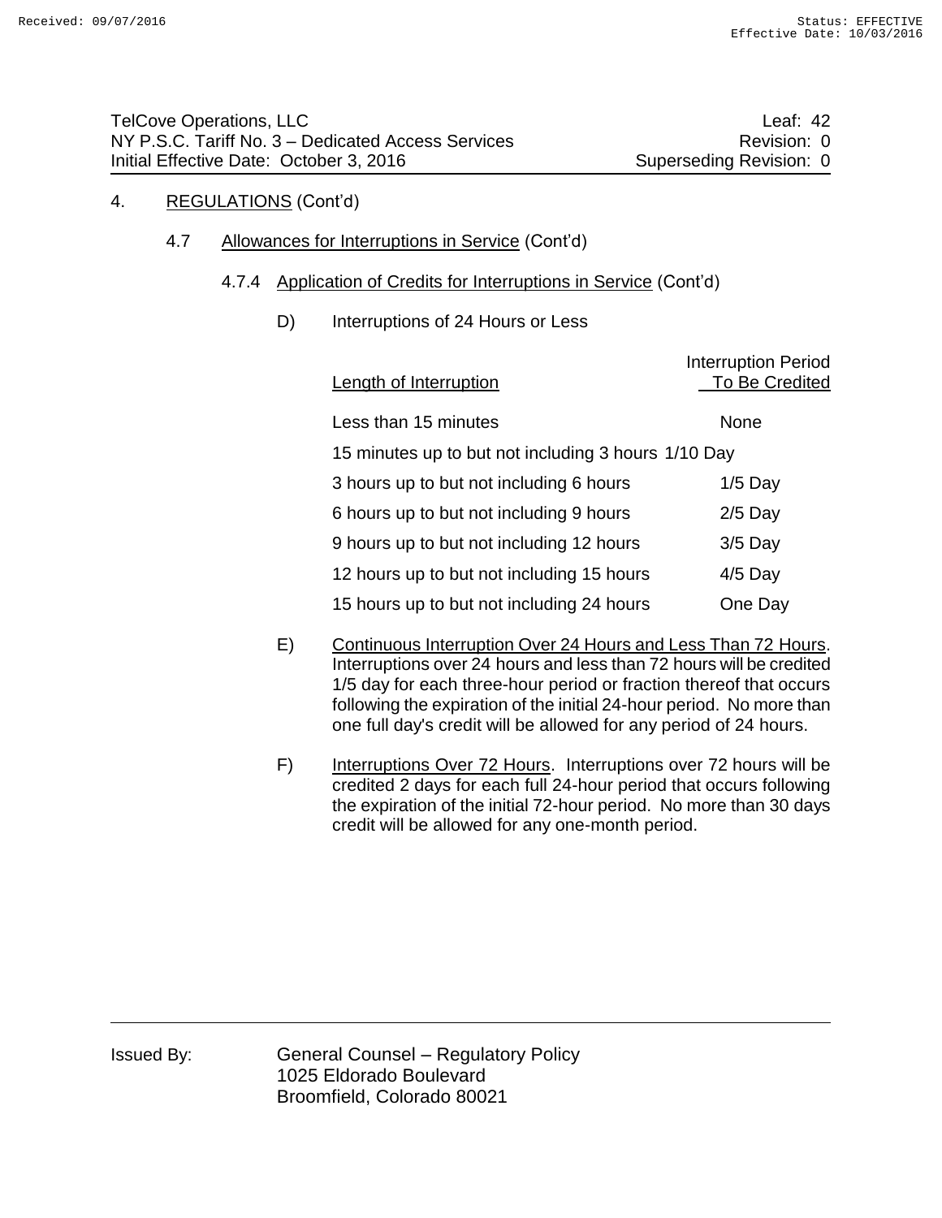TelCove Operations, LLC | Leaf: 42
NY P.S.C. Tariff No. 3 – Dedicated Access Services | Revision: 0
Initial Effective Date: October 3, 2016 | Superseding Revision: 0

4. REGULATIONS (Cont'd)

4.7 Allowances for Interruptions in Service (Cont'd)

4.7.4 Application of Credits for Interruptions in Service (Cont'd)

D) Interruptions of 24 Hours or Less

| Length of Interruption | Interruption Period To Be Credited |
|---|---|
| Less than 15 minutes | None |
| 15 minutes up to but not including 3 hours | 1/10 Day |
| 3 hours up to but not including 6 hours | 1/5 Day |
| 6 hours up to but not including 9 hours | 2/5 Day |
| 9 hours up to but not including 12 hours | 3/5 Day |
| 12 hours up to but not including 15 hours | 4/5 Day |
| 15 hours up to but not including 24 hours | One Day |

E) Continuous Interruption Over 24 Hours and Less Than 72 Hours. Interruptions over 24 hours and less than 72 hours will be credited 1/5 day for each three-hour period or fraction thereof that occurs following the expiration of the initial 24-hour period. No more than one full day's credit will be allowed for any period of 24 hours.

F) Interruptions Over 72 Hours. Interruptions over 72 hours will be credited 2 days for each full 24-hour period that occurs following the expiration of the initial 72-hour period. No more than 30 days credit will be allowed for any one-month period.

Issued By: General Counsel – Regulatory Policy
1025 Eldorado Boulevard
Broomfield, Colorado 80021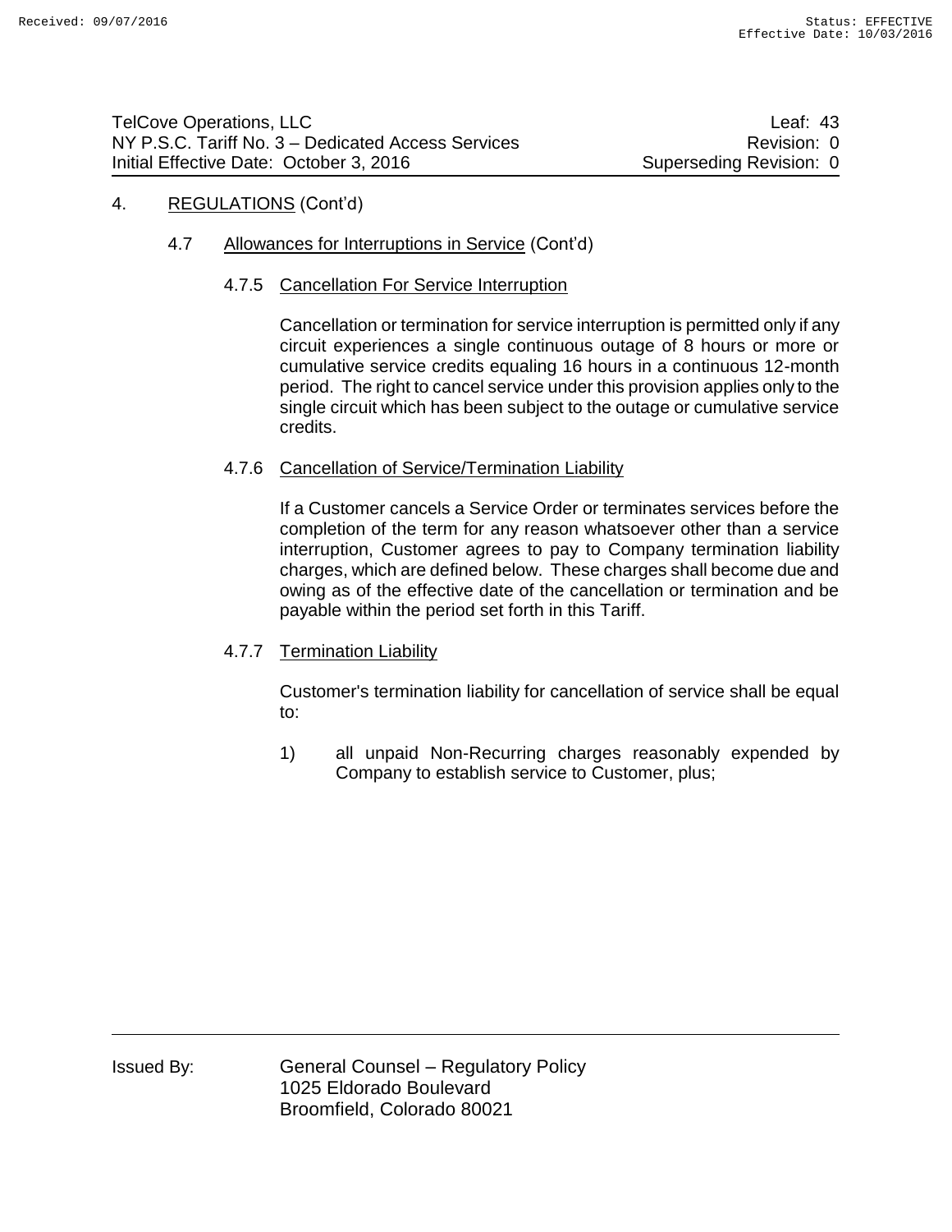## 4. REGULATIONS (Cont'd)

### 4.7 Allowances for Interruptions in Service (Cont'd)

#### 4.7.5 Cancellation For Service Interruption

Cancellation or termination for service interruption is permitted only if any circuit experiences a single continuous outage of 8 hours or more or cumulative service credits equaling 16 hours in a continuous 12-month period. The right to cancel service under this provision applies only to the single circuit which has been subject to the outage or cumulative service credits.

#### 4.7.6 Cancellation of Service/Termination Liability

If a Customer cancels a Service Order or terminates services before the completion of the term for any reason whatsoever other than a service interruption, Customer agrees to pay to Company termination liability charges, which are defined below. These charges shall become due and owing as of the effective date of the cancellation or termination and be payable within the period set forth in this Tariff.

#### 4.7.7 Termination Liability

Customer's termination liability for cancellation of service shall be equal to:

1) all unpaid Non-Recurring charges reasonably expended by Company to establish service to Customer, plus;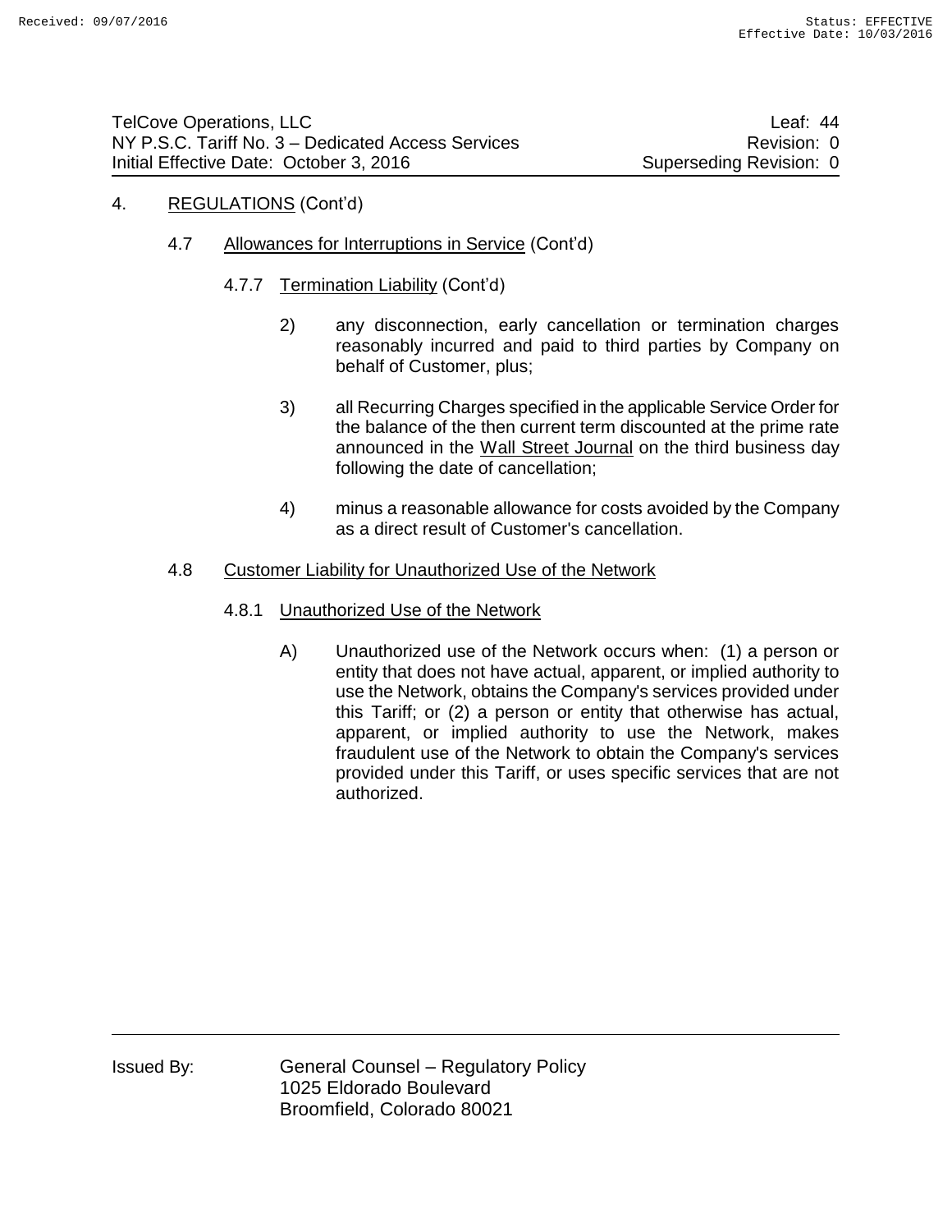4. REGULATIONS (Cont'd)

4.7 Allowances for Interruptions in Service (Cont'd)

4.7.7 Termination Liability (Cont'd)

2) any disconnection, early cancellation or termination charges reasonably incurred and paid to third parties by Company on behalf of Customer, plus;

3) all Recurring Charges specified in the applicable Service Order for the balance of the then current term discounted at the prime rate announced in the Wall Street Journal on the third business day following the date of cancellation;

4) minus a reasonable allowance for costs avoided by the Company as a direct result of Customer's cancellation.

4.8 Customer Liability for Unauthorized Use of the Network

4.8.1 Unauthorized Use of the Network

A) Unauthorized use of the Network occurs when: (1) a person or entity that does not have actual, apparent, or implied authority to use the Network, obtains the Company's services provided under this Tariff; or (2) a person or entity that otherwise has actual, apparent, or implied authority to use the Network, makes fraudulent use of the Network to obtain the Company's services provided under this Tariff, or uses specific services that are not authorized.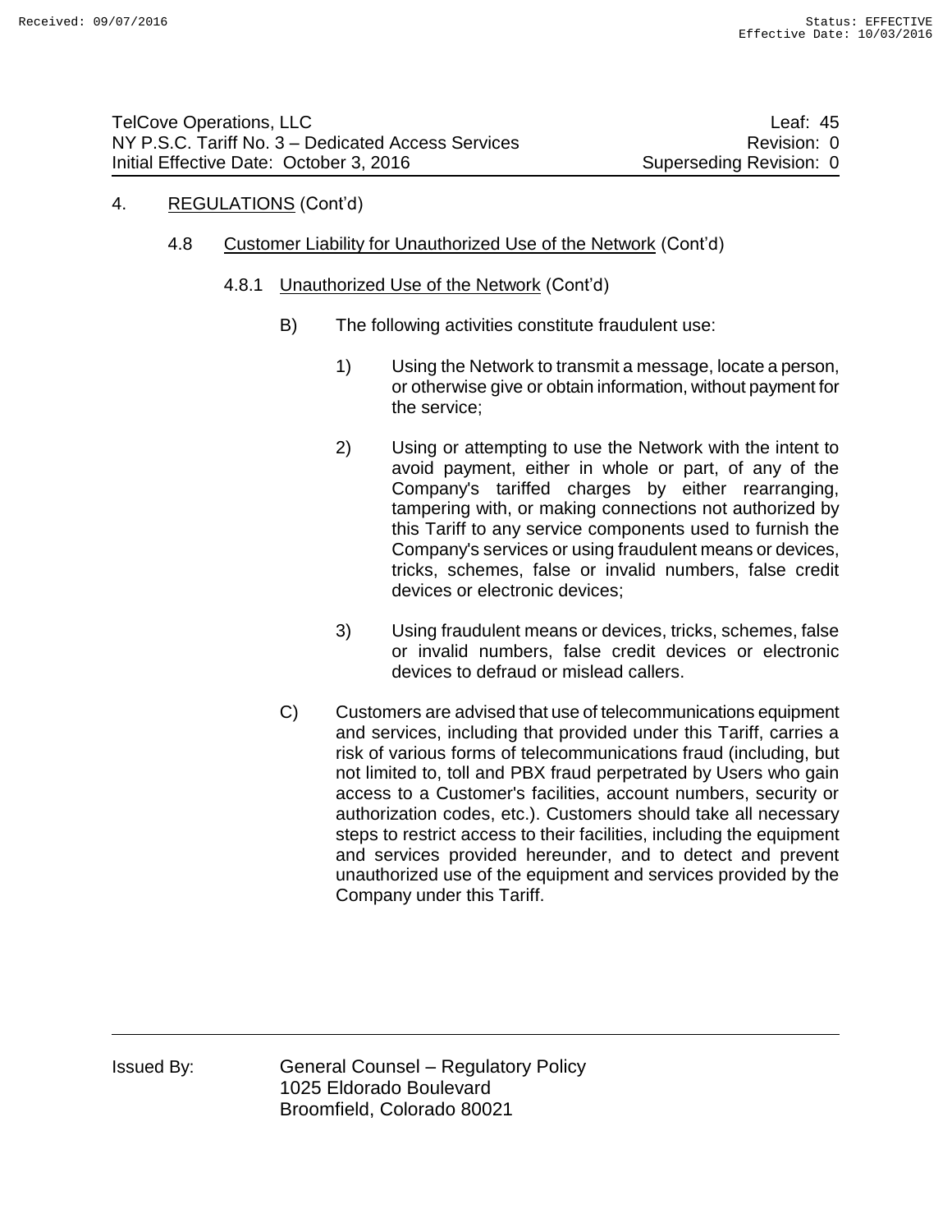4. REGULATIONS (Cont'd)

4.8 Customer Liability for Unauthorized Use of the Network (Cont'd)

4.8.1 Unauthorized Use of the Network (Cont'd)

B) The following activities constitute fraudulent use:

1) Using the Network to transmit a message, locate a person, or otherwise give or obtain information, without payment for the service;

2) Using or attempting to use the Network with the intent to avoid payment, either in whole or part, of any of the Company's tariffed charges by either rearranging, tampering with, or making connections not authorized by this Tariff to any service components used to furnish the Company's services or using fraudulent means or devices, tricks, schemes, false or invalid numbers, false credit devices or electronic devices;

3) Using fraudulent means or devices, tricks, schemes, false or invalid numbers, false credit devices or electronic devices to defraud or mislead callers.

C) Customers are advised that use of telecommunications equipment and services, including that provided under this Tariff, carries a risk of various forms of telecommunications fraud (including, but not limited to, toll and PBX fraud perpetrated by Users who gain access to a Customer's facilities, account numbers, security or authorization codes, etc.). Customers should take all necessary steps to restrict access to their facilities, including the equipment and services provided hereunder, and to detect and prevent unauthorized use of the equipment and services provided by the Company under this Tariff.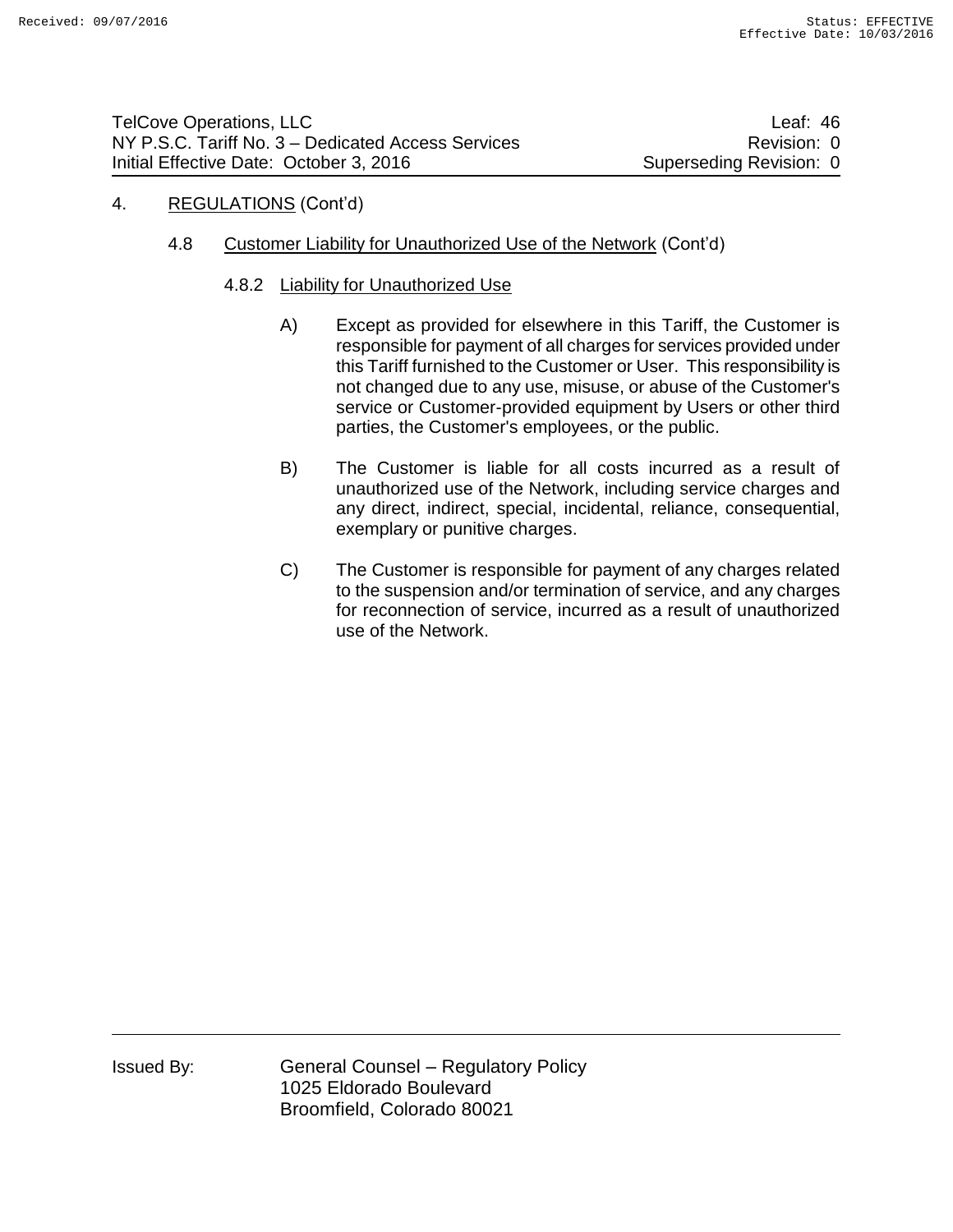4. REGULATIONS (Cont'd)

4.8 Customer Liability for Unauthorized Use of the Network (Cont'd)

4.8.2 Liability for Unauthorized Use

A) Except as provided for elsewhere in this Tariff, the Customer is responsible for payment of all charges for services provided under this Tariff furnished to the Customer or User. This responsibility is not changed due to any use, misuse, or abuse of the Customer's service or Customer-provided equipment by Users or other third parties, the Customer's employees, or the public.

B) The Customer is liable for all costs incurred as a result of unauthorized use of the Network, including service charges and any direct, indirect, special, incidental, reliance, consequential, exemplary or punitive charges.

C) The Customer is responsible for payment of any charges related to the suspension and/or termination of service, and any charges for reconnection of service, incurred as a result of unauthorized use of the Network.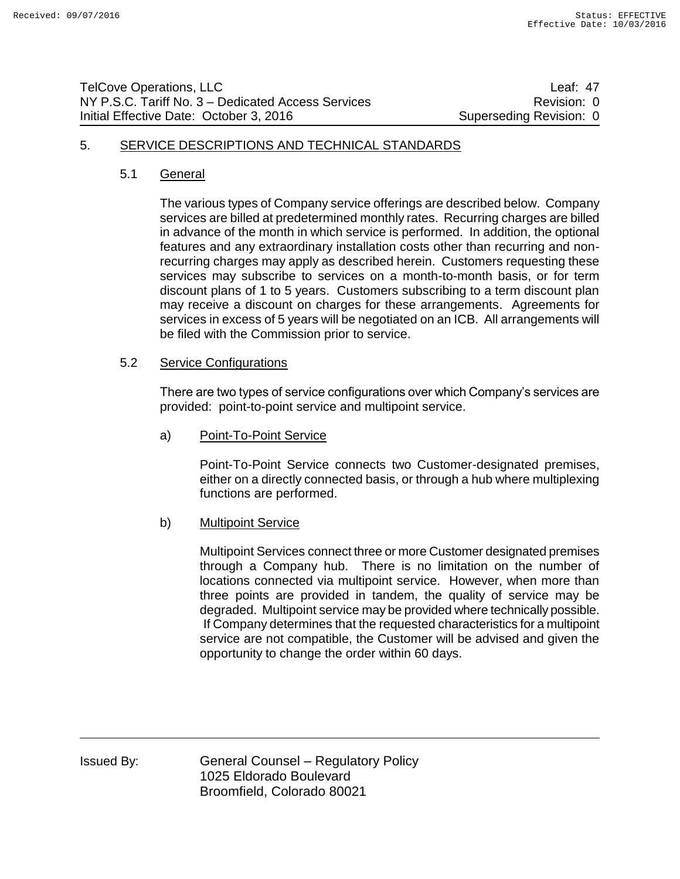## 5. SERVICE DESCRIPTIONS AND TECHNICAL STANDARDS

### 5.1 General

The various types of Company service offerings are described below. Company services are billed at predetermined monthly rates. Recurring charges are billed in advance of the month in which service is performed. In addition, the optional features and any extraordinary installation costs other than recurring and non-recurring charges may apply as described herein. Customers requesting these services may subscribe to services on a month-to-month basis, or for term discount plans of 1 to 5 years. Customers subscribing to a term discount plan may receive a discount on charges for these arrangements. Agreements for services in excess of 5 years will be negotiated on an ICB. All arrangements will be filed with the Commission prior to service.

### 5.2 Service Configurations

There are two types of service configurations over which Company's services are provided: point-to-point service and multipoint service.

a) Point-To-Point Service

Point-To-Point Service connects two Customer-designated premises, either on a directly connected basis, or through a hub where multiplexing functions are performed.

b) Multipoint Service

Multipoint Services connect three or more Customer designated premises through a Company hub. There is no limitation on the number of locations connected via multipoint service. However, when more than three points are provided in tandem, the quality of service may be degraded. Multipoint service may be provided where technically possible. If Company determines that the requested characteristics for a multipoint service are not compatible, the Customer will be advised and given the opportunity to change the order within 60 days.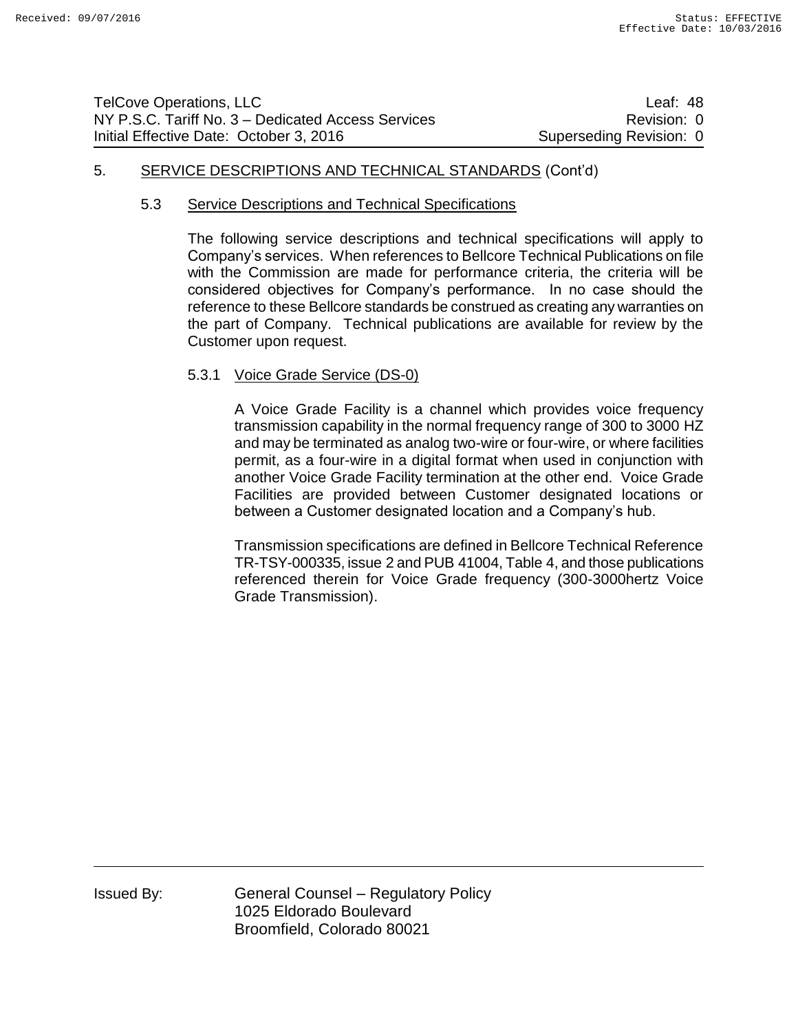## 5. SERVICE DESCRIPTIONS AND TECHNICAL STANDARDS (Cont'd)

### 5.3 Service Descriptions and Technical Specifications

The following service descriptions and technical specifications will apply to Company's services. When references to Bellcore Technical Publications on file with the Commission are made for performance criteria, the criteria will be considered objectives for Company's performance. In no case should the reference to these Bellcore standards be construed as creating any warranties on the part of Company. Technical publications are available for review by the Customer upon request.

#### 5.3.1 Voice Grade Service (DS-0)

A Voice Grade Facility is a channel which provides voice frequency transmission capability in the normal frequency range of 300 to 3000 HZ and may be terminated as analog two-wire or four-wire, or where facilities permit, as a four-wire in a digital format when used in conjunction with another Voice Grade Facility termination at the other end. Voice Grade Facilities are provided between Customer designated locations or between a Customer designated location and a Company's hub.

Transmission specifications are defined in Bellcore Technical Reference TR-TSY-000335, issue 2 and PUB 41004, Table 4, and those publications referenced therein for Voice Grade frequency (300-3000hertz Voice Grade Transmission).

Issued By: General Counsel – Regulatory Policy
1025 Eldorado Boulevard
Broomfield, Colorado 80021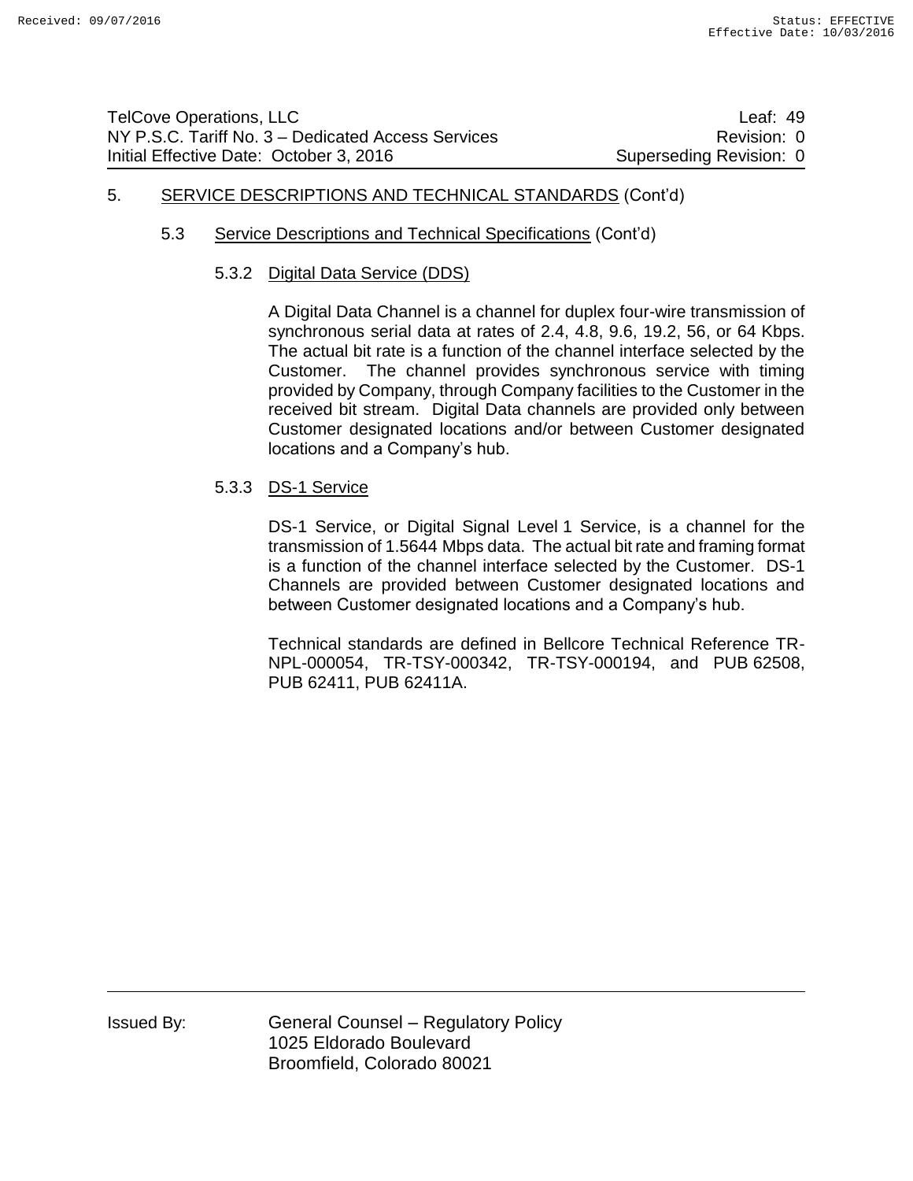## 5. SERVICE DESCRIPTIONS AND TECHNICAL STANDARDS (Cont'd)

### 5.3 Service Descriptions and Technical Specifications (Cont'd)

#### 5.3.2 Digital Data Service (DDS)

A Digital Data Channel is a channel for duplex four-wire transmission of synchronous serial data at rates of 2.4, 4.8, 9.6, 19.2, 56, or 64 Kbps. The actual bit rate is a function of the channel interface selected by the Customer. The channel provides synchronous service with timing provided by Company, through Company facilities to the Customer in the received bit stream. Digital Data channels are provided only between Customer designated locations and/or between Customer designated locations and a Company's hub.

#### 5.3.3 DS-1 Service

DS-1 Service, or Digital Signal Level 1 Service, is a channel for the transmission of 1.5644 Mbps data. The actual bit rate and framing format is a function of the channel interface selected by the Customer. DS-1 Channels are provided between Customer designated locations and between Customer designated locations and a Company's hub.

Technical standards are defined in Bellcore Technical Reference TR-NPL-000054, TR-TSY-000342, TR-TSY-000194, and PUB 62508, PUB 62411, PUB 62411A.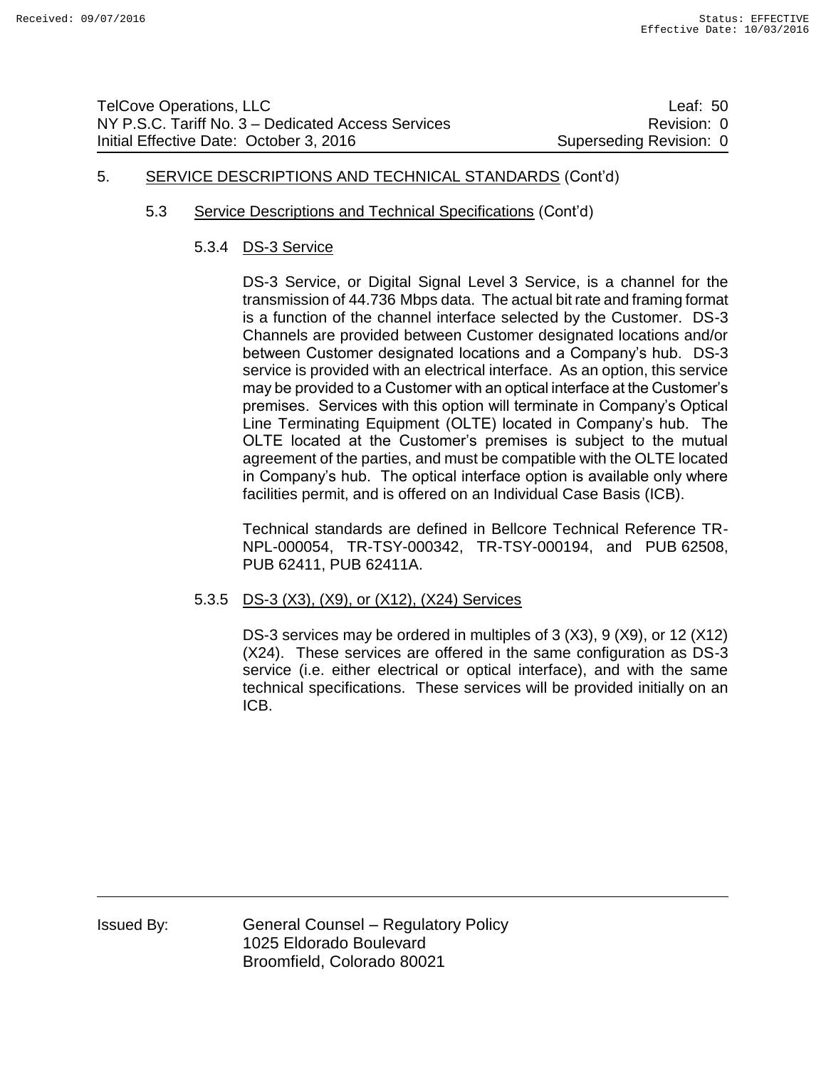## 5. SERVICE DESCRIPTIONS AND TECHNICAL STANDARDS (Cont'd)

### 5.3 Service Descriptions and Technical Specifications (Cont'd)

#### 5.3.4 DS-3 Service

DS-3 Service, or Digital Signal Level 3 Service, is a channel for the transmission of 44.736 Mbps data. The actual bit rate and framing format is a function of the channel interface selected by the Customer. DS-3 Channels are provided between Customer designated locations and/or between Customer designated locations and a Company's hub. DS-3 service is provided with an electrical interface. As an option, this service may be provided to a Customer with an optical interface at the Customer's premises. Services with this option will terminate in Company's Optical Line Terminating Equipment (OLTE) located in Company's hub. The OLTE located at the Customer's premises is subject to the mutual agreement of the parties, and must be compatible with the OLTE located in Company's hub. The optical interface option is available only where facilities permit, and is offered on an Individual Case Basis (ICB).

Technical standards are defined in Bellcore Technical Reference TR-NPL-000054, TR-TSY-000342, TR-TSY-000194, and PUB 62508, PUB 62411, PUB 62411A.

#### 5.3.5 DS-3 (X3), (X9), or (X12), (X24) Services

DS-3 services may be ordered in multiples of 3 (X3), 9 (X9), or 12 (X12) (X24). These services are offered in the same configuration as DS-3 service (i.e. either electrical or optical interface), and with the same technical specifications. These services will be provided initially on an ICB.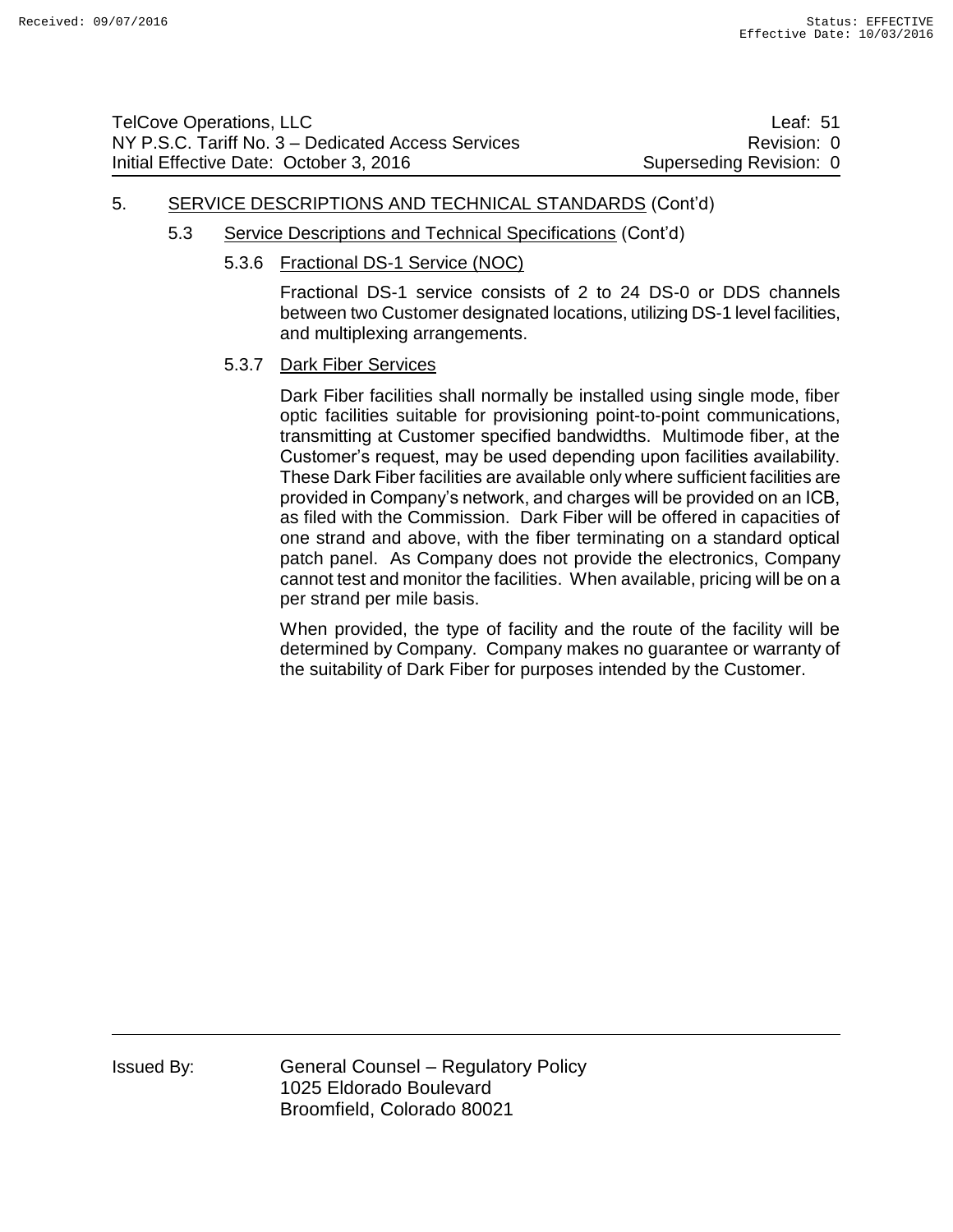5. SERVICE DESCRIPTIONS AND TECHNICAL STANDARDS (Cont'd)

5.3 Service Descriptions and Technical Specifications (Cont'd)

5.3.6 Fractional DS-1 Service (NOC)

Fractional DS-1 service consists of 2 to 24 DS-0 or DDS channels between two Customer designated locations, utilizing DS-1 level facilities, and multiplexing arrangements.

5.3.7 Dark Fiber Services

Dark Fiber facilities shall normally be installed using single mode, fiber optic facilities suitable for provisioning point-to-point communications, transmitting at Customer specified bandwidths. Multimode fiber, at the Customer's request, may be used depending upon facilities availability. These Dark Fiber facilities are available only where sufficient facilities are provided in Company's network, and charges will be provided on an ICB, as filed with the Commission. Dark Fiber will be offered in capacities of one strand and above, with the fiber terminating on a standard optical patch panel. As Company does not provide the electronics, Company cannot test and monitor the facilities. When available, pricing will be on a per strand per mile basis.

When provided, the type of facility and the route of the facility will be determined by Company. Company makes no guarantee or warranty of the suitability of Dark Fiber for purposes intended by the Customer.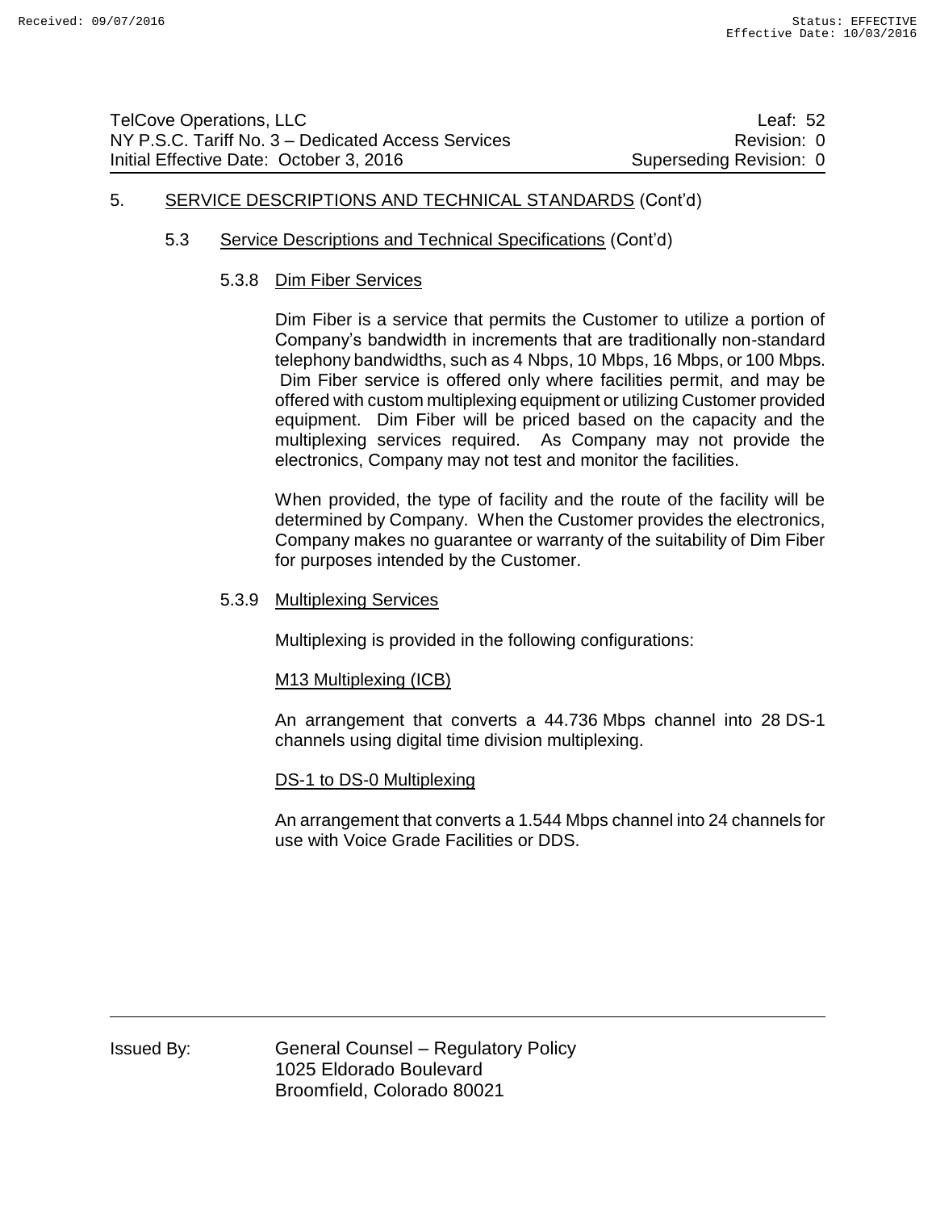## 5. SERVICE DESCRIPTIONS AND TECHNICAL STANDARDS (Cont'd)

### 5.3 Service Descriptions and Technical Specifications (Cont'd)

#### 5.3.8 Dim Fiber Services

Dim Fiber is a service that permits the Customer to utilize a portion of Company's bandwidth in increments that are traditionally non-standard telephony bandwidths, such as 4 Nbps, 10 Mbps, 16 Mbps, or 100 Mbps. Dim Fiber service is offered only where facilities permit, and may be offered with custom multiplexing equipment or utilizing Customer provided equipment. Dim Fiber will be priced based on the capacity and the multiplexing services required. As Company may not provide the electronics, Company may not test and monitor the facilities.

When provided, the type of facility and the route of the facility will be determined by Company. When the Customer provides the electronics, Company makes no guarantee or warranty of the suitability of Dim Fiber for purposes intended by the Customer.

#### 5.3.9 Multiplexing Services

Multiplexing is provided in the following configurations:

M13 Multiplexing (ICB)

An arrangement that converts a 44.736 Mbps channel into 28 DS-1 channels using digital time division multiplexing.

DS-1 to DS-0 Multiplexing

An arrangement that converts a 1.544 Mbps channel into 24 channels for use with Voice Grade Facilities or DDS.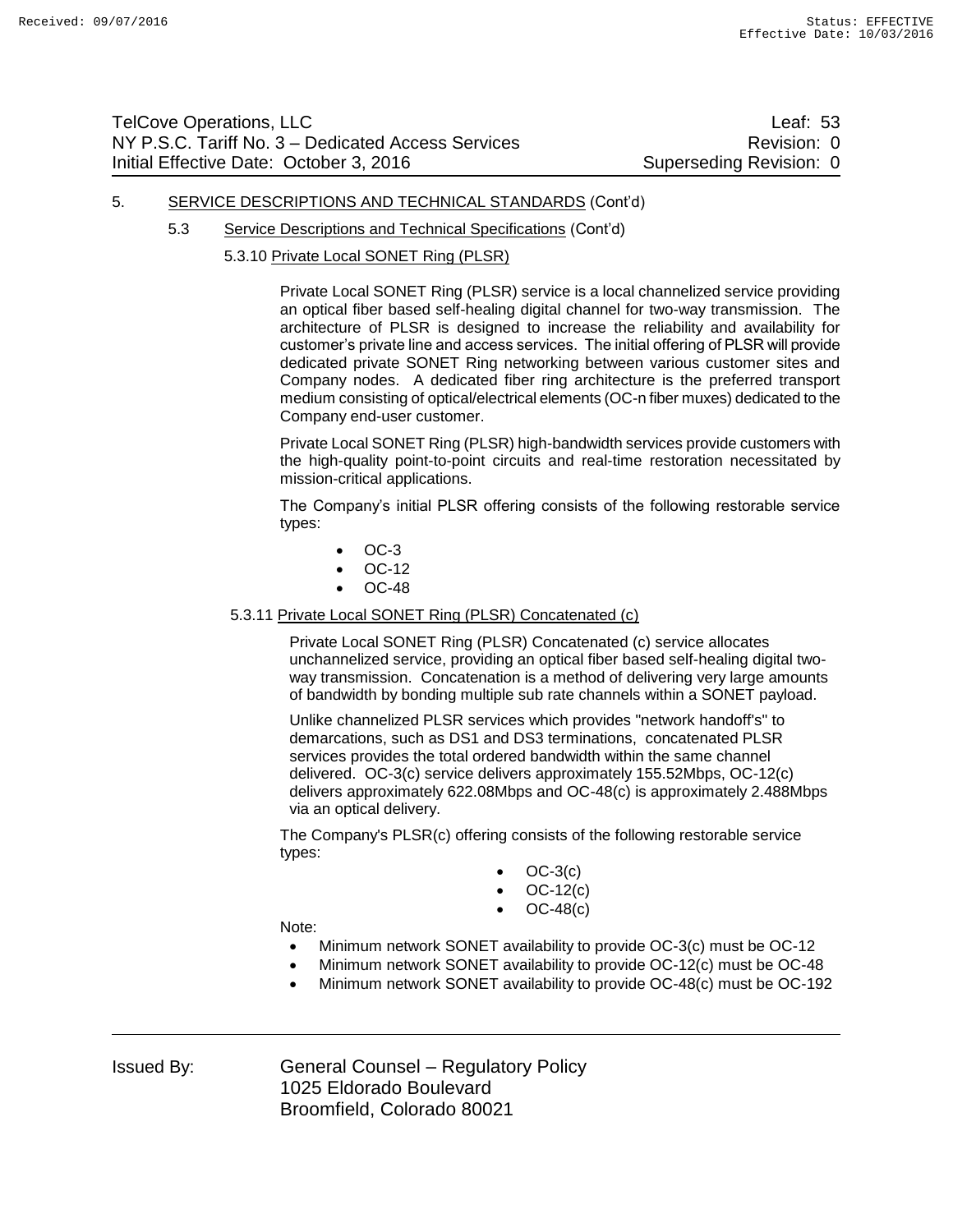5. SERVICE DESCRIPTIONS AND TECHNICAL STANDARDS (Cont'd)

5.3 Service Descriptions and Technical Specifications (Cont'd)

5.3.10 Private Local SONET Ring (PLSR)

Private Local SONET Ring (PLSR) service is a local channelized service providing an optical fiber based self-healing digital channel for two-way transmission. The architecture of PLSR is designed to increase the reliability and availability for customer's private line and access services. The initial offering of PLSR will provide dedicated private SONET Ring networking between various customer sites and Company nodes. A dedicated fiber ring architecture is the preferred transport medium consisting of optical/electrical elements (OC-n fiber muxes) dedicated to the Company end-user customer.

Private Local SONET Ring (PLSR) high-bandwidth services provide customers with the high-quality point-to-point circuits and real-time restoration necessitated by mission-critical applications.

The Company's initial PLSR offering consists of the following restorable service types:

- OC-3
- OC-12
- OC-48

5.3.11 Private Local SONET Ring (PLSR) Concatenated (c)

Private Local SONET Ring (PLSR) Concatenated (c) service allocates unchannelized service, providing an optical fiber based self-healing digital two-way transmission. Concatenation is a method of delivering very large amounts of bandwidth by bonding multiple sub rate channels within a SONET payload.

Unlike channelized PLSR services which provides "network handoff's" to demarcations, such as DS1 and DS3 terminations, concatenated PLSR services provides the total ordered bandwidth within the same channel delivered. OC-3(c) service delivers approximately 155.52Mbps, OC-12(c) delivers approximately 622.08Mbps and OC-48(c) is approximately 2.488Mbps via an optical delivery.

The Company's PLSR(c) offering consists of the following restorable service types:

- OC-3(c)
- OC-12(c)
- OC-48(c)

Note:

- Minimum network SONET availability to provide OC-3(c) must be OC-12
- Minimum network SONET availability to provide OC-12(c) must be OC-48
- Minimum network SONET availability to provide OC-48(c) must be OC-192

Issued By: General Counsel – Regulatory Policy
1025 Eldorado Boulevard
Broomfield, Colorado 80021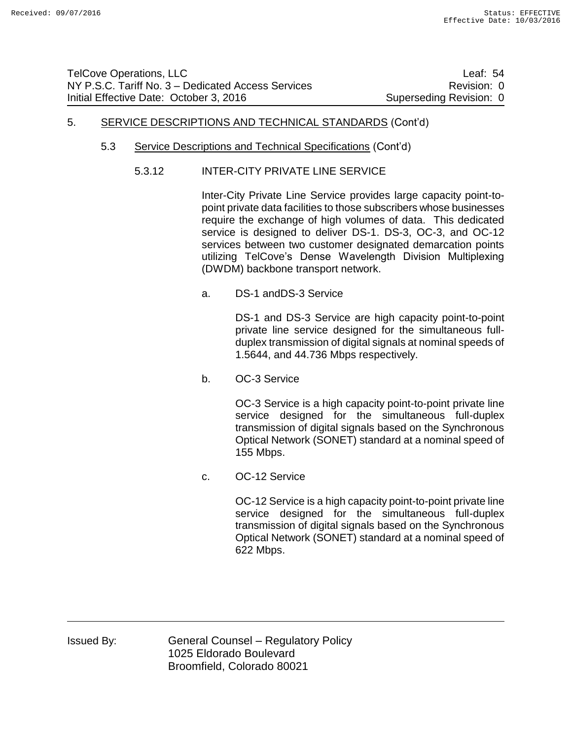TelCove Operations, LLC  Leaf: 54
NY P.S.C. Tariff No. 3 – Dedicated Access Services  Revision: 0
Initial Effective Date: October 3, 2016  Superseding Revision: 0

## 5. SERVICE DESCRIPTIONS AND TECHNICAL STANDARDS (Cont'd)

### 5.3 Service Descriptions and Technical Specifications (Cont'd)

#### 5.3.12 INTER-CITY PRIVATE LINE SERVICE

Inter-City Private Line Service provides large capacity point-to-point private data facilities to those subscribers whose businesses require the exchange of high volumes of data. This dedicated service is designed to deliver DS-1. DS-3, OC-3, and OC-12 services between two customer designated demarcation points utilizing TelCove's Dense Wavelength Division Multiplexing (DWDM) backbone transport network.

a. DS-1 andDS-3 Service

DS-1 and DS-3 Service are high capacity point-to-point private line service designed for the simultaneous full-duplex transmission of digital signals at nominal speeds of 1.5644, and 44.736 Mbps respectively.

b. OC-3 Service

OC-3 Service is a high capacity point-to-point private line service designed for the simultaneous full-duplex transmission of digital signals based on the Synchronous Optical Network (SONET) standard at a nominal speed of 155 Mbps.

c. OC-12 Service

OC-12 Service is a high capacity point-to-point private line service designed for the simultaneous full-duplex transmission of digital signals based on the Synchronous Optical Network (SONET) standard at a nominal speed of 622 Mbps.

Issued By: General Counsel – Regulatory Policy
1025 Eldorado Boulevard
Broomfield, Colorado 80021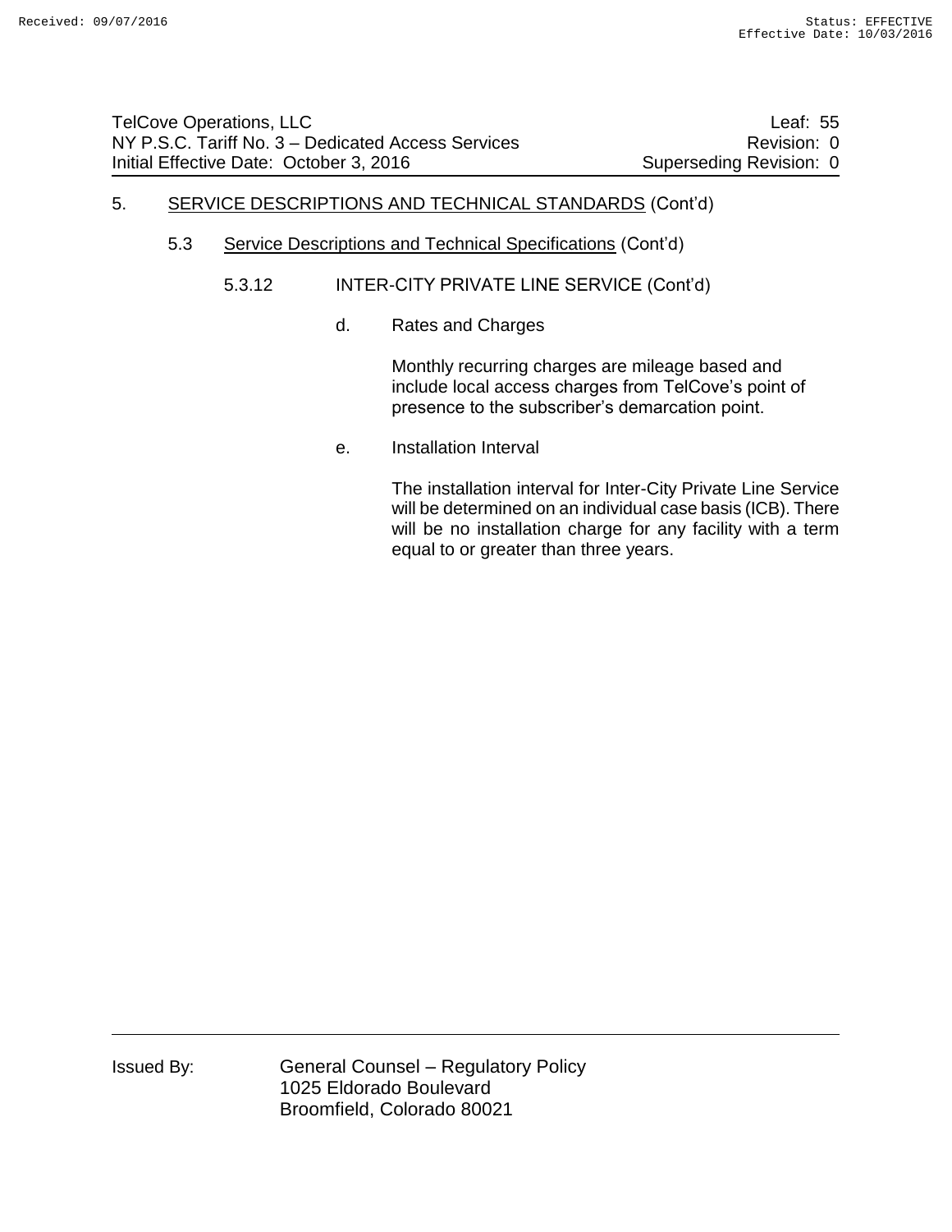## 5. SERVICE DESCRIPTIONS AND TECHNICAL STANDARDS (Cont'd)

### 5.3 Service Descriptions and Technical Specifications (Cont'd)

#### 5.3.12 INTER-CITY PRIVATE LINE SERVICE (Cont'd)

d. Rates and Charges

Monthly recurring charges are mileage based and include local access charges from TelCove's point of presence to the subscriber's demarcation point.

e. Installation Interval

The installation interval for Inter-City Private Line Service will be determined on an individual case basis (ICB). There will be no installation charge for any facility with a term equal to or greater than three years.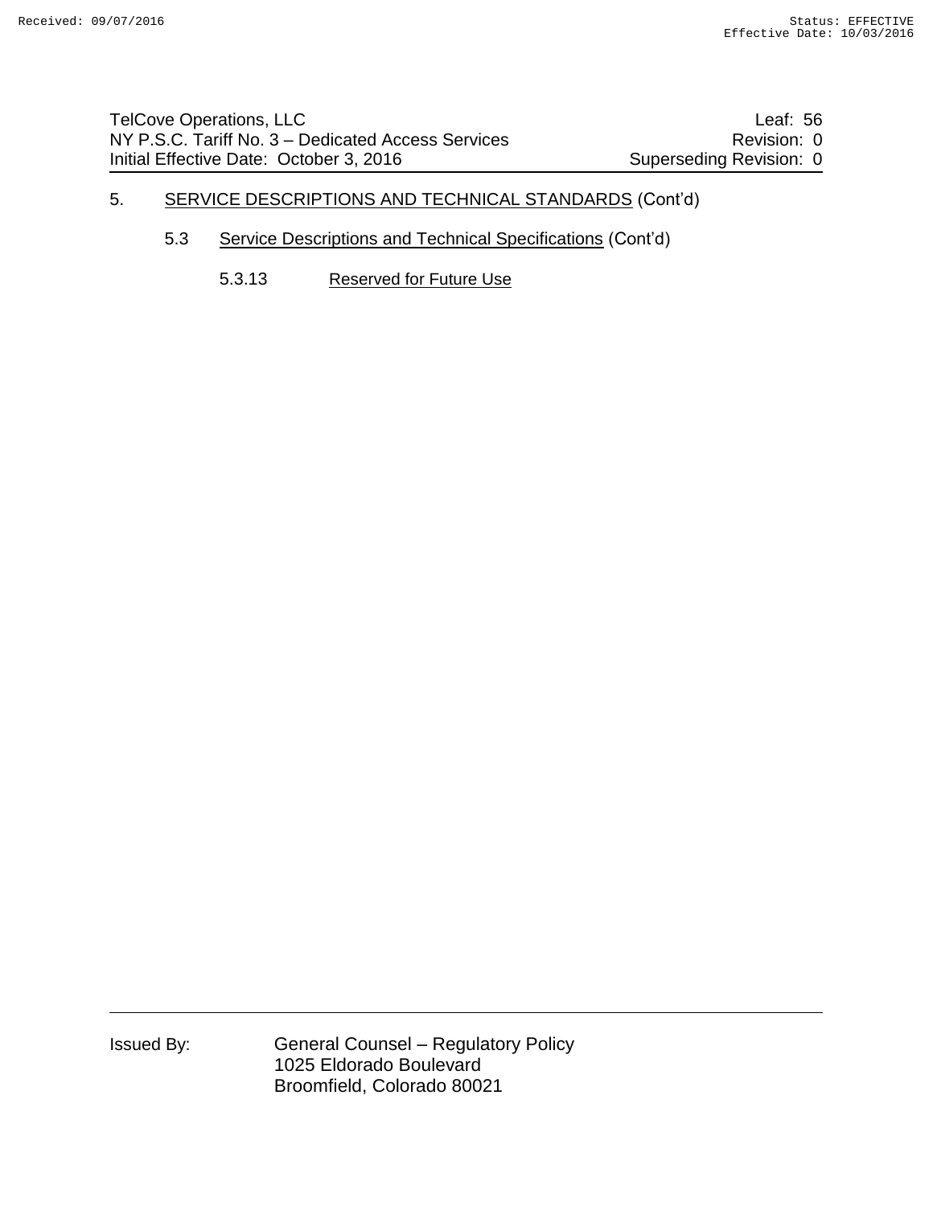# 5. SERVICE DESCRIPTIONS AND TECHNICAL STANDARDS (Cont'd)

## 5.3 Service Descriptions and Technical Specifications (Cont'd)

### 5.3.13 Reserved for Future Use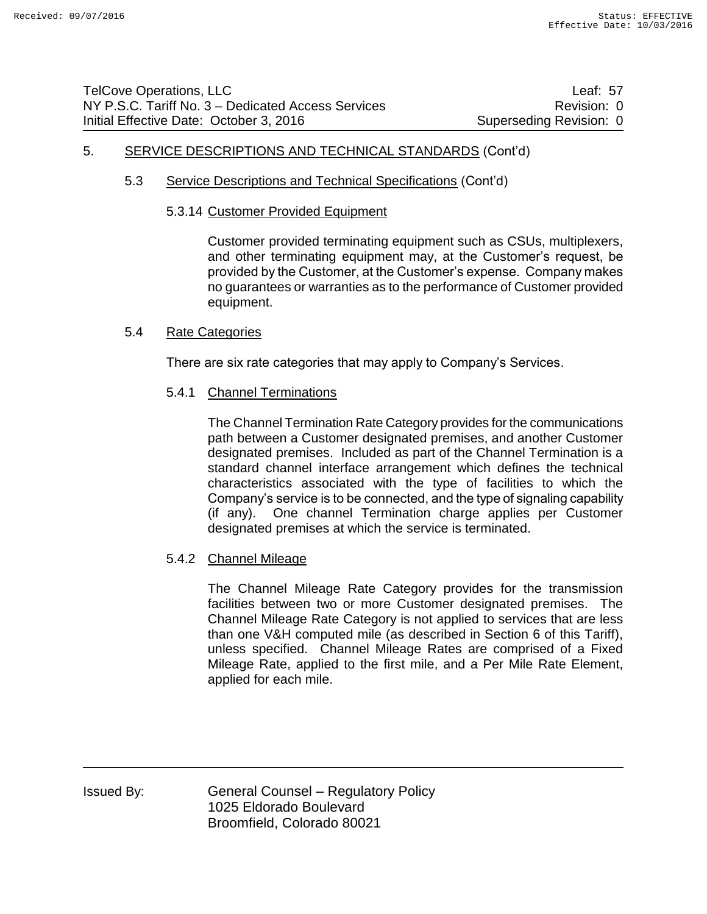## 5. SERVICE DESCRIPTIONS AND TECHNICAL STANDARDS (Cont'd)

### 5.3 Service Descriptions and Technical Specifications (Cont'd)

#### 5.3.14 Customer Provided Equipment

Customer provided terminating equipment such as CSUs, multiplexers, and other terminating equipment may, at the Customer's request, be provided by the Customer, at the Customer's expense. Company makes no guarantees or warranties as to the performance of Customer provided equipment.

### 5.4 Rate Categories

There are six rate categories that may apply to Company's Services.

#### 5.4.1 Channel Terminations

The Channel Termination Rate Category provides for the communications path between a Customer designated premises, and another Customer designated premises. Included as part of the Channel Termination is a standard channel interface arrangement which defines the technical characteristics associated with the type of facilities to which the Company's service is to be connected, and the type of signaling capability (if any). One channel Termination charge applies per Customer designated premises at which the service is terminated.

#### 5.4.2 Channel Mileage

The Channel Mileage Rate Category provides for the transmission facilities between two or more Customer designated premises. The Channel Mileage Rate Category is not applied to services that are less than one V&H computed mile (as described in Section 6 of this Tariff), unless specified. Channel Mileage Rates are comprised of a Fixed Mileage Rate, applied to the first mile, and a Per Mile Rate Element, applied for each mile.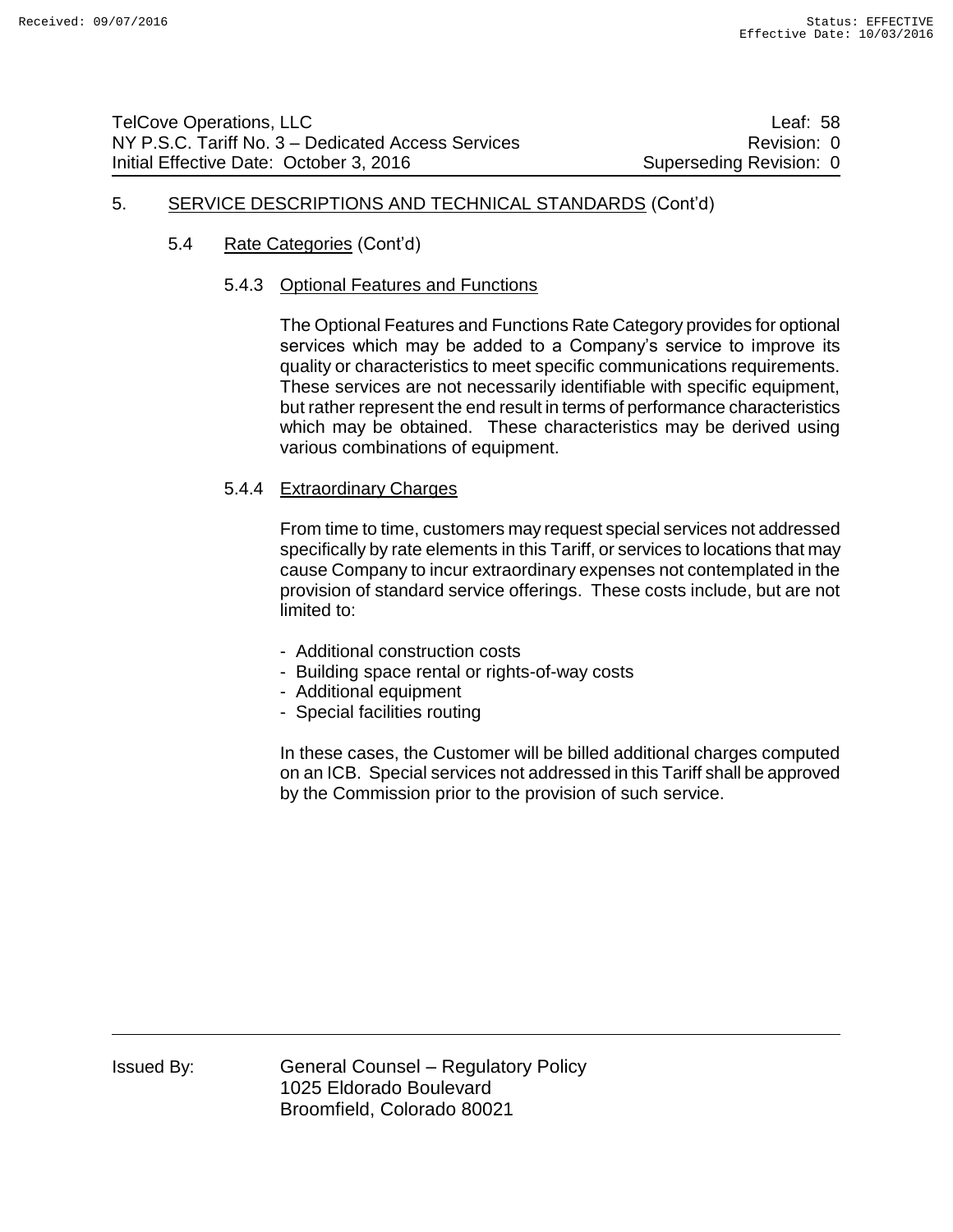## 5. SERVICE DESCRIPTIONS AND TECHNICAL STANDARDS (Cont'd)

### 5.4 Rate Categories (Cont'd)

#### 5.4.3 Optional Features and Functions

The Optional Features and Functions Rate Category provides for optional services which may be added to a Company's service to improve its quality or characteristics to meet specific communications requirements. These services are not necessarily identifiable with specific equipment, but rather represent the end result in terms of performance characteristics which may be obtained. These characteristics may be derived using various combinations of equipment.

#### 5.4.4 Extraordinary Charges

From time to time, customers may request special services not addressed specifically by rate elements in this Tariff, or services to locations that may cause Company to incur extraordinary expenses not contemplated in the provision of standard service offerings. These costs include, but are not limited to:

- Additional construction costs
- Building space rental or rights-of-way costs
- Additional equipment
- Special facilities routing

In these cases, the Customer will be billed additional charges computed on an ICB. Special services not addressed in this Tariff shall be approved by the Commission prior to the provision of such service.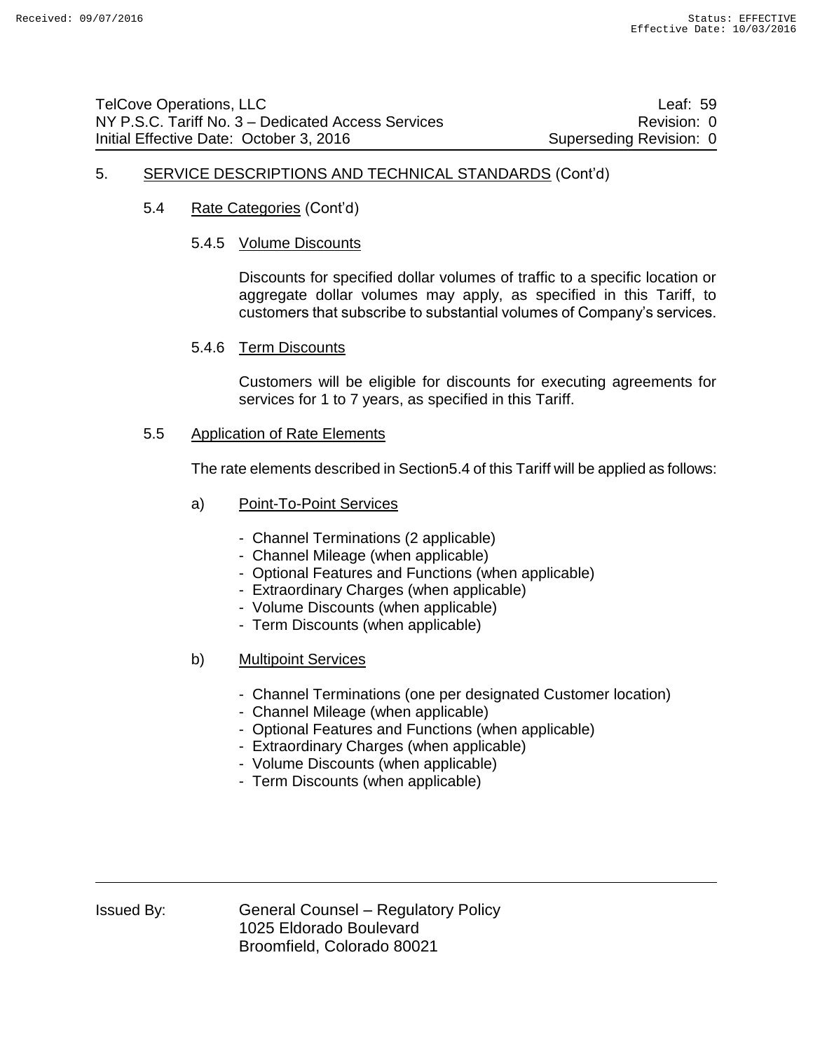## 5. SERVICE DESCRIPTIONS AND TECHNICAL STANDARDS (Cont'd)

### 5.4 Rate Categories (Cont'd)

#### 5.4.5 Volume Discounts

Discounts for specified dollar volumes of traffic to a specific location or aggregate dollar volumes may apply, as specified in this Tariff, to customers that subscribe to substantial volumes of Company's services.

#### 5.4.6 Term Discounts

Customers will be eligible for discounts for executing agreements for services for 1 to 7 years, as specified in this Tariff.

### 5.5 Application of Rate Elements

The rate elements described in Section5.4 of this Tariff will be applied as follows:

a) Point-To-Point Services

- Channel Terminations (2 applicable)
- Channel Mileage (when applicable)
- Optional Features and Functions (when applicable)
- Extraordinary Charges (when applicable)
- Volume Discounts (when applicable)
- Term Discounts (when applicable)

b) Multipoint Services

- Channel Terminations (one per designated Customer location)
- Channel Mileage (when applicable)
- Optional Features and Functions (when applicable)
- Extraordinary Charges (when applicable)
- Volume Discounts (when applicable)
- Term Discounts (when applicable)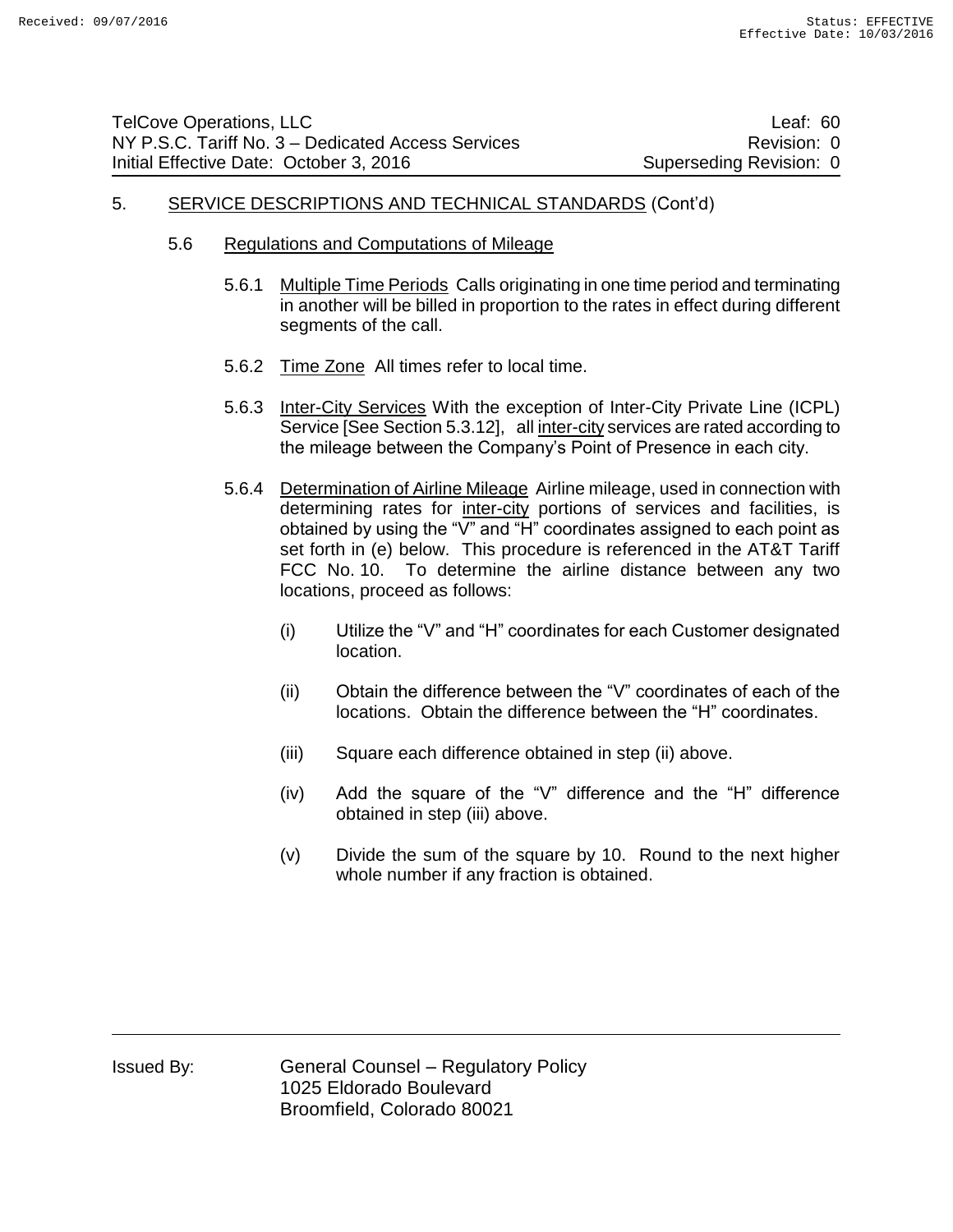## 5. SERVICE DESCRIPTIONS AND TECHNICAL STANDARDS (Cont'd)

### 5.6 Regulations and Computations of Mileage

5.6.1 Multiple Time Periods Calls originating in one time period and terminating in another will be billed in proportion to the rates in effect during different segments of the call.

5.6.2 Time Zone All times refer to local time.

5.6.3 Inter-City Services With the exception of Inter-City Private Line (ICPL) Service [See Section 5.3.12], all inter-city services are rated according to the mileage between the Company's Point of Presence in each city.

5.6.4 Determination of Airline Mileage Airline mileage, used in connection with determining rates for inter-city portions of services and facilities, is obtained by using the "V" and "H" coordinates assigned to each point as set forth in (e) below. This procedure is referenced in the AT&T Tariff FCC No. 10. To determine the airline distance between any two locations, proceed as follows:

(i) Utilize the "V" and "H" coordinates for each Customer designated location.

(ii) Obtain the difference between the "V" coordinates of each of the locations. Obtain the difference between the "H" coordinates.

(iii) Square each difference obtained in step (ii) above.

(iv) Add the square of the "V" difference and the "H" difference obtained in step (iii) above.

(v) Divide the sum of the square by 10. Round to the next higher whole number if any fraction is obtained.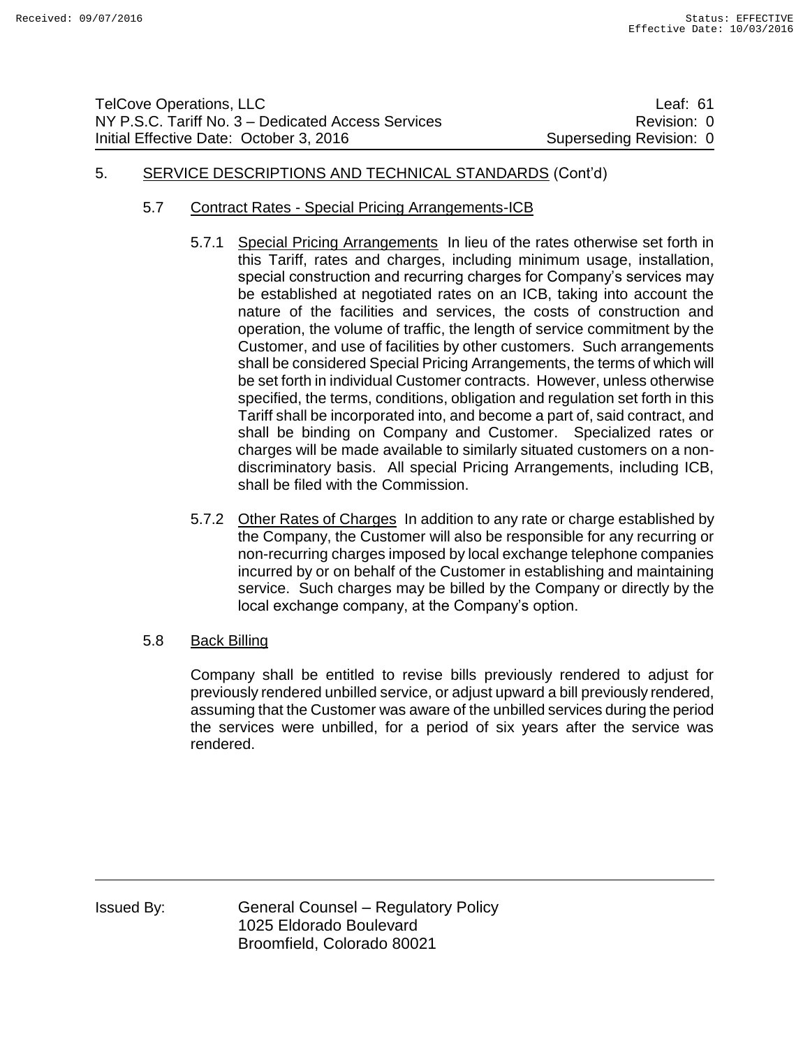## 5. SERVICE DESCRIPTIONS AND TECHNICAL STANDARDS (Cont'd)

### 5.7 Contract Rates - Special Pricing Arrangements-ICB

5.7.1 Special Pricing Arrangements In lieu of the rates otherwise set forth in this Tariff, rates and charges, including minimum usage, installation, special construction and recurring charges for Company's services may be established at negotiated rates on an ICB, taking into account the nature of the facilities and services, the costs of construction and operation, the volume of traffic, the length of service commitment by the Customer, and use of facilities by other customers. Such arrangements shall be considered Special Pricing Arrangements, the terms of which will be set forth in individual Customer contracts. However, unless otherwise specified, the terms, conditions, obligation and regulation set forth in this Tariff shall be incorporated into, and become a part of, said contract, and shall be binding on Company and Customer. Specialized rates or charges will be made available to similarly situated customers on a non-discriminatory basis. All special Pricing Arrangements, including ICB, shall be filed with the Commission.

5.7.2 Other Rates of Charges In addition to any rate or charge established by the Company, the Customer will also be responsible for any recurring or non-recurring charges imposed by local exchange telephone companies incurred by or on behalf of the Customer in establishing and maintaining service. Such charges may be billed by the Company or directly by the local exchange company, at the Company's option.

### 5.8 Back Billing

Company shall be entitled to revise bills previously rendered to adjust for previously rendered unbilled service, or adjust upward a bill previously rendered, assuming that the Customer was aware of the unbilled services during the period the services were unbilled, for a period of six years after the service was rendered.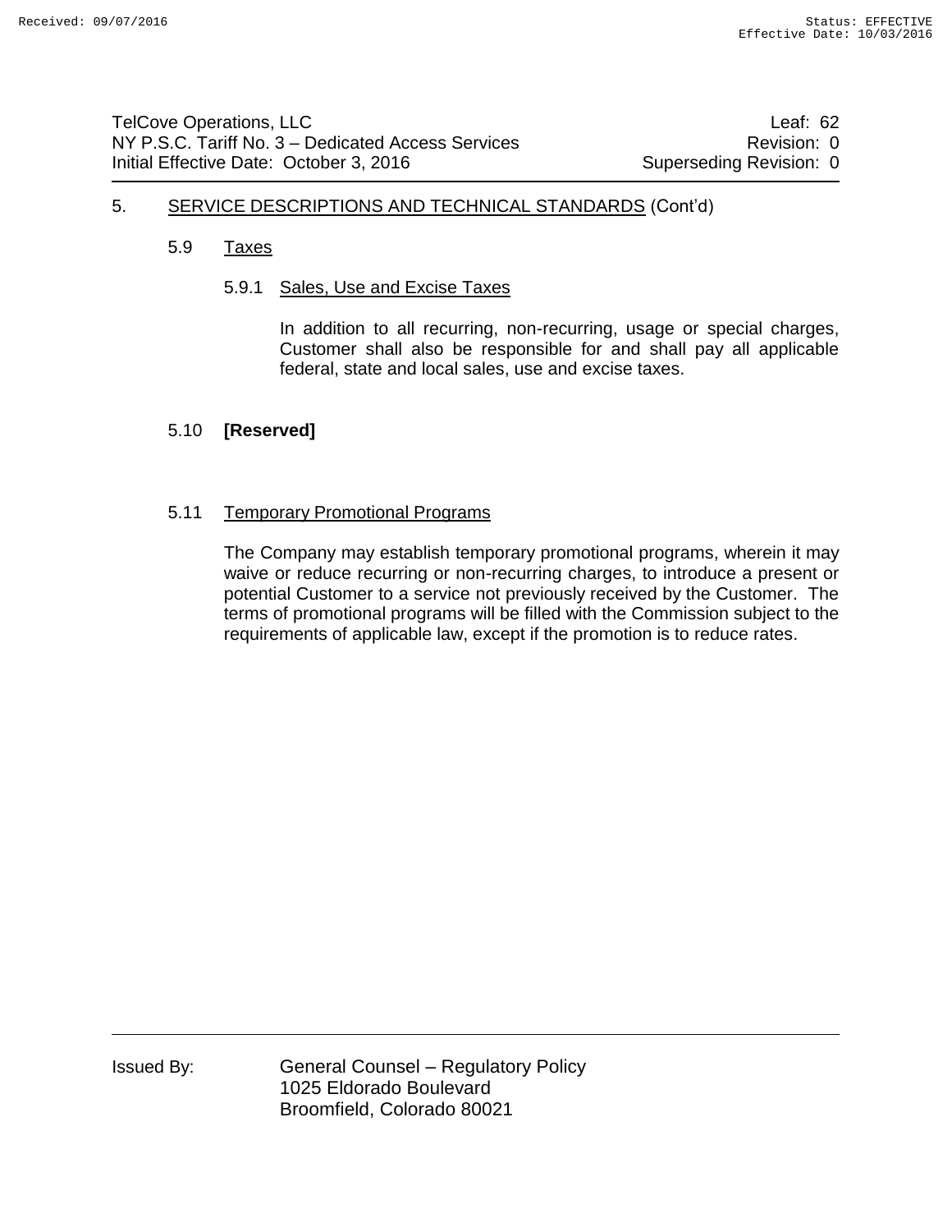## 5. SERVICE DESCRIPTIONS AND TECHNICAL STANDARDS (Cont'd)

### 5.9 Taxes

#### 5.9.1 Sales, Use and Excise Taxes

In addition to all recurring, non-recurring, usage or special charges, Customer shall also be responsible for and shall pay all applicable federal, state and local sales, use and excise taxes.

### 5.10 **[Reserved]**

### 5.11 Temporary Promotional Programs

The Company may establish temporary promotional programs, wherein it may waive or reduce recurring or non-recurring charges, to introduce a present or potential Customer to a service not previously received by the Customer. The terms of promotional programs will be filled with the Commission subject to the requirements of applicable law, except if the promotion is to reduce rates.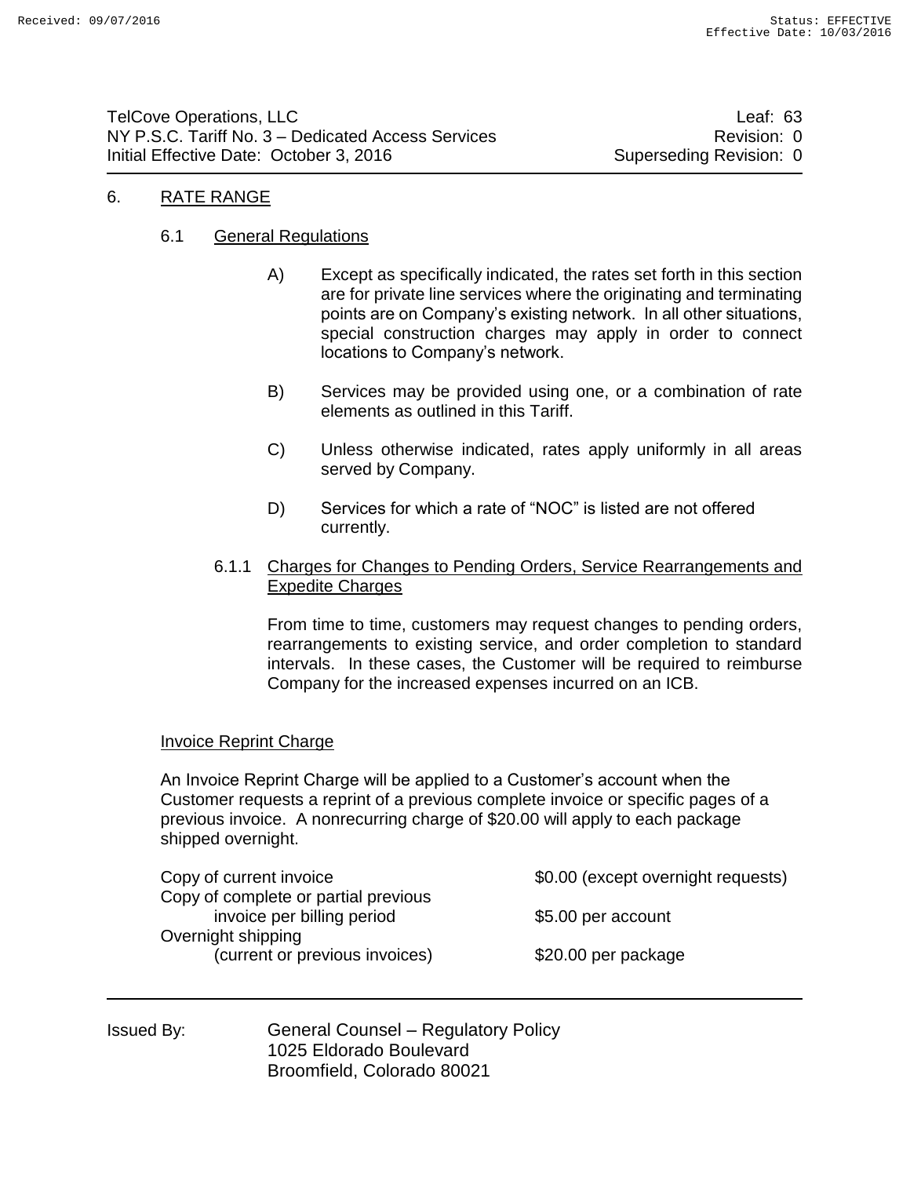## 6. RATE RANGE

### 6.1 General Regulations

A) Except as specifically indicated, the rates set forth in this section are for private line services where the originating and terminating points are on Company's existing network. In all other situations, special construction charges may apply in order to connect locations to Company's network.

B) Services may be provided using one, or a combination of rate elements as outlined in this Tariff.

C) Unless otherwise indicated, rates apply uniformly in all areas served by Company.

D) Services for which a rate of "NOC" is listed are not offered currently.

#### 6.1.1 Charges for Changes to Pending Orders, Service Rearrangements and Expedite Charges

From time to time, customers may request changes to pending orders, rearrangements to existing service, and order completion to standard intervals. In these cases, the Customer will be required to reimburse Company for the increased expenses incurred on an ICB.

#### Invoice Reprint Charge

An Invoice Reprint Charge will be applied to a Customer's account when the Customer requests a reprint of a previous complete invoice or specific pages of a previous invoice. A nonrecurring charge of $20.00 will apply to each package shipped overnight.

| | |
|---|---|
| Copy of current invoice | $0.00 (except overnight requests) |
| Copy of complete or partial previous invoice per billing period | $5.00 per account |
| Overnight shipping (current or previous invoices) | $20.00 per package |

Issued By: General Counsel – Regulatory Policy
1025 Eldorado Boulevard
Broomfield, Colorado 80021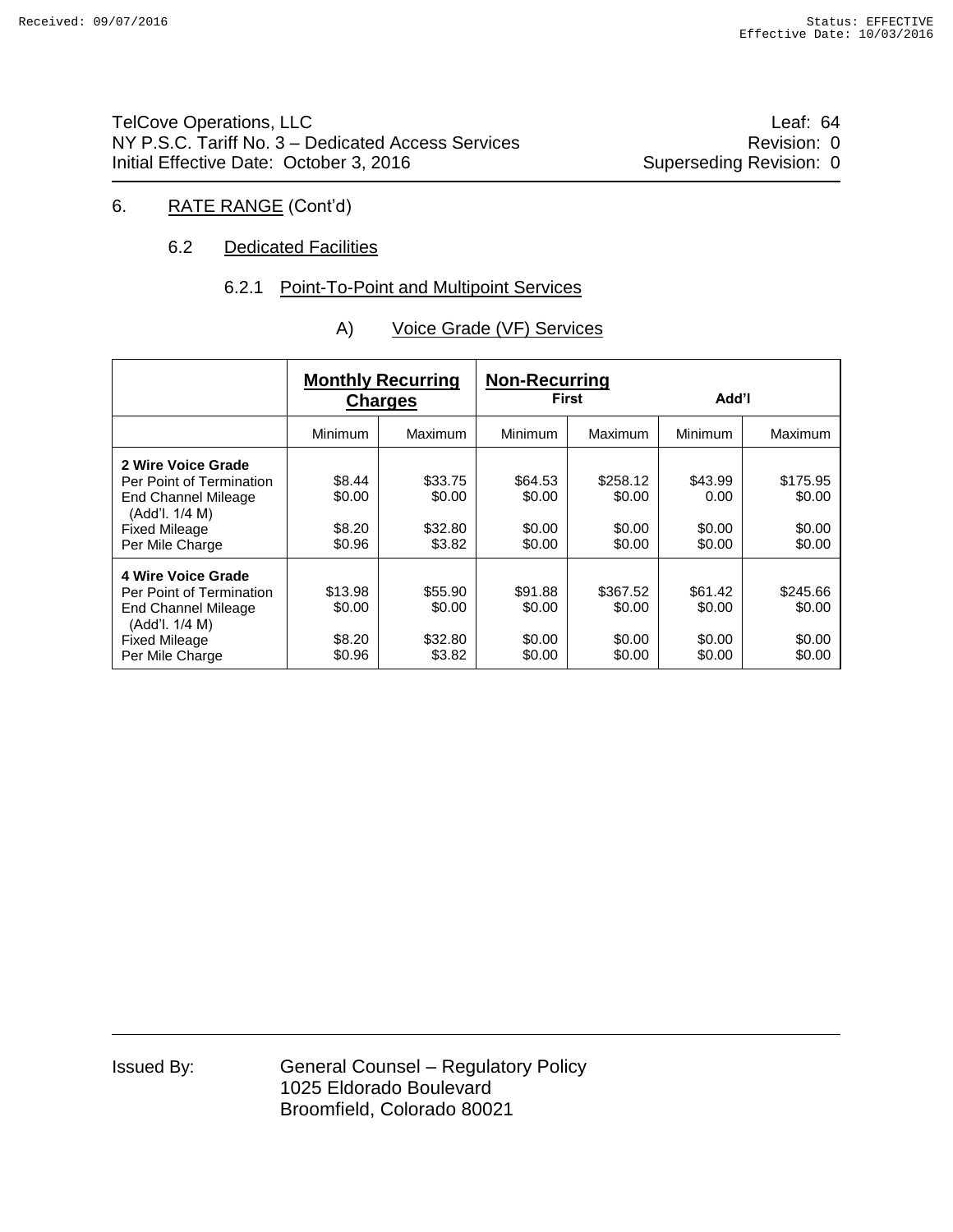TelCove Operations, LLC
NY P.S.C. Tariff No. 3 – Dedicated Access Services
Initial Effective Date: October 3, 2016

Leaf: 64
Revision: 0
Superseding Revision: 0

## 6. RATE RANGE (Cont'd)

### 6.2 Dedicated Facilities

#### 6.2.1 Point-To-Point and Multipoint Services

##### A) Voice Grade (VF) Services

| | **Monthly Recurring Charges** | | **Non-Recurring** First | | Add'l | |
|---|---|---|---|---|---|---|
| | Minimum | Maximum | Minimum | Maximum | Minimum | Maximum |
| **2 Wire Voice Grade** | | | | | | |
| Per Point of Termination | $8.44 | $33.75 | $64.53 | $258.12 | $43.99 | $175.95 |
| End Channel Mileage (Add'l. 1/4 M) | $0.00 | $0.00 | $0.00 | $0.00 | 0.00 | $0.00 |
| Fixed Mileage | $8.20 | $32.80 | $0.00 | $0.00 | $0.00 | $0.00 |
| Per Mile Charge | $0.96 | $3.82 | $0.00 | $0.00 | $0.00 | $0.00 |
| **4 Wire Voice Grade** | | | | | | |
| Per Point of Termination | $13.98 | $55.90 | $91.88 | $367.52 | $61.42 | $245.66 |
| End Channel Mileage (Add'l. 1/4 M) | $0.00 | $0.00 | $0.00 | $0.00 | $0.00 | $0.00 |
| Fixed Mileage | $8.20 | $32.80 | $0.00 | $0.00 | $0.00 | $0.00 |
| Per Mile Charge | $0.96 | $3.82 | $0.00 | $0.00 | $0.00 | $0.00 |

Issued By: General Counsel – Regulatory Policy
1025 Eldorado Boulevard
Broomfield, Colorado 80021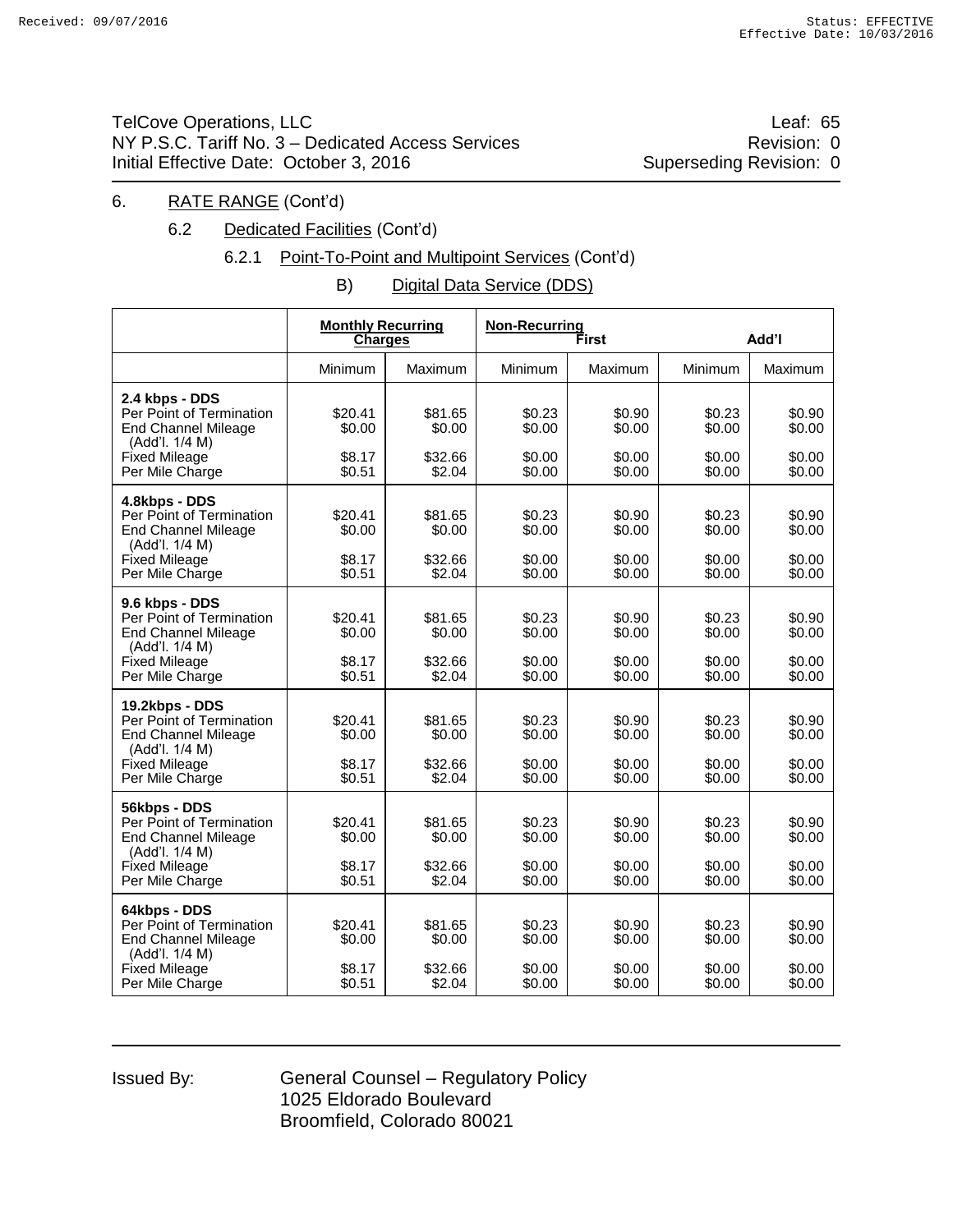TelCove Operations, LLC
NY P.S.C. Tariff No. 3 – Dedicated Access Services
Initial Effective Date: October 3, 2016

Leaf: 65
Revision: 0
Superseding Revision: 0

6. RATE RANGE (Cont'd)

6.2 Dedicated Facilities (Cont'd)

6.2.1 Point-To-Point and Multipoint Services (Cont'd)

B) Digital Data Service (DDS)

| | Monthly Recurring Charges | | Non-Recurring First | | Add'l | |
|---|---|---|---|---|---|---|
| | Minimum | Maximum | Minimum | Maximum | Minimum | Maximum |
| **2.4 kbps - DDS** | | | | | | |
| Per Point of Termination | $20.41 | $81.65 | $0.23 | $0.90 | $0.23 | $0.90 |
| End Channel Mileage (Add'l. 1/4 M) | $0.00 | $0.00 | $0.00 | $0.00 | $0.00 | $0.00 |
| Fixed Mileage | $8.17 | $32.66 | $0.00 | $0.00 | $0.00 | $0.00 |
| Per Mile Charge | $0.51 | $2.04 | $0.00 | $0.00 | $0.00 | $0.00 |
| **4.8kbps - DDS** | | | | | | |
| Per Point of Termination | $20.41 | $81.65 | $0.23 | $0.90 | $0.23 | $0.90 |
| End Channel Mileage (Add'l. 1/4 M) | $0.00 | $0.00 | $0.00 | $0.00 | $0.00 | $0.00 |
| Fixed Mileage | $8.17 | $32.66 | $0.00 | $0.00 | $0.00 | $0.00 |
| Per Mile Charge | $0.51 | $2.04 | $0.00 | $0.00 | $0.00 | $0.00 |
| **9.6 kbps - DDS** | | | | | | |
| Per Point of Termination | $20.41 | $81.65 | $0.23 | $0.90 | $0.23 | $0.90 |
| End Channel Mileage (Add'l. 1/4 M) | $0.00 | $0.00 | $0.00 | $0.00 | $0.00 | $0.00 |
| Fixed Mileage | $8.17 | $32.66 | $0.00 | $0.00 | $0.00 | $0.00 |
| Per Mile Charge | $0.51 | $2.04 | $0.00 | $0.00 | $0.00 | $0.00 |
| **19.2kbps - DDS** | | | | | | |
| Per Point of Termination | $20.41 | $81.65 | $0.23 | $0.90 | $0.23 | $0.90 |
| End Channel Mileage (Add'l. 1/4 M) | $0.00 | $0.00 | $0.00 | $0.00 | $0.00 | $0.00 |
| Fixed Mileage | $8.17 | $32.66 | $0.00 | $0.00 | $0.00 | $0.00 |
| Per Mile Charge | $0.51 | $2.04 | $0.00 | $0.00 | $0.00 | $0.00 |
| **56kbps - DDS** | | | | | | |
| Per Point of Termination | $20.41 | $81.65 | $0.23 | $0.90 | $0.23 | $0.90 |
| End Channel Mileage (Add'l. 1/4 M) | $0.00 | $0.00 | $0.00 | $0.00 | $0.00 | $0.00 |
| Fixed Mileage | $8.17 | $32.66 | $0.00 | $0.00 | $0.00 | $0.00 |
| Per Mile Charge | $0.51 | $2.04 | $0.00 | $0.00 | $0.00 | $0.00 |
| **64kbps - DDS** | | | | | | |
| Per Point of Termination | $20.41 | $81.65 | $0.23 | $0.90 | $0.23 | $0.90 |
| End Channel Mileage (Add'l. 1/4 M) | $0.00 | $0.00 | $0.00 | $0.00 | $0.00 | $0.00 |
| Fixed Mileage | $8.17 | $32.66 | $0.00 | $0.00 | $0.00 | $0.00 |
| Per Mile Charge | $0.51 | $2.04 | $0.00 | $0.00 | $0.00 | $0.00 |

Issued By: General Counsel – Regulatory Policy
1025 Eldorado Boulevard
Broomfield, Colorado 80021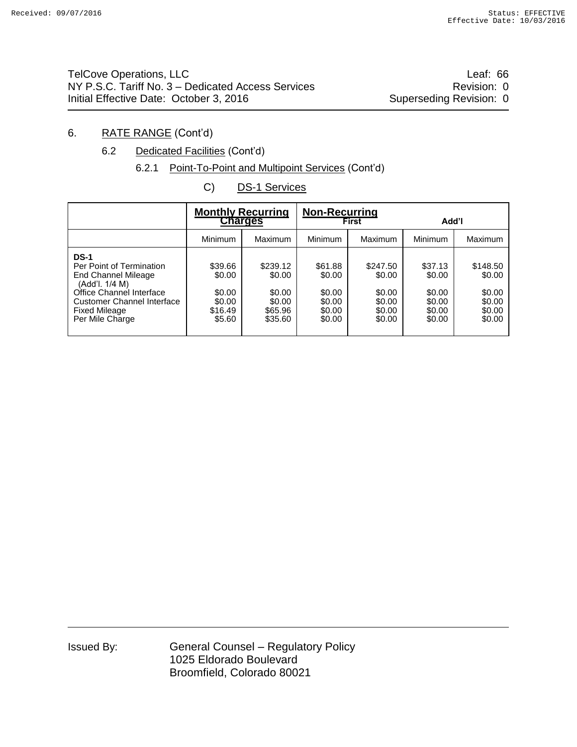TelCove Operations, LLC
NY P.S.C. Tariff No. 3 – Dedicated Access Services
Initial Effective Date: October 3, 2016

Leaf: 66
Revision: 0
Superseding Revision: 0

## 6. RATE RANGE (Cont'd)

### 6.2 Dedicated Facilities (Cont'd)

#### 6.2.1 Point-To-Point and Multipoint Services (Cont'd)

##### C) DS-1 Services

| | **Monthly Recurring Charges** | | **Non-Recurring** First | | Add'l | |
|---|---|---|---|---|---|---|
| | Minimum | Maximum | Minimum | Maximum | Minimum | Maximum |
| **DS-1** | | | | | | |
| Per Point of Termination | $39.66 | $239.12 | $61.88 | $247.50 | $37.13 | $148.50 |
| End Channel Mileage (Add'l. 1/4 M) | $0.00 | $0.00 | $0.00 | $0.00 | $0.00 | $0.00 |
| Office Channel Interface | $0.00 | $0.00 | $0.00 | $0.00 | $0.00 | $0.00 |
| Customer Channel Interface | $0.00 | $0.00 | $0.00 | $0.00 | $0.00 | $0.00 |
| Fixed Mileage | $16.49 | $65.96 | $0.00 | $0.00 | $0.00 | $0.00 |
| Per Mile Charge | $5.60 | $35.60 | $0.00 | $0.00 | $0.00 | $0.00 |

Issued By: General Counsel – Regulatory Policy
1025 Eldorado Boulevard
Broomfield, Colorado 80021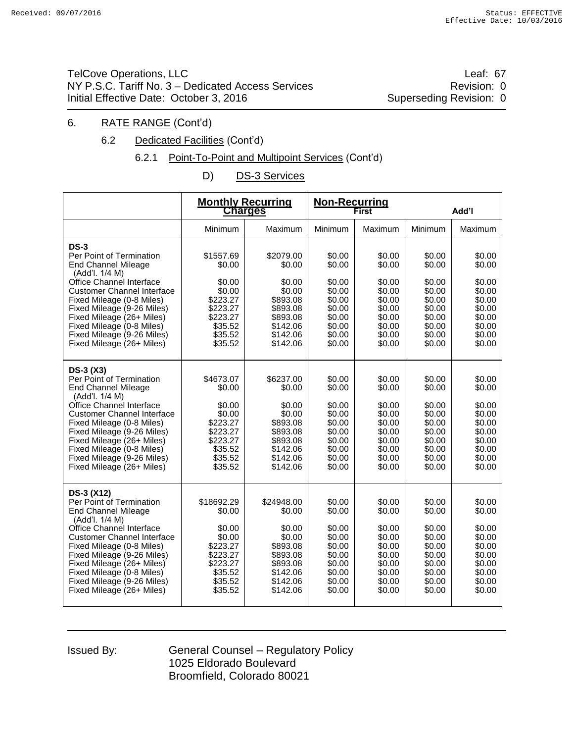TelCove Operations, LLC
NY P.S.C. Tariff No. 3 – Dedicated Access Services
Initial Effective Date: October 3, 2016

Leaf: 67
Revision: 0
Superseding Revision: 0

6. RATE RANGE (Cont'd)

6.2 Dedicated Facilities (Cont'd)

6.2.1 Point-To-Point and Multipoint Services (Cont'd)

D) DS-3 Services

| | Monthly Recurring Charges | | Non-Recurring First | | Add'l | |
|---|---|---|---|---|---|---|
| | Minimum | Maximum | Minimum | Maximum | Minimum | Maximum |
| **DS-3** | | | | | | |
| Per Point of Termination | $1557.69 | $2079.00 | $0.00 | $0.00 | $0.00 | $0.00 |
| End Channel Mileage (Add'l. 1/4 M) | $0.00 | $0.00 | $0.00 | $0.00 | $0.00 | $0.00 |
| Office Channel Interface | $0.00 | $0.00 | $0.00 | $0.00 | $0.00 | $0.00 |
| Customer Channel Interface | $0.00 | $0.00 | $0.00 | $0.00 | $0.00 | $0.00 |
| Fixed Mileage (0-8 Miles) | $223.27 | $893.08 | $0.00 | $0.00 | $0.00 | $0.00 |
| Fixed Mileage (9-26 Miles) | $223.27 | $893.08 | $0.00 | $0.00 | $0.00 | $0.00 |
| Fixed Mileage (26+ Miles) | $223.27 | $893.08 | $0.00 | $0.00 | $0.00 | $0.00 |
| Fixed Mileage (0-8 Miles) | $35.52 | $142.06 | $0.00 | $0.00 | $0.00 | $0.00 |
| Fixed Mileage (9-26 Miles) | $35.52 | $142.06 | $0.00 | $0.00 | $0.00 | $0.00 |
| Fixed Mileage (26+ Miles) | $35.52 | $142.06 | $0.00 | $0.00 | $0.00 | $0.00 |
| **DS-3 (X3)** | | | | | | |
| Per Point of Termination | $4673.07 | $6237.00 | $0.00 | $0.00 | $0.00 | $0.00 |
| End Channel Mileage (Add'l. 1/4 M) | $0.00 | $0.00 | $0.00 | $0.00 | $0.00 | $0.00 |
| Office Channel Interface | $0.00 | $0.00 | $0.00 | $0.00 | $0.00 | $0.00 |
| Customer Channel Interface | $0.00 | $0.00 | $0.00 | $0.00 | $0.00 | $0.00 |
| Fixed Mileage (0-8 Miles) | $223.27 | $893.08 | $0.00 | $0.00 | $0.00 | $0.00 |
| Fixed Mileage (9-26 Miles) | $223.27 | $893.08 | $0.00 | $0.00 | $0.00 | $0.00 |
| Fixed Mileage (26+ Miles) | $223.27 | $893.08 | $0.00 | $0.00 | $0.00 | $0.00 |
| Fixed Mileage (0-8 Miles) | $35.52 | $142.06 | $0.00 | $0.00 | $0.00 | $0.00 |
| Fixed Mileage (9-26 Miles) | $35.52 | $142.06 | $0.00 | $0.00 | $0.00 | $0.00 |
| Fixed Mileage (26+ Miles) | $35.52 | $142.06 | $0.00 | $0.00 | $0.00 | $0.00 |
| **DS-3 (X12)** | | | | | | |
| Per Point of Termination | $18692.29 | $24948.00 | $0.00 | $0.00 | $0.00 | $0.00 |
| End Channel Mileage (Add'l. 1/4 M) | $0.00 | $0.00 | $0.00 | $0.00 | $0.00 | $0.00 |
| Office Channel Interface | $0.00 | $0.00 | $0.00 | $0.00 | $0.00 | $0.00 |
| Customer Channel Interface | $0.00 | $0.00 | $0.00 | $0.00 | $0.00 | $0.00 |
| Fixed Mileage (0-8 Miles) | $223.27 | $893.08 | $0.00 | $0.00 | $0.00 | $0.00 |
| Fixed Mileage (9-26 Miles) | $223.27 | $893.08 | $0.00 | $0.00 | $0.00 | $0.00 |
| Fixed Mileage (26+ Miles) | $223.27 | $893.08 | $0.00 | $0.00 | $0.00 | $0.00 |
| Fixed Mileage (0-8 Miles) | $35.52 | $142.06 | $0.00 | $0.00 | $0.00 | $0.00 |
| Fixed Mileage (9-26 Miles) | $35.52 | $142.06 | $0.00 | $0.00 | $0.00 | $0.00 |
| Fixed Mileage (26+ Miles) | $35.52 | $142.06 | $0.00 | $0.00 | $0.00 | $0.00 |

Issued By: General Counsel – Regulatory Policy
1025 Eldorado Boulevard
Broomfield, Colorado 80021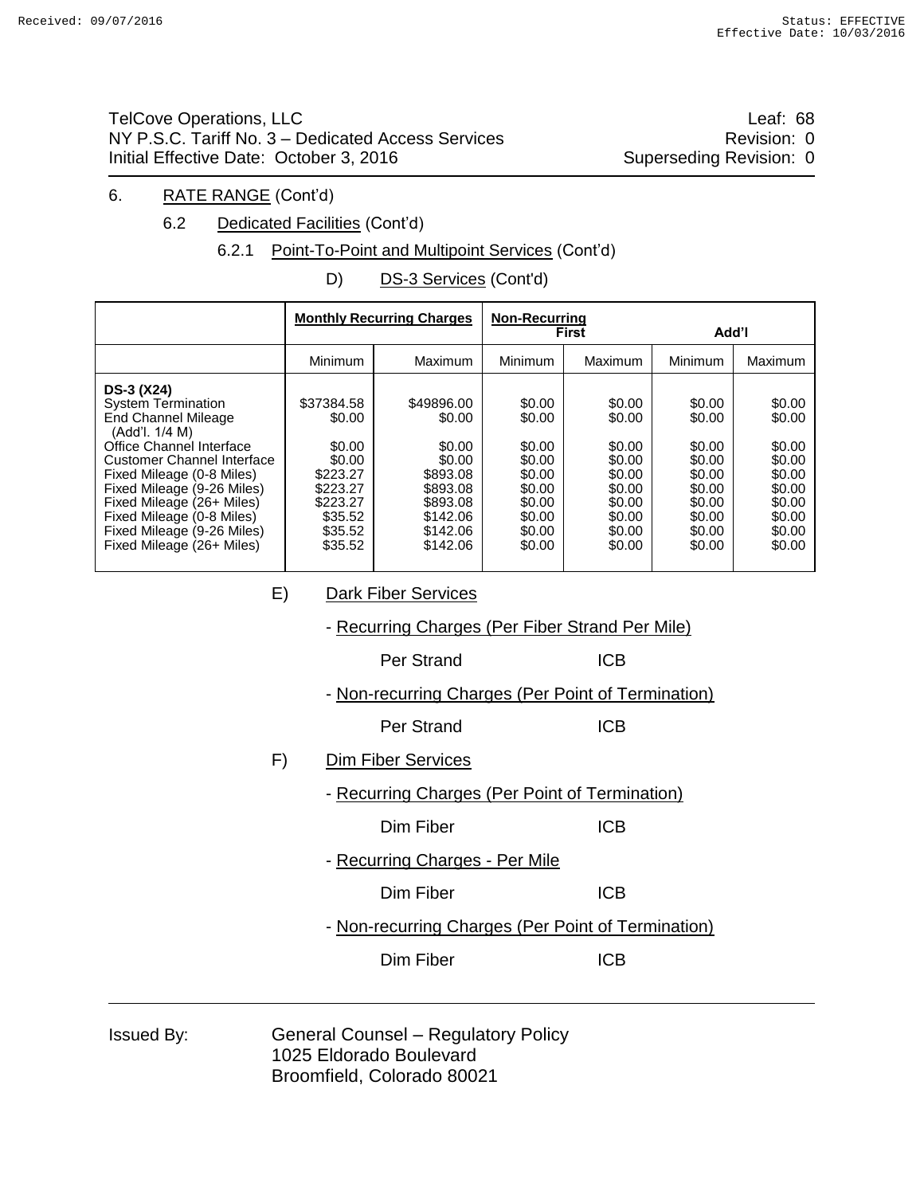TelCove Operations, LLC
NY P.S.C. Tariff No. 3 – Dedicated Access Services
Initial Effective Date: October 3, 2016

Leaf: 68
Revision: 0
Superseding Revision: 0

6. RATE RANGE (Cont'd)

6.2 Dedicated Facilities (Cont'd)

6.2.1 Point-To-Point and Multipoint Services (Cont'd)

D) DS-3 Services (Cont'd)

| | Monthly Recurring Charges | | Non-Recurring First | | Add'l | |
|---|---|---|---|---|---|---|
| | Minimum | Maximum | Minimum | Maximum | Minimum | Maximum |
| **DS-3 (X24)** | | | | | | |
| System Termination | $37384.58 | $49896.00 | $0.00 | $0.00 | $0.00 | $0.00 |
| End Channel Mileage (Add'l. 1/4 M) | $0.00 | $0.00 | $0.00 | $0.00 | $0.00 | $0.00 |
| Office Channel Interface | $0.00 | $0.00 | $0.00 | $0.00 | $0.00 | $0.00 |
| Customer Channel Interface | $0.00 | $0.00 | $0.00 | $0.00 | $0.00 | $0.00 |
| Fixed Mileage (0-8 Miles) | $223.27 | $893.08 | $0.00 | $0.00 | $0.00 | $0.00 |
| Fixed Mileage (9-26 Miles) | $223.27 | $893.08 | $0.00 | $0.00 | $0.00 | $0.00 |
| Fixed Mileage (26+ Miles) | $223.27 | $893.08 | $0.00 | $0.00 | $0.00 | $0.00 |
| Fixed Mileage (0-8 Miles) | $35.52 | $142.06 | $0.00 | $0.00 | $0.00 | $0.00 |
| Fixed Mileage (9-26 Miles) | $35.52 | $142.06 | $0.00 | $0.00 | $0.00 | $0.00 |
| Fixed Mileage (26+ Miles) | $35.52 | $142.06 | $0.00 | $0.00 | $0.00 | $0.00 |

E) Dark Fiber Services

- Recurring Charges (Per Fiber Strand Per Mile)

Per Strand ICB

- Non-recurring Charges (Per Point of Termination)

Per Strand ICB

F) Dim Fiber Services

- Recurring Charges (Per Point of Termination)

Dim Fiber ICB

- Recurring Charges - Per Mile

Dim Fiber ICB

- Non-recurring Charges (Per Point of Termination)

Dim Fiber ICB

Issued By: General Counsel – Regulatory Policy
1025 Eldorado Boulevard
Broomfield, Colorado 80021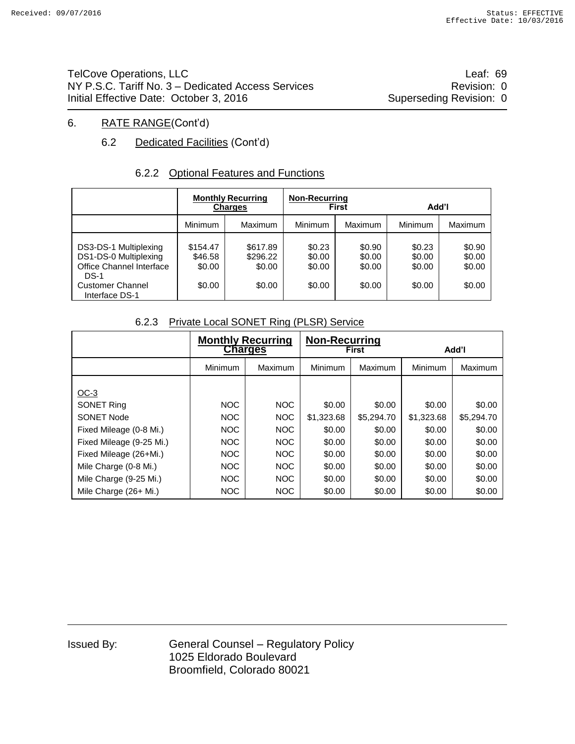TelCove Operations, LLC
NY P.S.C. Tariff No. 3 – Dedicated Access Services
Initial Effective Date: October 3, 2016

Leaf: 69
Revision: 0
Superseding Revision: 0

## 6. RATE RANGE(Cont'd)

### 6.2 Dedicated Facilities (Cont'd)

#### 6.2.2 Optional Features and Functions

| | Monthly Recurring Charges | | Non-Recurring First | | Add'l | |
|---|---|---|---|---|---|---|
| | Minimum | Maximum | Minimum | Maximum | Minimum | Maximum |
| DS3-DS-1 Multiplexing | $154.47 | $617.89 | $0.23 | $0.90 | $0.23 | $0.90 |
| DS1-DS-0 Multiplexing | $46.58 | $296.22 | $0.00 | $0.00 | $0.00 | $0.00 |
| Office Channel Interface DS-1 | $0.00 | $0.00 | $0.00 | $0.00 | $0.00 | $0.00 |
| Customer Channel Interface DS-1 | $0.00 | $0.00 | $0.00 | $0.00 | $0.00 | $0.00 |

#### 6.2.3 Private Local SONET Ring (PLSR) Service

| | Monthly Recurring Charges | | Non-Recurring First | | Add'l | |
|---|---|---|---|---|---|---|
| | Minimum | Maximum | Minimum | Maximum | Minimum | Maximum |
| OC-3 | | | | | | |
| SONET Ring | NOC | NOC | $0.00 | $0.00 | $0.00 | $0.00 |
| SONET Node | NOC | NOC | $1,323.68 | $5,294.70 | $1,323.68 | $5,294.70 |
| Fixed Mileage (0-8 Mi.) | NOC | NOC | $0.00 | $0.00 | $0.00 | $0.00 |
| Fixed Mileage (9-25 Mi.) | NOC | NOC | $0.00 | $0.00 | $0.00 | $0.00 |
| Fixed Mileage (26+Mi.) | NOC | NOC | $0.00 | $0.00 | $0.00 | $0.00 |
| Mile Charge (0-8 Mi.) | NOC | NOC | $0.00 | $0.00 | $0.00 | $0.00 |
| Mile Charge (9-25 Mi.) | NOC | NOC | $0.00 | $0.00 | $0.00 | $0.00 |
| Mile Charge (26+ Mi.) | NOC | NOC | $0.00 | $0.00 | $0.00 | $0.00 |

Issued By: General Counsel – Regulatory Policy
1025 Eldorado Boulevard
Broomfield, Colorado 80021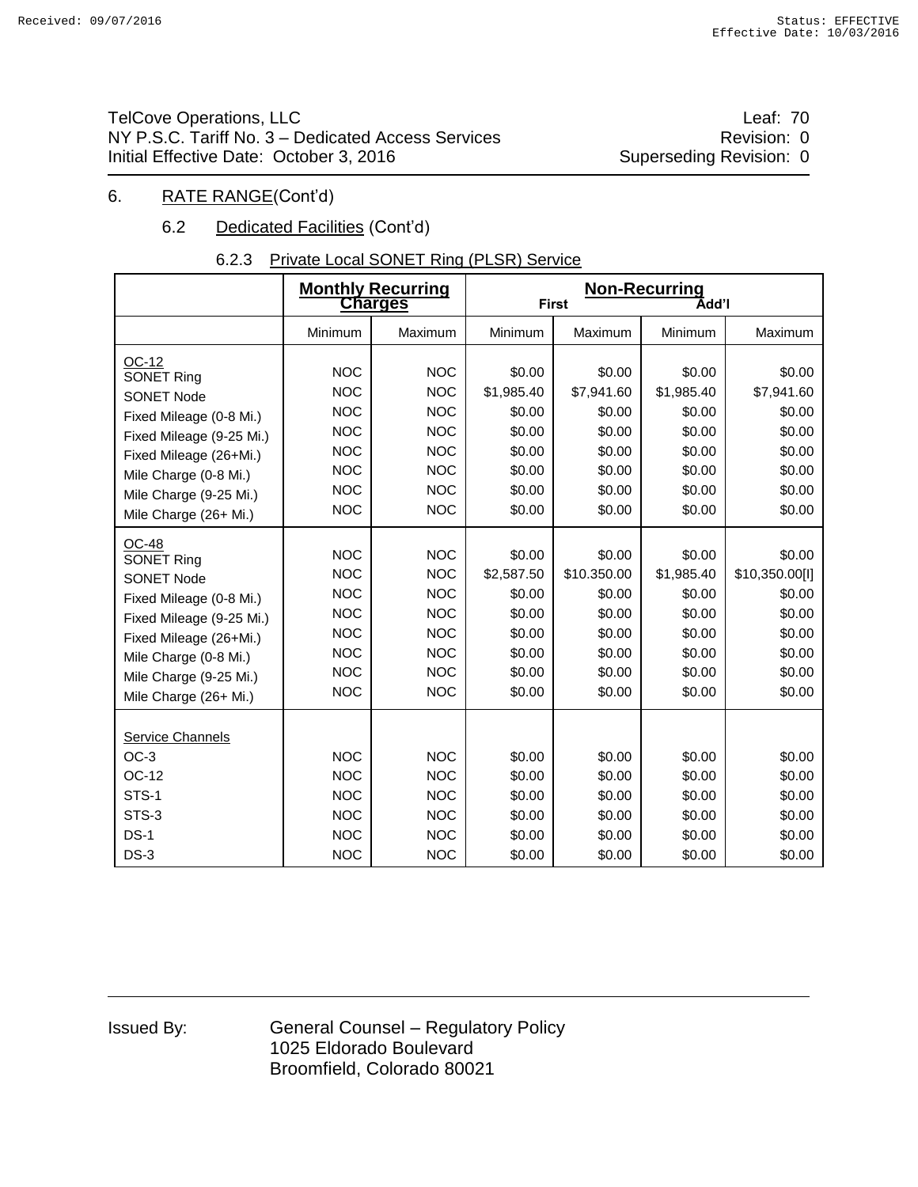Received: 09/07/2016 Status: EFFECTIVE
Effective Date: 10/03/2016

TelCove Operations, LLC — Leaf: 70
NY P.S.C. Tariff No. 3 – Dedicated Access Services — Revision: 0
Initial Effective Date: October 3, 2016 — Superseding Revision: 0

6. RATE RANGE(Cont'd)

6.2 Dedicated Facilities (Cont'd)

6.2.3 Private Local SONET Ring (PLSR) Service

| | Monthly Recurring Charges | | Non-Recurring First | | Non-Recurring Add'l | |
|---|---|---|---|---|---|---|
| | Minimum | Maximum | Minimum | Maximum | Minimum | Maximum |
| OC-12 | | | | | | |
| SONET Ring | NOC | NOC | $0.00 | $0.00 | $0.00 | $0.00 |
| SONET Node | NOC | NOC | $1,985.40 | $7,941.60 | $1,985.40 | $7,941.60 |
| Fixed Mileage (0-8 Mi.) | NOC | NOC | $0.00 | $0.00 | $0.00 | $0.00 |
| Fixed Mileage (9-25 Mi.) | NOC | NOC | $0.00 | $0.00 | $0.00 | $0.00 |
| Fixed Mileage (26+Mi.) | NOC | NOC | $0.00 | $0.00 | $0.00 | $0.00 |
| Mile Charge (0-8 Mi.) | NOC | NOC | $0.00 | $0.00 | $0.00 | $0.00 |
| Mile Charge (9-25 Mi.) | NOC | NOC | $0.00 | $0.00 | $0.00 | $0.00 |
| Mile Charge (26+ Mi.) | NOC | NOC | $0.00 | $0.00 | $0.00 | $0.00 |
| OC-48 | | | | | | |
| SONET Ring | NOC | NOC | $0.00 | $0.00 | $0.00 | $0.00 |
| SONET Node | NOC | NOC | $2,587.50 | $10.350.00 | $1,985.40 | $10,350.00[I] |
| Fixed Mileage (0-8 Mi.) | NOC | NOC | $0.00 | $0.00 | $0.00 | $0.00 |
| Fixed Mileage (9-25 Mi.) | NOC | NOC | $0.00 | $0.00 | $0.00 | $0.00 |
| Fixed Mileage (26+Mi.) | NOC | NOC | $0.00 | $0.00 | $0.00 | $0.00 |
| Mile Charge (0-8 Mi.) | NOC | NOC | $0.00 | $0.00 | $0.00 | $0.00 |
| Mile Charge (9-25 Mi.) | NOC | NOC | $0.00 | $0.00 | $0.00 | $0.00 |
| Mile Charge (26+ Mi.) | NOC | NOC | $0.00 | $0.00 | $0.00 | $0.00 |
| Service Channels | | | | | | |
| OC-3 | NOC | NOC | $0.00 | $0.00 | $0.00 | $0.00 |
| OC-12 | NOC | NOC | $0.00 | $0.00 | $0.00 | $0.00 |
| STS-1 | NOC | NOC | $0.00 | $0.00 | $0.00 | $0.00 |
| STS-3 | NOC | NOC | $0.00 | $0.00 | $0.00 | $0.00 |
| DS-1 | NOC | NOC | $0.00 | $0.00 | $0.00 | $0.00 |
| DS-3 | NOC | NOC | $0.00 | $0.00 | $0.00 | $0.00 |

Issued By: General Counsel – Regulatory Policy
1025 Eldorado Boulevard
Broomfield, Colorado 80021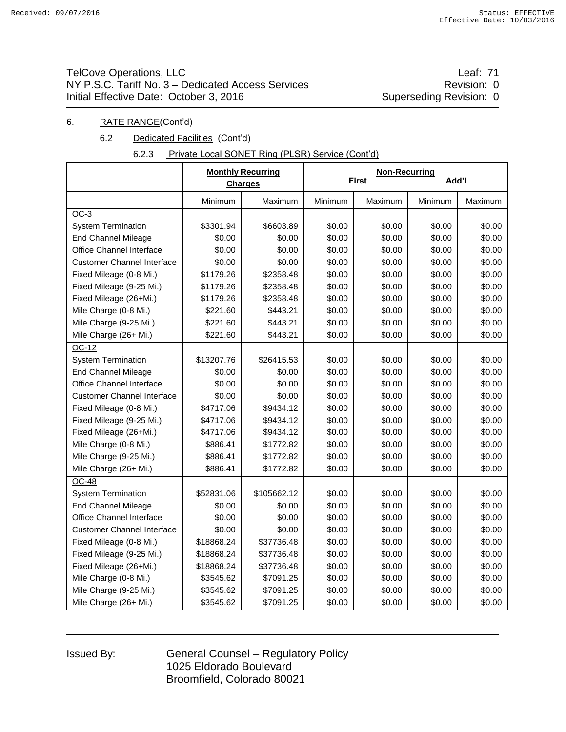TelCove Operations, LLC
NY P.S.C. Tariff No. 3 – Dedicated Access Services
Initial Effective Date: October 3, 2016

Leaf: 71
Revision: 0
Superseding Revision: 0

6. RATE RANGE(Cont'd)

6.2 Dedicated Facilities (Cont'd)

6.2.3 Private Local SONET Ring (PLSR) Service (Cont'd)

| | Monthly Recurring Charges | | Non-Recurring First | | Non-Recurring Add'l | |
|---|---|---|---|---|---|---|
| | Minimum | Maximum | Minimum | Maximum | Minimum | Maximum |
| OC-3 | | | | | | |
| System Termination | $3301.94 | $6603.89 | $0.00 | $0.00 | $0.00 | $0.00 |
| End Channel Mileage | $0.00 | $0.00 | $0.00 | $0.00 | $0.00 | $0.00 |
| Office Channel Interface | $0.00 | $0.00 | $0.00 | $0.00 | $0.00 | $0.00 |
| Customer Channel Interface | $0.00 | $0.00 | $0.00 | $0.00 | $0.00 | $0.00 |
| Fixed Mileage (0-8 Mi.) | $1179.26 | $2358.48 | $0.00 | $0.00 | $0.00 | $0.00 |
| Fixed Mileage (9-25 Mi.) | $1179.26 | $2358.48 | $0.00 | $0.00 | $0.00 | $0.00 |
| Fixed Mileage (26+Mi.) | $1179.26 | $2358.48 | $0.00 | $0.00 | $0.00 | $0.00 |
| Mile Charge (0-8 Mi.) | $221.60 | $443.21 | $0.00 | $0.00 | $0.00 | $0.00 |
| Mile Charge (9-25 Mi.) | $221.60 | $443.21 | $0.00 | $0.00 | $0.00 | $0.00 |
| Mile Charge (26+ Mi.) | $221.60 | $443.21 | $0.00 | $0.00 | $0.00 | $0.00 |
| OC-12 | | | | | | |
| System Termination | $13207.76 | $26415.53 | $0.00 | $0.00 | $0.00 | $0.00 |
| End Channel Mileage | $0.00 | $0.00 | $0.00 | $0.00 | $0.00 | $0.00 |
| Office Channel Interface | $0.00 | $0.00 | $0.00 | $0.00 | $0.00 | $0.00 |
| Customer Channel Interface | $0.00 | $0.00 | $0.00 | $0.00 | $0.00 | $0.00 |
| Fixed Mileage (0-8 Mi.) | $4717.06 | $9434.12 | $0.00 | $0.00 | $0.00 | $0.00 |
| Fixed Mileage (9-25 Mi.) | $4717.06 | $9434.12 | $0.00 | $0.00 | $0.00 | $0.00 |
| Fixed Mileage (26+Mi.) | $4717.06 | $9434.12 | $0.00 | $0.00 | $0.00 | $0.00 |
| Mile Charge (0-8 Mi.) | $886.41 | $1772.82 | $0.00 | $0.00 | $0.00 | $0.00 |
| Mile Charge (9-25 Mi.) | $886.41 | $1772.82 | $0.00 | $0.00 | $0.00 | $0.00 |
| Mile Charge (26+ Mi.) | $886.41 | $1772.82 | $0.00 | $0.00 | $0.00 | $0.00 |
| OC-48 | | | | | | |
| System Termination | $52831.06 | $105662.12 | $0.00 | $0.00 | $0.00 | $0.00 |
| End Channel Mileage | $0.00 | $0.00 | $0.00 | $0.00 | $0.00 | $0.00 |
| Office Channel Interface | $0.00 | $0.00 | $0.00 | $0.00 | $0.00 | $0.00 |
| Customer Channel Interface | $0.00 | $0.00 | $0.00 | $0.00 | $0.00 | $0.00 |
| Fixed Mileage (0-8 Mi.) | $18868.24 | $37736.48 | $0.00 | $0.00 | $0.00 | $0.00 |
| Fixed Mileage (9-25 Mi.) | $18868.24 | $37736.48 | $0.00 | $0.00 | $0.00 | $0.00 |
| Fixed Mileage (26+Mi.) | $18868.24 | $37736.48 | $0.00 | $0.00 | $0.00 | $0.00 |
| Mile Charge (0-8 Mi.) | $3545.62 | $7091.25 | $0.00 | $0.00 | $0.00 | $0.00 |
| Mile Charge (9-25 Mi.) | $3545.62 | $7091.25 | $0.00 | $0.00 | $0.00 | $0.00 |
| Mile Charge (26+ Mi.) | $3545.62 | $7091.25 | $0.00 | $0.00 | $0.00 | $0.00 |

Issued By: General Counsel – Regulatory Policy
1025 Eldorado Boulevard
Broomfield, Colorado 80021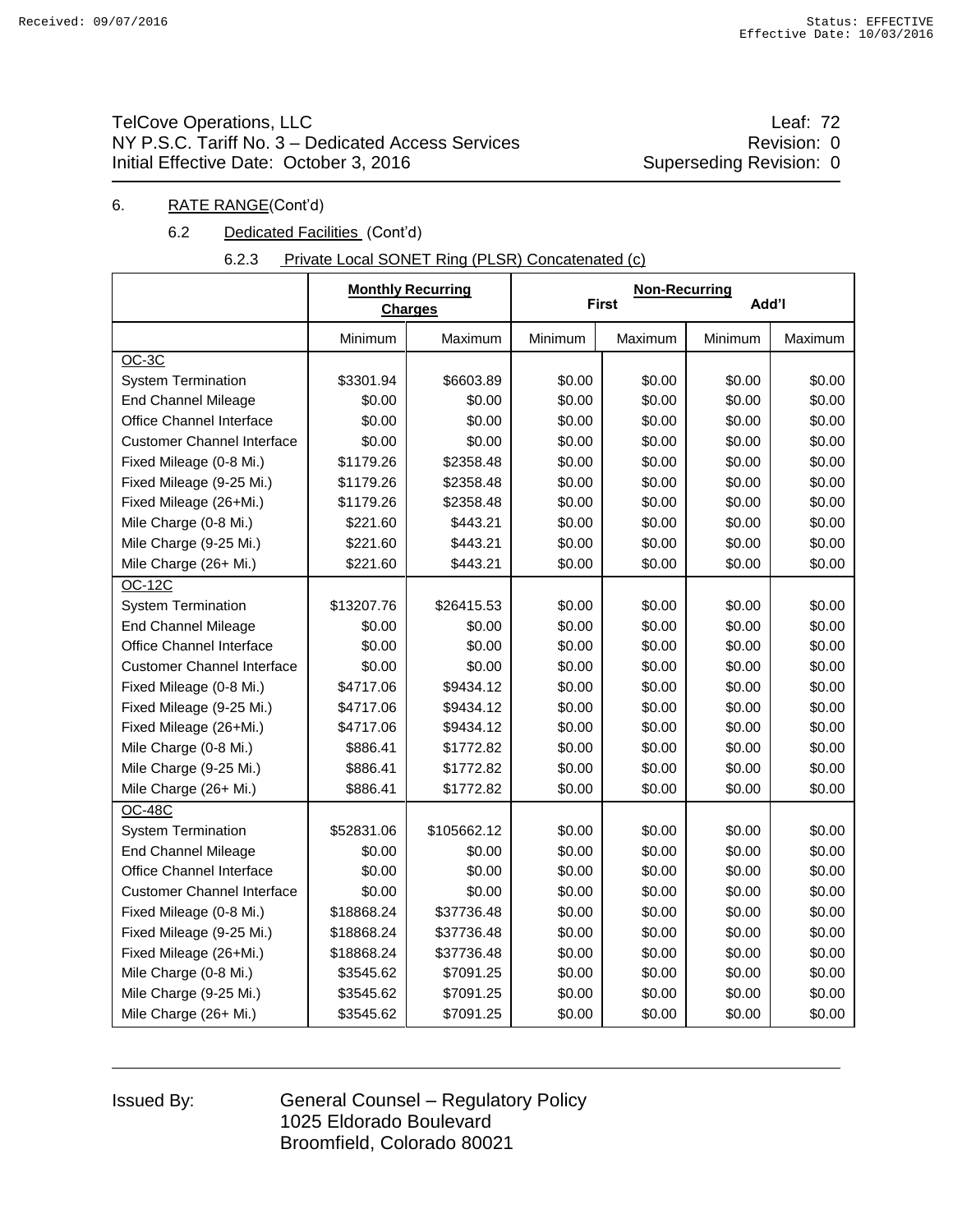TelCove Operations, LLC
NY P.S.C. Tariff No. 3 – Dedicated Access Services
Initial Effective Date: October 3, 2016

Leaf: 72
Revision: 0
Superseding Revision: 0

6. RATE RANGE(Cont'd)

6.2 Dedicated Facilities (Cont'd)

6.2.3 Private Local SONET Ring (PLSR) Concatenated (c)

| | Monthly Recurring Charges | | Non-Recurring First | | Add'l | |
|---|---|---|---|---|---|---|
| | Minimum | Maximum | Minimum | Maximum | Minimum | Maximum |
| OC-3C | | | | | | |
| System Termination | $3301.94 | $6603.89 | $0.00 | $0.00 | $0.00 | $0.00 |
| End Channel Mileage | $0.00 | $0.00 | $0.00 | $0.00 | $0.00 | $0.00 |
| Office Channel Interface | $0.00 | $0.00 | $0.00 | $0.00 | $0.00 | $0.00 |
| Customer Channel Interface | $0.00 | $0.00 | $0.00 | $0.00 | $0.00 | $0.00 |
| Fixed Mileage (0-8 Mi.) | $1179.26 | $2358.48 | $0.00 | $0.00 | $0.00 | $0.00 |
| Fixed Mileage (9-25 Mi.) | $1179.26 | $2358.48 | $0.00 | $0.00 | $0.00 | $0.00 |
| Fixed Mileage (26+Mi.) | $1179.26 | $2358.48 | $0.00 | $0.00 | $0.00 | $0.00 |
| Mile Charge (0-8 Mi.) | $221.60 | $443.21 | $0.00 | $0.00 | $0.00 | $0.00 |
| Mile Charge (9-25 Mi.) | $221.60 | $443.21 | $0.00 | $0.00 | $0.00 | $0.00 |
| Mile Charge (26+ Mi.) | $221.60 | $443.21 | $0.00 | $0.00 | $0.00 | $0.00 |
| OC-12C | | | | | | |
| System Termination | $13207.76 | $26415.53 | $0.00 | $0.00 | $0.00 | $0.00 |
| End Channel Mileage | $0.00 | $0.00 | $0.00 | $0.00 | $0.00 | $0.00 |
| Office Channel Interface | $0.00 | $0.00 | $0.00 | $0.00 | $0.00 | $0.00 |
| Customer Channel Interface | $0.00 | $0.00 | $0.00 | $0.00 | $0.00 | $0.00 |
| Fixed Mileage (0-8 Mi.) | $4717.06 | $9434.12 | $0.00 | $0.00 | $0.00 | $0.00 |
| Fixed Mileage (9-25 Mi.) | $4717.06 | $9434.12 | $0.00 | $0.00 | $0.00 | $0.00 |
| Fixed Mileage (26+Mi.) | $4717.06 | $9434.12 | $0.00 | $0.00 | $0.00 | $0.00 |
| Mile Charge (0-8 Mi.) | $886.41 | $1772.82 | $0.00 | $0.00 | $0.00 | $0.00 |
| Mile Charge (9-25 Mi.) | $886.41 | $1772.82 | $0.00 | $0.00 | $0.00 | $0.00 |
| Mile Charge (26+ Mi.) | $886.41 | $1772.82 | $0.00 | $0.00 | $0.00 | $0.00 |
| OC-48C | | | | | | |
| System Termination | $52831.06 | $105662.12 | $0.00 | $0.00 | $0.00 | $0.00 |
| End Channel Mileage | $0.00 | $0.00 | $0.00 | $0.00 | $0.00 | $0.00 |
| Office Channel Interface | $0.00 | $0.00 | $0.00 | $0.00 | $0.00 | $0.00 |
| Customer Channel Interface | $0.00 | $0.00 | $0.00 | $0.00 | $0.00 | $0.00 |
| Fixed Mileage (0-8 Mi.) | $18868.24 | $37736.48 | $0.00 | $0.00 | $0.00 | $0.00 |
| Fixed Mileage (9-25 Mi.) | $18868.24 | $37736.48 | $0.00 | $0.00 | $0.00 | $0.00 |
| Fixed Mileage (26+Mi.) | $18868.24 | $37736.48 | $0.00 | $0.00 | $0.00 | $0.00 |
| Mile Charge (0-8 Mi.) | $3545.62 | $7091.25 | $0.00 | $0.00 | $0.00 | $0.00 |
| Mile Charge (9-25 Mi.) | $3545.62 | $7091.25 | $0.00 | $0.00 | $0.00 | $0.00 |
| Mile Charge (26+ Mi.) | $3545.62 | $7091.25 | $0.00 | $0.00 | $0.00 | $0.00 |

Issued By: General Counsel – Regulatory Policy
1025 Eldorado Boulevard
Broomfield, Colorado 80021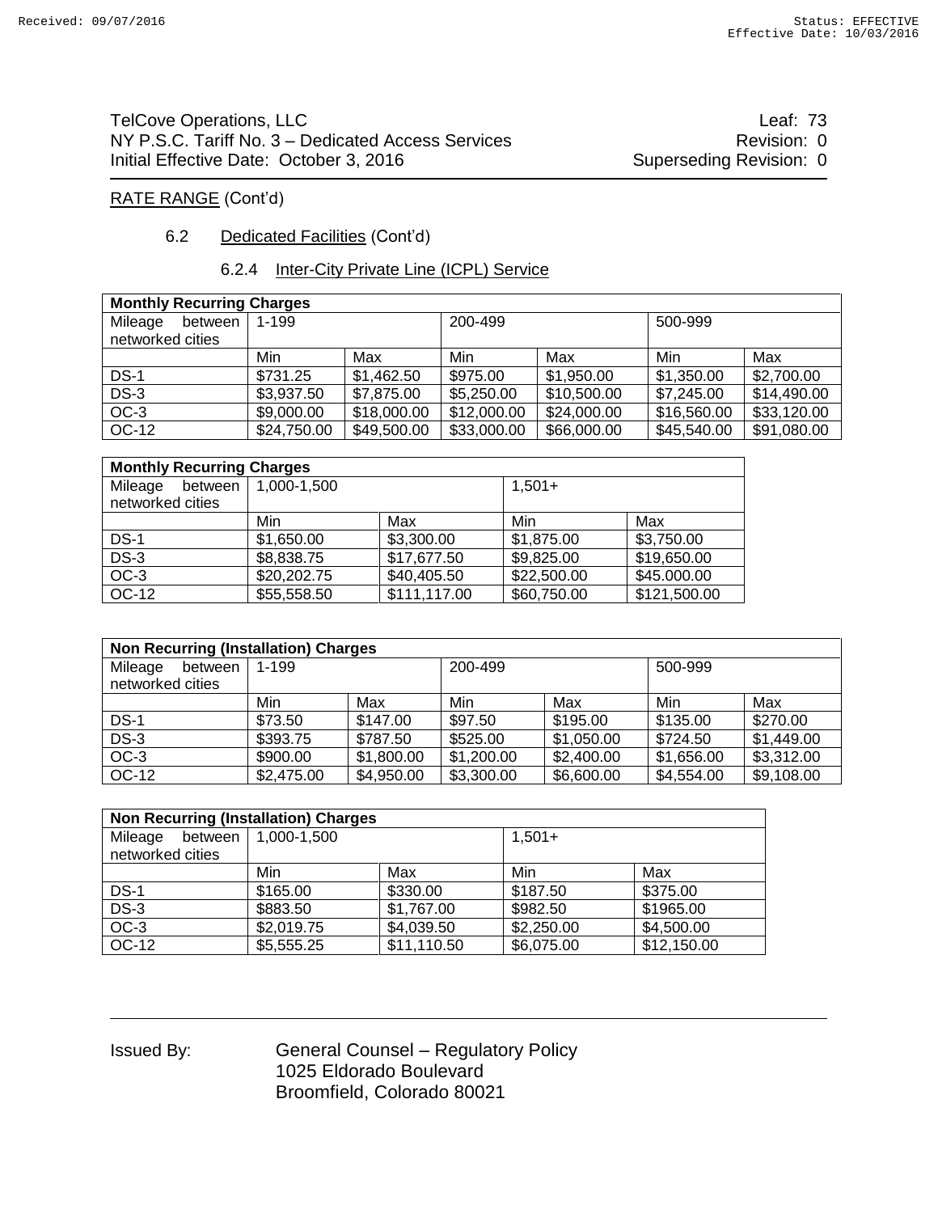TelCove Operations, LLC
NY P.S.C. Tariff No. 3 – Dedicated Access Services
Initial Effective Date: October 3, 2016

Leaf: 73
Revision: 0
Superseding Revision: 0

RATE RANGE (Cont'd)

6.2 Dedicated Facilities (Cont'd)

6.2.4 Inter-City Private Line (ICPL) Service

| **Monthly Recurring Charges** | | | | | | |
|---|---|---|---|---|---|---|
| Mileage between networked cities | 1-199 | | 200-499 | | 500-999 | |
| | Min | Max | Min | Max | Min | Max |
| DS-1 | $731.25 | $1,462.50 | $975.00 | $1,950.00 | $1,350.00 | $2,700.00 |
| DS-3 | $3,937.50 | $7,875.00 | $5,250.00 | $10,500.00 | $7,245.00 | $14,490.00 |
| OC-3 | $9,000.00 | $18,000.00 | $12,000.00 | $24,000.00 | $16,560.00 | $33,120.00 |
| OC-12 | $24,750.00 | $49,500.00 | $33,000.00 | $66,000.00 | $45,540.00 | $91,080.00 |

| **Monthly Recurring Charges** | | | | |
|---|---|---|---|---|
| Mileage between networked cities | 1,000-1,500 | | 1,501+ | |
| | Min | Max | Min | Max |
| DS-1 | $1,650.00 | $3,300.00 | $1,875.00 | $3,750.00 |
| DS-3 | $8,838.75 | $17,677.50 | $9,825.00 | $19,650.00 |
| OC-3 | $20,202.75 | $40,405.50 | $22,500.00 | $45.000.00 |
| OC-12 | $55,558.50 | $111,117.00 | $60,750.00 | $121,500.00 |

| **Non Recurring (Installation) Charges** | | | | | | |
|---|---|---|---|---|---|---|
| Mileage between networked cities | 1-199 | | 200-499 | | 500-999 | |
| | Min | Max | Min | Max | Min | Max |
| DS-1 | $73.50 | $147.00 | $97.50 | $195.00 | $135.00 | $270.00 |
| DS-3 | $393.75 | $787.50 | $525.00 | $1,050.00 | $724.50 | $1,449.00 |
| OC-3 | $900.00 | $1,800.00 | $1,200.00 | $2,400.00 | $1,656.00 | $3,312.00 |
| OC-12 | $2,475.00 | $4,950.00 | $3,300.00 | $6,600.00 | $4,554.00 | $9,108.00 |

| **Non Recurring (Installation) Charges** | | | | |
|---|---|---|---|---|
| Mileage between networked cities | 1,000-1,500 | | 1,501+ | |
| | Min | Max | Min | Max |
| DS-1 | $165.00 | $330.00 | $187.50 | $375.00 |
| DS-3 | $883.50 | $1,767.00 | $982.50 | $1965.00 |
| OC-3 | $2,019.75 | $4,039.50 | $2,250.00 | $4,500.00 |
| OC-12 | $5,555.25 | $11,110.50 | $6,075.00 | $12,150.00 |

Issued By: General Counsel – Regulatory Policy
1025 Eldorado Boulevard
Broomfield, Colorado 80021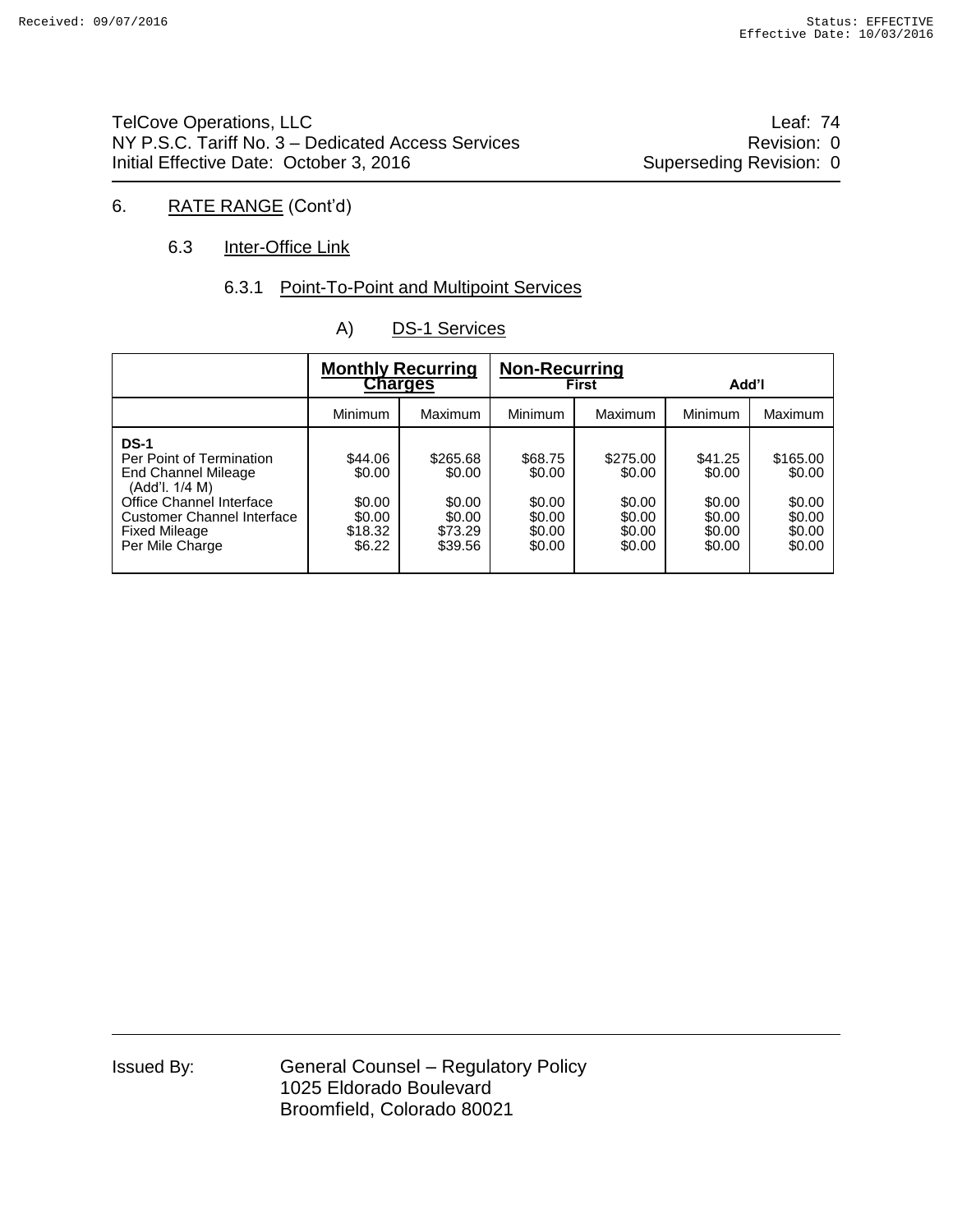TelCove Operations, LLC — Leaf: 74
NY P.S.C. Tariff No. 3 – Dedicated Access Services — Revision: 0
Initial Effective Date: October 3, 2016 — Superseding Revision: 0

## 6. RATE RANGE (Cont'd)

### 6.3 Inter-Office Link

#### 6.3.1 Point-To-Point and Multipoint Services

##### A) DS-1 Services

| | Monthly Recurring Charges | | Non-Recurring First | | Add'l | |
|---|---|---|---|---|---|---|
| | Minimum | Maximum | Minimum | Maximum | Minimum | Maximum |
| **DS-1** | | | | | | |
| Per Point of Termination | $44.06 | $265.68 | $68.75 | $275.00 | $41.25 | $165.00 |
| End Channel Mileage (Add'l. 1/4 M) | $0.00 | $0.00 | $0.00 | $0.00 | $0.00 | $0.00 |
| Office Channel Interface | $0.00 | $0.00 | $0.00 | $0.00 | $0.00 | $0.00 |
| Customer Channel Interface | $0.00 | $0.00 | $0.00 | $0.00 | $0.00 | $0.00 |
| Fixed Mileage | $18.32 | $73.29 | $0.00 | $0.00 | $0.00 | $0.00 |
| Per Mile Charge | $6.22 | $39.56 | $0.00 | $0.00 | $0.00 | $0.00 |

Issued By: General Counsel – Regulatory Policy
1025 Eldorado Boulevard
Broomfield, Colorado 80021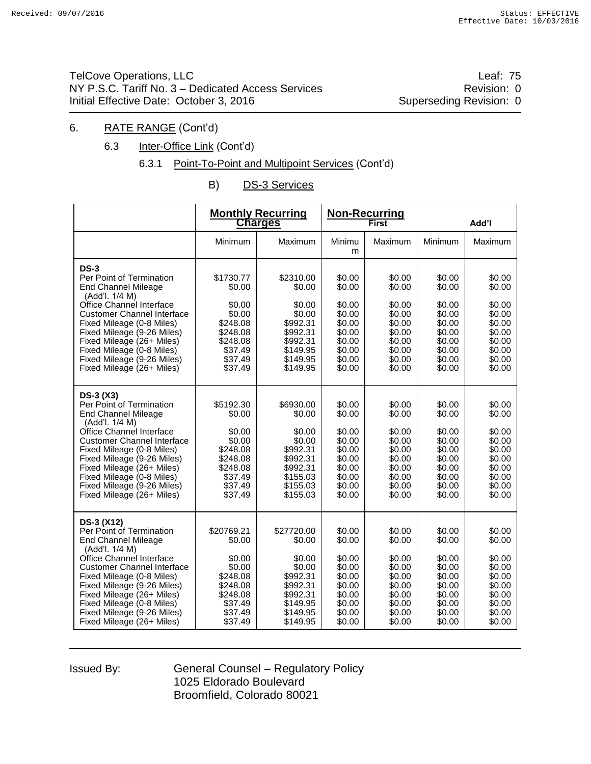Received: 09/07/2016 Status: EFFECTIVE
Effective Date: 10/03/2016

TelCove Operations, LLC
NY P.S.C. Tariff No. 3 – Dedicated Access Services
Initial Effective Date: October 3, 2016

Leaf: 75
Revision: 0
Superseding Revision: 0

6. RATE RANGE (Cont'd)

6.3 Inter-Office Link (Cont'd)

6.3.1 Point-To-Point and Multipoint Services (Cont'd)

B) DS-3 Services

| | Monthly Recurring Charges | | Non-Recurring First | | Add'l | |
|---|---|---|---|---|---|---|
| | Minimum | Maximum | Minimum | Maximum | Minimum | Maximum |
| **DS-3** | | | | | | |
| Per Point of Termination | $1730.77 | $2310.00 | $0.00 | $0.00 | $0.00 | $0.00 |
| End Channel Mileage (Add'l. 1/4 M) | $0.00 | $0.00 | $0.00 | $0.00 | $0.00 | $0.00 |
| Office Channel Interface | $0.00 | $0.00 | $0.00 | $0.00 | $0.00 | $0.00 |
| Customer Channel Interface | $0.00 | $0.00 | $0.00 | $0.00 | $0.00 | $0.00 |
| Fixed Mileage (0-8 Miles) | $248.08 | $992.31 | $0.00 | $0.00 | $0.00 | $0.00 |
| Fixed Mileage (9-26 Miles) | $248.08 | $992.31 | $0.00 | $0.00 | $0.00 | $0.00 |
| Fixed Mileage (26+ Miles) | $248.08 | $992.31 | $0.00 | $0.00 | $0.00 | $0.00 |
| Fixed Mileage (0-8 Miles) | $37.49 | $149.95 | $0.00 | $0.00 | $0.00 | $0.00 |
| Fixed Mileage (9-26 Miles) | $37.49 | $149.95 | $0.00 | $0.00 | $0.00 | $0.00 |
| Fixed Mileage (26+ Miles) | $37.49 | $149.95 | $0.00 | $0.00 | $0.00 | $0.00 |
| **DS-3 (X3)** | | | | | | |
| Per Point of Termination | $5192.30 | $6930.00 | $0.00 | $0.00 | $0.00 | $0.00 |
| End Channel Mileage (Add'l. 1/4 M) | $0.00 | $0.00 | $0.00 | $0.00 | $0.00 | $0.00 |
| Office Channel Interface | $0.00 | $0.00 | $0.00 | $0.00 | $0.00 | $0.00 |
| Customer Channel Interface | $0.00 | $0.00 | $0.00 | $0.00 | $0.00 | $0.00 |
| Fixed Mileage (0-8 Miles) | $248.08 | $992.31 | $0.00 | $0.00 | $0.00 | $0.00 |
| Fixed Mileage (9-26 Miles) | $248.08 | $992.31 | $0.00 | $0.00 | $0.00 | $0.00 |
| Fixed Mileage (26+ Miles) | $248.08 | $992.31 | $0.00 | $0.00 | $0.00 | $0.00 |
| Fixed Mileage (0-8 Miles) | $37.49 | $155.03 | $0.00 | $0.00 | $0.00 | $0.00 |
| Fixed Mileage (9-26 Miles) | $37.49 | $155.03 | $0.00 | $0.00 | $0.00 | $0.00 |
| Fixed Mileage (26+ Miles) | $37.49 | $155.03 | $0.00 | $0.00 | $0.00 | $0.00 |
| **DS-3 (X12)** | | | | | | |
| Per Point of Termination | $20769.21 | $27720.00 | $0.00 | $0.00 | $0.00 | $0.00 |
| End Channel Mileage (Add'l. 1/4 M) | $0.00 | $0.00 | $0.00 | $0.00 | $0.00 | $0.00 |
| Office Channel Interface | $0.00 | $0.00 | $0.00 | $0.00 | $0.00 | $0.00 |
| Customer Channel Interface | $0.00 | $0.00 | $0.00 | $0.00 | $0.00 | $0.00 |
| Fixed Mileage (0-8 Miles) | $248.08 | $992.31 | $0.00 | $0.00 | $0.00 | $0.00 |
| Fixed Mileage (9-26 Miles) | $248.08 | $992.31 | $0.00 | $0.00 | $0.00 | $0.00 |
| Fixed Mileage (26+ Miles) | $248.08 | $992.31 | $0.00 | $0.00 | $0.00 | $0.00 |
| Fixed Mileage (0-8 Miles) | $37.49 | $149.95 | $0.00 | $0.00 | $0.00 | $0.00 |
| Fixed Mileage (9-26 Miles) | $37.49 | $149.95 | $0.00 | $0.00 | $0.00 | $0.00 |
| Fixed Mileage (26+ Miles) | $37.49 | $149.95 | $0.00 | $0.00 | $0.00 | $0.00 |

Issued By: General Counsel – Regulatory Policy
1025 Eldorado Boulevard
Broomfield, Colorado 80021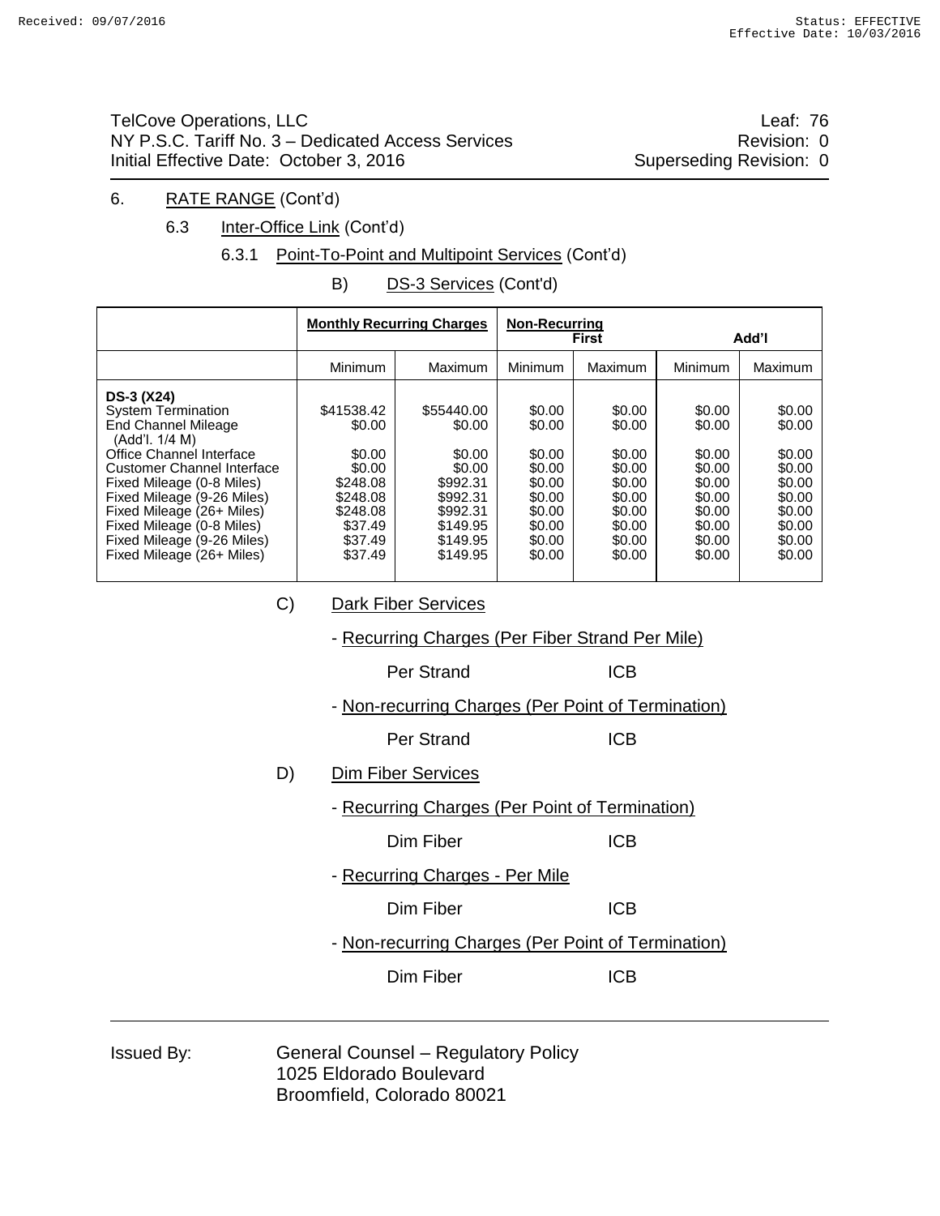TelCove Operations, LLC
NY P.S.C. Tariff No. 3 – Dedicated Access Services
Initial Effective Date: October 3, 2016

Leaf: 76
Revision: 0
Superseding Revision: 0

6. RATE RANGE (Cont'd)

6.3 Inter-Office Link (Cont'd)

6.3.1 Point-To-Point and Multipoint Services (Cont'd)

B) DS-3 Services (Cont'd)

| | Monthly Recurring Charges | | Non-Recurring First | | Add'l | |
|---|---|---|---|---|---|---|
| | Minimum | Maximum | Minimum | Maximum | Minimum | Maximum |
| **DS-3 (X24)** | | | | | | |
| System Termination | $41538.42 | $55440.00 | $0.00 | $0.00 | $0.00 | $0.00 |
| End Channel Mileage (Add'l. 1/4 M) | $0.00 | $0.00 | $0.00 | $0.00 | $0.00 | $0.00 |
| Office Channel Interface | $0.00 | $0.00 | $0.00 | $0.00 | $0.00 | $0.00 |
| Customer Channel Interface | $0.00 | $0.00 | $0.00 | $0.00 | $0.00 | $0.00 |
| Fixed Mileage (0-8 Miles) | $248.08 | $992.31 | $0.00 | $0.00 | $0.00 | $0.00 |
| Fixed Mileage (9-26 Miles) | $248.08 | $992.31 | $0.00 | $0.00 | $0.00 | $0.00 |
| Fixed Mileage (26+ Miles) | $248.08 | $992.31 | $0.00 | $0.00 | $0.00 | $0.00 |
| Fixed Mileage (0-8 Miles) | $37.49 | $149.95 | $0.00 | $0.00 | $0.00 | $0.00 |
| Fixed Mileage (9-26 Miles) | $37.49 | $149.95 | $0.00 | $0.00 | $0.00 | $0.00 |
| Fixed Mileage (26+ Miles) | $37.49 | $149.95 | $0.00 | $0.00 | $0.00 | $0.00 |

C) Dark Fiber Services

- Recurring Charges (Per Fiber Strand Per Mile)

  Per Strand ICB

- Non-recurring Charges (Per Point of Termination)

  Per Strand ICB

D) Dim Fiber Services

- Recurring Charges (Per Point of Termination)

  Dim Fiber ICB

- Recurring Charges - Per Mile

  Dim Fiber ICB

- Non-recurring Charges (Per Point of Termination)

  Dim Fiber ICB

Issued By: General Counsel – Regulatory Policy
1025 Eldorado Boulevard
Broomfield, Colorado 80021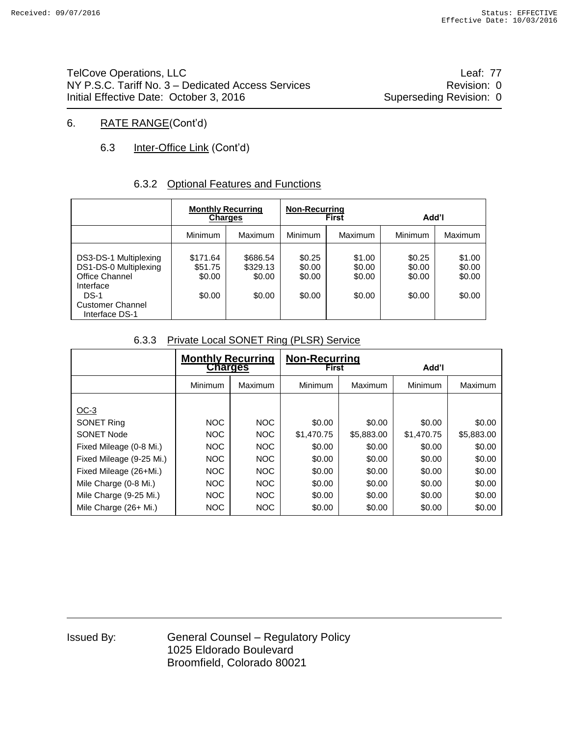TelCove Operations, LLC
NY P.S.C. Tariff No. 3 – Dedicated Access Services
Initial Effective Date: October 3, 2016

Leaf: 77
Revision: 0
Superseding Revision: 0

## 6. RATE RANGE(Cont'd)

### 6.3 Inter-Office Link (Cont'd)

#### 6.3.2 Optional Features and Functions

| | **Monthly Recurring Charges** | | **Non-Recurring** First | | Add'l | |
|---|---|---|---|---|---|---|
| | Minimum | Maximum | Minimum | Maximum | Minimum | Maximum |
| DS3-DS-1 Multiplexing | $171.64 | $686.54 | $0.25 | $1.00 | $0.25 | $1.00 |
| DS1-DS-0 Multiplexing | $51.75 | $329.13 | $0.00 | $0.00 | $0.00 | $0.00 |
| Office Channel Interface DS-1 | $0.00 | $0.00 | $0.00 | $0.00 | $0.00 | $0.00 |
| Customer Channel Interface DS-1 | $0.00 | $0.00 | $0.00 | $0.00 | $0.00 | $0.00 |

#### 6.3.3 Private Local SONET Ring (PLSR) Service

| | **Monthly Recurring Charges** | | **Non-Recurring** First | | Add'l | |
|---|---|---|---|---|---|---|
| | Minimum | Maximum | Minimum | Maximum | Minimum | Maximum |
| OC-3 | | | | | | |
| SONET Ring | NOC | NOC | $0.00 | $0.00 | $0.00 | $0.00 |
| SONET Node | NOC | NOC | $1,470.75 | $5,883.00 | $1,470.75 | $5,883.00 |
| Fixed Mileage (0-8 Mi.) | NOC | NOC | $0.00 | $0.00 | $0.00 | $0.00 |
| Fixed Mileage (9-25 Mi.) | NOC | NOC | $0.00 | $0.00 | $0.00 | $0.00 |
| Fixed Mileage (26+Mi.) | NOC | NOC | $0.00 | $0.00 | $0.00 | $0.00 |
| Mile Charge (0-8 Mi.) | NOC | NOC | $0.00 | $0.00 | $0.00 | $0.00 |
| Mile Charge (9-25 Mi.) | NOC | NOC | $0.00 | $0.00 | $0.00 | $0.00 |
| Mile Charge (26+ Mi.) | NOC | NOC | $0.00 | $0.00 | $0.00 | $0.00 |

Issued By: General Counsel – Regulatory Policy
1025 Eldorado Boulevard
Broomfield, Colorado 80021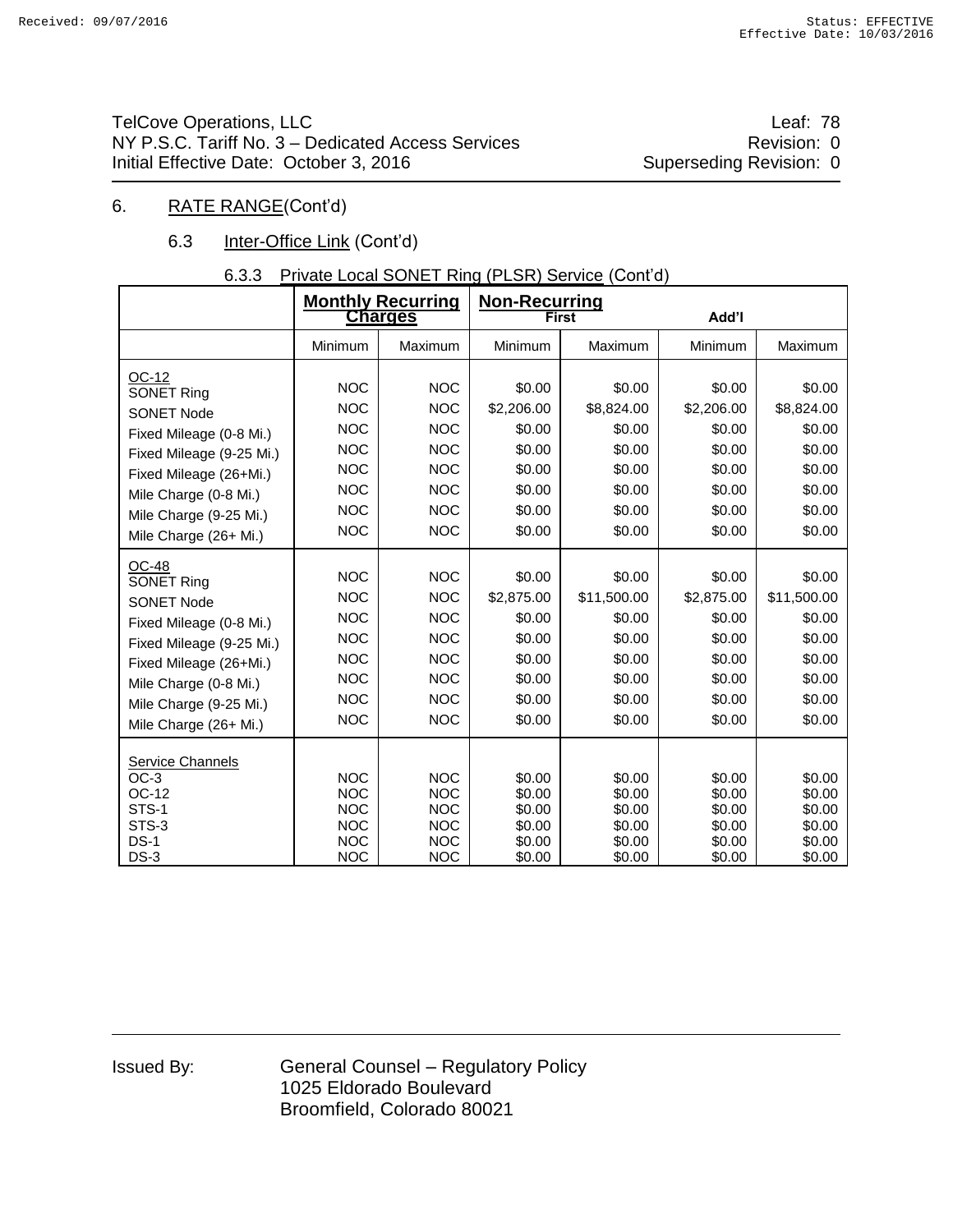TelCove Operations, LLC
NY P.S.C. Tariff No. 3 – Dedicated Access Services
Initial Effective Date: October 3, 2016

Leaf: 78
Revision: 0
Superseding Revision: 0

## 6. RATE RANGE(Cont'd)

### 6.3 Inter-Office Link (Cont'd)

#### 6.3.3 Private Local SONET Ring (PLSR) Service (Cont'd)

| | Monthly Recurring Charges | | Non-Recurring First | | Add'l | |
|---|---|---|---|---|---|---|
| | Minimum | Maximum | Minimum | Maximum | Minimum | Maximum |
| **OC-12** | | | | | | |
| SONET Ring | NOC | NOC | $0.00 | $0.00 | $0.00 | $0.00 |
| SONET Node | NOC | NOC | $2,206.00 | $8,824.00 | $2,206.00 | $8,824.00 |
| Fixed Mileage (0-8 Mi.) | NOC | NOC | $0.00 | $0.00 | $0.00 | $0.00 |
| Fixed Mileage (9-25 Mi.) | NOC | NOC | $0.00 | $0.00 | $0.00 | $0.00 |
| Fixed Mileage (26+Mi.) | NOC | NOC | $0.00 | $0.00 | $0.00 | $0.00 |
| Mile Charge (0-8 Mi.) | NOC | NOC | $0.00 | $0.00 | $0.00 | $0.00 |
| Mile Charge (9-25 Mi.) | NOC | NOC | $0.00 | $0.00 | $0.00 | $0.00 |
| Mile Charge (26+ Mi.) | NOC | NOC | $0.00 | $0.00 | $0.00 | $0.00 |
| **OC-48** | | | | | | |
| SONET Ring | NOC | NOC | $0.00 | $0.00 | $0.00 | $0.00 |
| SONET Node | NOC | NOC | $2,875.00 | $11,500.00 | $2,875.00 | $11,500.00 |
| Fixed Mileage (0-8 Mi.) | NOC | NOC | $0.00 | $0.00 | $0.00 | $0.00 |
| Fixed Mileage (9-25 Mi.) | NOC | NOC | $0.00 | $0.00 | $0.00 | $0.00 |
| Fixed Mileage (26+Mi.) | NOC | NOC | $0.00 | $0.00 | $0.00 | $0.00 |
| Mile Charge (0-8 Mi.) | NOC | NOC | $0.00 | $0.00 | $0.00 | $0.00 |
| Mile Charge (9-25 Mi.) | NOC | NOC | $0.00 | $0.00 | $0.00 | $0.00 |
| Mile Charge (26+ Mi.) | NOC | NOC | $0.00 | $0.00 | $0.00 | $0.00 |
| **Service Channels** | | | | | | |
| OC-3 | NOC | NOC | $0.00 | $0.00 | $0.00 | $0.00 |
| OC-12 | NOC | NOC | $0.00 | $0.00 | $0.00 | $0.00 |
| STS-1 | NOC | NOC | $0.00 | $0.00 | $0.00 | $0.00 |
| STS-3 | NOC | NOC | $0.00 | $0.00 | $0.00 | $0.00 |
| DS-1 | NOC | NOC | $0.00 | $0.00 | $0.00 | $0.00 |
| DS-3 | NOC | NOC | $0.00 | $0.00 | $0.00 | $0.00 |

Issued By: General Counsel – Regulatory Policy
1025 Eldorado Boulevard
Broomfield, Colorado 80021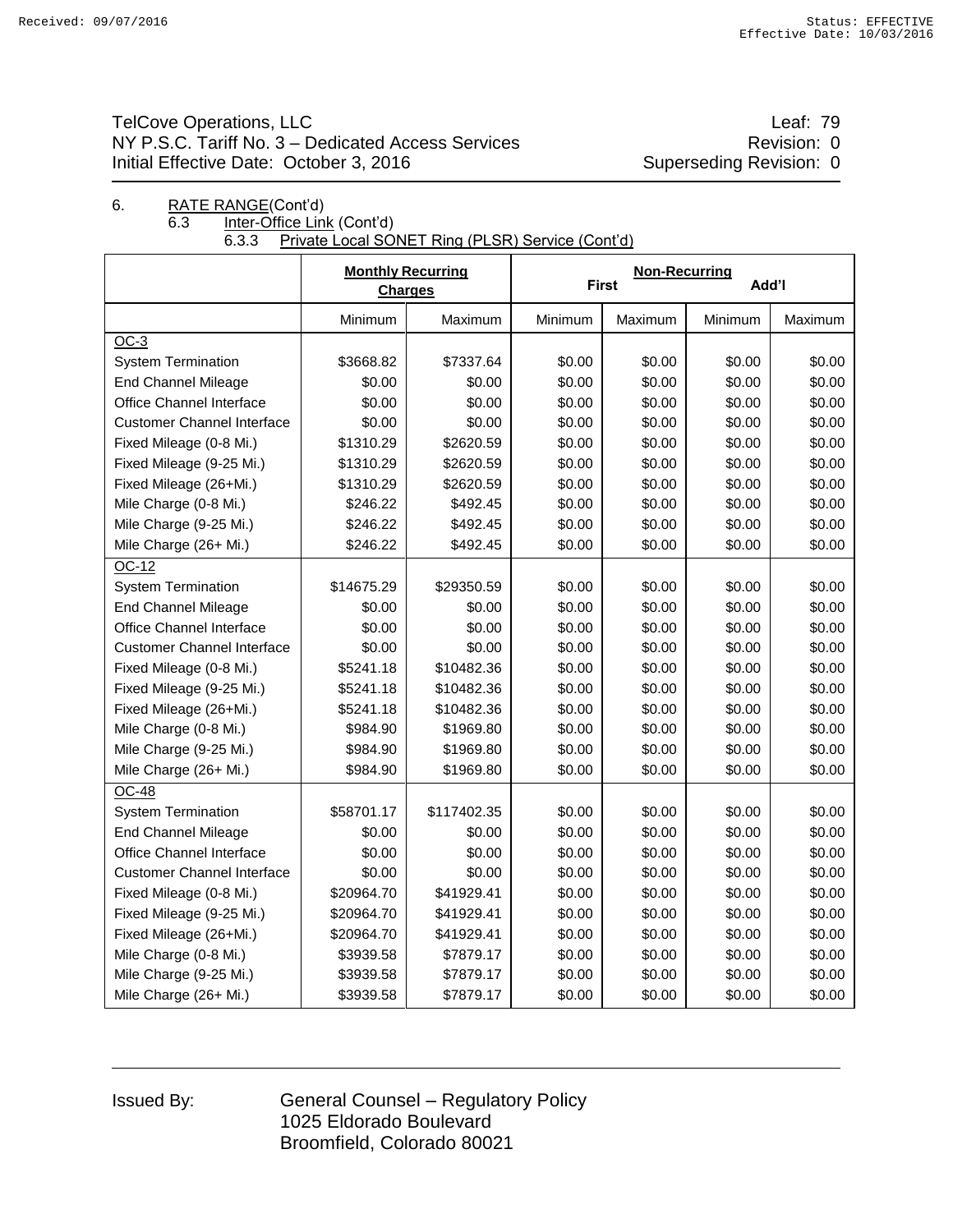TelCove Operations, LLC
NY P.S.C. Tariff No. 3 – Dedicated Access Services
Initial Effective Date: October 3, 2016

Leaf: 79
Revision: 0
Superseding Revision: 0

6. RATE RANGE(Cont'd)

6.3 Inter-Office Link (Cont'd)

6.3.3 Private Local SONET Ring (PLSR) Service (Cont'd)

| | Monthly Recurring Charges | | Non-Recurring First | | Add'l | |
|---|---|---|---|---|---|---|
| | Minimum | Maximum | Minimum | Maximum | Minimum | Maximum |
| OC-3 | | | | | | |
| System Termination | $3668.82 | $7337.64 | $0.00 | $0.00 | $0.00 | $0.00 |
| End Channel Mileage | $0.00 | $0.00 | $0.00 | $0.00 | $0.00 | $0.00 |
| Office Channel Interface | $0.00 | $0.00 | $0.00 | $0.00 | $0.00 | $0.00 |
| Customer Channel Interface | $0.00 | $0.00 | $0.00 | $0.00 | $0.00 | $0.00 |
| Fixed Mileage (0-8 Mi.) | $1310.29 | $2620.59 | $0.00 | $0.00 | $0.00 | $0.00 |
| Fixed Mileage (9-25 Mi.) | $1310.29 | $2620.59 | $0.00 | $0.00 | $0.00 | $0.00 |
| Fixed Mileage (26+Mi.) | $1310.29 | $2620.59 | $0.00 | $0.00 | $0.00 | $0.00 |
| Mile Charge (0-8 Mi.) | $246.22 | $492.45 | $0.00 | $0.00 | $0.00 | $0.00 |
| Mile Charge (9-25 Mi.) | $246.22 | $492.45 | $0.00 | $0.00 | $0.00 | $0.00 |
| Mile Charge (26+ Mi.) | $246.22 | $492.45 | $0.00 | $0.00 | $0.00 | $0.00 |
| OC-12 | | | | | | |
| System Termination | $14675.29 | $29350.59 | $0.00 | $0.00 | $0.00 | $0.00 |
| End Channel Mileage | $0.00 | $0.00 | $0.00 | $0.00 | $0.00 | $0.00 |
| Office Channel Interface | $0.00 | $0.00 | $0.00 | $0.00 | $0.00 | $0.00 |
| Customer Channel Interface | $0.00 | $0.00 | $0.00 | $0.00 | $0.00 | $0.00 |
| Fixed Mileage (0-8 Mi.) | $5241.18 | $10482.36 | $0.00 | $0.00 | $0.00 | $0.00 |
| Fixed Mileage (9-25 Mi.) | $5241.18 | $10482.36 | $0.00 | $0.00 | $0.00 | $0.00 |
| Fixed Mileage (26+Mi.) | $5241.18 | $10482.36 | $0.00 | $0.00 | $0.00 | $0.00 |
| Mile Charge (0-8 Mi.) | $984.90 | $1969.80 | $0.00 | $0.00 | $0.00 | $0.00 |
| Mile Charge (9-25 Mi.) | $984.90 | $1969.80 | $0.00 | $0.00 | $0.00 | $0.00 |
| Mile Charge (26+ Mi.) | $984.90 | $1969.80 | $0.00 | $0.00 | $0.00 | $0.00 |
| OC-48 | | | | | | |
| System Termination | $58701.17 | $117402.35 | $0.00 | $0.00 | $0.00 | $0.00 |
| End Channel Mileage | $0.00 | $0.00 | $0.00 | $0.00 | $0.00 | $0.00 |
| Office Channel Interface | $0.00 | $0.00 | $0.00 | $0.00 | $0.00 | $0.00 |
| Customer Channel Interface | $0.00 | $0.00 | $0.00 | $0.00 | $0.00 | $0.00 |
| Fixed Mileage (0-8 Mi.) | $20964.70 | $41929.41 | $0.00 | $0.00 | $0.00 | $0.00 |
| Fixed Mileage (9-25 Mi.) | $20964.70 | $41929.41 | $0.00 | $0.00 | $0.00 | $0.00 |
| Fixed Mileage (26+Mi.) | $20964.70 | $41929.41 | $0.00 | $0.00 | $0.00 | $0.00 |
| Mile Charge (0-8 Mi.) | $3939.58 | $7879.17 | $0.00 | $0.00 | $0.00 | $0.00 |
| Mile Charge (9-25 Mi.) | $3939.58 | $7879.17 | $0.00 | $0.00 | $0.00 | $0.00 |
| Mile Charge (26+ Mi.) | $3939.58 | $7879.17 | $0.00 | $0.00 | $0.00 | $0.00 |

Issued By: General Counsel – Regulatory Policy
1025 Eldorado Boulevard
Broomfield, Colorado 80021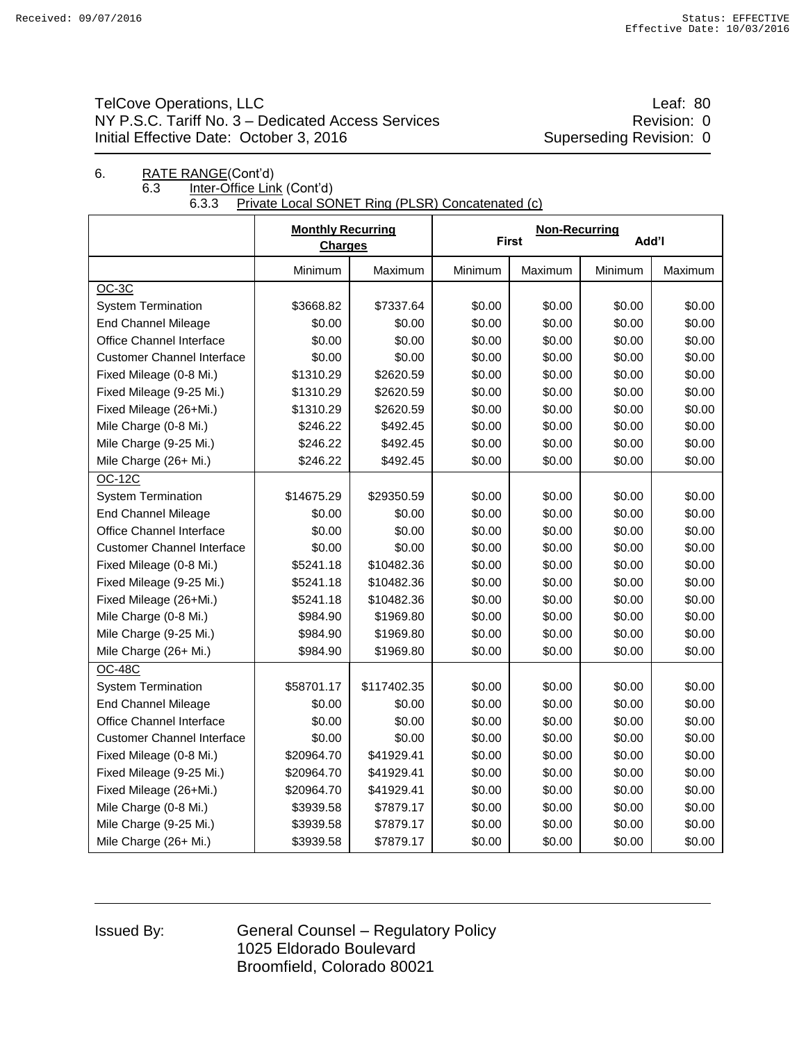TelCove Operations, LLC
NY P.S.C. Tariff No. 3 – Dedicated Access Services
Initial Effective Date: October 3, 2016

Leaf: 80
Revision: 0
Superseding Revision: 0

6. RATE RANGE(Cont'd)

6.3 Inter-Office Link (Cont'd)

6.3.3 Private Local SONET Ring (PLSR) Concatenated (c)

| | Monthly Recurring Charges | | Non-Recurring First | | Add'l | |
|---|---|---|---|---|---|---|
| | Minimum | Maximum | Minimum | Maximum | Minimum | Maximum |
| OC-3C | | | | | | |
| System Termination | $3668.82 | $7337.64 | $0.00 | $0.00 | $0.00 | $0.00 |
| End Channel Mileage | $0.00 | $0.00 | $0.00 | $0.00 | $0.00 | $0.00 |
| Office Channel Interface | $0.00 | $0.00 | $0.00 | $0.00 | $0.00 | $0.00 |
| Customer Channel Interface | $0.00 | $0.00 | $0.00 | $0.00 | $0.00 | $0.00 |
| Fixed Mileage (0-8 Mi.) | $1310.29 | $2620.59 | $0.00 | $0.00 | $0.00 | $0.00 |
| Fixed Mileage (9-25 Mi.) | $1310.29 | $2620.59 | $0.00 | $0.00 | $0.00 | $0.00 |
| Fixed Mileage (26+Mi.) | $1310.29 | $2620.59 | $0.00 | $0.00 | $0.00 | $0.00 |
| Mile Charge (0-8 Mi.) | $246.22 | $492.45 | $0.00 | $0.00 | $0.00 | $0.00 |
| Mile Charge (9-25 Mi.) | $246.22 | $492.45 | $0.00 | $0.00 | $0.00 | $0.00 |
| Mile Charge (26+ Mi.) | $246.22 | $492.45 | $0.00 | $0.00 | $0.00 | $0.00 |
| OC-12C | | | | | | |
| System Termination | $14675.29 | $29350.59 | $0.00 | $0.00 | $0.00 | $0.00 |
| End Channel Mileage | $0.00 | $0.00 | $0.00 | $0.00 | $0.00 | $0.00 |
| Office Channel Interface | $0.00 | $0.00 | $0.00 | $0.00 | $0.00 | $0.00 |
| Customer Channel Interface | $0.00 | $0.00 | $0.00 | $0.00 | $0.00 | $0.00 |
| Fixed Mileage (0-8 Mi.) | $5241.18 | $10482.36 | $0.00 | $0.00 | $0.00 | $0.00 |
| Fixed Mileage (9-25 Mi.) | $5241.18 | $10482.36 | $0.00 | $0.00 | $0.00 | $0.00 |
| Fixed Mileage (26+Mi.) | $5241.18 | $10482.36 | $0.00 | $0.00 | $0.00 | $0.00 |
| Mile Charge (0-8 Mi.) | $984.90 | $1969.80 | $0.00 | $0.00 | $0.00 | $0.00 |
| Mile Charge (9-25 Mi.) | $984.90 | $1969.80 | $0.00 | $0.00 | $0.00 | $0.00 |
| Mile Charge (26+ Mi.) | $984.90 | $1969.80 | $0.00 | $0.00 | $0.00 | $0.00 |
| OC-48C | | | | | | |
| System Termination | $58701.17 | $117402.35 | $0.00 | $0.00 | $0.00 | $0.00 |
| End Channel Mileage | $0.00 | $0.00 | $0.00 | $0.00 | $0.00 | $0.00 |
| Office Channel Interface | $0.00 | $0.00 | $0.00 | $0.00 | $0.00 | $0.00 |
| Customer Channel Interface | $0.00 | $0.00 | $0.00 | $0.00 | $0.00 | $0.00 |
| Fixed Mileage (0-8 Mi.) | $20964.70 | $41929.41 | $0.00 | $0.00 | $0.00 | $0.00 |
| Fixed Mileage (9-25 Mi.) | $20964.70 | $41929.41 | $0.00 | $0.00 | $0.00 | $0.00 |
| Fixed Mileage (26+Mi.) | $20964.70 | $41929.41 | $0.00 | $0.00 | $0.00 | $0.00 |
| Mile Charge (0-8 Mi.) | $3939.58 | $7879.17 | $0.00 | $0.00 | $0.00 | $0.00 |
| Mile Charge (9-25 Mi.) | $3939.58 | $7879.17 | $0.00 | $0.00 | $0.00 | $0.00 |
| Mile Charge (26+ Mi.) | $3939.58 | $7879.17 | $0.00 | $0.00 | $0.00 | $0.00 |

Issued By: General Counsel – Regulatory Policy
1025 Eldorado Boulevard
Broomfield, Colorado 80021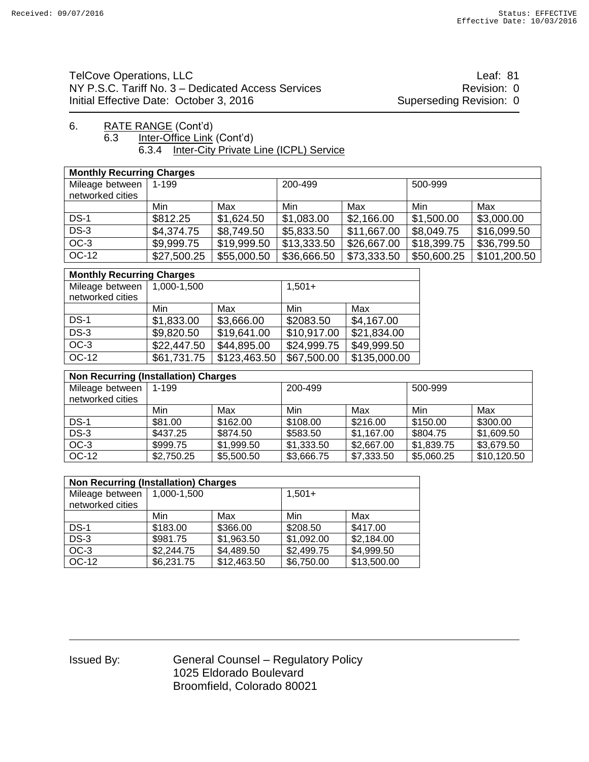6. RATE RANGE (Cont'd)

6.3 Inter-Office Link (Cont'd)

6.3.4 Inter-City Private Line (ICPL) Service

| **Monthly Recurring Charges** | | | | | | |
|---|---|---|---|---|---|---|
| Mileage between networked cities | 1-199 | | 200-499 | | 500-999 | |
| | Min | Max | Min | Max | Min | Max |
| DS-1 | $812.25 | $1,624.50 | $1,083.00 | $2,166.00 | $1,500.00 | $3,000.00 |
| DS-3 | $4,374.75 | $8,749.50 | $5,833.50 | $11,667.00 | $8,049.75 | $16,099.50 |
| OC-3 | $9,999.75 | $19,999.50 | $13,333.50 | $26,667.00 | $18,399.75 | $36,799.50 |
| OC-12 | $27,500.25 | $55,000.50 | $36,666.50 | $73,333.50 | $50,600.25 | $101,200.50 |

| **Monthly Recurring Charges** | | | | |
|---|---|---|---|---|
| Mileage between networked cities | 1,000-1,500 | | 1,501+ | |
| | Min | Max | Min | Max |
| DS-1 | $1,833.00 | $3,666.00 | $2083.50 | $4,167.00 |
| DS-3 | $9,820.50 | $19,641.00 | $10,917.00 | $21,834.00 |
| OC-3 | $22,447.50 | $44,895.00 | $24,999.75 | $49,999.50 |
| OC-12 | $61,731.75 | $123,463.50 | $67,500.00 | $135,000.00 |

| **Non Recurring (Installation) Charges** | | | | | | |
|---|---|---|---|---|---|---|
| Mileage between networked cities | 1-199 | | 200-499 | | 500-999 | |
| | Min | Max | Min | Max | Min | Max |
| DS-1 | $81.00 | $162.00 | $108.00 | $216.00 | $150.00 | $300.00 |
| DS-3 | $437.25 | $874.50 | $583.50 | $1,167.00 | $804.75 | $1,609.50 |
| OC-3 | $999.75 | $1,999.50 | $1,333.50 | $2,667.00 | $1,839.75 | $3,679.50 |
| OC-12 | $2,750.25 | $5,500.50 | $3,666.75 | $7,333.50 | $5,060.25 | $10,120.50 |

| **Non Recurring (Installation) Charges** | | | | |
|---|---|---|---|---|
| Mileage between networked cities | 1,000-1,500 | | 1,501+ | |
| | Min | Max | Min | Max |
| DS-1 | $183.00 | $366.00 | $208.50 | $417.00 |
| DS-3 | $981.75 | $1,963.50 | $1,092.00 | $2,184.00 |
| OC-3 | $2,244.75 | $4,489.50 | $2,499.75 | $4,999.50 |
| OC-12 | $6,231.75 | $12,463.50 | $6,750.00 | $13,500.00 |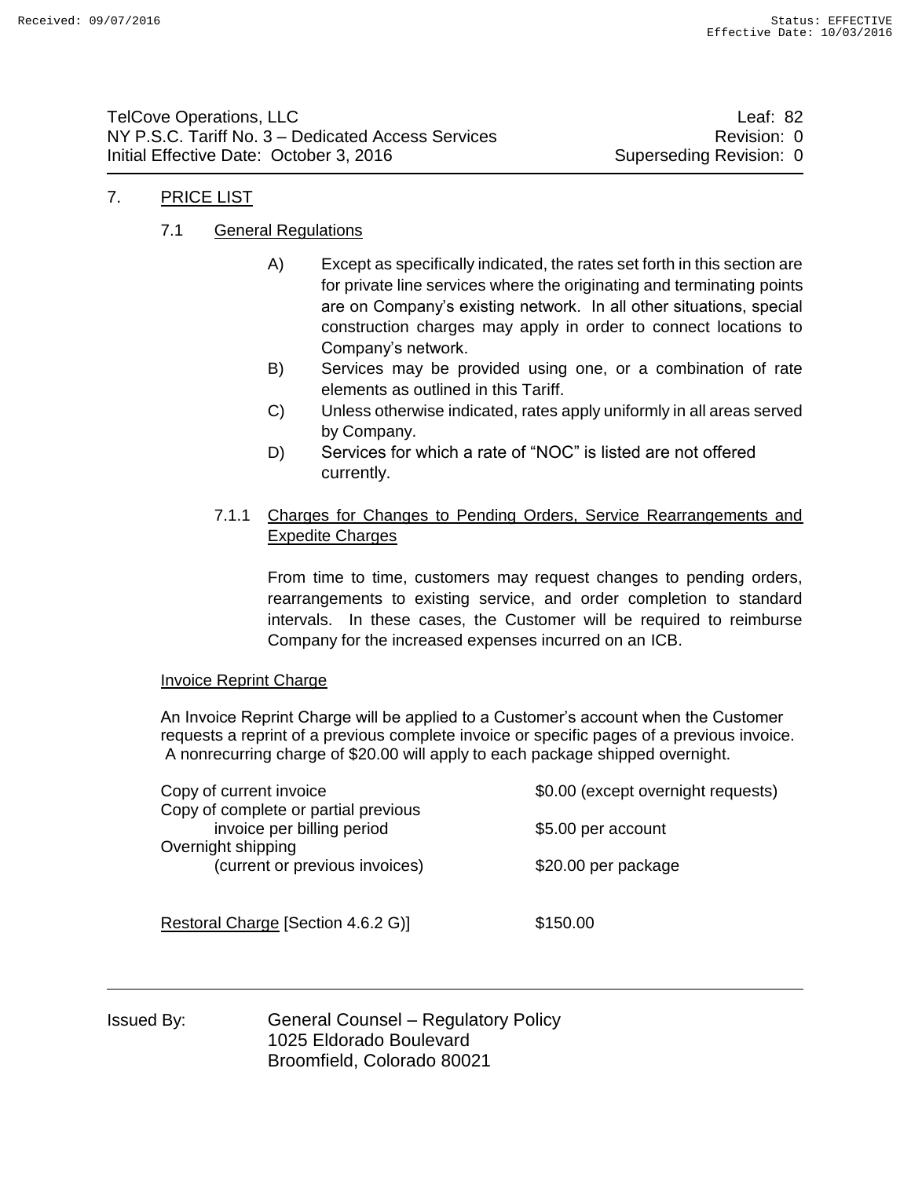# 7. PRICE LIST

## 7.1 General Regulations

A) Except as specifically indicated, the rates set forth in this section are for private line services where the originating and terminating points are on Company's existing network. In all other situations, special construction charges may apply in order to connect locations to Company's network.

B) Services may be provided using one, or a combination of rate elements as outlined in this Tariff.

C) Unless otherwise indicated, rates apply uniformly in all areas served by Company.

D) Services for which a rate of "NOC" is listed are not offered currently.

### 7.1.1 Charges for Changes to Pending Orders, Service Rearrangements and Expedite Charges

From time to time, customers may request changes to pending orders, rearrangements to existing service, and order completion to standard intervals. In these cases, the Customer will be required to reimburse Company for the increased expenses incurred on an ICB.

Invoice Reprint Charge

An Invoice Reprint Charge will be applied to a Customer's account when the Customer requests a reprint of a previous complete invoice or specific pages of a previous invoice. A nonrecurring charge of $20.00 will apply to each package shipped overnight.

| | |
|---|---|
| Copy of current invoice | $0.00 (except overnight requests) |
| Copy of complete or partial previous invoice per billing period | $5.00 per account |
| Overnight shipping (current or previous invoices) | $20.00 per package |

| | |
|---|---|
| Restoral Charge [Section 4.6.2 G)] | $150.00 |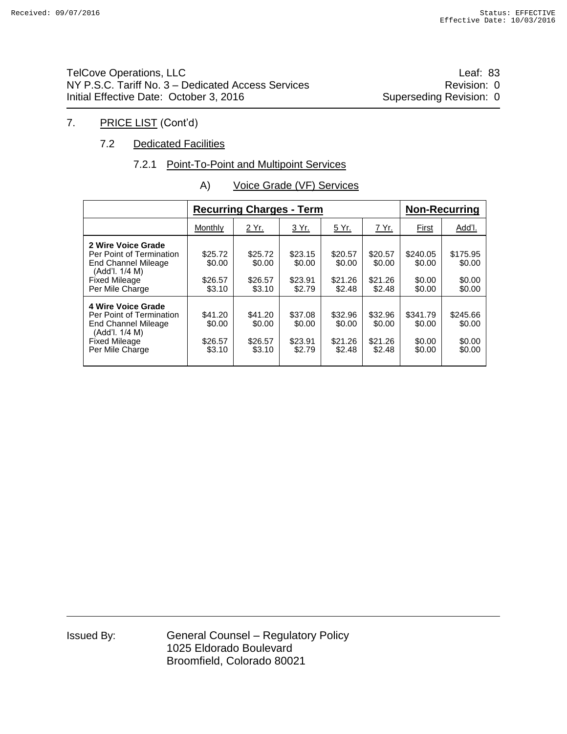TelCove Operations, LLC — Leaf: 83
NY P.S.C. Tariff No. 3 – Dedicated Access Services — Revision: 0
Initial Effective Date: October 3, 2016 — Superseding Revision: 0

## 7. PRICE LIST (Cont'd)

### 7.2 Dedicated Facilities

#### 7.2.1 Point-To-Point and Multipoint Services

##### A) Voice Grade (VF) Services

| | Recurring Charges - Term | | | | | Non-Recurring | |
|---|---|---|---|---|---|---|---|
| | Monthly | 2 Yr. | 3 Yr. | 5 Yr. | 7 Yr. | First | Add'l. |
| **2 Wire Voice Grade** | | | | | | | |
| Per Point of Termination | $25.72 | $25.72 | $23.15 | $20.57 | $20.57 | $240.05 | $175.95 |
| End Channel Mileage (Add'l. 1/4 M) | $0.00 | $0.00 | $0.00 | $0.00 | $0.00 | $0.00 | $0.00 |
| Fixed Mileage | $26.57 | $26.57 | $23.91 | $21.26 | $21.26 | $0.00 | $0.00 |
| Per Mile Charge | $3.10 | $3.10 | $2.79 | $2.48 | $2.48 | $0.00 | $0.00 |
| **4 Wire Voice Grade** | | | | | | | |
| Per Point of Termination | $41.20 | $41.20 | $37.08 | $32.96 | $32.96 | $341.79 | $245.66 |
| End Channel Mileage (Add'l. 1/4 M) | $0.00 | $0.00 | $0.00 | $0.00 | $0.00 | $0.00 | $0.00 |
| Fixed Mileage | $26.57 | $26.57 | $23.91 | $21.26 | $21.26 | $0.00 | $0.00 |
| Per Mile Charge | $3.10 | $3.10 | $2.79 | $2.48 | $2.48 | $0.00 | $0.00 |

Issued By: General Counsel – Regulatory Policy
1025 Eldorado Boulevard
Broomfield, Colorado 80021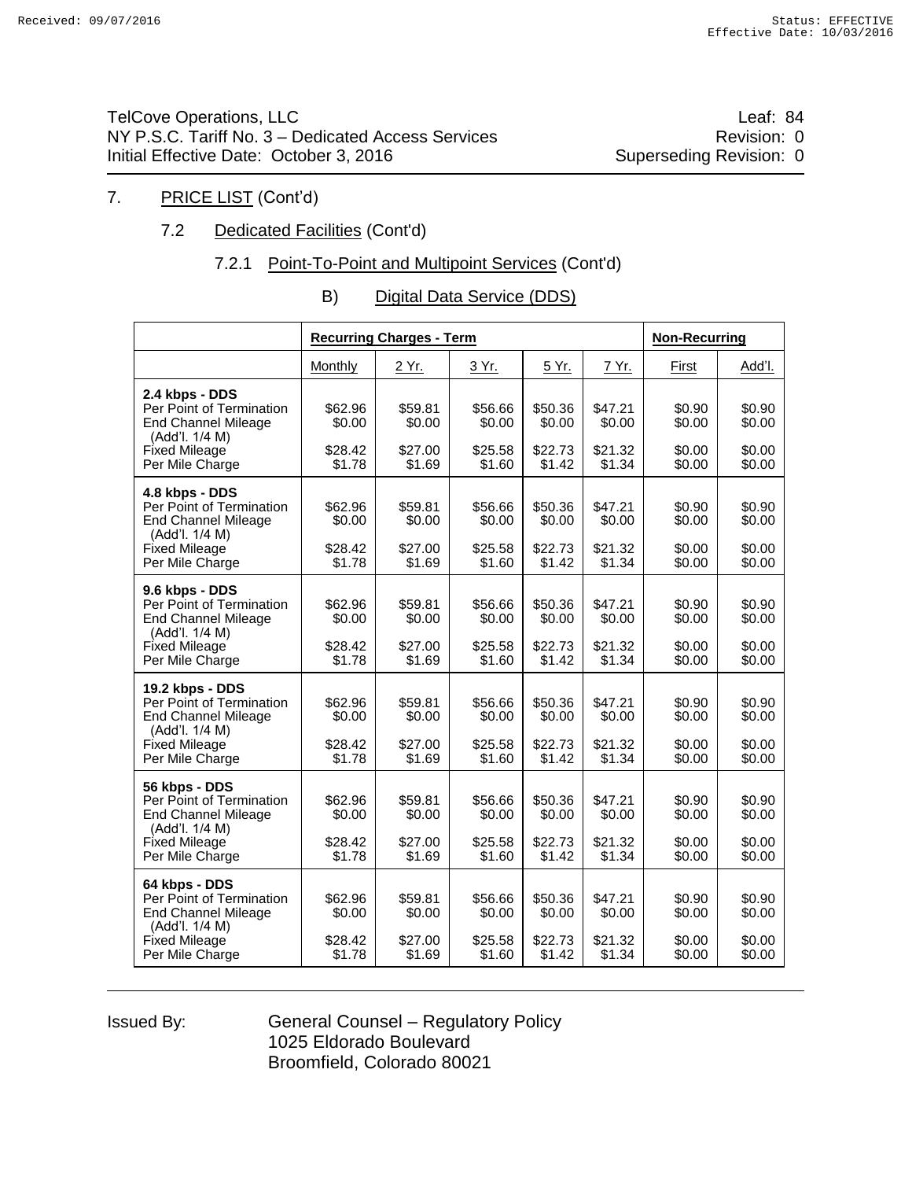TelCove Operations, LLC — Leaf: 84
NY P.S.C. Tariff No. 3 – Dedicated Access Services — Revision: 0
Initial Effective Date: October 3, 2016 — Superseding Revision: 0

## 7. PRICE LIST (Cont'd)

### 7.2 Dedicated Facilities (Cont'd)

#### 7.2.1 Point-To-Point and Multipoint Services (Cont'd)

##### B) Digital Data Service (DDS)

| | Recurring Charges - Term | | | | | Non-Recurring | |
|---|---|---|---|---|---|---|---|
| | Monthly | 2 Yr. | 3 Yr. | 5 Yr. | 7 Yr. | First | Add'l. |
| **2.4 kbps - DDS** | | | | | | | |
| Per Point of Termination | $62.96 | $59.81 | $56.66 | $50.36 | $47.21 | $0.90 | $0.90 |
| End Channel Mileage (Add'l. 1/4 M) | $0.00 | $0.00 | $0.00 | $0.00 | $0.00 | $0.00 | $0.00 |
| Fixed Mileage | $28.42 | $27.00 | $25.58 | $22.73 | $21.32 | $0.00 | $0.00 |
| Per Mile Charge | $1.78 | $1.69 | $1.60 | $1.42 | $1.34 | $0.00 | $0.00 |
| **4.8 kbps - DDS** | | | | | | | |
| Per Point of Termination | $62.96 | $59.81 | $56.66 | $50.36 | $47.21 | $0.90 | $0.90 |
| End Channel Mileage (Add'l. 1/4 M) | $0.00 | $0.00 | $0.00 | $0.00 | $0.00 | $0.00 | $0.00 |
| Fixed Mileage | $28.42 | $27.00 | $25.58 | $22.73 | $21.32 | $0.00 | $0.00 |
| Per Mile Charge | $1.78 | $1.69 | $1.60 | $1.42 | $1.34 | $0.00 | $0.00 |
| **9.6 kbps - DDS** | | | | | | | |
| Per Point of Termination | $62.96 | $59.81 | $56.66 | $50.36 | $47.21 | $0.90 | $0.90 |
| End Channel Mileage (Add'l. 1/4 M) | $0.00 | $0.00 | $0.00 | $0.00 | $0.00 | $0.00 | $0.00 |
| Fixed Mileage | $28.42 | $27.00 | $25.58 | $22.73 | $21.32 | $0.00 | $0.00 |
| Per Mile Charge | $1.78 | $1.69 | $1.60 | $1.42 | $1.34 | $0.00 | $0.00 |
| **19.2 kbps - DDS** | | | | | | | |
| Per Point of Termination | $62.96 | $59.81 | $56.66 | $50.36 | $47.21 | $0.90 | $0.90 |
| End Channel Mileage (Add'l. 1/4 M) | $0.00 | $0.00 | $0.00 | $0.00 | $0.00 | $0.00 | $0.00 |
| Fixed Mileage | $28.42 | $27.00 | $25.58 | $22.73 | $21.32 | $0.00 | $0.00 |
| Per Mile Charge | $1.78 | $1.69 | $1.60 | $1.42 | $1.34 | $0.00 | $0.00 |
| **56 kbps - DDS** | | | | | | | |
| Per Point of Termination | $62.96 | $59.81 | $56.66 | $50.36 | $47.21 | $0.90 | $0.90 |
| End Channel Mileage (Add'l. 1/4 M) | $0.00 | $0.00 | $0.00 | $0.00 | $0.00 | $0.00 | $0.00 |
| Fixed Mileage | $28.42 | $27.00 | $25.58 | $22.73 | $21.32 | $0.00 | $0.00 |
| Per Mile Charge | $1.78 | $1.69 | $1.60 | $1.42 | $1.34 | $0.00 | $0.00 |
| **64 kbps - DDS** | | | | | | | |
| Per Point of Termination | $62.96 | $59.81 | $56.66 | $50.36 | $47.21 | $0.90 | $0.90 |
| End Channel Mileage (Add'l. 1/4 M) | $0.00 | $0.00 | $0.00 | $0.00 | $0.00 | $0.00 | $0.00 |
| Fixed Mileage | $28.42 | $27.00 | $25.58 | $22.73 | $21.32 | $0.00 | $0.00 |
| Per Mile Charge | $1.78 | $1.69 | $1.60 | $1.42 | $1.34 | $0.00 | $0.00 |

Issued By: General Counsel – Regulatory Policy
1025 Eldorado Boulevard
Broomfield, Colorado 80021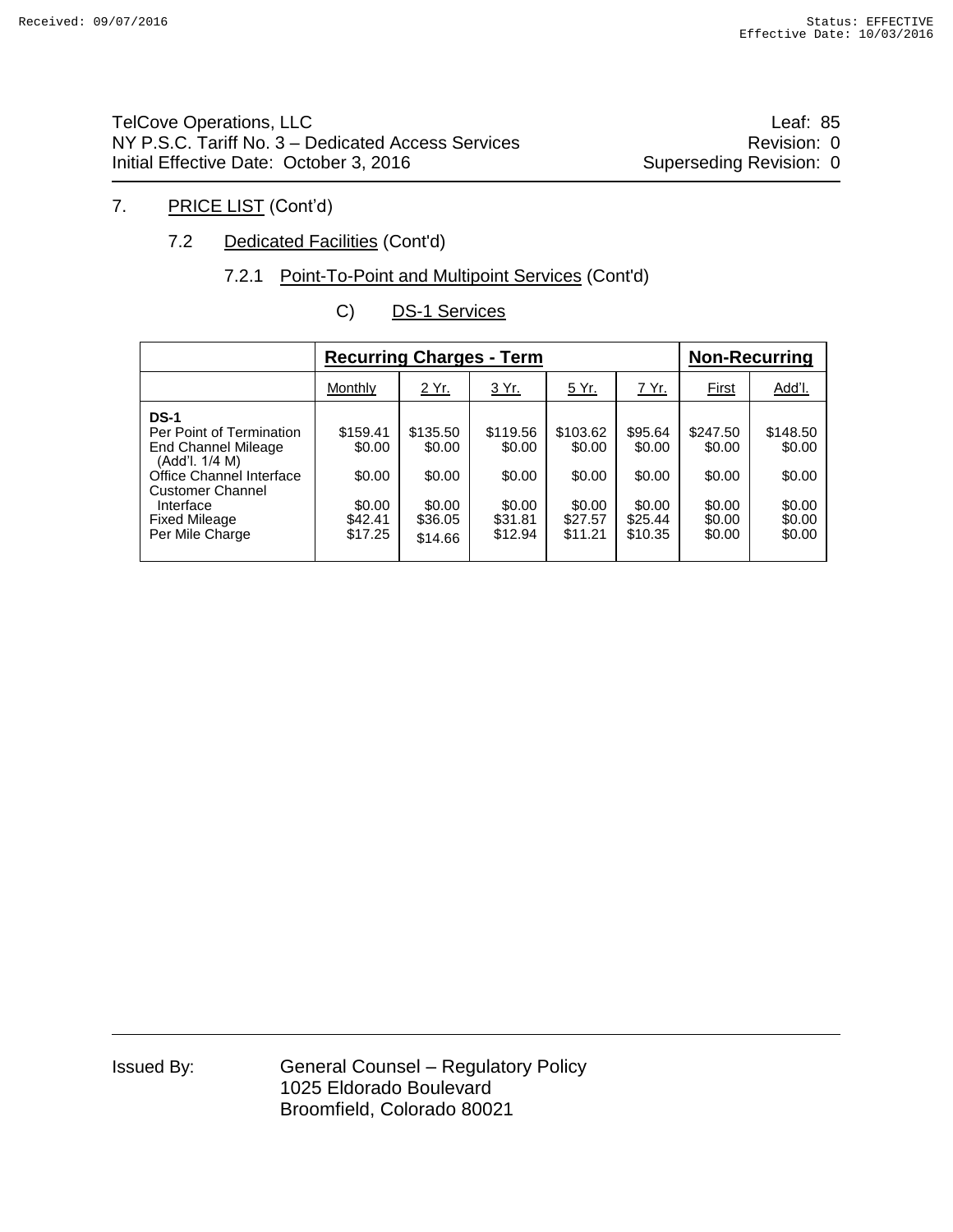7. PRICE LIST (Cont'd)

7.2 Dedicated Facilities (Cont'd)

7.2.1 Point-To-Point and Multipoint Services (Cont'd)

C) DS-1 Services

| | Recurring Charges - Term | | | | | Non-Recurring | |
|---|---|---|---|---|---|---|---|
| | Monthly | 2 Yr. | 3 Yr. | 5 Yr. | 7 Yr. | First | Add'l. |
| **DS-1** | | | | | | | |
| Per Point of Termination | $159.41 | $135.50 | $119.56 | $103.62 | $95.64 | $247.50 | $148.50 |
| End Channel Mileage (Add'l. 1/4 M) | $0.00 | $0.00 | $0.00 | $0.00 | $0.00 | $0.00 | $0.00 |
| Office Channel Interface | $0.00 | $0.00 | $0.00 | $0.00 | $0.00 | $0.00 | $0.00 |
| Customer Channel Interface | $0.00 | $0.00 | $0.00 | $0.00 | $0.00 | $0.00 | $0.00 |
| Fixed Mileage | $42.41 | $36.05 | $31.81 | $27.57 | $25.44 | $0.00 | $0.00 |
| Per Mile Charge | $17.25 | $14.66 | $12.94 | $11.21 | $10.35 | $0.00 | $0.00 |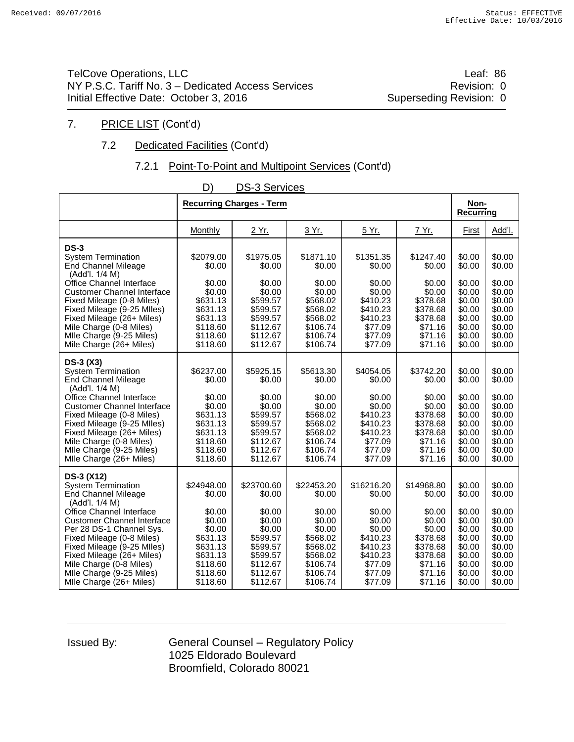TelCove Operations, LLC — Leaf: 86
NY P.S.C. Tariff No. 3 – Dedicated Access Services — Revision: 0
Initial Effective Date: October 3, 2016 — Superseding Revision: 0

7. PRICE LIST (Cont'd)

7.2 Dedicated Facilities (Cont'd)

7.2.1 Point-To-Point and Multipoint Services (Cont'd)

D) DS-3 Services

| | Recurring Charges - Term | | | | | Non-Recurring | |
|---|---|---|---|---|---|---|---|
| | Monthly | 2 Yr. | 3 Yr. | 5 Yr. | 7 Yr. | First | Add'l. |
| **DS-3** | | | | | | | |
| System Termination | $2079.00 | $1975.05 | $1871.10 | $1351.35 | $1247.40 | $0.00 | $0.00 |
| End Channel Mileage (Add'l. 1/4 M) | $0.00 | $0.00 | $0.00 | $0.00 | $0.00 | $0.00 | $0.00 |
| Office Channel Interface | $0.00 | $0.00 | $0.00 | $0.00 | $0.00 | $0.00 | $0.00 |
| Customer Channel Interface | $0.00 | $0.00 | $0.00 | $0.00 | $0.00 | $0.00 | $0.00 |
| Fixed Mileage (0-8 Miles) | $631.13 | $599.57 | $568.02 | $410.23 | $378.68 | $0.00 | $0.00 |
| Fixed Mileage (9-25 MIles) | $631.13 | $599.57 | $568.02 | $410.23 | $378.68 | $0.00 | $0.00 |
| Fixed Mileage (26+ Miles) | $631.13 | $599.57 | $568.02 | $410.23 | $378.68 | $0.00 | $0.00 |
| Mile Charge (0-8 Miles) | $118.60 | $112.67 | $106.74 | $77.09 | $71.16 | $0.00 | $0.00 |
| MIle Charge (9-25 Miles) | $118.60 | $112.67 | $106.74 | $77.09 | $71.16 | $0.00 | $0.00 |
| Mile Charge (26+ Miles) | $118.60 | $112.67 | $106.74 | $77.09 | $71.16 | $0.00 | $0.00 |
| **DS-3 (X3)** | | | | | | | |
| System Termination | $6237.00 | $5925.15 | $5613.30 | $4054.05 | $3742.20 | $0.00 | $0.00 |
| End Channel Mileage (Add'l. 1/4 M) | $0.00 | $0.00 | $0.00 | $0.00 | $0.00 | $0.00 | $0.00 |
| Office Channel Interface | $0.00 | $0.00 | $0.00 | $0.00 | $0.00 | $0.00 | $0.00 |
| Customer Channel Interface | $0.00 | $0.00 | $0.00 | $0.00 | $0.00 | $0.00 | $0.00 |
| Fixed Mileage (0-8 Miles) | $631.13 | $599.57 | $568.02 | $410.23 | $378.68 | $0.00 | $0.00 |
| Fixed Mileage (9-25 MIles) | $631.13 | $599.57 | $568.02 | $410.23 | $378.68 | $0.00 | $0.00 |
| Fixed Mileage (26+ Miles) | $631.13 | $599.57 | $568.02 | $410.23 | $378.68 | $0.00 | $0.00 |
| Mile Charge (0-8 Miles) | $118.60 | $112.67 | $106.74 | $77.09 | $71.16 | $0.00 | $0.00 |
| MIle Charge (9-25 Miles) | $118.60 | $112.67 | $106.74 | $77.09 | $71.16 | $0.00 | $0.00 |
| MIle Charge (26+ Miles) | $118.60 | $112.67 | $106.74 | $77.09 | $71.16 | $0.00 | $0.00 |
| **DS-3 (X12)** | | | | | | | |
| System Termination | $24948.00 | $23700.60 | $22453.20 | $16216.20 | $14968.80 | $0.00 | $0.00 |
| End Channel Mileage (Add'l. 1/4 M) | $0.00 | $0.00 | $0.00 | $0.00 | $0.00 | $0.00 | $0.00 |
| Office Channel Interface | $0.00 | $0.00 | $0.00 | $0.00 | $0.00 | $0.00 | $0.00 |
| Customer Channel Interface | $0.00 | $0.00 | $0.00 | $0.00 | $0.00 | $0.00 | $0.00 |
| Per 28 DS-1 Channel Sys. | $0.00 | $0.00 | $0.00 | $0.00 | $0.00 | $0.00 | $0.00 |
| Fixed Mileage (0-8 Miles) | $631.13 | $599.57 | $568.02 | $410.23 | $378.68 | $0.00 | $0.00 |
| Fixed Mileage (9-25 MIles) | $631.13 | $599.57 | $568.02 | $410.23 | $378.68 | $0.00 | $0.00 |
| Fixed Mileage (26+ Miles) | $631.13 | $599.57 | $568.02 | $410.23 | $378.68 | $0.00 | $0.00 |
| Mile Charge (0-8 Miles) | $118.60 | $112.67 | $106.74 | $77.09 | $71.16 | $0.00 | $0.00 |
| MIle Charge (9-25 Miles) | $118.60 | $112.67 | $106.74 | $77.09 | $71.16 | $0.00 | $0.00 |
| MIle Charge (26+ Miles) | $118.60 | $112.67 | $106.74 | $77.09 | $71.16 | $0.00 | $0.00 |

Issued By: General Counsel – Regulatory Policy
1025 Eldorado Boulevard
Broomfield, Colorado 80021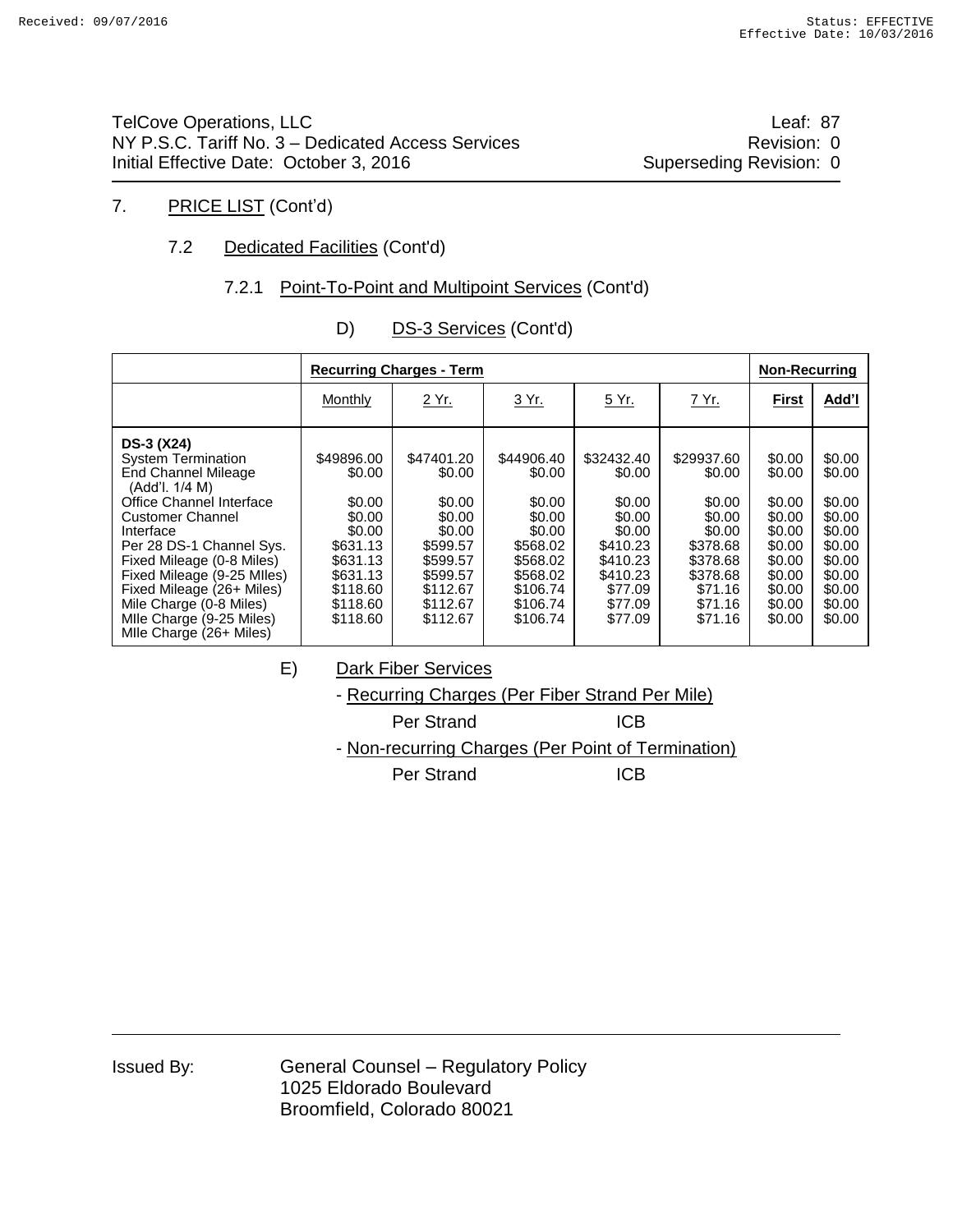7. PRICE LIST (Cont'd)

7.2 Dedicated Facilities (Cont'd)

7.2.1 Point-To-Point and Multipoint Services (Cont'd)

D) DS-3 Services (Cont'd)

| | **Recurring Charges - Term** | | | | | **Non-Recurring** | |
|---|---|---|---|---|---|---|---|
| | Monthly | 2 Yr. | 3 Yr. | 5 Yr. | 7 Yr. | **First** | **Add'l** |
| **DS-3 (X24)** | | | | | | | |
| System Termination | $49896.00 | $47401.20 | $44906.40 | $32432.40 | $29937.60 | $0.00 | $0.00 |
| End Channel Mileage (Add'l. 1/4 M) | $0.00 | $0.00 | $0.00 | $0.00 | $0.00 | $0.00 | $0.00 |
| Office Channel Interface | $0.00 | $0.00 | $0.00 | $0.00 | $0.00 | $0.00 | $0.00 |
| Customer Channel Interface | $0.00 | $0.00 | $0.00 | $0.00 | $0.00 | $0.00 | $0.00 |
| Per 28 DS-1 Channel Sys. | $0.00 | $0.00 | $0.00 | $0.00 | $0.00 | $0.00 | $0.00 |
| Fixed Mileage (0-8 Miles) | $631.13 | $599.57 | $568.02 | $410.23 | $378.68 | $0.00 | $0.00 |
| Fixed Mileage (9-25 MIles) | $631.13 | $599.57 | $568.02 | $410.23 | $378.68 | $0.00 | $0.00 |
| Fixed Mileage (26+ Miles) | $631.13 | $599.57 | $568.02 | $410.23 | $378.68 | $0.00 | $0.00 |
| Mile Charge (0-8 Miles) | $118.60 | $112.67 | $106.74 | $77.09 | $71.16 | $0.00 | $0.00 |
| MIle Charge (9-25 Miles) | $118.60 | $112.67 | $106.74 | $77.09 | $71.16 | $0.00 | $0.00 |
| MIle Charge (26+ Miles) | $118.60 | $112.67 | $106.74 | $77.09 | $71.16 | $0.00 | $0.00 |

E) Dark Fiber Services

- Recurring Charges (Per Fiber Strand Per Mile)

  Per Strand ICB

- Non-recurring Charges (Per Point of Termination)

  Per Strand ICB

Issued By: General Counsel – Regulatory Policy
1025 Eldorado Boulevard
Broomfield, Colorado 80021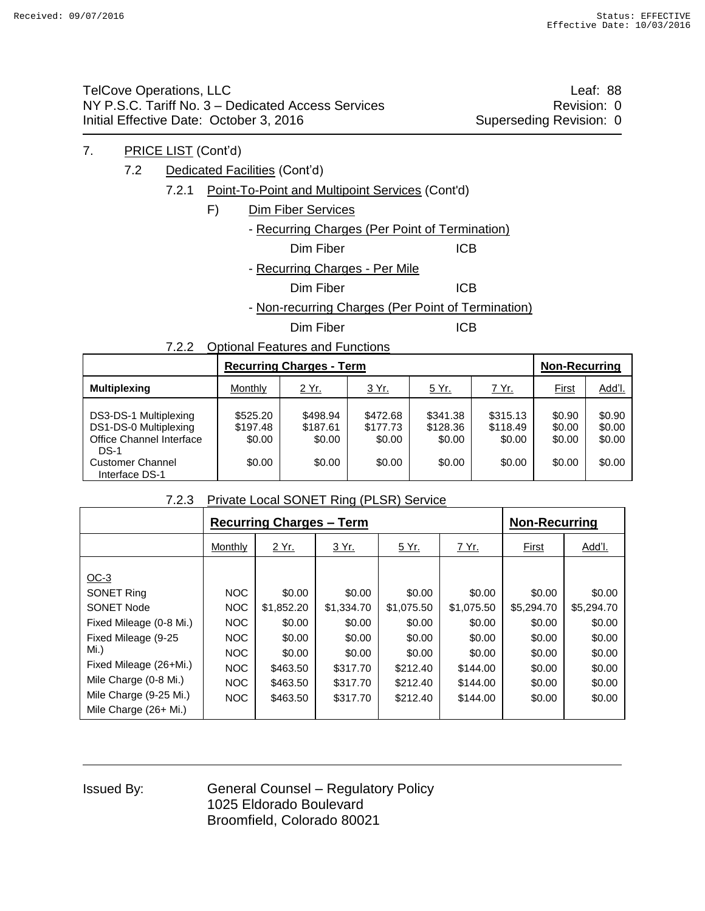7. PRICE LIST (Cont'd)

7.2 Dedicated Facilities (Cont'd)

7.2.1 Point-To-Point and Multipoint Services (Cont'd)

F) Dim Fiber Services

- Recurring Charges (Per Point of Termination)

| | |
|---|---|
| Dim Fiber | ICB |

- Recurring Charges - Per Mile

| | |
|---|---|
| Dim Fiber | ICB |

- Non-recurring Charges (Per Point of Termination)

| | |
|---|---|
| Dim Fiber | ICB |

7.2.2 Optional Features and Functions

| | Recurring Charges - Term | | | | | Non-Recurring | |
|---|---|---|---|---|---|---|---|
| **Multiplexing** | Monthly | 2 Yr. | 3 Yr. | 5 Yr. | 7 Yr. | First | Add'l. |
| DS3-DS-1 Multiplexing | $525.20 | $498.94 | $472.68 | $341.38 | $315.13 | $0.90 | $0.90 |
| DS1-DS-0 Multiplexing | $197.48 | $187.61 | $177.73 | $128.36 | $118.49 | $0.00 | $0.00 |
| Office Channel Interface DS-1 | $0.00 | $0.00 | $0.00 | $0.00 | $0.00 | $0.00 | $0.00 |
| Customer Channel Interface DS-1 | $0.00 | $0.00 | $0.00 | $0.00 | $0.00 | $0.00 | $0.00 |

7.2.3 Private Local SONET Ring (PLSR) Service

| | Recurring Charges – Term | | | | | Non-Recurring | |
|---|---|---|---|---|---|---|---|
| | Monthly | 2 Yr. | 3 Yr. | 5 Yr. | 7 Yr. | First | Add'l. |
| OC-3 | | | | | | | |
| SONET Ring | NOC | $0.00 | $0.00 | $0.00 | $0.00 | $0.00 | $0.00 |
| SONET Node | NOC | $1,852.20 | $1,334.70 | $1,075.50 | $1,075.50 | $5,294.70 | $5,294.70 |
| Fixed Mileage (0-8 Mi.) | NOC | $0.00 | $0.00 | $0.00 | $0.00 | $0.00 | $0.00 |
| Fixed Mileage (9-25 Mi.) | NOC | $0.00 | $0.00 | $0.00 | $0.00 | $0.00 | $0.00 |
| Fixed Mileage (26+Mi.) | NOC | $0.00 | $0.00 | $0.00 | $0.00 | $0.00 | $0.00 |
| Mile Charge (0-8 Mi.) | NOC | $463.50 | $317.70 | $212.40 | $144.00 | $0.00 | $0.00 |
| Mile Charge (9-25 Mi.) | NOC | $463.50 | $317.70 | $212.40 | $144.00 | $0.00 | $0.00 |
| Mile Charge (26+ Mi.) | NOC | $463.50 | $317.70 | $212.40 | $144.00 | $0.00 | $0.00 |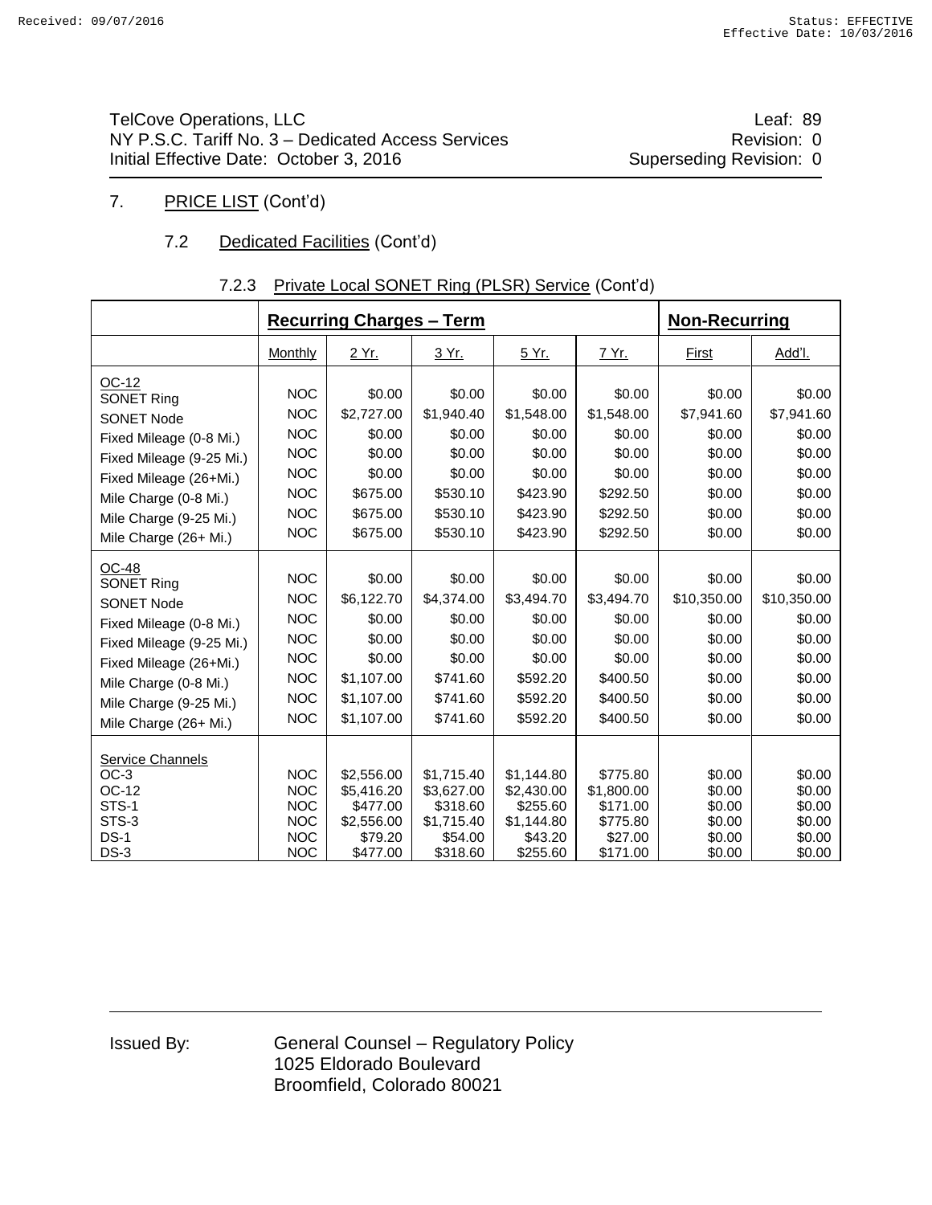TelCove Operations, LLC
NY P.S.C. Tariff No. 3 – Dedicated Access Services
Initial Effective Date: October 3, 2016

Leaf: 89
Revision: 0
Superseding Revision: 0

7. PRICE LIST (Cont'd)

7.2 Dedicated Facilities (Cont'd)

7.2.3 Private Local SONET Ring (PLSR) Service (Cont'd)

| | **Recurring Charges – Term** | | | | | **Non-Recurring** | |
|---|---|---|---|---|---|---|---|
| | Monthly | 2 Yr. | 3 Yr. | 5 Yr. | 7 Yr. | First | Add'l. |
| OC-12 | | | | | | | |
| SONET Ring | NOC | $0.00 | $0.00 | $0.00 | $0.00 | $0.00 | $0.00 |
| SONET Node | NOC | $2,727.00 | $1,940.40 | $1,548.00 | $1,548.00 | $7,941.60 | $7,941.60 |
| Fixed Mileage (0-8 Mi.) | NOC | $0.00 | $0.00 | $0.00 | $0.00 | $0.00 | $0.00 |
| Fixed Mileage (9-25 Mi.) | NOC | $0.00 | $0.00 | $0.00 | $0.00 | $0.00 | $0.00 |
| Fixed Mileage (26+Mi.) | NOC | $0.00 | $0.00 | $0.00 | $0.00 | $0.00 | $0.00 |
| Mile Charge (0-8 Mi.) | NOC | $675.00 | $530.10 | $423.90 | $292.50 | $0.00 | $0.00 |
| Mile Charge (9-25 Mi.) | NOC | $675.00 | $530.10 | $423.90 | $292.50 | $0.00 | $0.00 |
| Mile Charge (26+ Mi.) | NOC | $675.00 | $530.10 | $423.90 | $292.50 | $0.00 | $0.00 |
| OC-48 | | | | | | | |
| SONET Ring | NOC | $0.00 | $0.00 | $0.00 | $0.00 | $0.00 | $0.00 |
| SONET Node | NOC | $6,122.70 | $4,374.00 | $3,494.70 | $3,494.70 | $10,350.00 | $10,350.00 |
| Fixed Mileage (0-8 Mi.) | NOC | $0.00 | $0.00 | $0.00 | $0.00 | $0.00 | $0.00 |
| Fixed Mileage (9-25 Mi.) | NOC | $0.00 | $0.00 | $0.00 | $0.00 | $0.00 | $0.00 |
| Fixed Mileage (26+Mi.) | NOC | $0.00 | $0.00 | $0.00 | $0.00 | $0.00 | $0.00 |
| Mile Charge (0-8 Mi.) | NOC | $1,107.00 | $741.60 | $592.20 | $400.50 | $0.00 | $0.00 |
| Mile Charge (9-25 Mi.) | NOC | $1,107.00 | $741.60 | $592.20 | $400.50 | $0.00 | $0.00 |
| Mile Charge (26+ Mi.) | NOC | $1,107.00 | $741.60 | $592.20 | $400.50 | $0.00 | $0.00 |
| Service Channels | | | | | | | |
| OC-3 | NOC | $2,556.00 | $1,715.40 | $1,144.80 | $775.80 | $0.00 | $0.00 |
| OC-12 | NOC | $5,416.20 | $3,627.00 | $2,430.00 | $1,800.00 | $0.00 | $0.00 |
| STS-1 | NOC | $477.00 | $318.60 | $255.60 | $171.00 | $0.00 | $0.00 |
| STS-3 | NOC | $2,556.00 | $1,715.40 | $1,144.80 | $775.80 | $0.00 | $0.00 |
| DS-1 | NOC | $79.20 | $54.00 | $43.20 | $27.00 | $0.00 | $0.00 |
| DS-3 | NOC | $477.00 | $318.60 | $255.60 | $171.00 | $0.00 | $0.00 |

Issued By: General Counsel – Regulatory Policy
1025 Eldorado Boulevard
Broomfield, Colorado 80021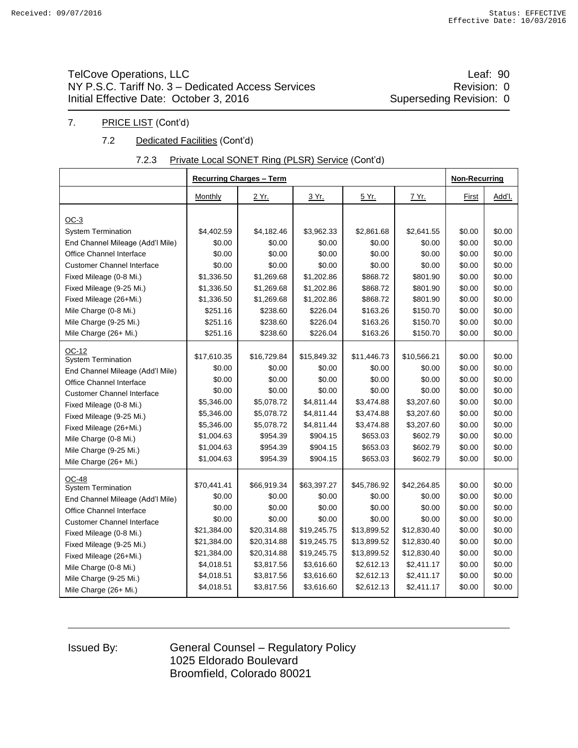TelCove Operations, LLC  
NY P.S.C. Tariff No. 3 – Dedicated Access Services  
Initial Effective Date: October 3, 2016

Leaf: 90  
Revision: 0  
Superseding Revision: 0

7. PRICE LIST (Cont'd)

7.2 Dedicated Facilities (Cont'd)

7.2.3 Private Local SONET Ring (PLSR) Service (Cont'd)

| | Recurring Charges – Term | | | | | Non-Recurring | |
|---|---|---|---|---|---|---|---|
| | Monthly | 2 Yr. | 3 Yr. | 5 Yr. | 7 Yr. | First | Add'l. |
| OC-3 | | | | | | | |
| System Termination | $4,402.59 | $4,182.46 | $3,962.33 | $2,861.68 | $2,641.55 | $0.00 | $0.00 |
| End Channel Mileage (Add'l Mile) | $0.00 | $0.00 | $0.00 | $0.00 | $0.00 | $0.00 | $0.00 |
| Office Channel Interface | $0.00 | $0.00 | $0.00 | $0.00 | $0.00 | $0.00 | $0.00 |
| Customer Channel Interface | $0.00 | $0.00 | $0.00 | $0.00 | $0.00 | $0.00 | $0.00 |
| Fixed Mileage (0-8 Mi.) | $1,336.50 | $1,269.68 | $1,202.86 | $868.72 | $801.90 | $0.00 | $0.00 |
| Fixed Mileage (9-25 Mi.) | $1,336.50 | $1,269.68 | $1,202.86 | $868.72 | $801.90 | $0.00 | $0.00 |
| Fixed Mileage (26+Mi.) | $1,336.50 | $1,269.68 | $1,202.86 | $868.72 | $801.90 | $0.00 | $0.00 |
| Mile Charge (0-8 Mi.) | $251.16 | $238.60 | $226.04 | $163.26 | $150.70 | $0.00 | $0.00 |
| Mile Charge (9-25 Mi.) | $251.16 | $238.60 | $226.04 | $163.26 | $150.70 | $0.00 | $0.00 |
| Mile Charge (26+ Mi.) | $251.16 | $238.60 | $226.04 | $163.26 | $150.70 | $0.00 | $0.00 |
| OC-12 | | | | | | | |
| System Termination | $17,610.35 | $16,729.84 | $15,849.32 | $11,446.73 | $10,566.21 | $0.00 | $0.00 |
| End Channel Mileage (Add'l Mile) | $0.00 | $0.00 | $0.00 | $0.00 | $0.00 | $0.00 | $0.00 |
| Office Channel Interface | $0.00 | $0.00 | $0.00 | $0.00 | $0.00 | $0.00 | $0.00 |
| Customer Channel Interface | $0.00 | $0.00 | $0.00 | $0.00 | $0.00 | $0.00 | $0.00 |
| Fixed Mileage (0-8 Mi.) | $5,346.00 | $5,078.72 | $4,811.44 | $3,474.88 | $3,207.60 | $0.00 | $0.00 |
| Fixed Mileage (9-25 Mi.) | $5,346.00 | $5,078.72 | $4,811.44 | $3,474.88 | $3,207.60 | $0.00 | $0.00 |
| Fixed Mileage (26+Mi.) | $5,346.00 | $5,078.72 | $4,811.44 | $3,474.88 | $3,207.60 | $0.00 | $0.00 |
| Mile Charge (0-8 Mi.) | $1,004.63 | $954.39 | $904.15 | $653.03 | $602.79 | $0.00 | $0.00 |
| Mile Charge (9-25 Mi.) | $1,004.63 | $954.39 | $904.15 | $653.03 | $602.79 | $0.00 | $0.00 |
| Mile Charge (26+ Mi.) | $1,004.63 | $954.39 | $904.15 | $653.03 | $602.79 | $0.00 | $0.00 |
| OC-48 | | | | | | | |
| System Termination | $70,441.41 | $66,919.34 | $63,397.27 | $45,786.92 | $42,264.85 | $0.00 | $0.00 |
| End Channel Mileage (Add'l Mile) | $0.00 | $0.00 | $0.00 | $0.00 | $0.00 | $0.00 | $0.00 |
| Office Channel Interface | $0.00 | $0.00 | $0.00 | $0.00 | $0.00 | $0.00 | $0.00 |
| Customer Channel Interface | $0.00 | $0.00 | $0.00 | $0.00 | $0.00 | $0.00 | $0.00 |
| Fixed Mileage (0-8 Mi.) | $21,384.00 | $20,314.88 | $19,245.75 | $13,899.52 | $12,830.40 | $0.00 | $0.00 |
| Fixed Mileage (9-25 Mi.) | $21,384.00 | $20,314.88 | $19,245.75 | $13,899.52 | $12,830.40 | $0.00 | $0.00 |
| Fixed Mileage (26+Mi.) | $21,384.00 | $20,314.88 | $19,245.75 | $13,899.52 | $12,830.40 | $0.00 | $0.00 |
| Mile Charge (0-8 Mi.) | $4,018.51 | $3,817.56 | $3,616.60 | $2,612.13 | $2,411.17 | $0.00 | $0.00 |
| Mile Charge (9-25 Mi.) | $4,018.51 | $3,817.56 | $3,616.60 | $2,612.13 | $2,411.17 | $0.00 | $0.00 |
| Mile Charge (26+ Mi.) | $4,018.51 | $3,817.56 | $3,616.60 | $2,612.13 | $2,411.17 | $0.00 | $0.00 |

Issued By: General Counsel – Regulatory Policy  
1025 Eldorado Boulevard  
Broomfield, Colorado 80021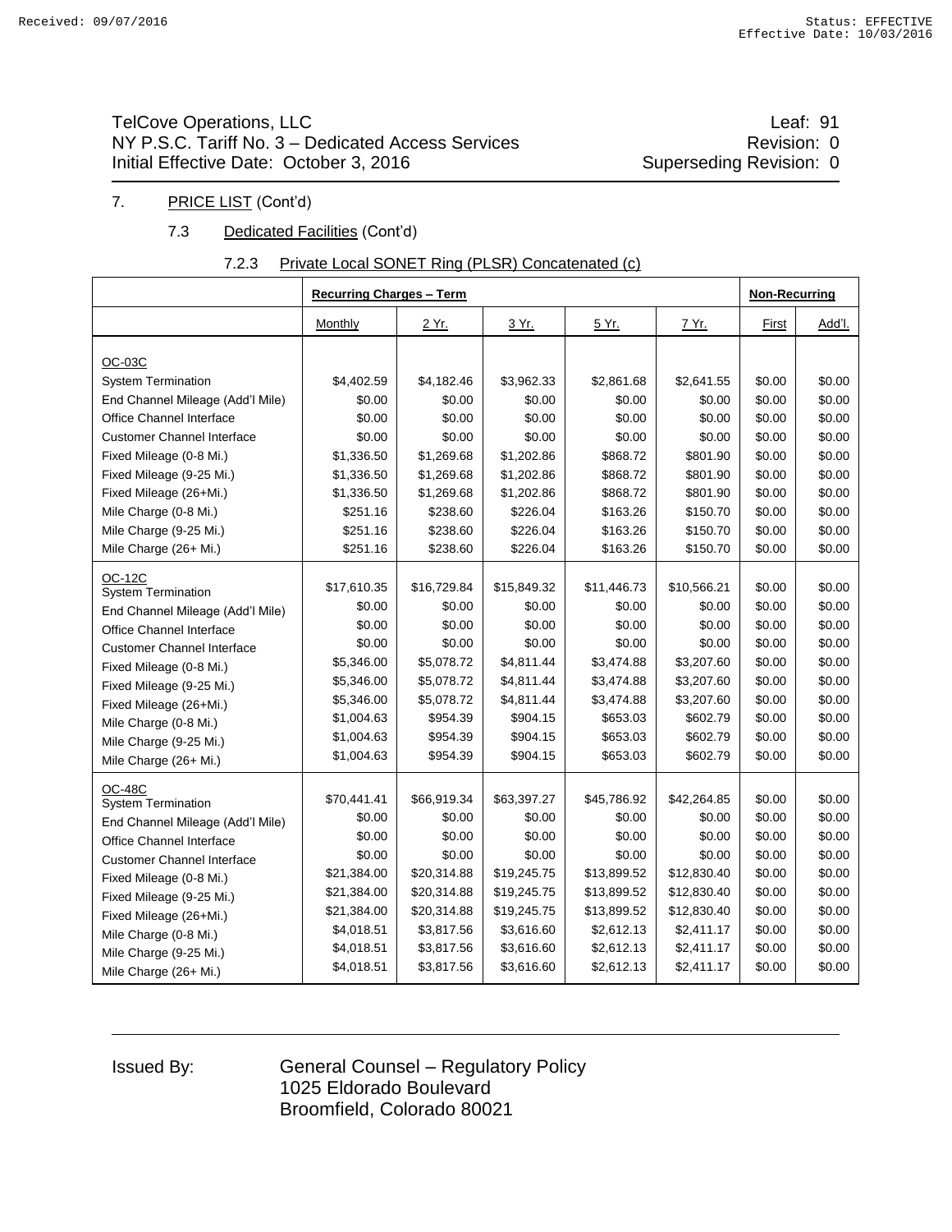TelCove Operations, LLC
NY P.S.C. Tariff No. 3 – Dedicated Access Services
Initial Effective Date: October 3, 2016

Leaf: 91
Revision: 0
Superseding Revision: 0

7. PRICE LIST (Cont'd)

7.3 Dedicated Facilities (Cont'd)

7.2.3 Private Local SONET Ring (PLSR) Concatenated (c)

| | **Recurring Charges – Term** | | | | | **Non-Recurring** | |
|---|---|---|---|---|---|---|---|
| | Monthly | 2 Yr. | 3 Yr. | 5 Yr. | 7 Yr. | First | Add'l. |
| OC-03C | | | | | | | |
| System Termination | $4,402.59 | $4,182.46 | $3,962.33 | $2,861.68 | $2,641.55 | $0.00 | $0.00 |
| End Channel Mileage (Add'l Mile) | $0.00 | $0.00 | $0.00 | $0.00 | $0.00 | $0.00 | $0.00 |
| Office Channel Interface | $0.00 | $0.00 | $0.00 | $0.00 | $0.00 | $0.00 | $0.00 |
| Customer Channel Interface | $0.00 | $0.00 | $0.00 | $0.00 | $0.00 | $0.00 | $0.00 |
| Fixed Mileage (0-8 Mi.) | $1,336.50 | $1,269.68 | $1,202.86 | $868.72 | $801.90 | $0.00 | $0.00 |
| Fixed Mileage (9-25 Mi.) | $1,336.50 | $1,269.68 | $1,202.86 | $868.72 | $801.90 | $0.00 | $0.00 |
| Fixed Mileage (26+Mi.) | $1,336.50 | $1,269.68 | $1,202.86 | $868.72 | $801.90 | $0.00 | $0.00 |
| Mile Charge (0-8 Mi.) | $251.16 | $238.60 | $226.04 | $163.26 | $150.70 | $0.00 | $0.00 |
| Mile Charge (9-25 Mi.) | $251.16 | $238.60 | $226.04 | $163.26 | $150.70 | $0.00 | $0.00 |
| Mile Charge (26+ Mi.) | $251.16 | $238.60 | $226.04 | $163.26 | $150.70 | $0.00 | $0.00 |
| OC-12C | | | | | | | |
| System Termination | $17,610.35 | $16,729.84 | $15,849.32 | $11,446.73 | $10,566.21 | $0.00 | $0.00 |
| End Channel Mileage (Add'l Mile) | $0.00 | $0.00 | $0.00 | $0.00 | $0.00 | $0.00 | $0.00 |
| Office Channel Interface | $0.00 | $0.00 | $0.00 | $0.00 | $0.00 | $0.00 | $0.00 |
| Customer Channel Interface | $0.00 | $0.00 | $0.00 | $0.00 | $0.00 | $0.00 | $0.00 |
| Fixed Mileage (0-8 Mi.) | $5,346.00 | $5,078.72 | $4,811.44 | $3,474.88 | $3,207.60 | $0.00 | $0.00 |
| Fixed Mileage (9-25 Mi.) | $5,346.00 | $5,078.72 | $4,811.44 | $3,474.88 | $3,207.60 | $0.00 | $0.00 |
| Fixed Mileage (26+Mi.) | $5,346.00 | $5,078.72 | $4,811.44 | $3,474.88 | $3,207.60 | $0.00 | $0.00 |
| Mile Charge (0-8 Mi.) | $1,004.63 | $954.39 | $904.15 | $653.03 | $602.79 | $0.00 | $0.00 |
| Mile Charge (9-25 Mi.) | $1,004.63 | $954.39 | $904.15 | $653.03 | $602.79 | $0.00 | $0.00 |
| Mile Charge (26+ Mi.) | $1,004.63 | $954.39 | $904.15 | $653.03 | $602.79 | $0.00 | $0.00 |
| OC-48C | | | | | | | |
| System Termination | $70,441.41 | $66,919.34 | $63,397.27 | $45,786.92 | $42,264.85 | $0.00 | $0.00 |
| End Channel Mileage (Add'l Mile) | $0.00 | $0.00 | $0.00 | $0.00 | $0.00 | $0.00 | $0.00 |
| Office Channel Interface | $0.00 | $0.00 | $0.00 | $0.00 | $0.00 | $0.00 | $0.00 |
| Customer Channel Interface | $0.00 | $0.00 | $0.00 | $0.00 | $0.00 | $0.00 | $0.00 |
| Fixed Mileage (0-8 Mi.) | $21,384.00 | $20,314.88 | $19,245.75 | $13,899.52 | $12,830.40 | $0.00 | $0.00 |
| Fixed Mileage (9-25 Mi.) | $21,384.00 | $20,314.88 | $19,245.75 | $13,899.52 | $12,830.40 | $0.00 | $0.00 |
| Fixed Mileage (26+Mi.) | $21,384.00 | $20,314.88 | $19,245.75 | $13,899.52 | $12,830.40 | $0.00 | $0.00 |
| Mile Charge (0-8 Mi.) | $4,018.51 | $3,817.56 | $3,616.60 | $2,612.13 | $2,411.17 | $0.00 | $0.00 |
| Mile Charge (9-25 Mi.) | $4,018.51 | $3,817.56 | $3,616.60 | $2,612.13 | $2,411.17 | $0.00 | $0.00 |
| Mile Charge (26+ Mi.) | $4,018.51 | $3,817.56 | $3,616.60 | $2,612.13 | $2,411.17 | $0.00 | $0.00 |

Issued By: General Counsel – Regulatory Policy
1025 Eldorado Boulevard
Broomfield, Colorado 80021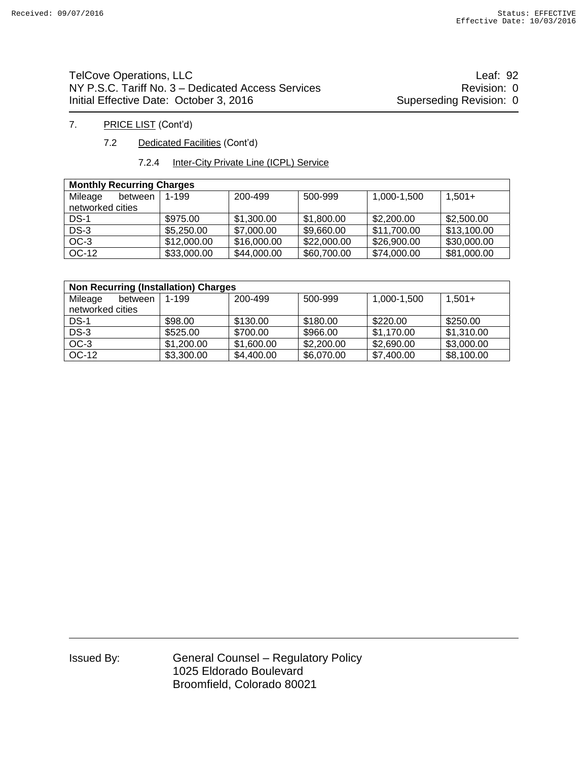TelCove Operations, LLC
NY P.S.C. Tariff No. 3 – Dedicated Access Services
Initial Effective Date: October 3, 2016

Leaf: 92
Revision: 0
Superseding Revision: 0

7. PRICE LIST (Cont'd)

7.2 Dedicated Facilities (Cont'd)

7.2.4 Inter-City Private Line (ICPL) Service

| **Monthly Recurring Charges** | | | | | |
|---|---|---|---|---|---|
| Mileage between networked cities | 1-199 | 200-499 | 500-999 | 1,000-1,500 | 1,501+ |
| DS-1 | $975.00 | $1,300.00 | $1,800.00 | $2,200.00 | $2,500.00 |
| DS-3 | $5,250.00 | $7,000.00 | $9,660.00 | $11,700.00 | $13,100.00 |
| OC-3 | $12,000.00 | $16,000.00 | $22,000.00 | $26,900.00 | $30,000.00 |
| OC-12 | $33,000.00 | $44,000.00 | $60,700.00 | $74,000.00 | $81,000.00 |

| **Non Recurring (Installation) Charges** | | | | | |
|---|---|---|---|---|---|
| Mileage between networked cities | 1-199 | 200-499 | 500-999 | 1,000-1,500 | 1,501+ |
| DS-1 | $98.00 | $130.00 | $180.00 | $220.00 | $250.00 |
| DS-3 | $525.00 | $700.00 | $966.00 | $1,170.00 | $1,310.00 |
| OC-3 | $1,200.00 | $1,600.00 | $2,200.00 | $2,690.00 | $3,000.00 |
| OC-12 | $3,300.00 | $4,400.00 | $6,070.00 | $7,400.00 | $8,100.00 |

Issued By: General Counsel – Regulatory Policy
1025 Eldorado Boulevard
Broomfield, Colorado 80021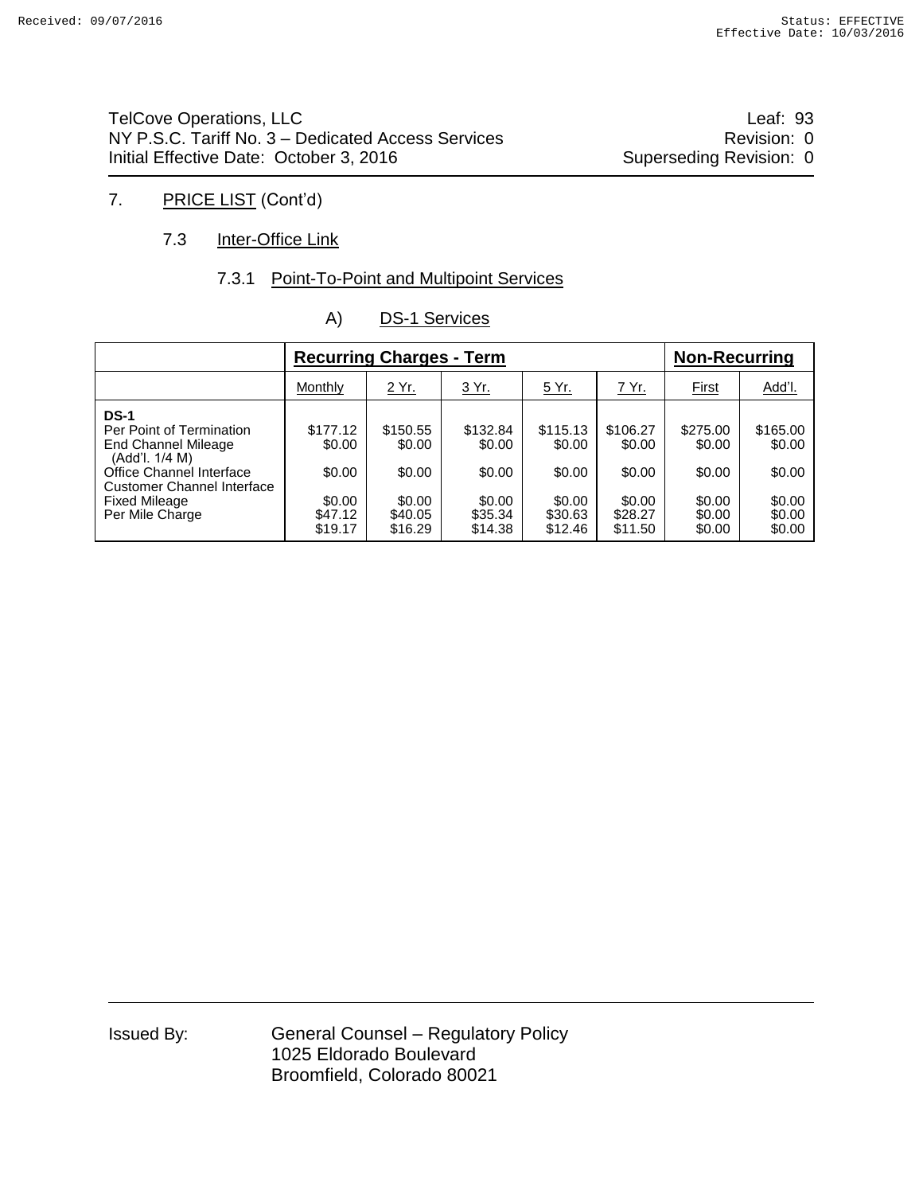# 7. PRICE LIST (Cont'd)

## 7.3 Inter-Office Link

### 7.3.1 Point-To-Point and Multipoint Services

#### A) DS-1 Services

| | Recurring Charges - Term | | | | | Non-Recurring | |
|---|---|---|---|---|---|---|---|
| | Monthly | 2 Yr. | 3 Yr. | 5 Yr. | 7 Yr. | First | Add'l. |
| **DS-1** | | | | | | | |
| Per Point of Termination | $177.12 | $150.55 | $132.84 | $115.13 | $106.27 | $275.00 | $165.00 |
| End Channel Mileage (Add'l. 1/4 M) | $0.00 | $0.00 | $0.00 | $0.00 | $0.00 | $0.00 | $0.00 |
| Office Channel Interface | $0.00 | $0.00 | $0.00 | $0.00 | $0.00 | $0.00 | $0.00 |
| Customer Channel Interface | $0.00 | $0.00 | $0.00 | $0.00 | $0.00 | $0.00 | $0.00 |
| Fixed Mileage | $47.12 | $40.05 | $35.34 | $30.63 | $28.27 | $0.00 | $0.00 |
| Per Mile Charge | $19.17 | $16.29 | $14.38 | $12.46 | $11.50 | $0.00 | $0.00 |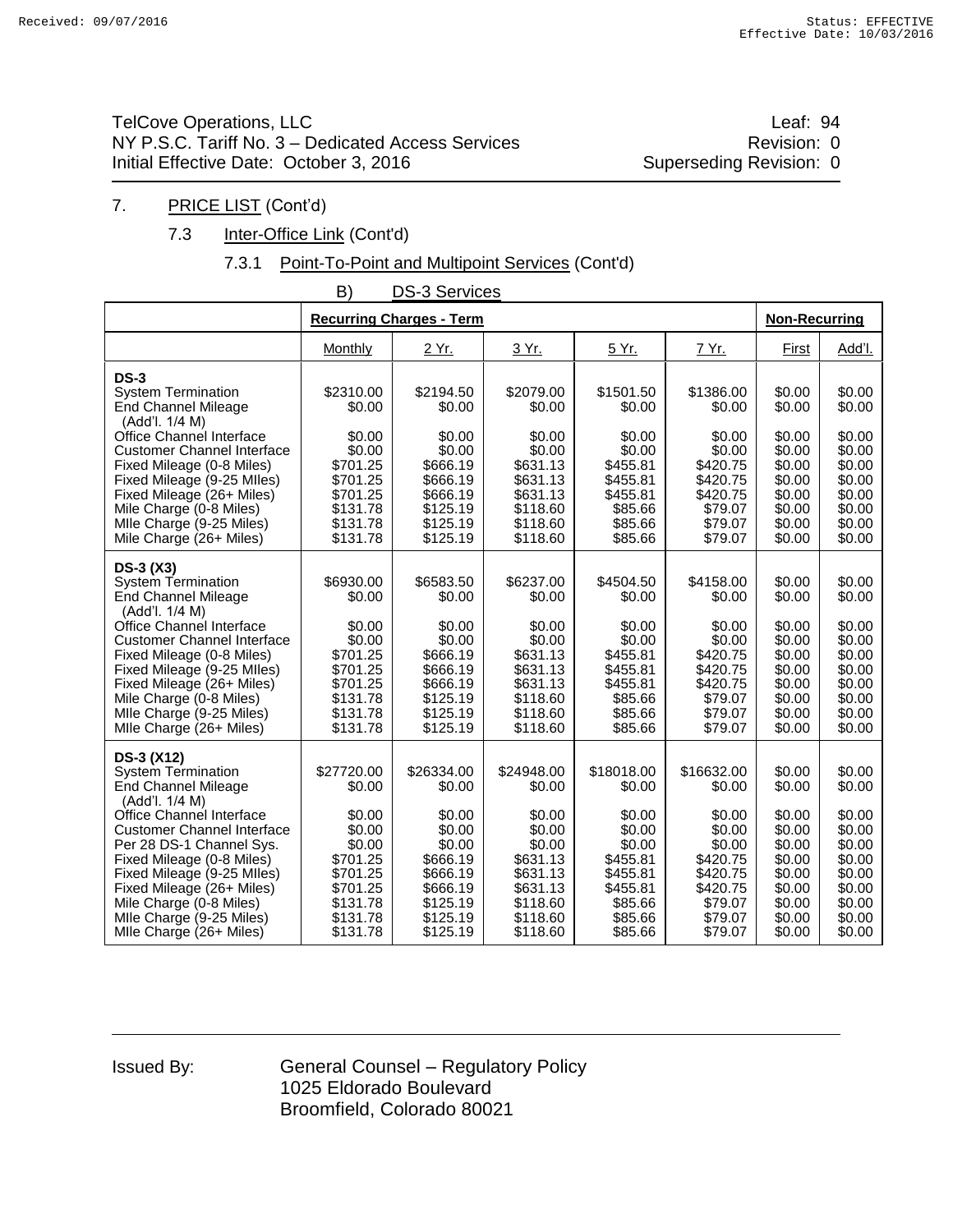TelCove Operations, LLC
NY P.S.C. Tariff No. 3 – Dedicated Access Services
Initial Effective Date: October 3, 2016

Leaf: 94
Revision: 0
Superseding Revision: 0

## 7. PRICE LIST (Cont'd)

### 7.3 Inter-Office Link (Cont'd)

#### 7.3.1 Point-To-Point and Multipoint Services (Cont'd)

B) DS-3 Services

| | Recurring Charges - Term | | | | | Non-Recurring | |
|---|---|---|---|---|---|---|---|
| | Monthly | 2 Yr. | 3 Yr. | 5 Yr. | 7 Yr. | First | Add'l. |
| **DS-3** | | | | | | | |
| System Termination | $2310.00 | $2194.50 | $2079.00 | $1501.50 | $1386.00 | $0.00 | $0.00 |
| End Channel Mileage (Add'l. 1/4 M) | $0.00 | $0.00 | $0.00 | $0.00 | $0.00 | $0.00 | $0.00 |
| Office Channel Interface | $0.00 | $0.00 | $0.00 | $0.00 | $0.00 | $0.00 | $0.00 |
| Customer Channel Interface | $0.00 | $0.00 | $0.00 | $0.00 | $0.00 | $0.00 | $0.00 |
| Fixed Mileage (0-8 Miles) | $701.25 | $666.19 | $631.13 | $455.81 | $420.75 | $0.00 | $0.00 |
| Fixed Mileage (9-25 MIles) | $701.25 | $666.19 | $631.13 | $455.81 | $420.75 | $0.00 | $0.00 |
| Fixed Mileage (26+ Miles) | $701.25 | $666.19 | $631.13 | $455.81 | $420.75 | $0.00 | $0.00 |
| Mile Charge (0-8 Miles) | $131.78 | $125.19 | $118.60 | $85.66 | $79.07 | $0.00 | $0.00 |
| MIle Charge (9-25 Miles) | $131.78 | $125.19 | $118.60 | $85.66 | $79.07 | $0.00 | $0.00 |
| Mile Charge (26+ Miles) | $131.78 | $125.19 | $118.60 | $85.66 | $79.07 | $0.00 | $0.00 |
| **DS-3 (X3)** | | | | | | | |
| System Termination | $6930.00 | $6583.50 | $6237.00 | $4504.50 | $4158.00 | $0.00 | $0.00 |
| End Channel Mileage (Add'l. 1/4 M) | $0.00 | $0.00 | $0.00 | $0.00 | $0.00 | $0.00 | $0.00 |
| Office Channel Interface | $0.00 | $0.00 | $0.00 | $0.00 | $0.00 | $0.00 | $0.00 |
| Customer Channel Interface | $0.00 | $0.00 | $0.00 | $0.00 | $0.00 | $0.00 | $0.00 |
| Fixed Mileage (0-8 Miles) | $701.25 | $666.19 | $631.13 | $455.81 | $420.75 | $0.00 | $0.00 |
| Fixed Mileage (9-25 MIles) | $701.25 | $666.19 | $631.13 | $455.81 | $420.75 | $0.00 | $0.00 |
| Fixed Mileage (26+ Miles) | $701.25 | $666.19 | $631.13 | $455.81 | $420.75 | $0.00 | $0.00 |
| Mile Charge (0-8 Miles) | $131.78 | $125.19 | $118.60 | $85.66 | $79.07 | $0.00 | $0.00 |
| MIle Charge (9-25 Miles) | $131.78 | $125.19 | $118.60 | $85.66 | $79.07 | $0.00 | $0.00 |
| MIle Charge (26+ Miles) | $131.78 | $125.19 | $118.60 | $85.66 | $79.07 | $0.00 | $0.00 |
| **DS-3 (X12)** | | | | | | | |
| System Termination | $27720.00 | $26334.00 | $24948.00 | $18018.00 | $16632.00 | $0.00 | $0.00 |
| End Channel Mileage (Add'l. 1/4 M) | $0.00 | $0.00 | $0.00 | $0.00 | $0.00 | $0.00 | $0.00 |
| Office Channel Interface | $0.00 | $0.00 | $0.00 | $0.00 | $0.00 | $0.00 | $0.00 |
| Customer Channel Interface | $0.00 | $0.00 | $0.00 | $0.00 | $0.00 | $0.00 | $0.00 |
| Per 28 DS-1 Channel Sys. | $0.00 | $0.00 | $0.00 | $0.00 | $0.00 | $0.00 | $0.00 |
| Fixed Mileage (0-8 Miles) | $701.25 | $666.19 | $631.13 | $455.81 | $420.75 | $0.00 | $0.00 |
| Fixed Mileage (9-25 MIles) | $701.25 | $666.19 | $631.13 | $455.81 | $420.75 | $0.00 | $0.00 |
| Fixed Mileage (26+ Miles) | $701.25 | $666.19 | $631.13 | $455.81 | $420.75 | $0.00 | $0.00 |
| Mile Charge (0-8 Miles) | $131.78 | $125.19 | $118.60 | $85.66 | $79.07 | $0.00 | $0.00 |
| MIle Charge (9-25 Miles) | $131.78 | $125.19 | $118.60 | $85.66 | $79.07 | $0.00 | $0.00 |
| MIle Charge (26+ Miles) | $131.78 | $125.19 | $118.60 | $85.66 | $79.07 | $0.00 | $0.00 |

Issued By: General Counsel – Regulatory Policy
1025 Eldorado Boulevard
Broomfield, Colorado 80021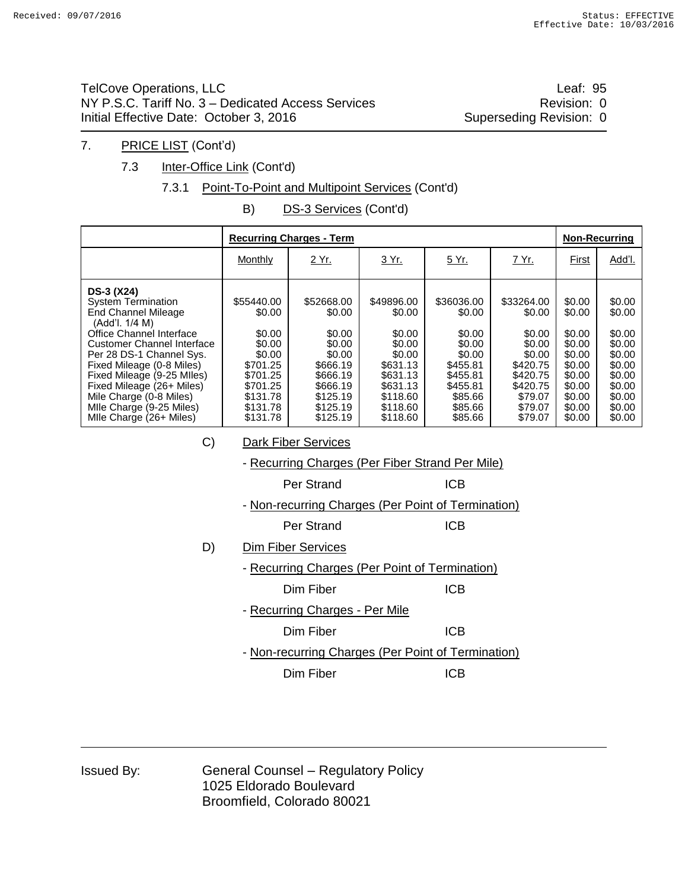TelCove Operations, LLC
NY P.S.C. Tariff No. 3 – Dedicated Access Services
Initial Effective Date: October 3, 2016

Leaf: 95
Revision: 0
Superseding Revision: 0

7. PRICE LIST (Cont'd)

7.3 Inter-Office Link (Cont'd)

7.3.1 Point-To-Point and Multipoint Services (Cont'd)

B) DS-3 Services (Cont'd)

| | **Recurring Charges - Term** | | | | | **Non-Recurring** | |
|---|---|---|---|---|---|---|---|
| | Monthly | 2 Yr. | 3 Yr. | 5 Yr. | 7 Yr. | First | Add'l. |
| **DS-3 (X24)** | | | | | | | |
| System Termination | $55440.00 | $52668.00 | $49896.00 | $36036.00 | $33264.00 | $0.00 | $0.00 |
| End Channel Mileage (Add'l. 1/4 M) | $0.00 | $0.00 | $0.00 | $0.00 | $0.00 | $0.00 | $0.00 |
| Office Channel Interface | $0.00 | $0.00 | $0.00 | $0.00 | $0.00 | $0.00 | $0.00 |
| Customer Channel Interface | $0.00 | $0.00 | $0.00 | $0.00 | $0.00 | $0.00 | $0.00 |
| Per 28 DS-1 Channel Sys. | $0.00 | $0.00 | $0.00 | $0.00 | $0.00 | $0.00 | $0.00 |
| Fixed Mileage (0-8 Miles) | $701.25 | $666.19 | $631.13 | $455.81 | $420.75 | $0.00 | $0.00 |
| Fixed Mileage (9-25 MIles) | $701.25 | $666.19 | $631.13 | $455.81 | $420.75 | $0.00 | $0.00 |
| Fixed Mileage (26+ Miles) | $701.25 | $666.19 | $631.13 | $455.81 | $420.75 | $0.00 | $0.00 |
| Mile Charge (0-8 Miles) | $131.78 | $125.19 | $118.60 | $85.66 | $79.07 | $0.00 | $0.00 |
| MIle Charge (9-25 Miles) | $131.78 | $125.19 | $118.60 | $85.66 | $79.07 | $0.00 | $0.00 |
| MIle Charge (26+ Miles) | $131.78 | $125.19 | $118.60 | $85.66 | $79.07 | $0.00 | $0.00 |

C) Dark Fiber Services

- Recurring Charges (Per Fiber Strand Per Mile)

  Per Strand ICB

- Non-recurring Charges (Per Point of Termination)

  Per Strand ICB

D) Dim Fiber Services

- Recurring Charges (Per Point of Termination)

  Dim Fiber ICB

- Recurring Charges - Per Mile

  Dim Fiber ICB

- Non-recurring Charges (Per Point of Termination)

  Dim Fiber ICB

Issued By: General Counsel – Regulatory Policy
1025 Eldorado Boulevard
Broomfield, Colorado 80021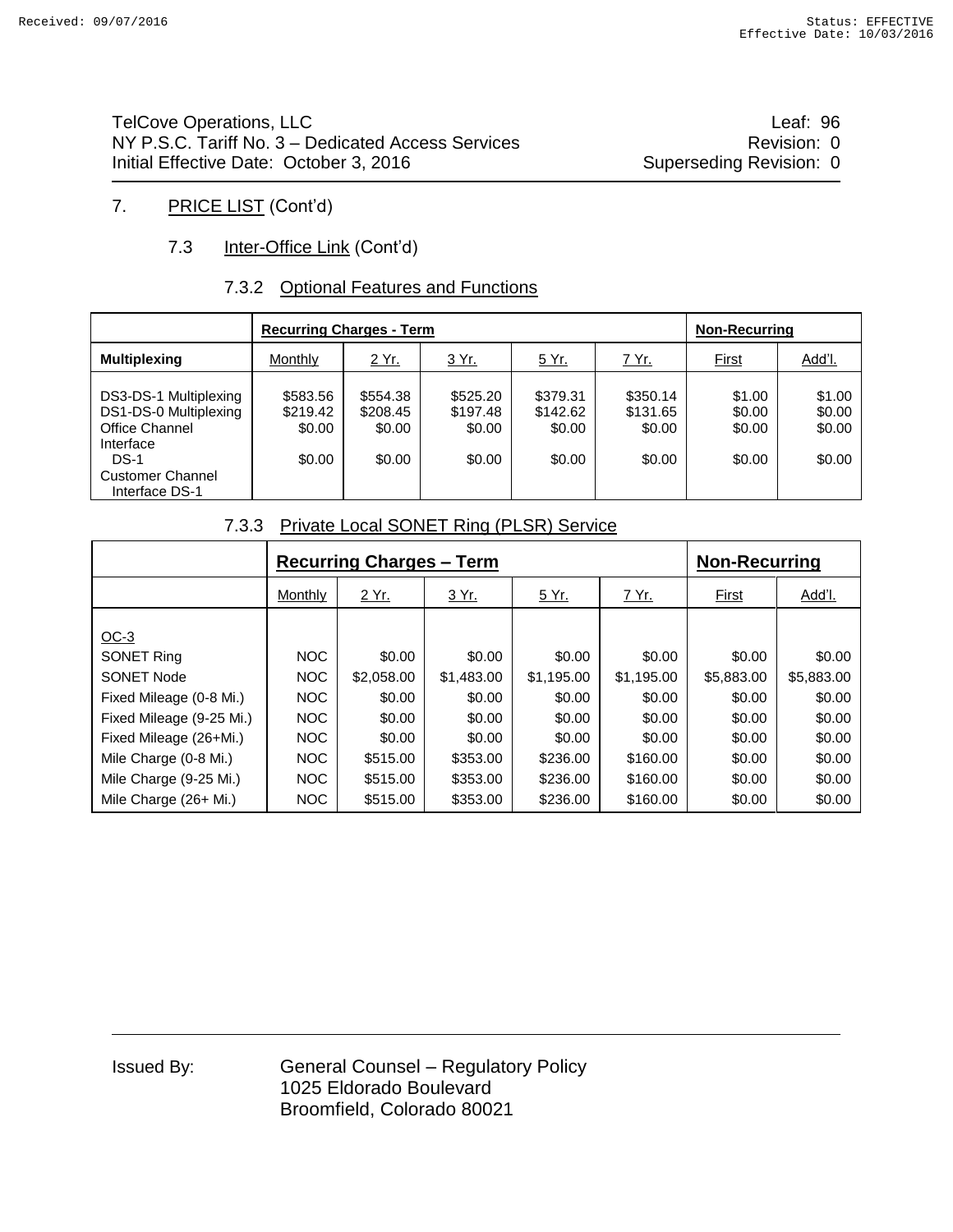# 7. PRICE LIST (Cont'd)

## 7.3 Inter-Office Link (Cont'd)

### 7.3.2 Optional Features and Functions

| | Recurring Charges - Term | | | | | Non-Recurring | |
|---|---|---|---|---|---|---|---|
| **Multiplexing** | Monthly | 2 Yr. | 3 Yr. | 5 Yr. | 7 Yr. | First | Add'l. |
| DS3-DS-1 Multiplexing | $583.56 | $554.38 | $525.20 | $379.31 | $350.14 | $1.00 | $1.00 |
| DS1-DS-0 Multiplexing | $219.42 | $208.45 | $197.48 | $142.62 | $131.65 | $0.00 | $0.00 |
| Office Channel Interface DS-1 | $0.00 | $0.00 | $0.00 | $0.00 | $0.00 | $0.00 | $0.00 |
| Customer Channel Interface DS-1 | $0.00 | $0.00 | $0.00 | $0.00 | $0.00 | $0.00 | $0.00 |

### 7.3.3 Private Local SONET Ring (PLSR) Service

| | Recurring Charges – Term | | | | | Non-Recurring | |
|---|---|---|---|---|---|---|---|
| | Monthly | 2 Yr. | 3 Yr. | 5 Yr. | 7 Yr. | First | Add'l. |
| OC-3 | | | | | | | |
| SONET Ring | NOC | $0.00 | $0.00 | $0.00 | $0.00 | $0.00 | $0.00 |
| SONET Node | NOC | $2,058.00 | $1,483.00 | $1,195.00 | $1,195.00 | $5,883.00 | $5,883.00 |
| Fixed Mileage (0-8 Mi.) | NOC | $0.00 | $0.00 | $0.00 | $0.00 | $0.00 | $0.00 |
| Fixed Mileage (9-25 Mi.) | NOC | $0.00 | $0.00 | $0.00 | $0.00 | $0.00 | $0.00 |
| Fixed Mileage (26+Mi.) | NOC | $0.00 | $0.00 | $0.00 | $0.00 | $0.00 | $0.00 |
| Mile Charge (0-8 Mi.) | NOC | $515.00 | $353.00 | $236.00 | $160.00 | $0.00 | $0.00 |
| Mile Charge (9-25 Mi.) | NOC | $515.00 | $353.00 | $236.00 | $160.00 | $0.00 | $0.00 |
| Mile Charge (26+ Mi.) | NOC | $515.00 | $353.00 | $236.00 | $160.00 | $0.00 | $0.00 |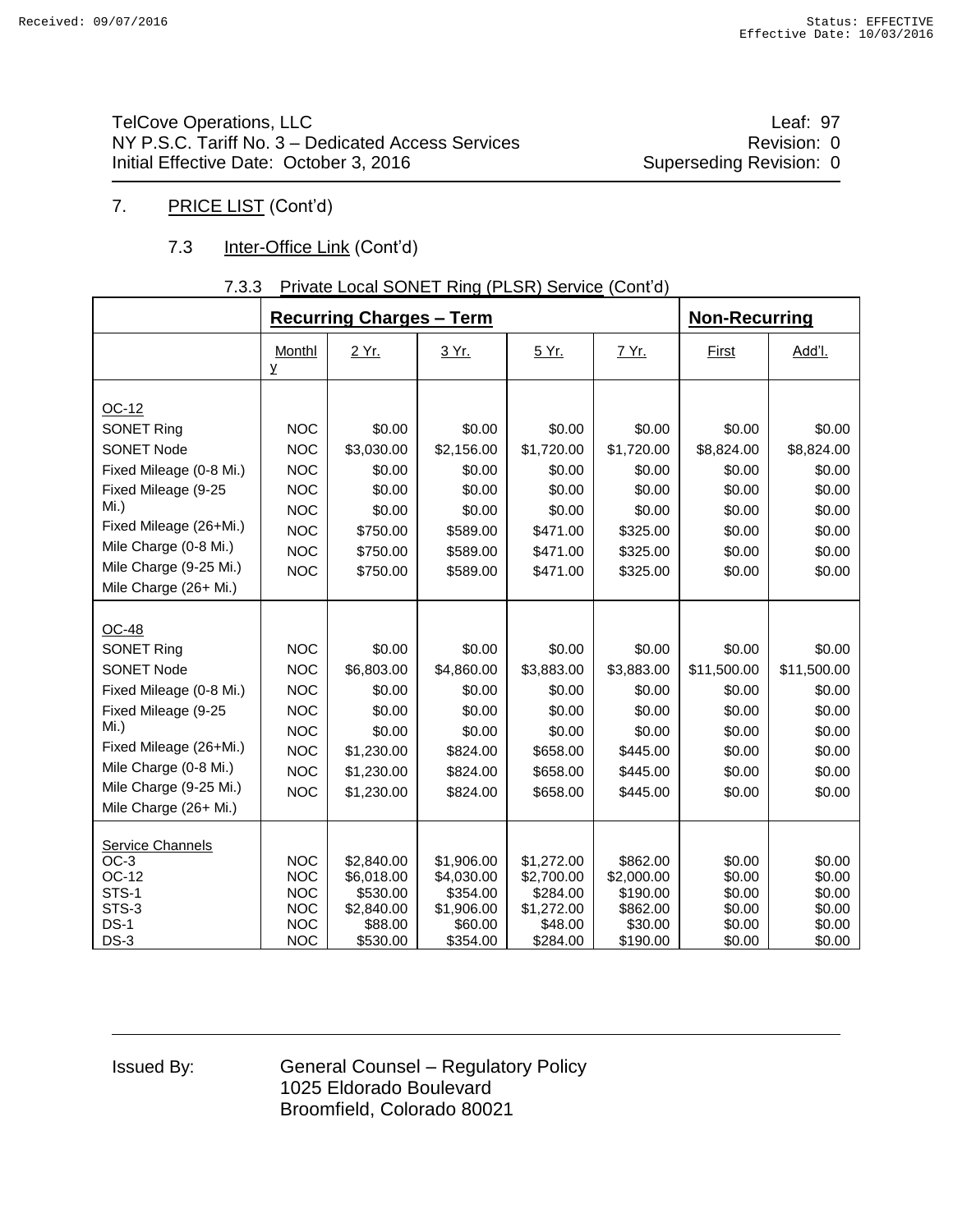TelCove Operations, LLC
NY P.S.C. Tariff No. 3 – Dedicated Access Services
Initial Effective Date: October 3, 2016

Leaf: 97
Revision: 0
Superseding Revision: 0

7. PRICE LIST (Cont'd)

7.3 Inter-Office Link (Cont'd)

7.3.3 Private Local SONET Ring (PLSR) Service (Cont'd)

| | Recurring Charges – Term | | | | | Non-Recurring | |
|---|---|---|---|---|---|---|---|
| | Monthly | 2 Yr. | 3 Yr. | 5 Yr. | 7 Yr. | First | Add'l. |
| OC-12 | | | | | | | |
| SONET Ring | NOC | $0.00 | $0.00 | $0.00 | $0.00 | $0.00 | $0.00 |
| SONET Node | NOC | $3,030.00 | $2,156.00 | $1,720.00 | $1,720.00 | $8,824.00 | $8,824.00 |
| Fixed Mileage (0-8 Mi.) | NOC | $0.00 | $0.00 | $0.00 | $0.00 | $0.00 | $0.00 |
| Fixed Mileage (9-25 Mi.) | NOC | $0.00 | $0.00 | $0.00 | $0.00 | $0.00 | $0.00 |
| Fixed Mileage (26+Mi.) | NOC | $0.00 | $0.00 | $0.00 | $0.00 | $0.00 | $0.00 |
| Mile Charge (0-8 Mi.) | NOC | $750.00 | $589.00 | $471.00 | $325.00 | $0.00 | $0.00 |
| Mile Charge (9-25 Mi.) | NOC | $750.00 | $589.00 | $471.00 | $325.00 | $0.00 | $0.00 |
| Mile Charge (26+ Mi.) | NOC | $750.00 | $589.00 | $471.00 | $325.00 | $0.00 | $0.00 |
| OC-48 | | | | | | | |
| SONET Ring | NOC | $0.00 | $0.00 | $0.00 | $0.00 | $0.00 | $0.00 |
| SONET Node | NOC | $6,803.00 | $4,860.00 | $3,883.00 | $3,883.00 | $11,500.00 | $11,500.00 |
| Fixed Mileage (0-8 Mi.) | NOC | $0.00 | $0.00 | $0.00 | $0.00 | $0.00 | $0.00 |
| Fixed Mileage (9-25 Mi.) | NOC | $0.00 | $0.00 | $0.00 | $0.00 | $0.00 | $0.00 |
| Fixed Mileage (26+Mi.) | NOC | $0.00 | $0.00 | $0.00 | $0.00 | $0.00 | $0.00 |
| Mile Charge (0-8 Mi.) | NOC | $1,230.00 | $824.00 | $658.00 | $445.00 | $0.00 | $0.00 |
| Mile Charge (9-25 Mi.) | NOC | $1,230.00 | $824.00 | $658.00 | $445.00 | $0.00 | $0.00 |
| Mile Charge (26+ Mi.) | NOC | $1,230.00 | $824.00 | $658.00 | $445.00 | $0.00 | $0.00 |
| Service Channels | | | | | | | |
| OC-3 | NOC | $2,840.00 | $1,906.00 | $1,272.00 | $862.00 | $0.00 | $0.00 |
| OC-12 | NOC | $6,018.00 | $4,030.00 | $2,700.00 | $2,000.00 | $0.00 | $0.00 |
| STS-1 | NOC | $530.00 | $354.00 | $284.00 | $190.00 | $0.00 | $0.00 |
| STS-3 | NOC | $2,840.00 | $1,906.00 | $1,272.00 | $862.00 | $0.00 | $0.00 |
| DS-1 | NOC | $88.00 | $60.00 | $48.00 | $30.00 | $0.00 | $0.00 |
| DS-3 | NOC | $530.00 | $354.00 | $284.00 | $190.00 | $0.00 | $0.00 |

Issued By: General Counsel – Regulatory Policy
1025 Eldorado Boulevard
Broomfield, Colorado 80021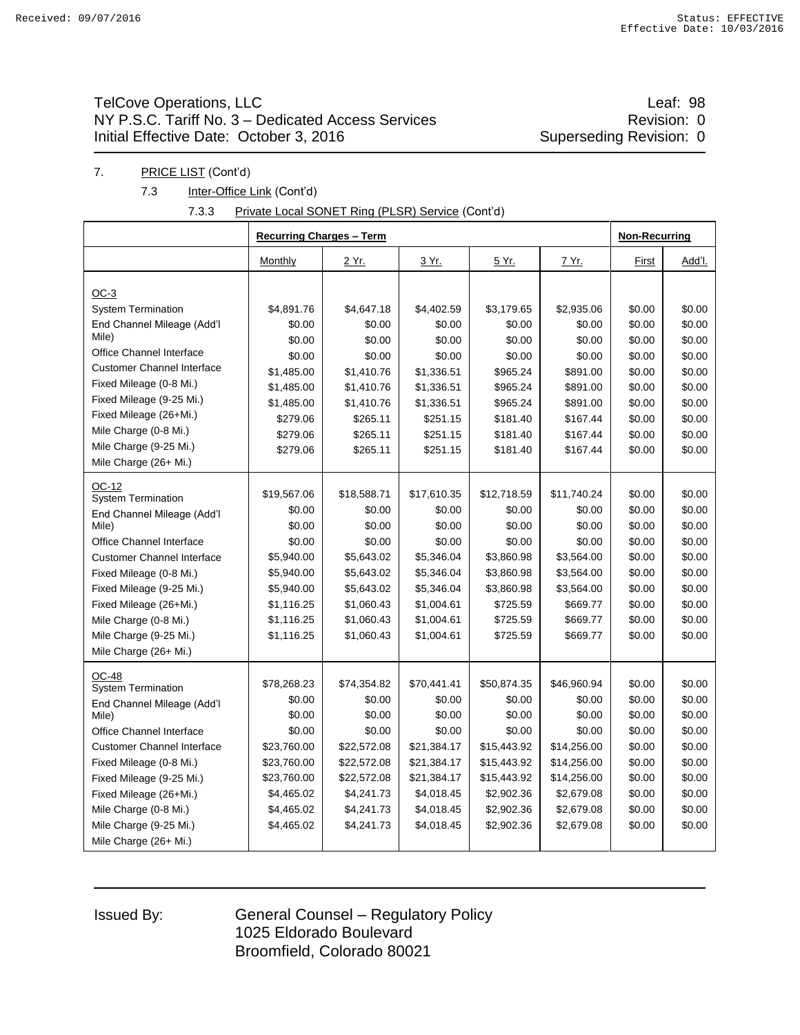TelCove Operations, LLC
NY P.S.C. Tariff No. 3 – Dedicated Access Services
Initial Effective Date: October 3, 2016

Leaf: 98
Revision: 0
Superseding Revision: 0

7. PRICE LIST (Cont'd)

7.3 Inter-Office Link (Cont'd)

7.3.3 Private Local SONET Ring (PLSR) Service (Cont'd)

| | Recurring Charges – Term | | | | | Non-Recurring | |
|---|---|---|---|---|---|---|---|
| | Monthly | 2 Yr. | 3 Yr. | 5 Yr. | 7 Yr. | First | Add'l. |
| **OC-3** | | | | | | | |
| System Termination | $4,891.76 | $4,647.18 | $4,402.59 | $3,179.65 | $2,935.06 | $0.00 | $0.00 |
| End Channel Mileage (Add'l Mile) | $0.00 | $0.00 | $0.00 | $0.00 | $0.00 | $0.00 | $0.00 |
| Office Channel Interface | $0.00 | $0.00 | $0.00 | $0.00 | $0.00 | $0.00 | $0.00 |
| Customer Channel Interface | $0.00 | $0.00 | $0.00 | $0.00 | $0.00 | $0.00 | $0.00 |
| Fixed Mileage (0-8 Mi.) | $1,485.00 | $1,410.76 | $1,336.51 | $965.24 | $891.00 | $0.00 | $0.00 |
| Fixed Mileage (9-25 Mi.) | $1,485.00 | $1,410.76 | $1,336.51 | $965.24 | $891.00 | $0.00 | $0.00 |
| Fixed Mileage (26+Mi.) | $1,485.00 | $1,410.76 | $1,336.51 | $965.24 | $891.00 | $0.00 | $0.00 |
| Mile Charge (0-8 Mi.) | $279.06 | $265.11 | $251.15 | $181.40 | $167.44 | $0.00 | $0.00 |
| Mile Charge (9-25 Mi.) | $279.06 | $265.11 | $251.15 | $181.40 | $167.44 | $0.00 | $0.00 |
| Mile Charge (26+ Mi.) | $279.06 | $265.11 | $251.15 | $181.40 | $167.44 | $0.00 | $0.00 |
| **OC-12** | | | | | | | |
| System Termination | $19,567.06 | $18,588.71 | $17,610.35 | $12,718.59 | $11,740.24 | $0.00 | $0.00 |
| End Channel Mileage (Add'l Mile) | $0.00 | $0.00 | $0.00 | $0.00 | $0.00 | $0.00 | $0.00 |
| Office Channel Interface | $0.00 | $0.00 | $0.00 | $0.00 | $0.00 | $0.00 | $0.00 |
| Customer Channel Interface | $0.00 | $0.00 | $0.00 | $0.00 | $0.00 | $0.00 | $0.00 |
| Fixed Mileage (0-8 Mi.) | $5,940.00 | $5,643.02 | $5,346.04 | $3,860.98 | $3,564.00 | $0.00 | $0.00 |
| Fixed Mileage (9-25 Mi.) | $5,940.00 | $5,643.02 | $5,346.04 | $3,860.98 | $3,564.00 | $0.00 | $0.00 |
| Fixed Mileage (26+Mi.) | $5,940.00 | $5,643.02 | $5,346.04 | $3,860.98 | $3,564.00 | $0.00 | $0.00 |
| Mile Charge (0-8 Mi.) | $1,116.25 | $1,060.43 | $1,004.61 | $725.59 | $669.77 | $0.00 | $0.00 |
| Mile Charge (9-25 Mi.) | $1,116.25 | $1,060.43 | $1,004.61 | $725.59 | $669.77 | $0.00 | $0.00 |
| Mile Charge (26+ Mi.) | $1,116.25 | $1,060.43 | $1,004.61 | $725.59 | $669.77 | $0.00 | $0.00 |
| **OC-48** | | | | | | | |
| System Termination | $78,268.23 | $74,354.82 | $70,441.41 | $50,874.35 | $46,960.94 | $0.00 | $0.00 |
| End Channel Mileage (Add'l Mile) | $0.00 | $0.00 | $0.00 | $0.00 | $0.00 | $0.00 | $0.00 |
| Office Channel Interface | $0.00 | $0.00 | $0.00 | $0.00 | $0.00 | $0.00 | $0.00 |
| Customer Channel Interface | $0.00 | $0.00 | $0.00 | $0.00 | $0.00 | $0.00 | $0.00 |
| Fixed Mileage (0-8 Mi.) | $23,760.00 | $22,572.08 | $21,384.17 | $15,443.92 | $14,256.00 | $0.00 | $0.00 |
| Fixed Mileage (9-25 Mi.) | $23,760.00 | $22,572.08 | $21,384.17 | $15,443.92 | $14,256.00 | $0.00 | $0.00 |
| Fixed Mileage (26+Mi.) | $23,760.00 | $22,572.08 | $21,384.17 | $15,443.92 | $14,256.00 | $0.00 | $0.00 |
| Mile Charge (0-8 Mi.) | $4,465.02 | $4,241.73 | $4,018.45 | $2,902.36 | $2,679.08 | $0.00 | $0.00 |
| Mile Charge (9-25 Mi.) | $4,465.02 | $4,241.73 | $4,018.45 | $2,902.36 | $2,679.08 | $0.00 | $0.00 |
| Mile Charge (26+ Mi.) | $4,465.02 | $4,241.73 | $4,018.45 | $2,902.36 | $2,679.08 | $0.00 | $0.00 |

Issued By: General Counsel – Regulatory Policy
1025 Eldorado Boulevard
Broomfield, Colorado 80021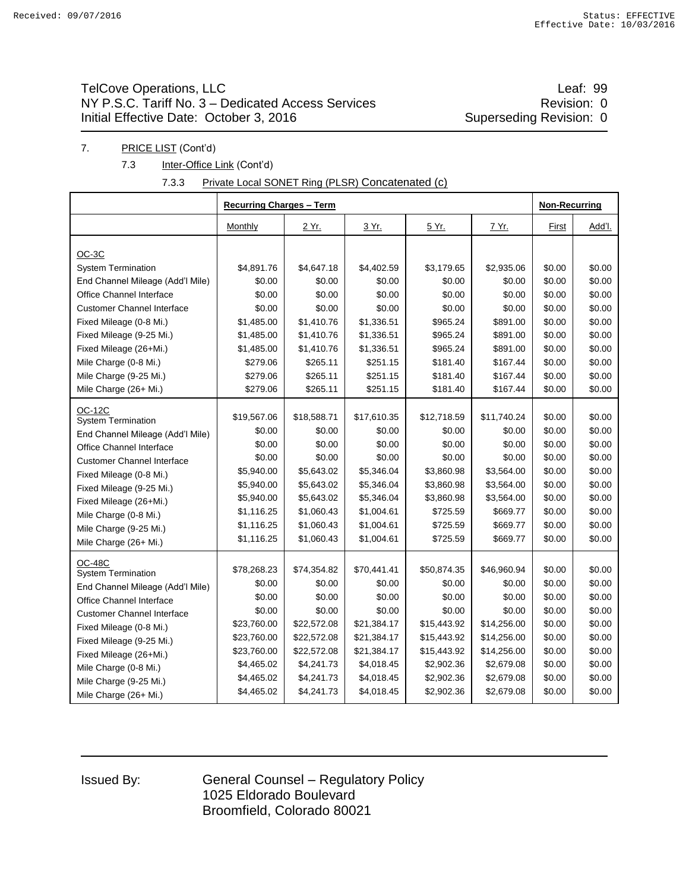TelCove Operations, LLC
NY P.S.C. Tariff No. 3 – Dedicated Access Services
Initial Effective Date: October 3, 2016

Leaf: 99
Revision: 0
Superseding Revision: 0

7. PRICE LIST (Cont'd)

7.3 Inter-Office Link (Cont'd)

7.3.3 Private Local SONET Ring (PLSR) Concatenated (c)

| | Recurring Charges – Term | | | | | Non-Recurring | |
|---|---|---|---|---|---|---|---|
| | Monthly | 2 Yr. | 3 Yr. | 5 Yr. | 7 Yr. | First | Add'l. |
| **OC-3C** | | | | | | | |
| System Termination | $4,891.76 | $4,647.18 | $4,402.59 | $3,179.65 | $2,935.06 | $0.00 | $0.00 |
| End Channel Mileage (Add'l Mile) | $0.00 | $0.00 | $0.00 | $0.00 | $0.00 | $0.00 | $0.00 |
| Office Channel Interface | $0.00 | $0.00 | $0.00 | $0.00 | $0.00 | $0.00 | $0.00 |
| Customer Channel Interface | $0.00 | $0.00 | $0.00 | $0.00 | $0.00 | $0.00 | $0.00 |
| Fixed Mileage (0-8 Mi.) | $1,485.00 | $1,410.76 | $1,336.51 | $965.24 | $891.00 | $0.00 | $0.00 |
| Fixed Mileage (9-25 Mi.) | $1,485.00 | $1,410.76 | $1,336.51 | $965.24 | $891.00 | $0.00 | $0.00 |
| Fixed Mileage (26+Mi.) | $1,485.00 | $1,410.76 | $1,336.51 | $965.24 | $891.00 | $0.00 | $0.00 |
| Mile Charge (0-8 Mi.) | $279.06 | $265.11 | $251.15 | $181.40 | $167.44 | $0.00 | $0.00 |
| Mile Charge (9-25 Mi.) | $279.06 | $265.11 | $251.15 | $181.40 | $167.44 | $0.00 | $0.00 |
| Mile Charge (26+ Mi.) | $279.06 | $265.11 | $251.15 | $181.40 | $167.44 | $0.00 | $0.00 |
| **OC-12C** | | | | | | | |
| System Termination | $19,567.06 | $18,588.71 | $17,610.35 | $12,718.59 | $11,740.24 | $0.00 | $0.00 |
| End Channel Mileage (Add'l Mile) | $0.00 | $0.00 | $0.00 | $0.00 | $0.00 | $0.00 | $0.00 |
| Office Channel Interface | $0.00 | $0.00 | $0.00 | $0.00 | $0.00 | $0.00 | $0.00 |
| Customer Channel Interface | $0.00 | $0.00 | $0.00 | $0.00 | $0.00 | $0.00 | $0.00 |
| Fixed Mileage (0-8 Mi.) | $5,940.00 | $5,643.02 | $5,346.04 | $3,860.98 | $3,564.00 | $0.00 | $0.00 |
| Fixed Mileage (9-25 Mi.) | $5,940.00 | $5,643.02 | $5,346.04 | $3,860.98 | $3,564.00 | $0.00 | $0.00 |
| Fixed Mileage (26+Mi.) | $5,940.00 | $5,643.02 | $5,346.04 | $3,860.98 | $3,564.00 | $0.00 | $0.00 |
| Mile Charge (0-8 Mi.) | $1,116.25 | $1,060.43 | $1,004.61 | $725.59 | $669.77 | $0.00 | $0.00 |
| Mile Charge (9-25 Mi.) | $1,116.25 | $1,060.43 | $1,004.61 | $725.59 | $669.77 | $0.00 | $0.00 |
| Mile Charge (26+ Mi.) | $1,116.25 | $1,060.43 | $1,004.61 | $725.59 | $669.77 | $0.00 | $0.00 |
| **OC-48C** | | | | | | | |
| System Termination | $78,268.23 | $74,354.82 | $70,441.41 | $50,874.35 | $46,960.94 | $0.00 | $0.00 |
| End Channel Mileage (Add'l Mile) | $0.00 | $0.00 | $0.00 | $0.00 | $0.00 | $0.00 | $0.00 |
| Office Channel Interface | $0.00 | $0.00 | $0.00 | $0.00 | $0.00 | $0.00 | $0.00 |
| Customer Channel Interface | $0.00 | $0.00 | $0.00 | $0.00 | $0.00 | $0.00 | $0.00 |
| Fixed Mileage (0-8 Mi.) | $23,760.00 | $22,572.08 | $21,384.17 | $15,443.92 | $14,256.00 | $0.00 | $0.00 |
| Fixed Mileage (9-25 Mi.) | $23,760.00 | $22,572.08 | $21,384.17 | $15,443.92 | $14,256.00 | $0.00 | $0.00 |
| Fixed Mileage (26+Mi.) | $23,760.00 | $22,572.08 | $21,384.17 | $15,443.92 | $14,256.00 | $0.00 | $0.00 |
| Mile Charge (0-8 Mi.) | $4,465.02 | $4,241.73 | $4,018.45 | $2,902.36 | $2,679.08 | $0.00 | $0.00 |
| Mile Charge (9-25 Mi.) | $4,465.02 | $4,241.73 | $4,018.45 | $2,902.36 | $2,679.08 | $0.00 | $0.00 |
| Mile Charge (26+ Mi.) | $4,465.02 | $4,241.73 | $4,018.45 | $2,902.36 | $2,679.08 | $0.00 | $0.00 |

Issued By: General Counsel – Regulatory Policy
1025 Eldorado Boulevard
Broomfield, Colorado 80021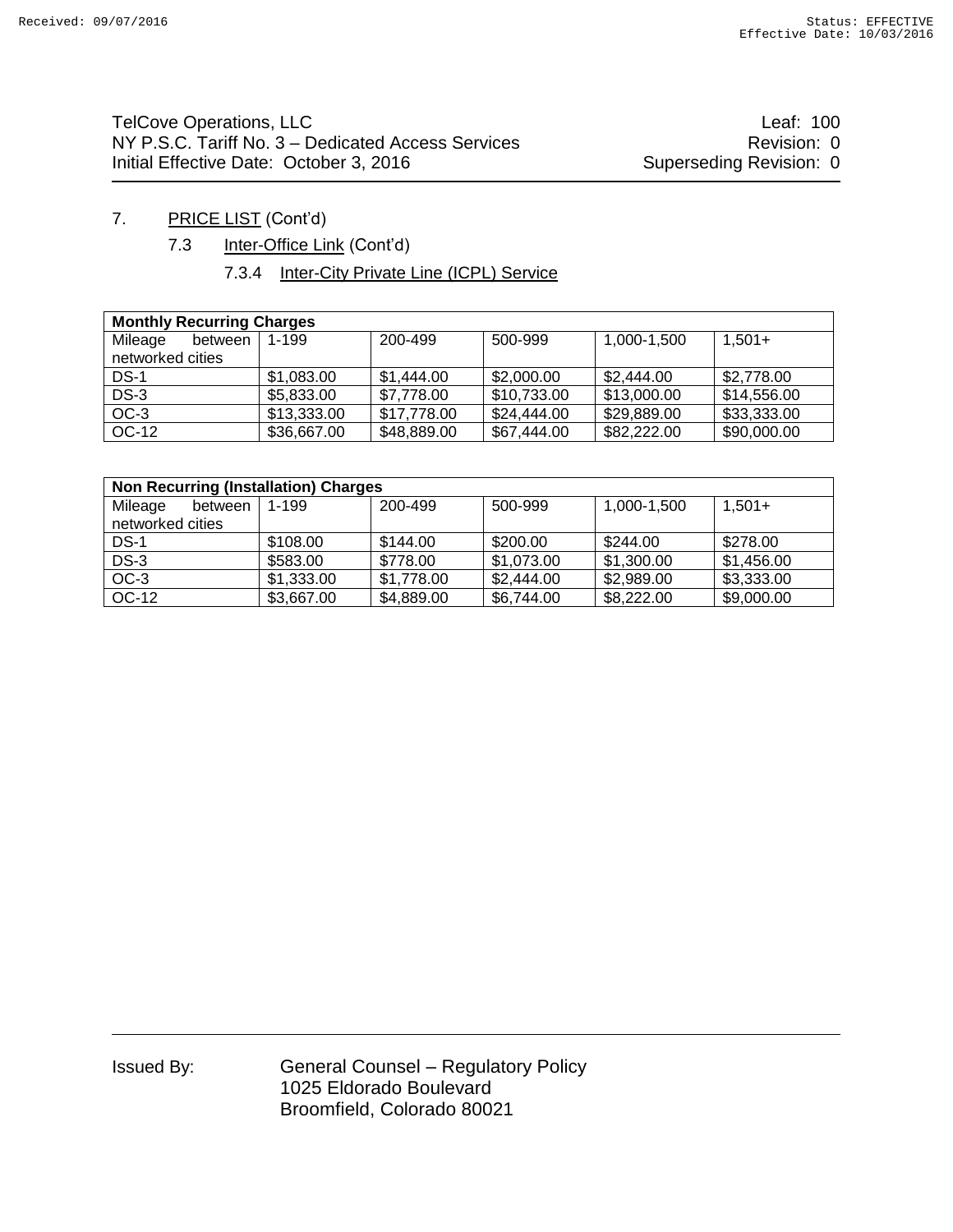# 7. PRICE LIST (Cont'd)

## 7.3 Inter-Office Link (Cont'd)

### 7.3.4 Inter-City Private Line (ICPL) Service

| Monthly Recurring Charges | | | | | |
|---|---|---|---|---|---|
| Mileage between networked cities | 1-199 | 200-499 | 500-999 | 1,000-1,500 | 1,501+ |
| DS-1 | $1,083.00 | $1,444.00 | $2,000.00 | $2,444.00 | $2,778.00 |
| DS-3 | $5,833.00 | $7,778.00 | $10,733.00 | $13,000.00 | $14,556.00 |
| OC-3 | $13,333.00 | $17,778.00 | $24,444.00 | $29,889.00 | $33,333.00 |
| OC-12 | $36,667.00 | $48,889.00 | $67,444.00 | $82,222.00 | $90,000.00 |

| Non Recurring (Installation) Charges | | | | | |
|---|---|---|---|---|---|
| Mileage between networked cities | 1-199 | 200-499 | 500-999 | 1,000-1,500 | 1,501+ |
| DS-1 | $108.00 | $144.00 | $200.00 | $244.00 | $278.00 |
| DS-3 | $583.00 | $778.00 | $1,073.00 | $1,300.00 | $1,456.00 |
| OC-3 | $1,333.00 | $1,778.00 | $2,444.00 | $2,989.00 | $3,333.00 |
| OC-12 | $3,667.00 | $4,889.00 | $6,744.00 | $8,222.00 | $9,000.00 |